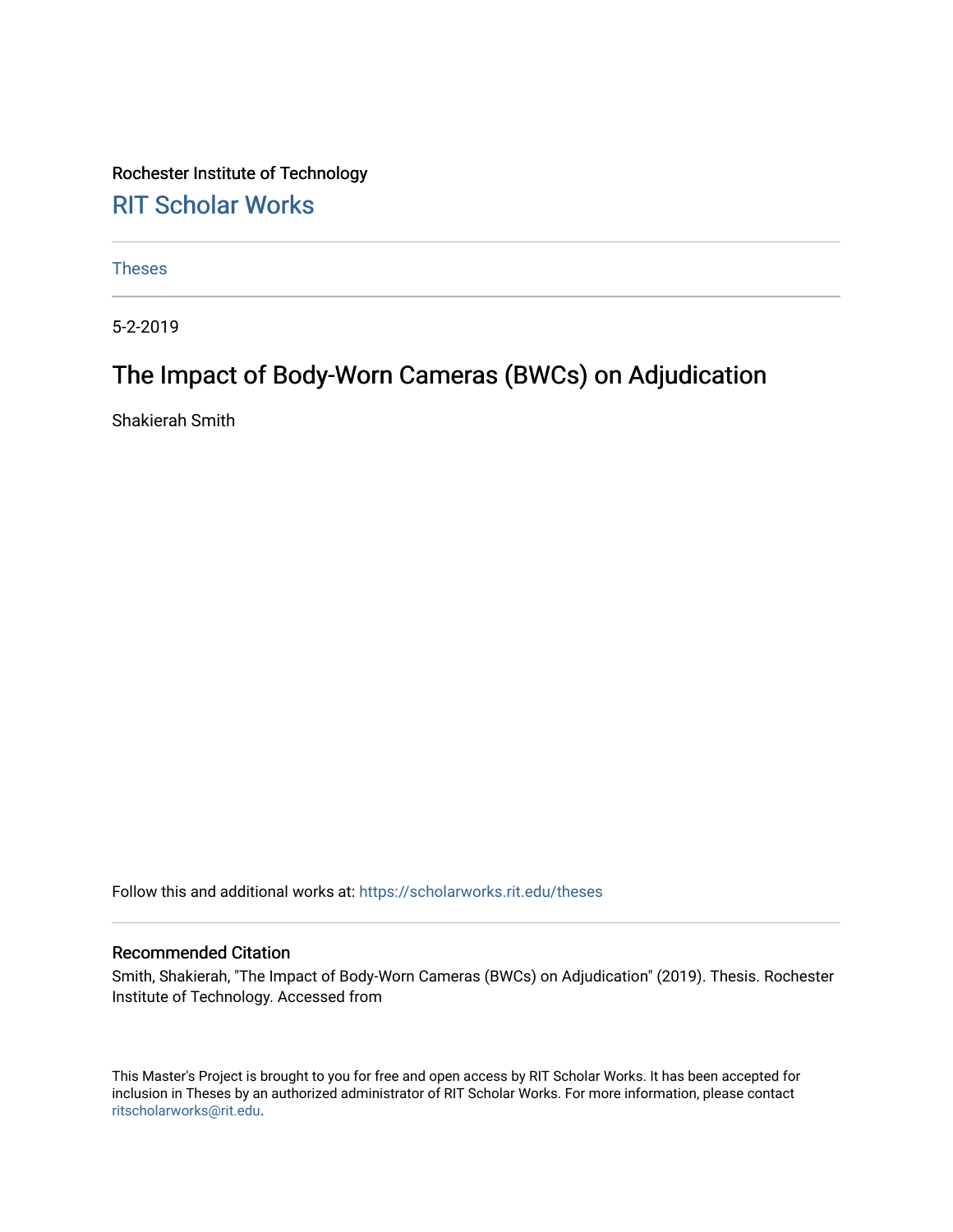Rochester Institute of Technology

RIT Scholar Works

---

Theses

---

5-2-2019

# The Impact of Body-Worn Cameras (BWCs) on Adjudication

Shakierah Smith

Follow this and additional works at: https://scholarworks.rit.edu/theses

---

### Recommended Citation

Smith, Shakierah, "The Impact of Body-Worn Cameras (BWCs) on Adjudication" (2019). Thesis. Rochester Institute of Technology. Accessed from

This Master's Project is brought to you for free and open access by RIT Scholar Works. It has been accepted for inclusion in Theses by an authorized administrator of RIT Scholar Works. For more information, please contact ritscholarworks@rit.edu.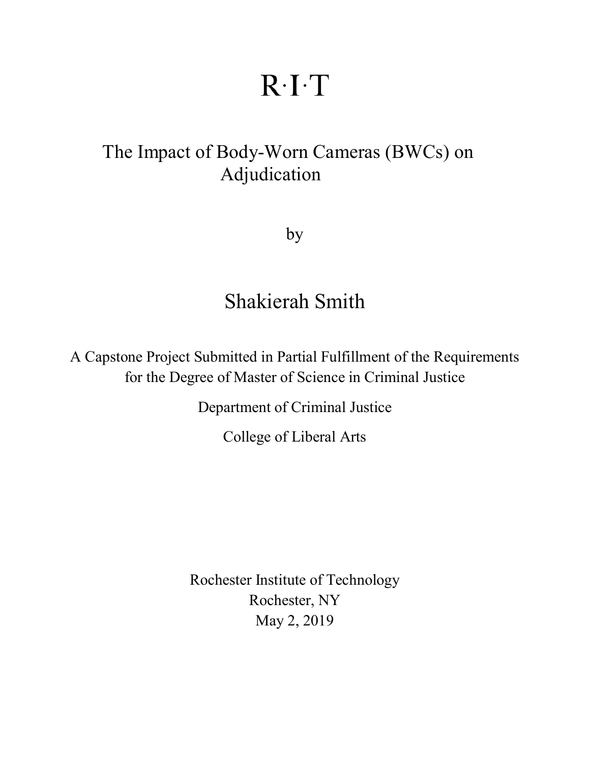R·I·T

# The Impact of Body-Worn Cameras (BWCs) on Adjudication

by

## Shakierah Smith

A Capstone Project Submitted in Partial Fulfillment of the Requirements for the Degree of Master of Science in Criminal Justice

Department of Criminal Justice

College of Liberal Arts

Rochester Institute of Technology
Rochester, NY
May 2, 2019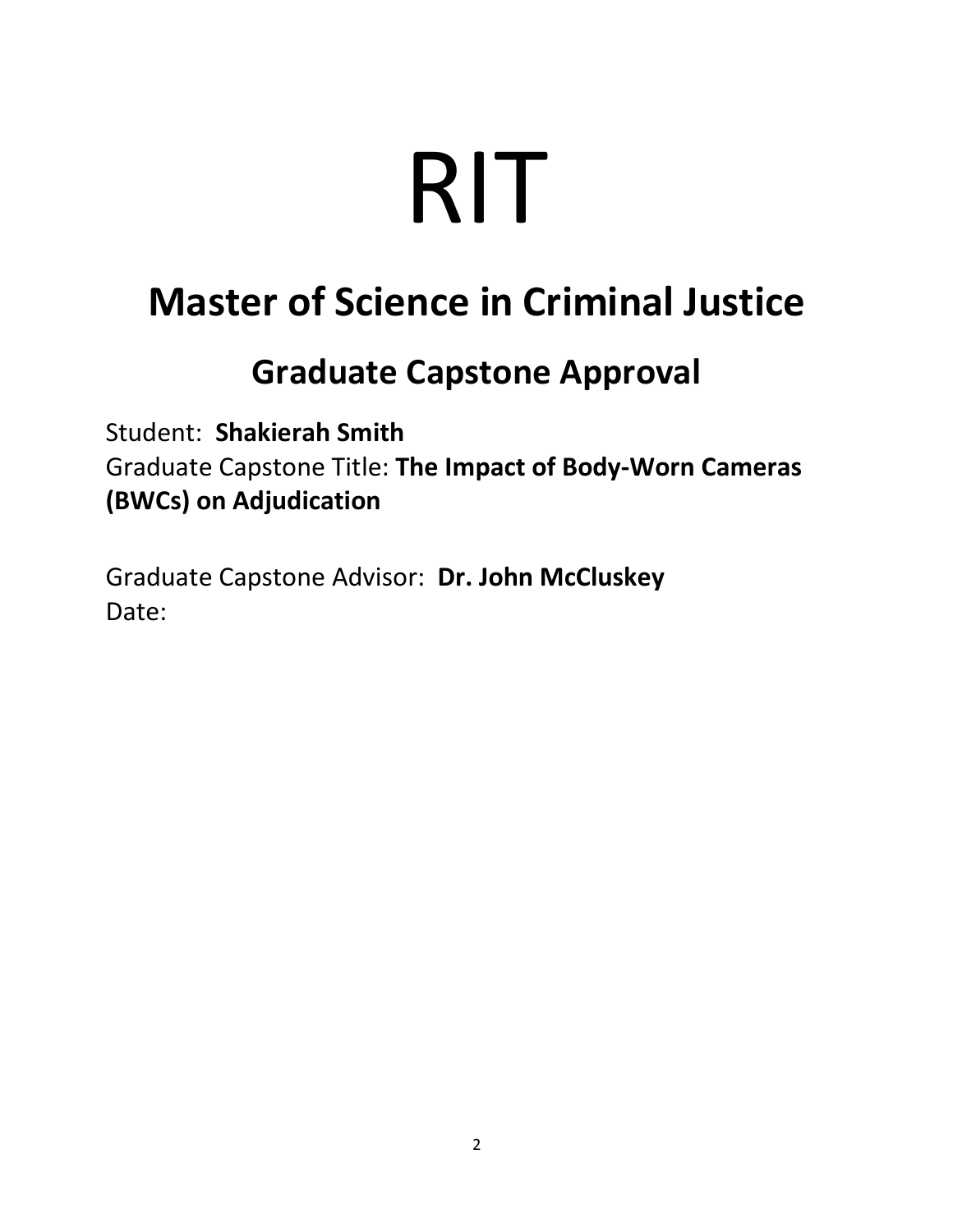# RIT

## Master of Science in Criminal Justice

### Graduate Capstone Approval

Student: **Shakierah Smith**
Graduate Capstone Title: **The Impact of Body-Worn Cameras (BWCs) on Adjudication**

Graduate Capstone Advisor: **Dr. John McCluskey**
Date: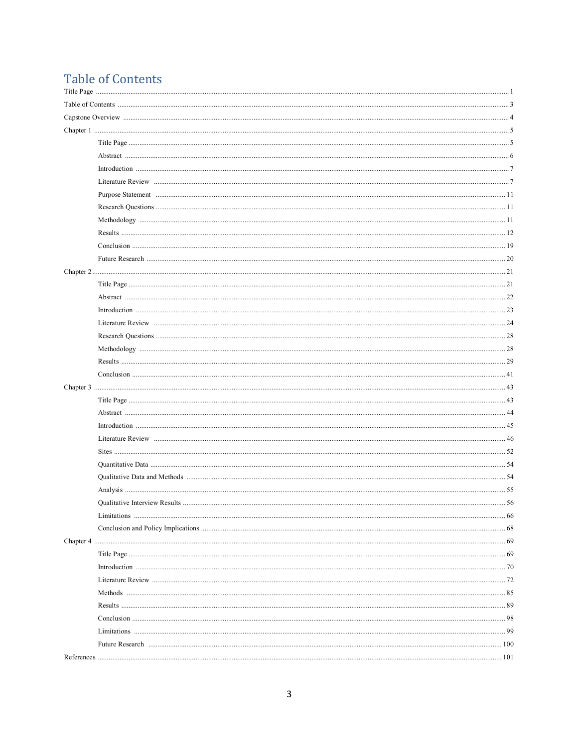# Table of Contents

Title Page ..... 1

Table of Contents ..... 3

Capstone Overview ..... 4

Chapter 1 ..... 5

- Title Page ..... 5
- Abstract ..... 6
- Introduction ..... 7
- Literature Review ..... 7
- Purpose Statement ..... 11
- Research Questions ..... 11
- Methodology ..... 11
- Results ..... 12
- Conclusion ..... 19
- Future Research ..... 20

Chapter 2 ..... 21

- Title Page ..... 21
- Abstract ..... 22
- Introduction ..... 23
- Literature Review ..... 24
- Research Questions ..... 28
- Methodology ..... 28
- Results ..... 29
- Conclusion ..... 41

Chapter 3 ..... 43

- Title Page ..... 43
- Abstract ..... 44
- Introduction ..... 45
- Literature Review ..... 46
- Sites ..... 52
- Quantitative Data ..... 54
- Qualitative Data and Methods ..... 54
- Analysis ..... 55
- Qualitative Interview Results ..... 56
- Limitations ..... 66
- Conclusion and Policy Implications ..... 68

Chapter 4 ..... 69

- Title Page ..... 69
- Introduction ..... 70
- Literature Review ..... 72
- Methods ..... 85
- Results ..... 89
- Conclusion ..... 98
- Limitations ..... 99
- Future Research ..... 100

References ..... 101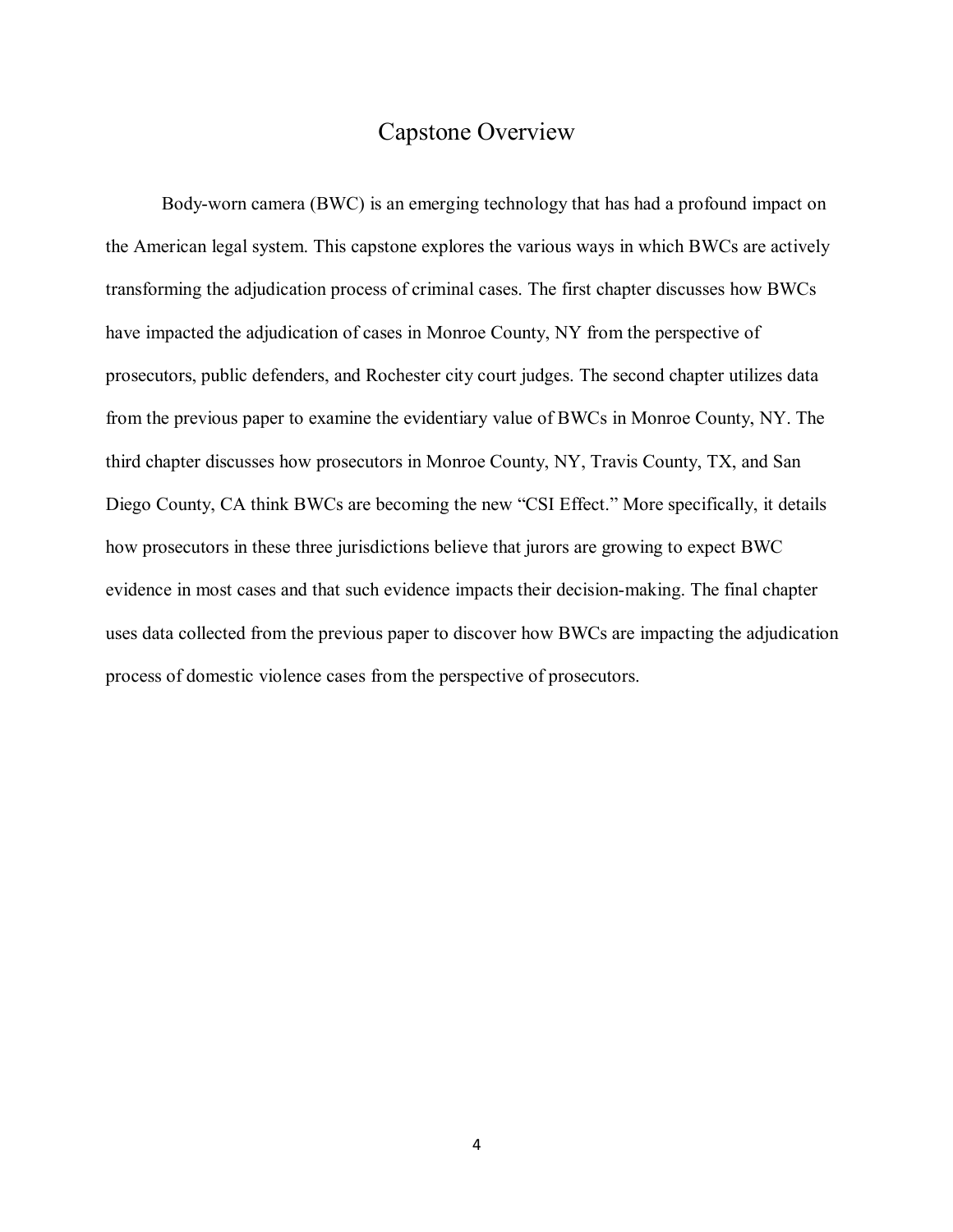# Capstone Overview

Body-worn camera (BWC) is an emerging technology that has had a profound impact on the American legal system. This capstone explores the various ways in which BWCs are actively transforming the adjudication process of criminal cases. The first chapter discusses how BWCs have impacted the adjudication of cases in Monroe County, NY from the perspective of prosecutors, public defenders, and Rochester city court judges. The second chapter utilizes data from the previous paper to examine the evidentiary value of BWCs in Monroe County, NY. The third chapter discusses how prosecutors in Monroe County, NY, Travis County, TX, and San Diego County, CA think BWCs are becoming the new "CSI Effect." More specifically, it details how prosecutors in these three jurisdictions believe that jurors are growing to expect BWC evidence in most cases and that such evidence impacts their decision-making. The final chapter uses data collected from the previous paper to discover how BWCs are impacting the adjudication process of domestic violence cases from the perspective of prosecutors.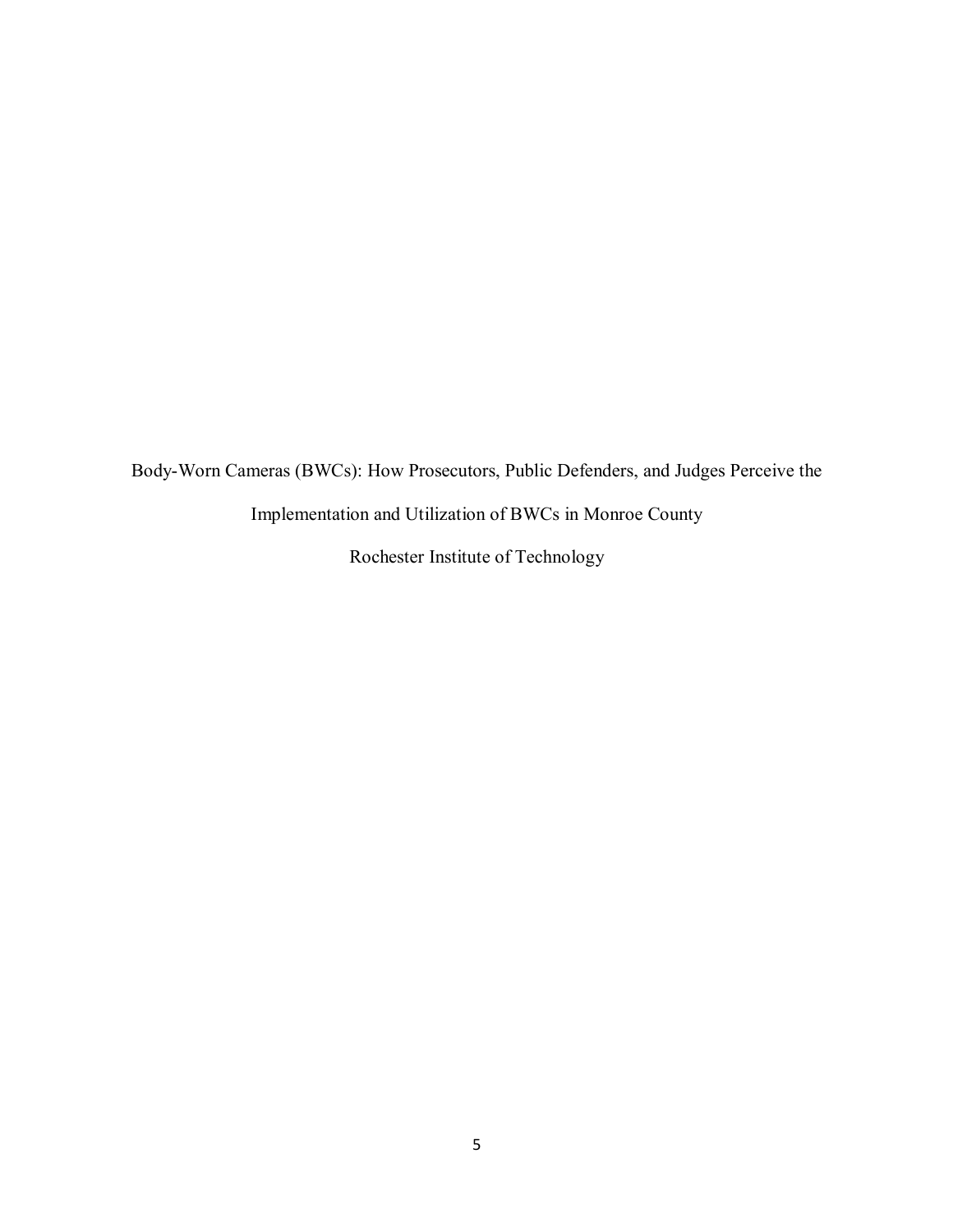Body-Worn Cameras (BWCs): How Prosecutors, Public Defenders, and Judges Perceive the Implementation and Utilization of BWCs in Monroe County

Rochester Institute of Technology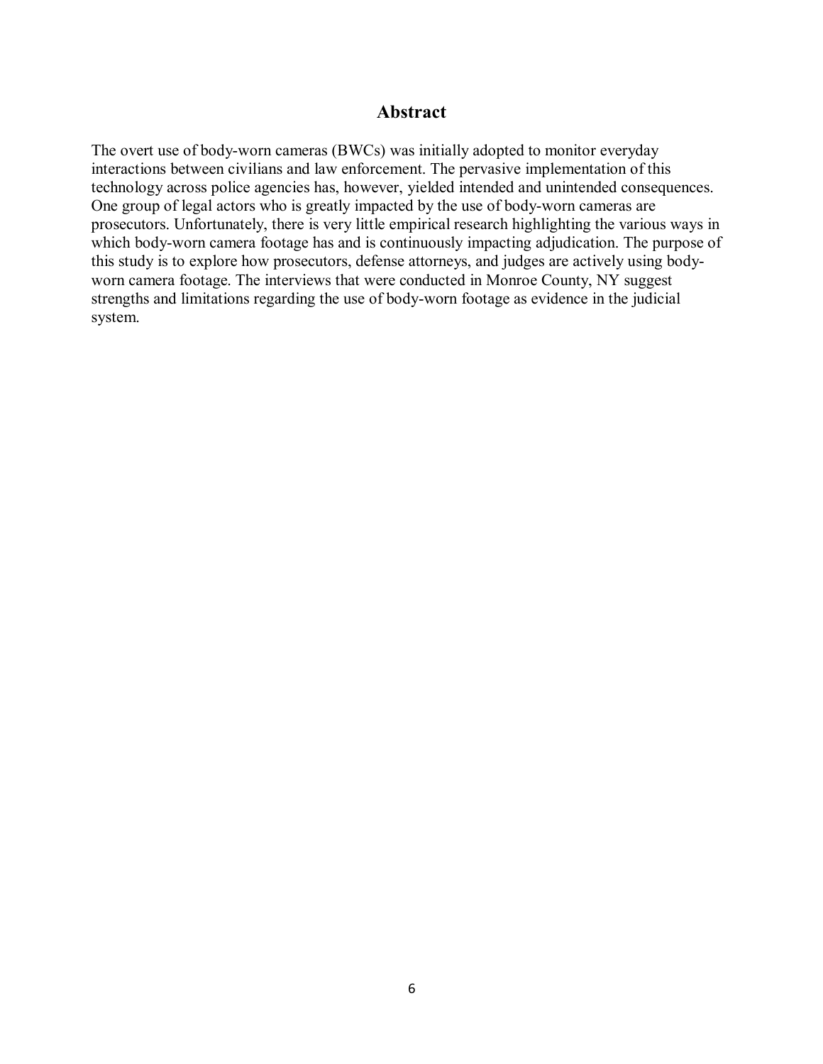## Abstract

The overt use of body-worn cameras (BWCs) was initially adopted to monitor everyday interactions between civilians and law enforcement. The pervasive implementation of this technology across police agencies has, however, yielded intended and unintended consequences. One group of legal actors who is greatly impacted by the use of body-worn cameras are prosecutors. Unfortunately, there is very little empirical research highlighting the various ways in which body-worn camera footage has and is continuously impacting adjudication. The purpose of this study is to explore how prosecutors, defense attorneys, and judges are actively using body-worn camera footage. The interviews that were conducted in Monroe County, NY suggest strengths and limitations regarding the use of body-worn footage as evidence in the judicial system.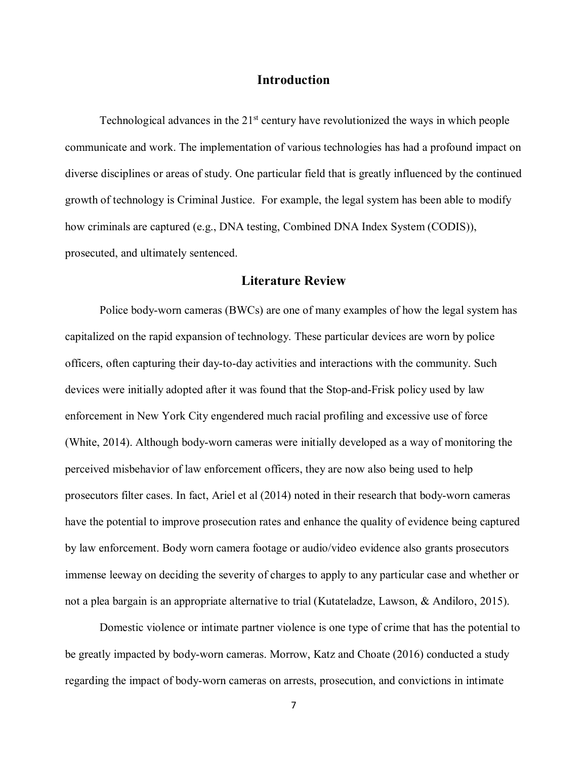## Introduction

Technological advances in the 21st century have revolutionized the ways in which people communicate and work. The implementation of various technologies has had a profound impact on diverse disciplines or areas of study. One particular field that is greatly influenced by the continued growth of technology is Criminal Justice. For example, the legal system has been able to modify how criminals are captured (e.g., DNA testing, Combined DNA Index System (CODIS)), prosecuted, and ultimately sentenced.

## Literature Review

Police body-worn cameras (BWCs) are one of many examples of how the legal system has capitalized on the rapid expansion of technology. These particular devices are worn by police officers, often capturing their day-to-day activities and interactions with the community. Such devices were initially adopted after it was found that the Stop-and-Frisk policy used by law enforcement in New York City engendered much racial profiling and excessive use of force (White, 2014). Although body-worn cameras were initially developed as a way of monitoring the perceived misbehavior of law enforcement officers, they are now also being used to help prosecutors filter cases. In fact, Ariel et al (2014) noted in their research that body-worn cameras have the potential to improve prosecution rates and enhance the quality of evidence being captured by law enforcement. Body worn camera footage or audio/video evidence also grants prosecutors immense leeway on deciding the severity of charges to apply to any particular case and whether or not a plea bargain is an appropriate alternative to trial (Kutateladze, Lawson, & Andiloro, 2015).

Domestic violence or intimate partner violence is one type of crime that has the potential to be greatly impacted by body-worn cameras. Morrow, Katz and Choate (2016) conducted a study regarding the impact of body-worn cameras on arrests, prosecution, and convictions in intimate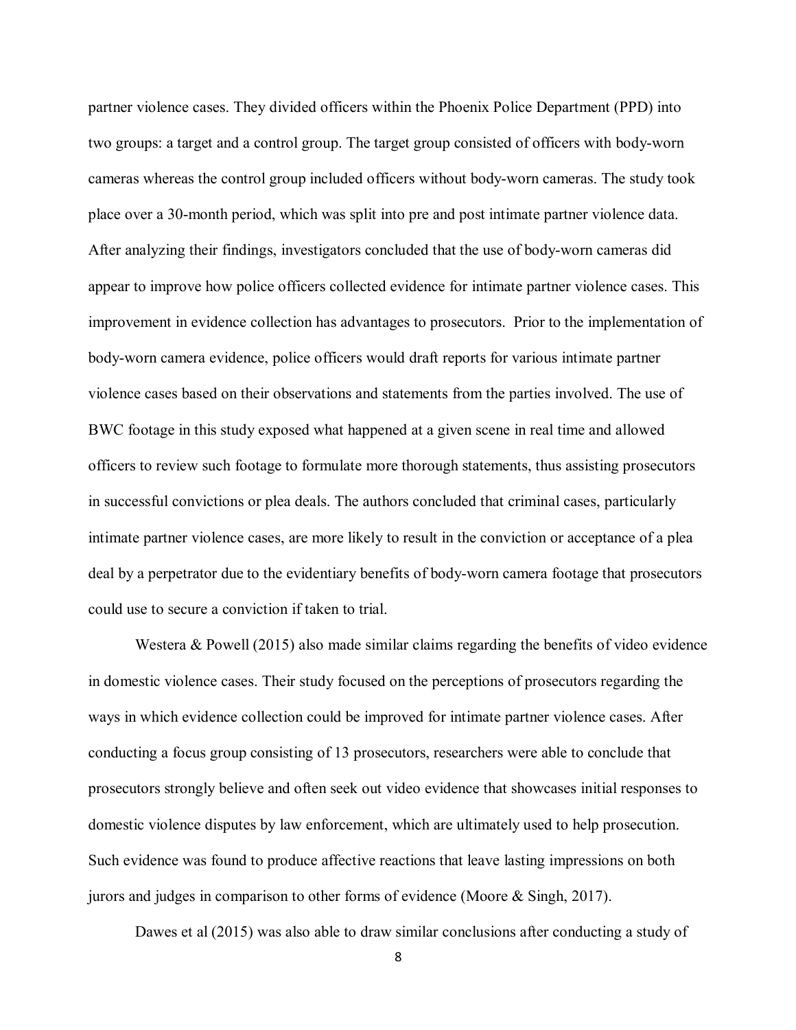partner violence cases. They divided officers within the Phoenix Police Department (PPD) into two groups: a target and a control group. The target group consisted of officers with body-worn cameras whereas the control group included officers without body-worn cameras. The study took place over a 30-month period, which was split into pre and post intimate partner violence data. After analyzing their findings, investigators concluded that the use of body-worn cameras did appear to improve how police officers collected evidence for intimate partner violence cases. This improvement in evidence collection has advantages to prosecutors. Prior to the implementation of body-worn camera evidence, police officers would draft reports for various intimate partner violence cases based on their observations and statements from the parties involved. The use of BWC footage in this study exposed what happened at a given scene in real time and allowed officers to review such footage to formulate more thorough statements, thus assisting prosecutors in successful convictions or plea deals. The authors concluded that criminal cases, particularly intimate partner violence cases, are more likely to result in the conviction or acceptance of a plea deal by a perpetrator due to the evidentiary benefits of body-worn camera footage that prosecutors could use to secure a conviction if taken to trial.

Westera & Powell (2015) also made similar claims regarding the benefits of video evidence in domestic violence cases. Their study focused on the perceptions of prosecutors regarding the ways in which evidence collection could be improved for intimate partner violence cases. After conducting a focus group consisting of 13 prosecutors, researchers were able to conclude that prosecutors strongly believe and often seek out video evidence that showcases initial responses to domestic violence disputes by law enforcement, which are ultimately used to help prosecution. Such evidence was found to produce affective reactions that leave lasting impressions on both jurors and judges in comparison to other forms of evidence (Moore & Singh, 2017).

Dawes et al (2015) was also able to draw similar conclusions after conducting a study of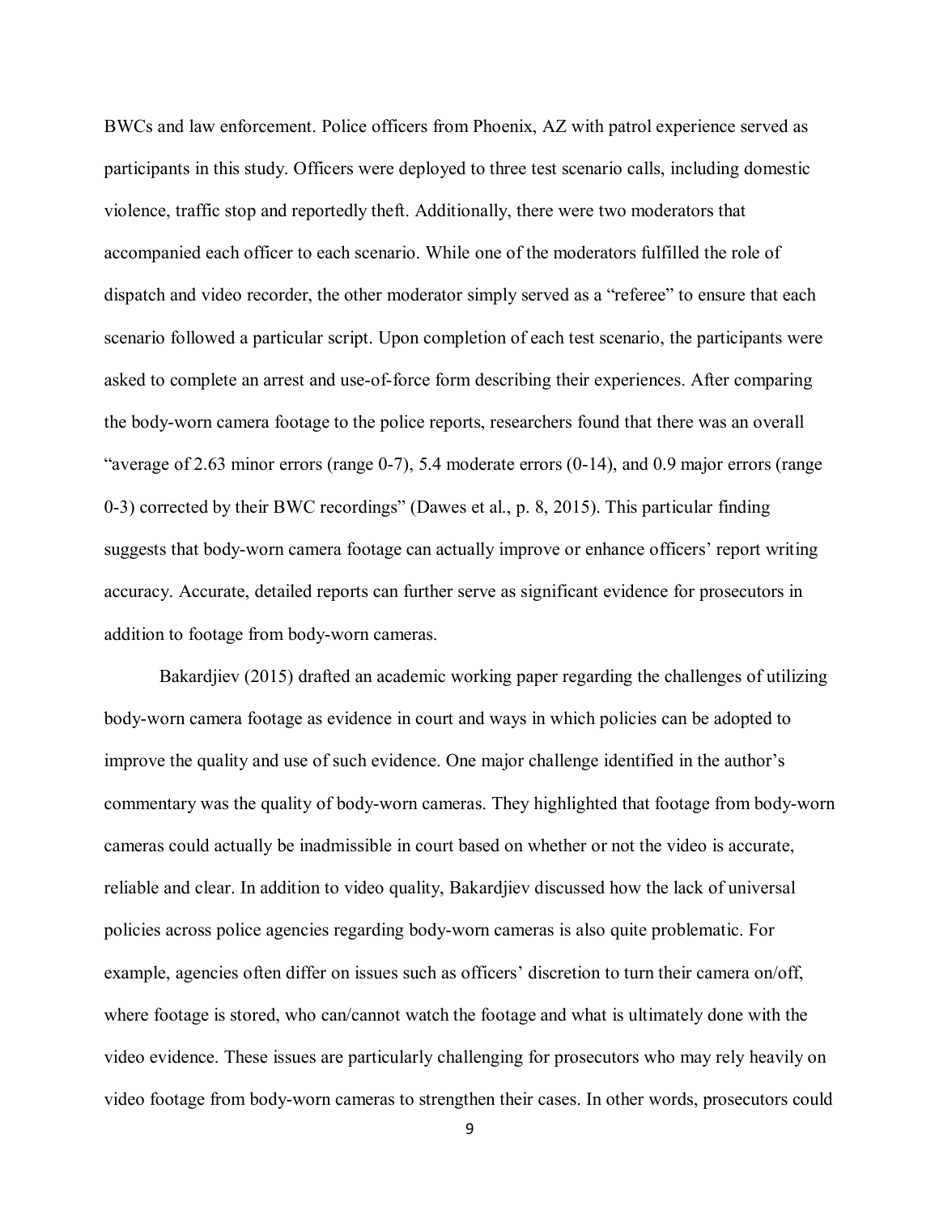BWCs and law enforcement. Police officers from Phoenix, AZ with patrol experience served as participants in this study. Officers were deployed to three test scenario calls, including domestic violence, traffic stop and reportedly theft. Additionally, there were two moderators that accompanied each officer to each scenario. While one of the moderators fulfilled the role of dispatch and video recorder, the other moderator simply served as a "referee" to ensure that each scenario followed a particular script. Upon completion of each test scenario, the participants were asked to complete an arrest and use-of-force form describing their experiences. After comparing the body-worn camera footage to the police reports, researchers found that there was an overall "average of 2.63 minor errors (range 0-7), 5.4 moderate errors (0-14), and 0.9 major errors (range 0-3) corrected by their BWC recordings" (Dawes et al., p. 8, 2015). This particular finding suggests that body-worn camera footage can actually improve or enhance officers' report writing accuracy. Accurate, detailed reports can further serve as significant evidence for prosecutors in addition to footage from body-worn cameras.

Bakardjiev (2015) drafted an academic working paper regarding the challenges of utilizing body-worn camera footage as evidence in court and ways in which policies can be adopted to improve the quality and use of such evidence. One major challenge identified in the author's commentary was the quality of body-worn cameras. They highlighted that footage from body-worn cameras could actually be inadmissible in court based on whether or not the video is accurate, reliable and clear. In addition to video quality, Bakardjiev discussed how the lack of universal policies across police agencies regarding body-worn cameras is also quite problematic. For example, agencies often differ on issues such as officers' discretion to turn their camera on/off, where footage is stored, who can/cannot watch the footage and what is ultimately done with the video evidence. These issues are particularly challenging for prosecutors who may rely heavily on video footage from body-worn cameras to strengthen their cases. In other words, prosecutors could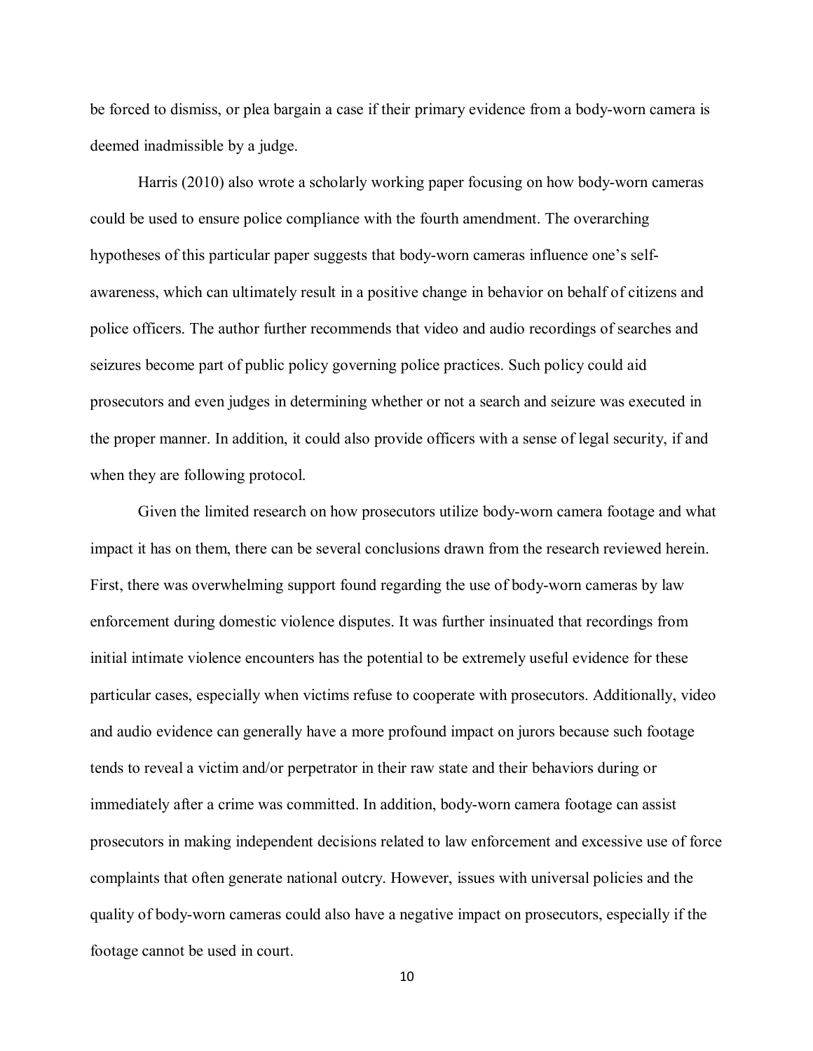be forced to dismiss, or plea bargain a case if their primary evidence from a body-worn camera is deemed inadmissible by a judge.

Harris (2010) also wrote a scholarly working paper focusing on how body-worn cameras could be used to ensure police compliance with the fourth amendment. The overarching hypotheses of this particular paper suggests that body-worn cameras influence one's self-awareness, which can ultimately result in a positive change in behavior on behalf of citizens and police officers. The author further recommends that video and audio recordings of searches and seizures become part of public policy governing police practices. Such policy could aid prosecutors and even judges in determining whether or not a search and seizure was executed in the proper manner. In addition, it could also provide officers with a sense of legal security, if and when they are following protocol.

Given the limited research on how prosecutors utilize body-worn camera footage and what impact it has on them, there can be several conclusions drawn from the research reviewed herein. First, there was overwhelming support found regarding the use of body-worn cameras by law enforcement during domestic violence disputes. It was further insinuated that recordings from initial intimate violence encounters has the potential to be extremely useful evidence for these particular cases, especially when victims refuse to cooperate with prosecutors. Additionally, video and audio evidence can generally have a more profound impact on jurors because such footage tends to reveal a victim and/or perpetrator in their raw state and their behaviors during or immediately after a crime was committed. In addition, body-worn camera footage can assist prosecutors in making independent decisions related to law enforcement and excessive use of force complaints that often generate national outcry. However, issues with universal policies and the quality of body-worn cameras could also have a negative impact on prosecutors, especially if the footage cannot be used in court.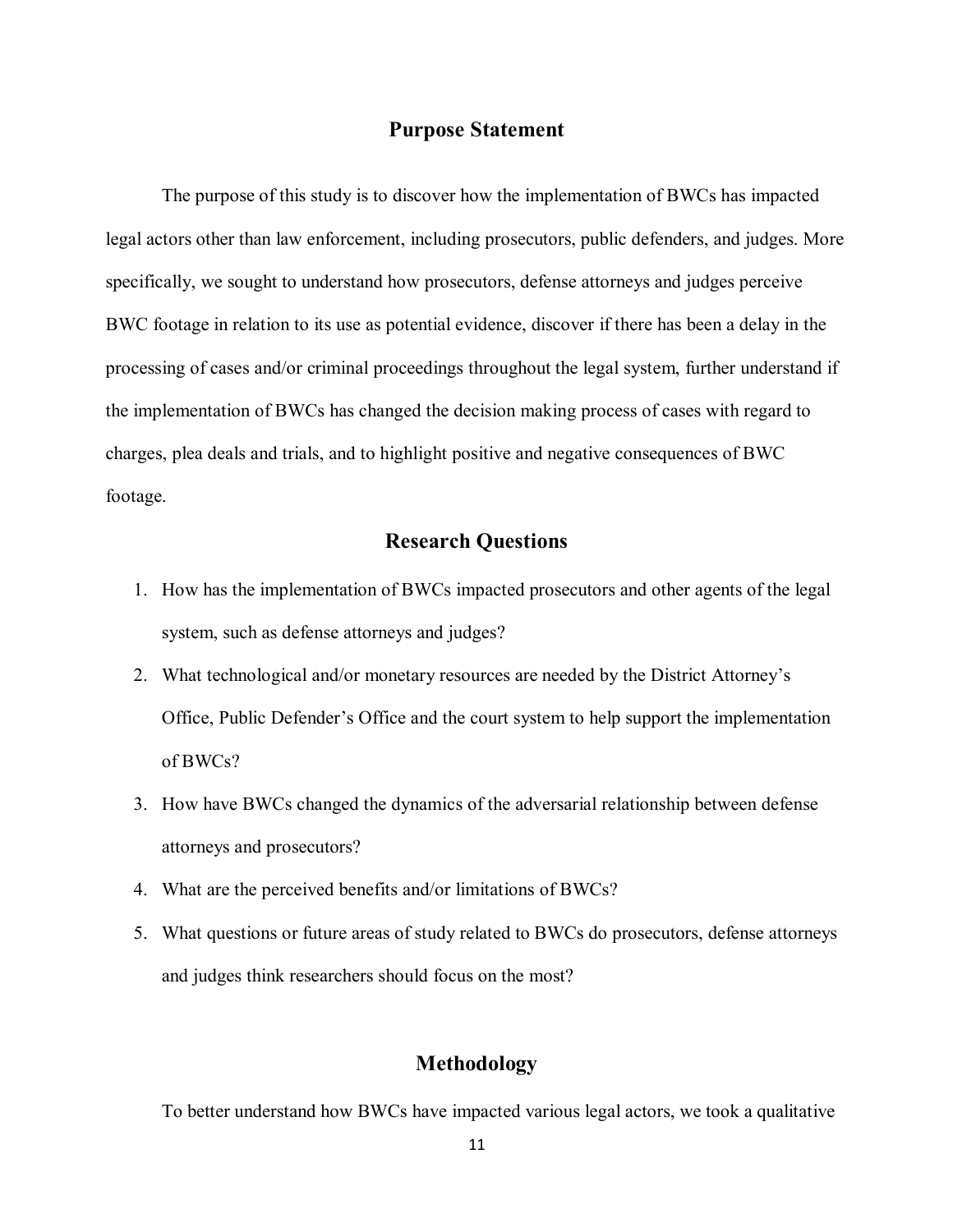## Purpose Statement

The purpose of this study is to discover how the implementation of BWCs has impacted legal actors other than law enforcement, including prosecutors, public defenders, and judges. More specifically, we sought to understand how prosecutors, defense attorneys and judges perceive BWC footage in relation to its use as potential evidence, discover if there has been a delay in the processing of cases and/or criminal proceedings throughout the legal system, further understand if the implementation of BWCs has changed the decision making process of cases with regard to charges, plea deals and trials, and to highlight positive and negative consequences of BWC footage.

## Research Questions

1. How has the implementation of BWCs impacted prosecutors and other agents of the legal system, such as defense attorneys and judges?
2. What technological and/or monetary resources are needed by the District Attorney's Office, Public Defender's Office and the court system to help support the implementation of BWCs?
3. How have BWCs changed the dynamics of the adversarial relationship between defense attorneys and prosecutors?
4. What are the perceived benefits and/or limitations of BWCs?
5. What questions or future areas of study related to BWCs do prosecutors, defense attorneys and judges think researchers should focus on the most?

## Methodology

To better understand how BWCs have impacted various legal actors, we took a qualitative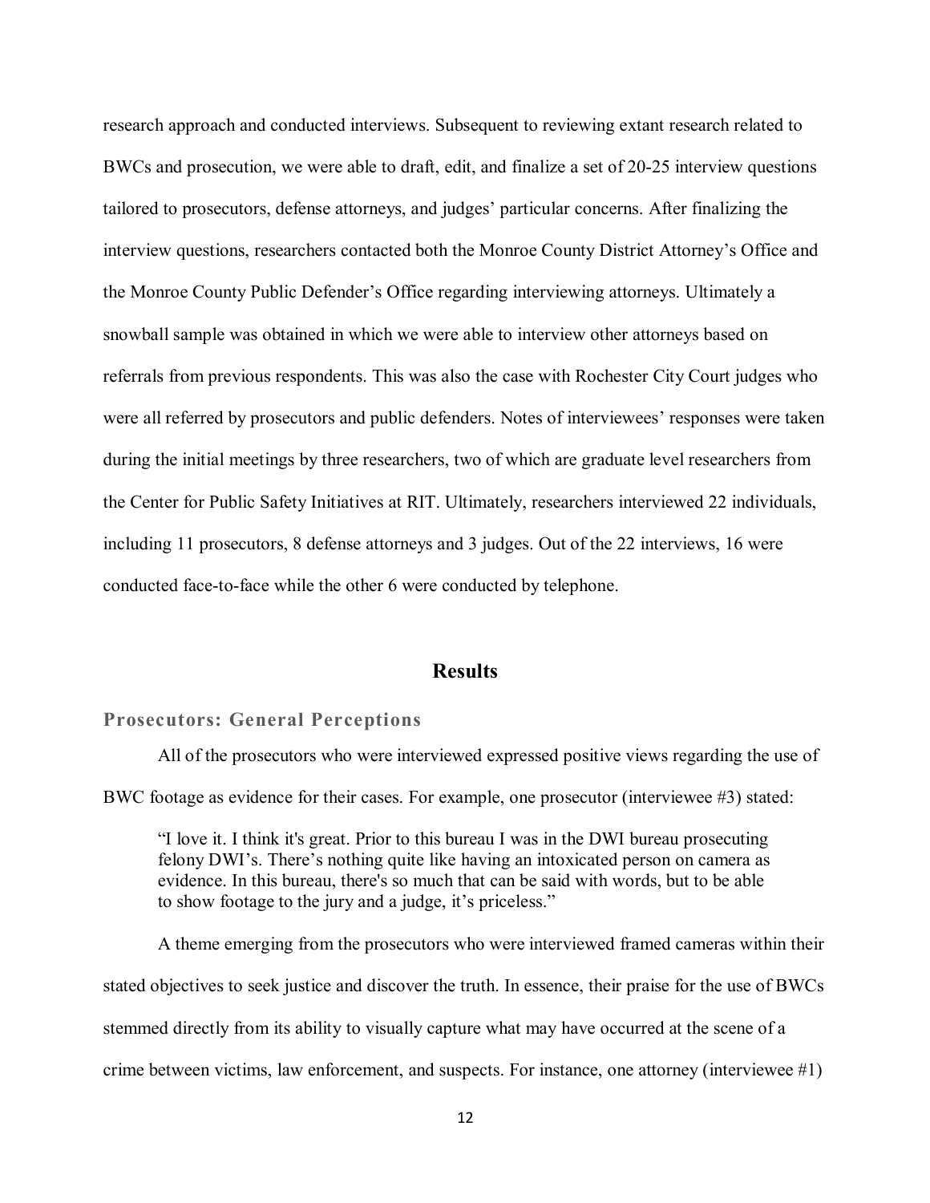research approach and conducted interviews. Subsequent to reviewing extant research related to BWCs and prosecution, we were able to draft, edit, and finalize a set of 20-25 interview questions tailored to prosecutors, defense attorneys, and judges' particular concerns. After finalizing the interview questions, researchers contacted both the Monroe County District Attorney's Office and the Monroe County Public Defender's Office regarding interviewing attorneys. Ultimately a snowball sample was obtained in which we were able to interview other attorneys based on referrals from previous respondents. This was also the case with Rochester City Court judges who were all referred by prosecutors and public defenders. Notes of interviewees' responses were taken during the initial meetings by three researchers, two of which are graduate level researchers from the Center for Public Safety Initiatives at RIT. Ultimately, researchers interviewed 22 individuals, including 11 prosecutors, 8 defense attorneys and 3 judges. Out of the 22 interviews, 16 were conducted face-to-face while the other 6 were conducted by telephone.

# Results

## Prosecutors: General Perceptions

All of the prosecutors who were interviewed expressed positive views regarding the use of BWC footage as evidence for their cases. For example, one prosecutor (interviewee #3) stated:

> "I love it. I think it's great. Prior to this bureau I was in the DWI bureau prosecuting felony DWI's. There's nothing quite like having an intoxicated person on camera as evidence. In this bureau, there's so much that can be said with words, but to be able to show footage to the jury and a judge, it's priceless."

A theme emerging from the prosecutors who were interviewed framed cameras within their stated objectives to seek justice and discover the truth. In essence, their praise for the use of BWCs stemmed directly from its ability to visually capture what may have occurred at the scene of a crime between victims, law enforcement, and suspects. For instance, one attorney (interviewee #1)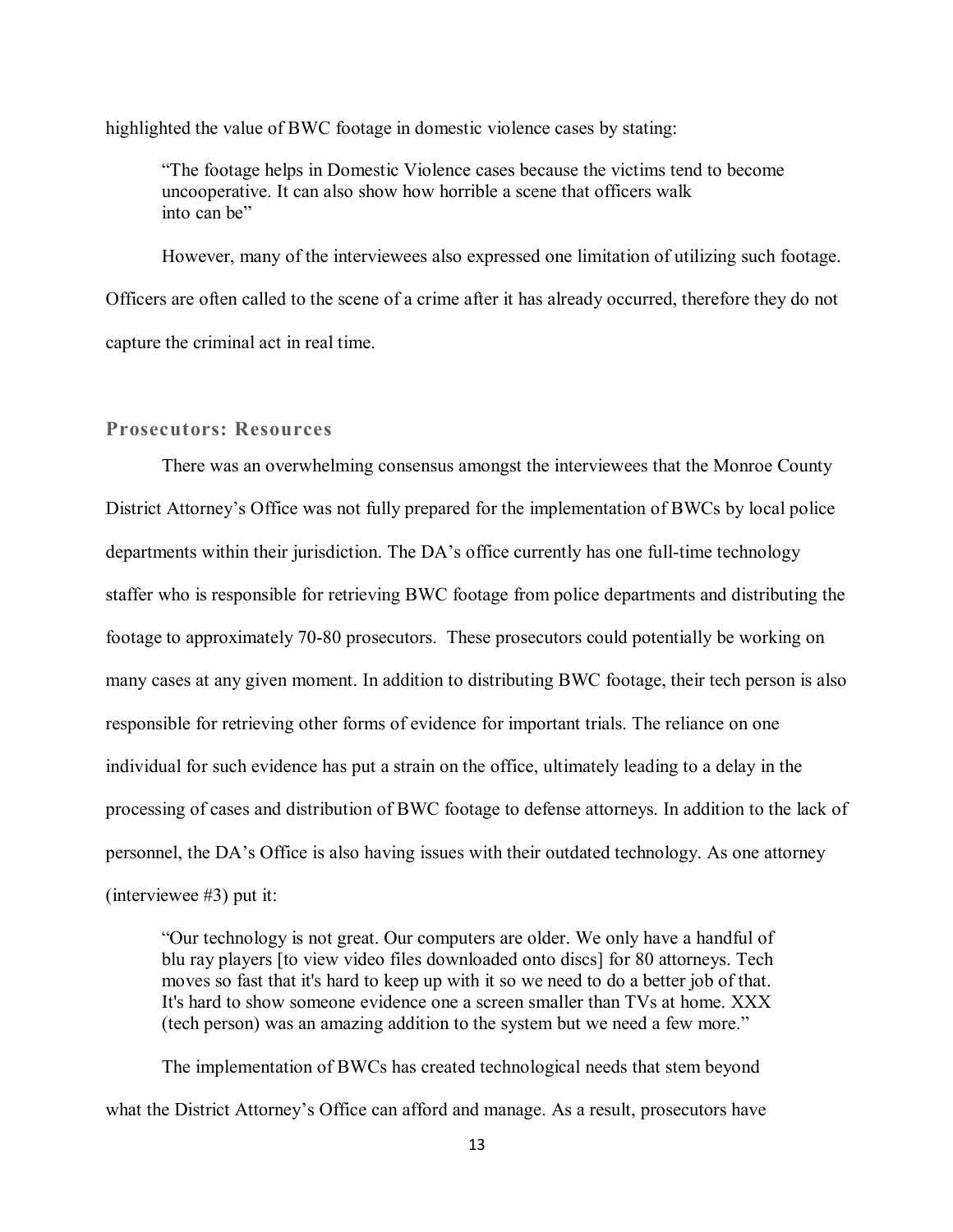highlighted the value of BWC footage in domestic violence cases by stating:

> "The footage helps in Domestic Violence cases because the victims tend to become uncooperative. It can also show how horrible a scene that officers walk into can be"

However, many of the interviewees also expressed one limitation of utilizing such footage. Officers are often called to the scene of a crime after it has already occurred, therefore they do not capture the criminal act in real time.

### Prosecutors: Resources

There was an overwhelming consensus amongst the interviewees that the Monroe County District Attorney's Office was not fully prepared for the implementation of BWCs by local police departments within their jurisdiction. The DA's office currently has one full-time technology staffer who is responsible for retrieving BWC footage from police departments and distributing the footage to approximately 70-80 prosecutors. These prosecutors could potentially be working on many cases at any given moment. In addition to distributing BWC footage, their tech person is also responsible for retrieving other forms of evidence for important trials. The reliance on one individual for such evidence has put a strain on the office, ultimately leading to a delay in the processing of cases and distribution of BWC footage to defense attorneys. In addition to the lack of personnel, the DA's Office is also having issues with their outdated technology. As one attorney (interviewee #3) put it:

> "Our technology is not great. Our computers are older. We only have a handful of blu ray players [to view video files downloaded onto discs] for 80 attorneys. Tech moves so fast that it's hard to keep up with it so we need to do a better job of that. It's hard to show someone evidence one a screen smaller than TVs at home. XXX (tech person) was an amazing addition to the system but we need a few more."

The implementation of BWCs has created technological needs that stem beyond what the District Attorney's Office can afford and manage. As a result, prosecutors have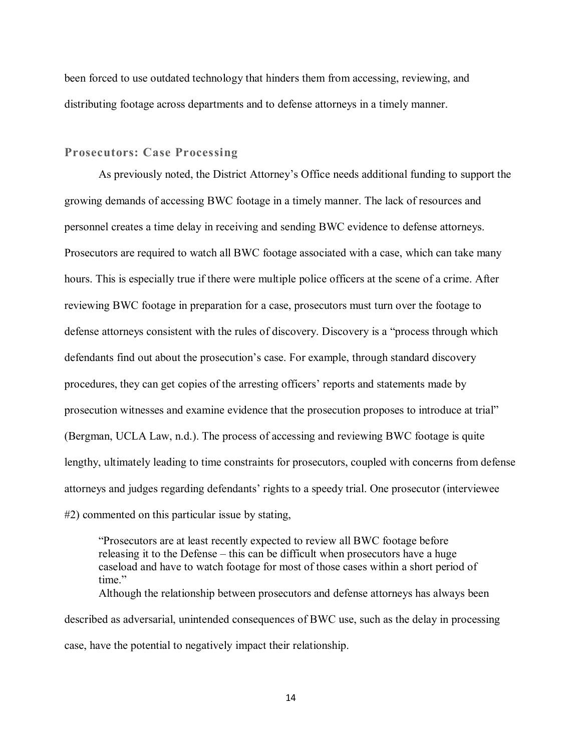been forced to use outdated technology that hinders them from accessing, reviewing, and distributing footage across departments and to defense attorneys in a timely manner.

### Prosecutors: Case Processing

As previously noted, the District Attorney's Office needs additional funding to support the growing demands of accessing BWC footage in a timely manner. The lack of resources and personnel creates a time delay in receiving and sending BWC evidence to defense attorneys. Prosecutors are required to watch all BWC footage associated with a case, which can take many hours. This is especially true if there were multiple police officers at the scene of a crime. After reviewing BWC footage in preparation for a case, prosecutors must turn over the footage to defense attorneys consistent with the rules of discovery. Discovery is a "process through which defendants find out about the prosecution's case. For example, through standard discovery procedures, they can get copies of the arresting officers' reports and statements made by prosecution witnesses and examine evidence that the prosecution proposes to introduce at trial" (Bergman, UCLA Law, n.d.). The process of accessing and reviewing BWC footage is quite lengthy, ultimately leading to time constraints for prosecutors, coupled with concerns from defense attorneys and judges regarding defendants' rights to a speedy trial. One prosecutor (interviewee #2) commented on this particular issue by stating,

> "Prosecutors are at least recently expected to review all BWC footage before releasing it to the Defense – this can be difficult when prosecutors have a huge caseload and have to watch footage for most of those cases within a short period of time."

Although the relationship between prosecutors and defense attorneys has always been described as adversarial, unintended consequences of BWC use, such as the delay in processing case, have the potential to negatively impact their relationship.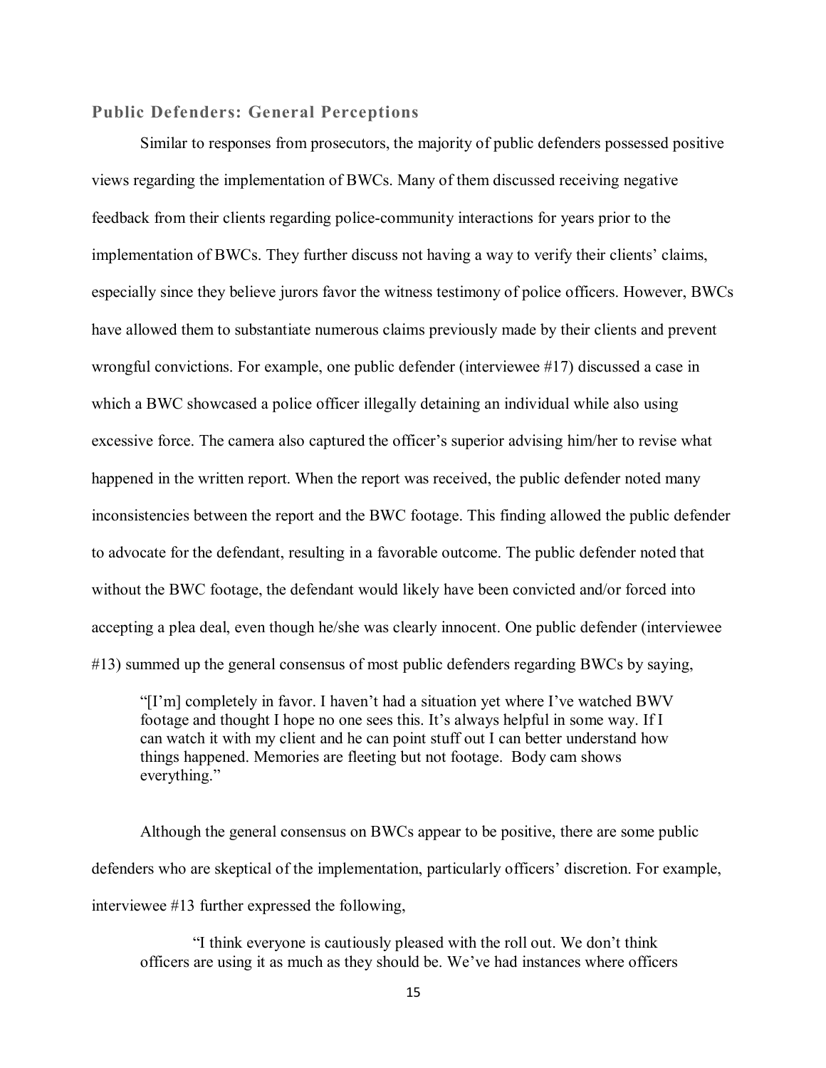### Public Defenders: General Perceptions

Similar to responses from prosecutors, the majority of public defenders possessed positive views regarding the implementation of BWCs. Many of them discussed receiving negative feedback from their clients regarding police-community interactions for years prior to the implementation of BWCs. They further discuss not having a way to verify their clients' claims, especially since they believe jurors favor the witness testimony of police officers. However, BWCs have allowed them to substantiate numerous claims previously made by their clients and prevent wrongful convictions. For example, one public defender (interviewee #17) discussed a case in which a BWC showcased a police officer illegally detaining an individual while also using excessive force. The camera also captured the officer's superior advising him/her to revise what happened in the written report. When the report was received, the public defender noted many inconsistencies between the report and the BWC footage. This finding allowed the public defender to advocate for the defendant, resulting in a favorable outcome. The public defender noted that without the BWC footage, the defendant would likely have been convicted and/or forced into accepting a plea deal, even though he/she was clearly innocent. One public defender (interviewee #13) summed up the general consensus of most public defenders regarding BWCs by saying,

> "[I'm] completely in favor. I haven't had a situation yet where I've watched BWV footage and thought I hope no one sees this. It's always helpful in some way. If I can watch it with my client and he can point stuff out I can better understand how things happened. Memories are fleeting but not footage. Body cam shows everything."

Although the general consensus on BWCs appear to be positive, there are some public defenders who are skeptical of the implementation, particularly officers' discretion. For example, interviewee #13 further expressed the following,

> "I think everyone is cautiously pleased with the roll out. We don't think officers are using it as much as they should be. We've had instances where officers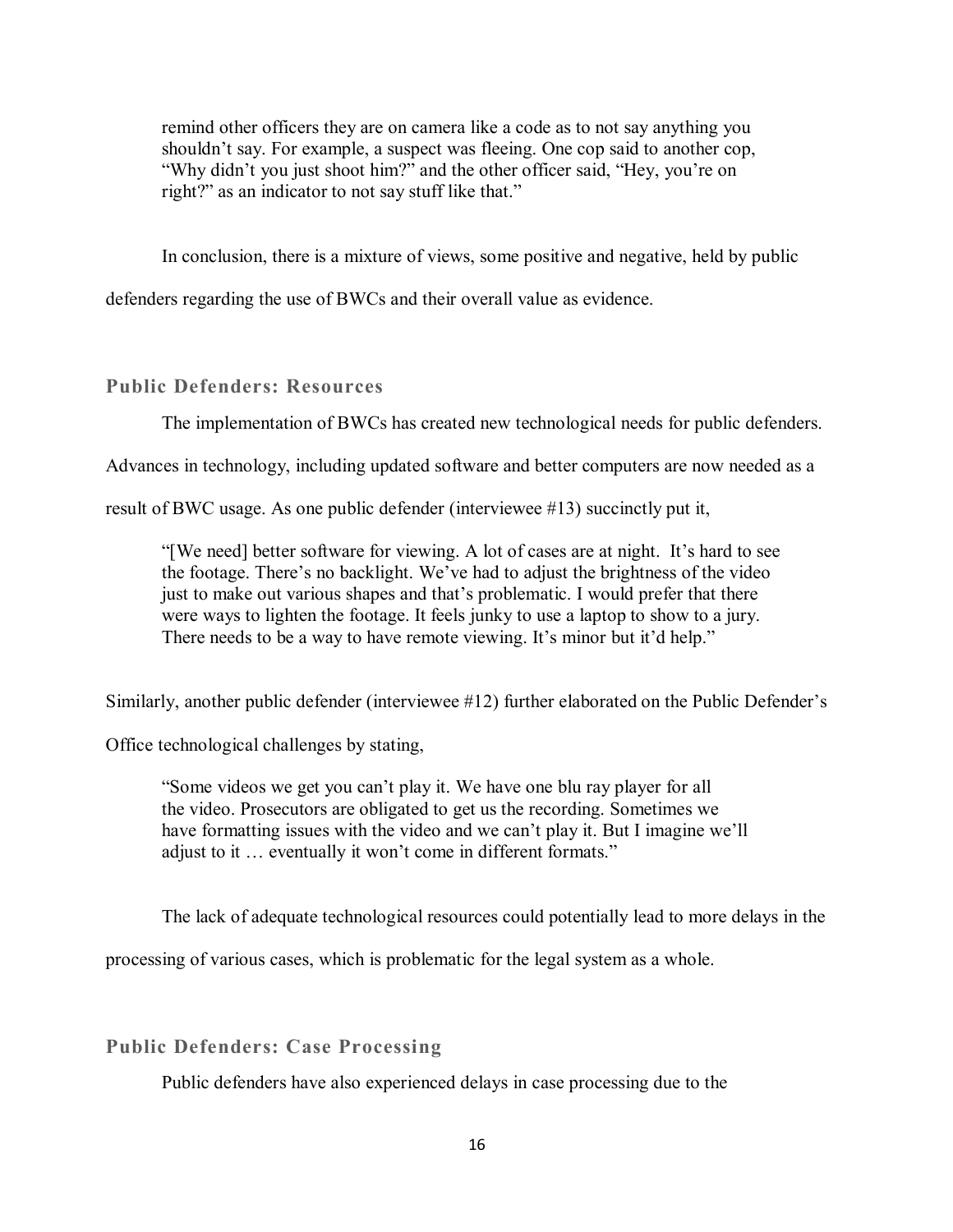> remind other officers they are on camera like a code as to not say anything you shouldn't say. For example, a suspect was fleeing. One cop said to another cop, "Why didn't you just shoot him?" and the other officer said, "Hey, you're on right?" as an indicator to not say stuff like that."

In conclusion, there is a mixture of views, some positive and negative, held by public defenders regarding the use of BWCs and their overall value as evidence.

### Public Defenders: Resources

The implementation of BWCs has created new technological needs for public defenders. Advances in technology, including updated software and better computers are now needed as a result of BWC usage. As one public defender (interviewee #13) succinctly put it,

> "[We need] better software for viewing. A lot of cases are at night. It's hard to see the footage. There's no backlight. We've had to adjust the brightness of the video just to make out various shapes and that's problematic. I would prefer that there were ways to lighten the footage. It feels junky to use a laptop to show to a jury. There needs to be a way to have remote viewing. It's minor but it'd help."

Similarly, another public defender (interviewee #12) further elaborated on the Public Defender's Office technological challenges by stating,

> "Some videos we get you can't play it. We have one blu ray player for all the video. Prosecutors are obligated to get us the recording. Sometimes we have formatting issues with the video and we can't play it. But I imagine we'll adjust to it … eventually it won't come in different formats."

The lack of adequate technological resources could potentially lead to more delays in the processing of various cases, which is problematic for the legal system as a whole.

### Public Defenders: Case Processing

Public defenders have also experienced delays in case processing due to the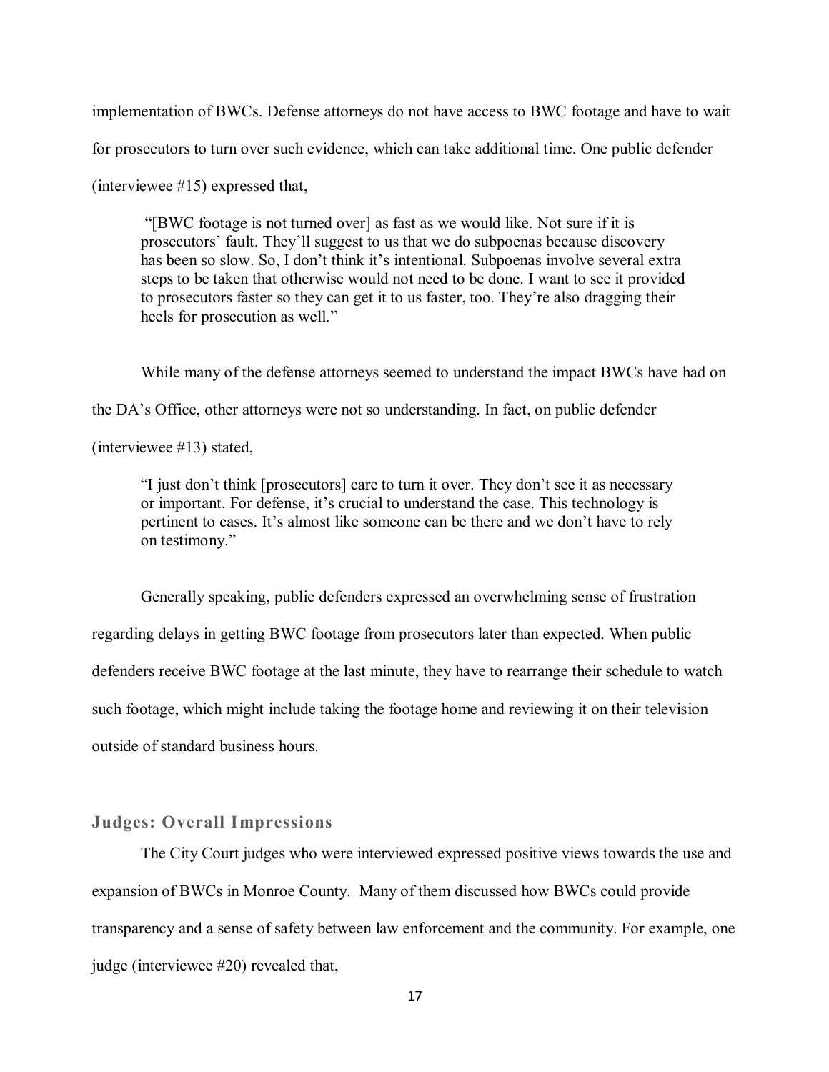implementation of BWCs. Defense attorneys do not have access to BWC footage and have to wait for prosecutors to turn over such evidence, which can take additional time. One public defender (interviewee #15) expressed that,

> "[BWC footage is not turned over] as fast as we would like. Not sure if it is prosecutors' fault. They'll suggest to us that we do subpoenas because discovery has been so slow. So, I don't think it's intentional. Subpoenas involve several extra steps to be taken that otherwise would not need to be done. I want to see it provided to prosecutors faster so they can get it to us faster, too. They're also dragging their heels for prosecution as well."

While many of the defense attorneys seemed to understand the impact BWCs have had on the DA's Office, other attorneys were not so understanding. In fact, on public defender (interviewee #13) stated,

> "I just don't think [prosecutors] care to turn it over. They don't see it as necessary or important. For defense, it's crucial to understand the case. This technology is pertinent to cases. It's almost like someone can be there and we don't have to rely on testimony."

Generally speaking, public defenders expressed an overwhelming sense of frustration regarding delays in getting BWC footage from prosecutors later than expected. When public defenders receive BWC footage at the last minute, they have to rearrange their schedule to watch such footage, which might include taking the footage home and reviewing it on their television outside of standard business hours.

### Judges: Overall Impressions

The City Court judges who were interviewed expressed positive views towards the use and expansion of BWCs in Monroe County. Many of them discussed how BWCs could provide transparency and a sense of safety between law enforcement and the community. For example, one judge (interviewee #20) revealed that,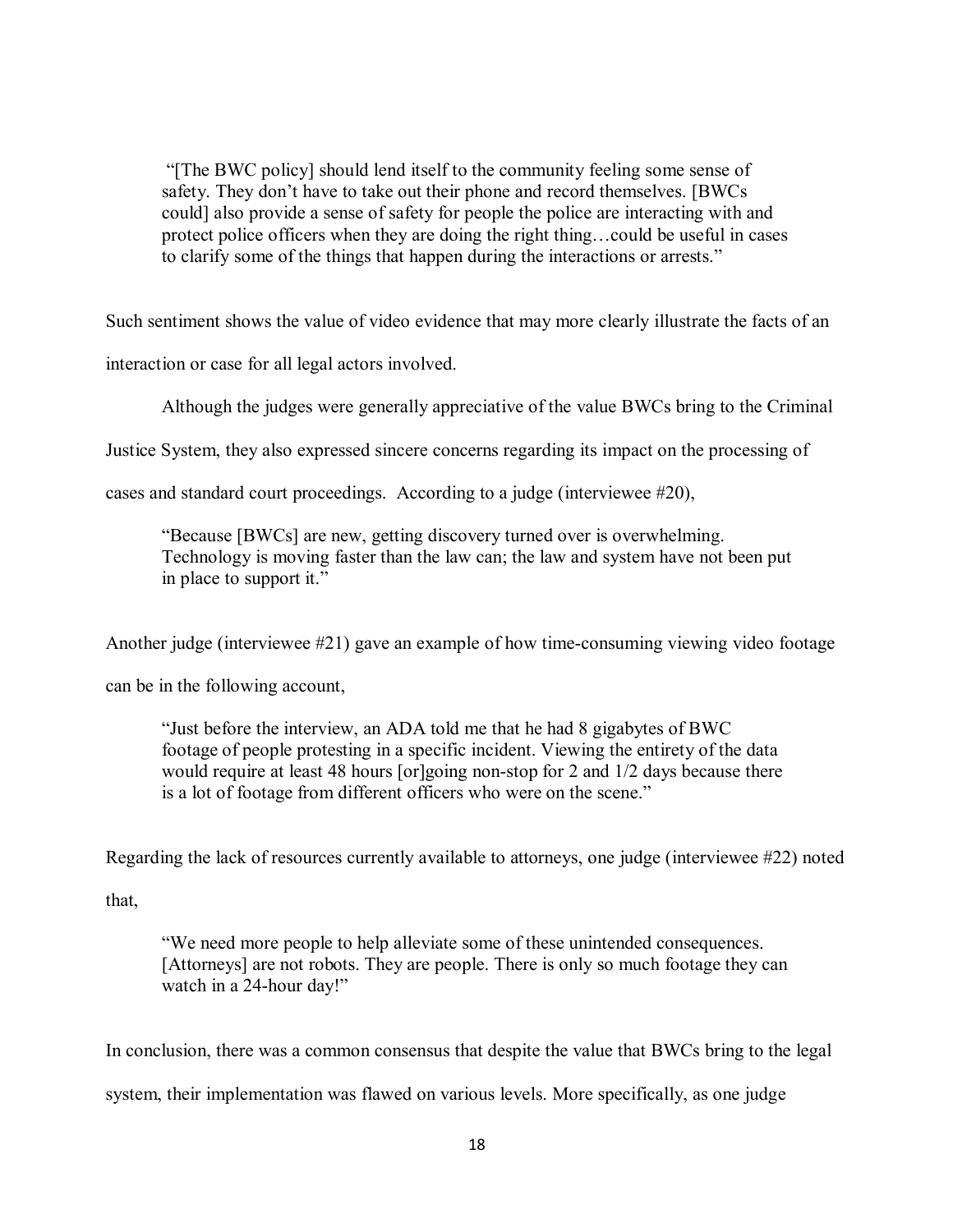> "[The BWC policy] should lend itself to the community feeling some sense of safety. They don't have to take out their phone and record themselves. [BWCs could] also provide a sense of safety for people the police are interacting with and protect police officers when they are doing the right thing…could be useful in cases to clarify some of the things that happen during the interactions or arrests."

Such sentiment shows the value of video evidence that may more clearly illustrate the facts of an interaction or case for all legal actors involved.

Although the judges were generally appreciative of the value BWCs bring to the Criminal Justice System, they also expressed sincere concerns regarding its impact on the processing of cases and standard court proceedings. According to a judge (interviewee #20),

> "Because [BWCs] are new, getting discovery turned over is overwhelming. Technology is moving faster than the law can; the law and system have not been put in place to support it."

Another judge (interviewee #21) gave an example of how time-consuming viewing video footage can be in the following account,

> "Just before the interview, an ADA told me that he had 8 gigabytes of BWC footage of people protesting in a specific incident. Viewing the entirety of the data would require at least 48 hours [or]going non-stop for 2 and 1/2 days because there is a lot of footage from different officers who were on the scene."

Regarding the lack of resources currently available to attorneys, one judge (interviewee #22) noted that,

> "We need more people to help alleviate some of these unintended consequences. [Attorneys] are not robots. They are people. There is only so much footage they can watch in a 24-hour day!"

In conclusion, there was a common consensus that despite the value that BWCs bring to the legal system, their implementation was flawed on various levels. More specifically, as one judge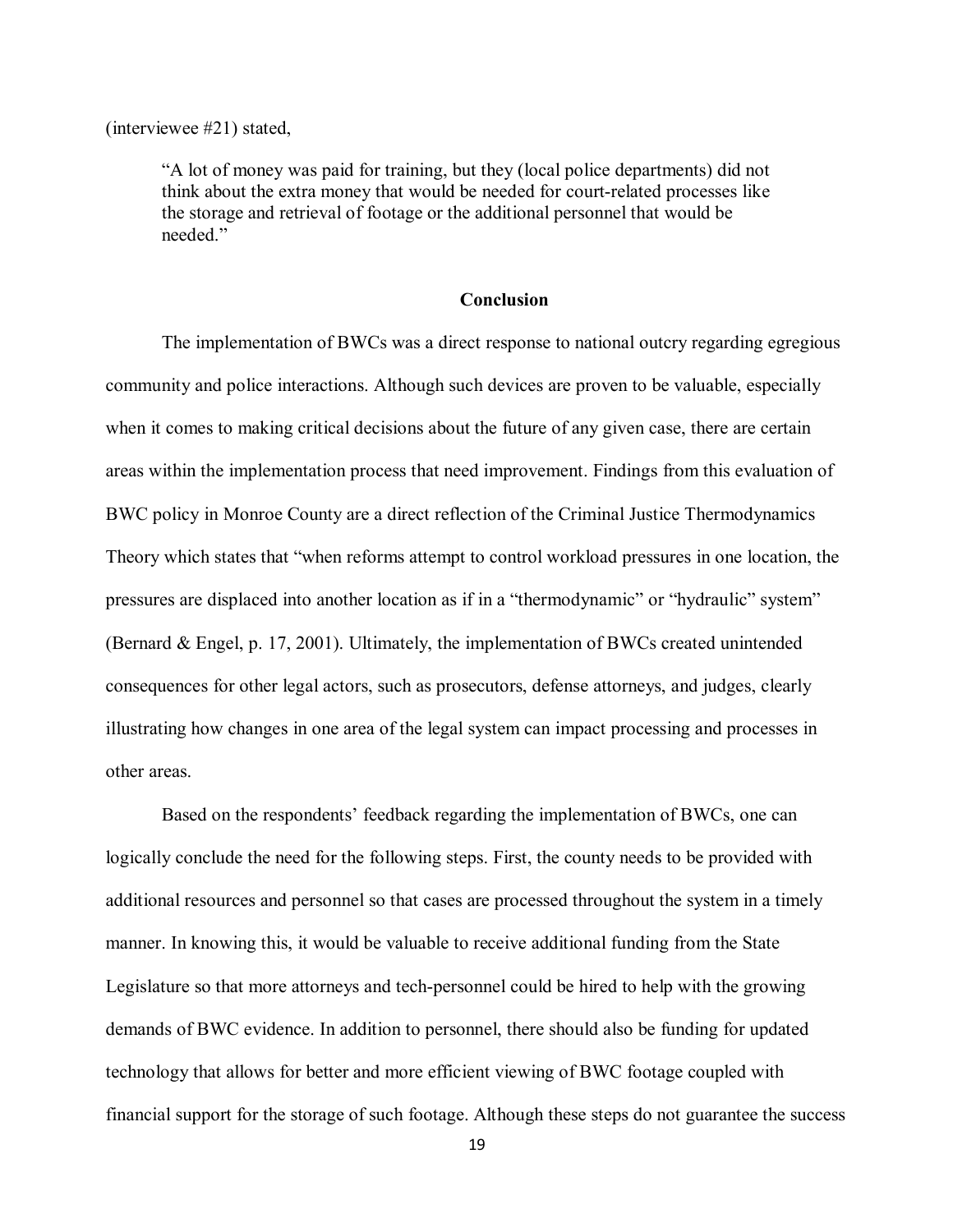(interviewee #21) stated,

> "A lot of money was paid for training, but they (local police departments) did not think about the extra money that would be needed for court-related processes like the storage and retrieval of footage or the additional personnel that would be needed."

## Conclusion

The implementation of BWCs was a direct response to national outcry regarding egregious community and police interactions. Although such devices are proven to be valuable, especially when it comes to making critical decisions about the future of any given case, there are certain areas within the implementation process that need improvement. Findings from this evaluation of BWC policy in Monroe County are a direct reflection of the Criminal Justice Thermodynamics Theory which states that "when reforms attempt to control workload pressures in one location, the pressures are displaced into another location as if in a "thermodynamic" or "hydraulic" system" (Bernard & Engel, p. 17, 2001). Ultimately, the implementation of BWCs created unintended consequences for other legal actors, such as prosecutors, defense attorneys, and judges, clearly illustrating how changes in one area of the legal system can impact processing and processes in other areas.

Based on the respondents' feedback regarding the implementation of BWCs, one can logically conclude the need for the following steps. First, the county needs to be provided with additional resources and personnel so that cases are processed throughout the system in a timely manner. In knowing this, it would be valuable to receive additional funding from the State Legislature so that more attorneys and tech-personnel could be hired to help with the growing demands of BWC evidence. In addition to personnel, there should also be funding for updated technology that allows for better and more efficient viewing of BWC footage coupled with financial support for the storage of such footage. Although these steps do not guarantee the success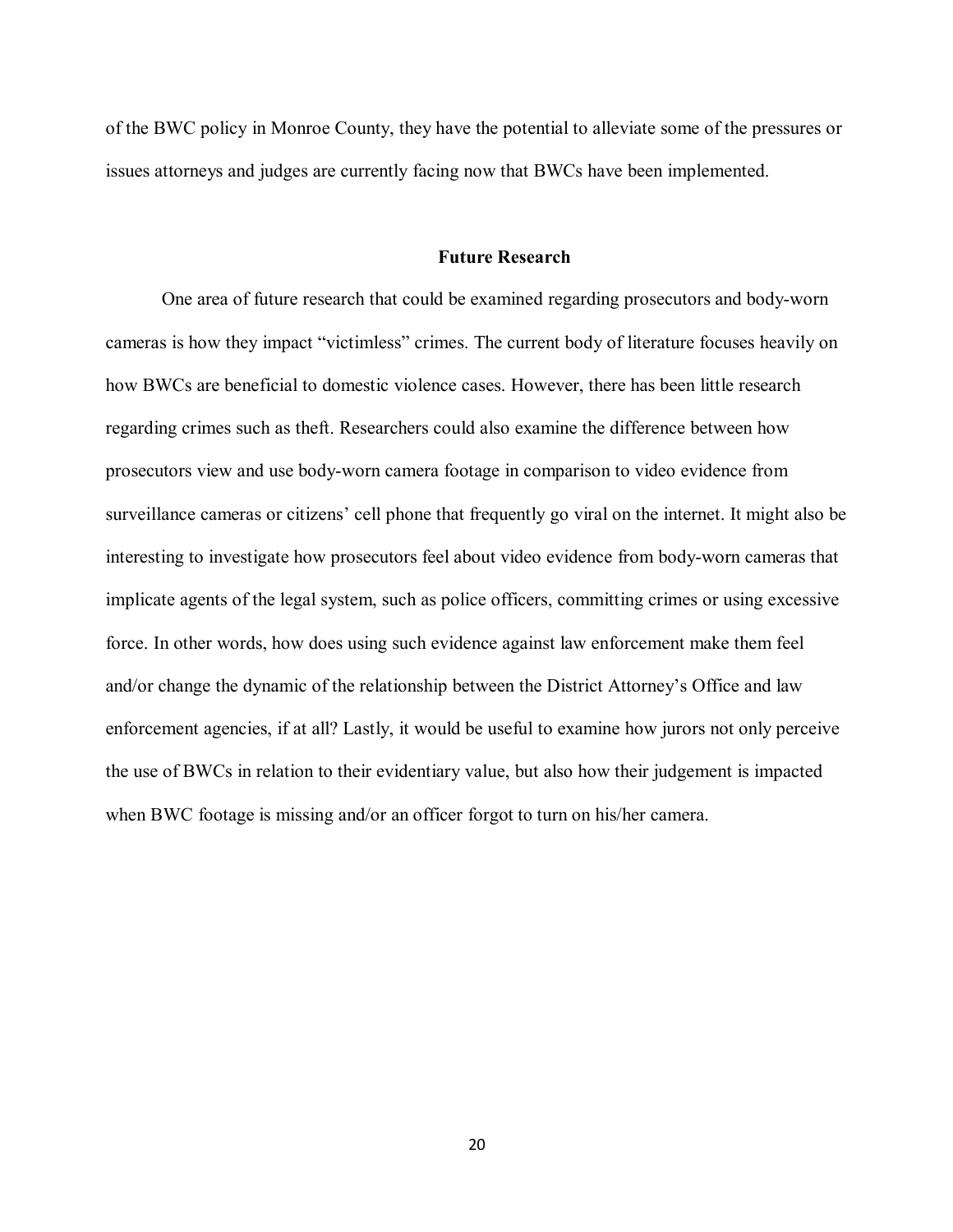of the BWC policy in Monroe County, they have the potential to alleviate some of the pressures or issues attorneys and judges are currently facing now that BWCs have been implemented.

## Future Research

One area of future research that could be examined regarding prosecutors and body-worn cameras is how they impact "victimless" crimes. The current body of literature focuses heavily on how BWCs are beneficial to domestic violence cases. However, there has been little research regarding crimes such as theft. Researchers could also examine the difference between how prosecutors view and use body-worn camera footage in comparison to video evidence from surveillance cameras or citizens' cell phone that frequently go viral on the internet. It might also be interesting to investigate how prosecutors feel about video evidence from body-worn cameras that implicate agents of the legal system, such as police officers, committing crimes or using excessive force. In other words, how does using such evidence against law enforcement make them feel and/or change the dynamic of the relationship between the District Attorney's Office and law enforcement agencies, if at all? Lastly, it would be useful to examine how jurors not only perceive the use of BWCs in relation to their evidentiary value, but also how their judgement is impacted when BWC footage is missing and/or an officer forgot to turn on his/her camera.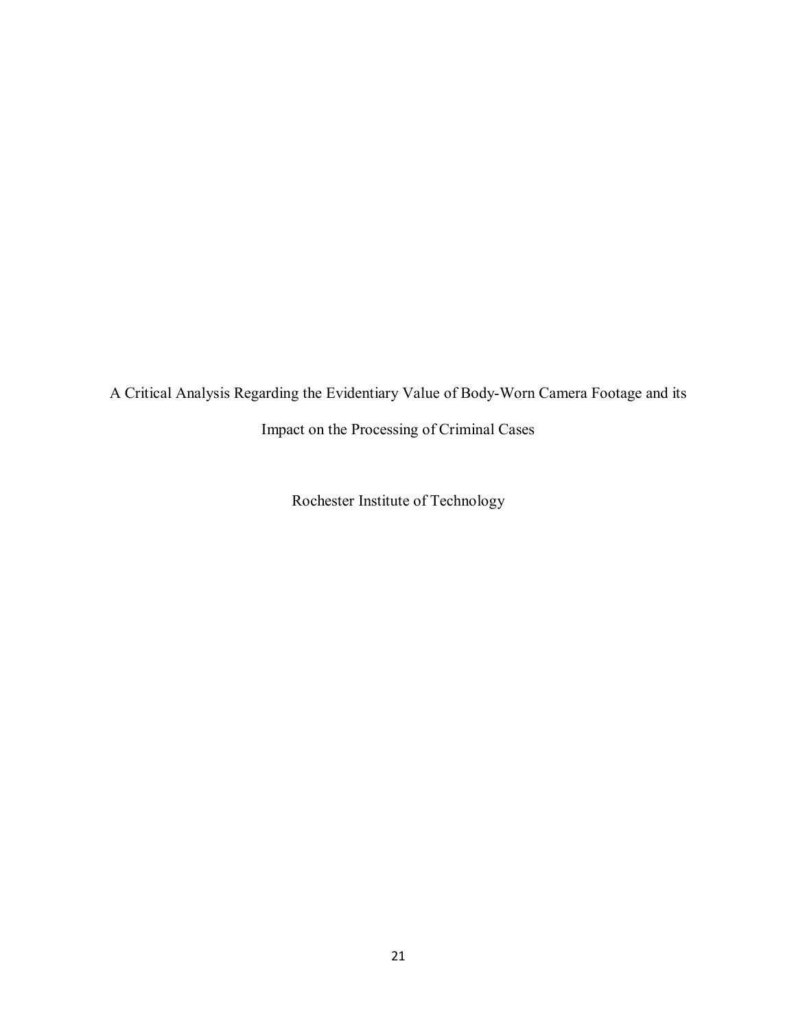A Critical Analysis Regarding the Evidentiary Value of Body-Worn Camera Footage and its Impact on the Processing of Criminal Cases

Rochester Institute of Technology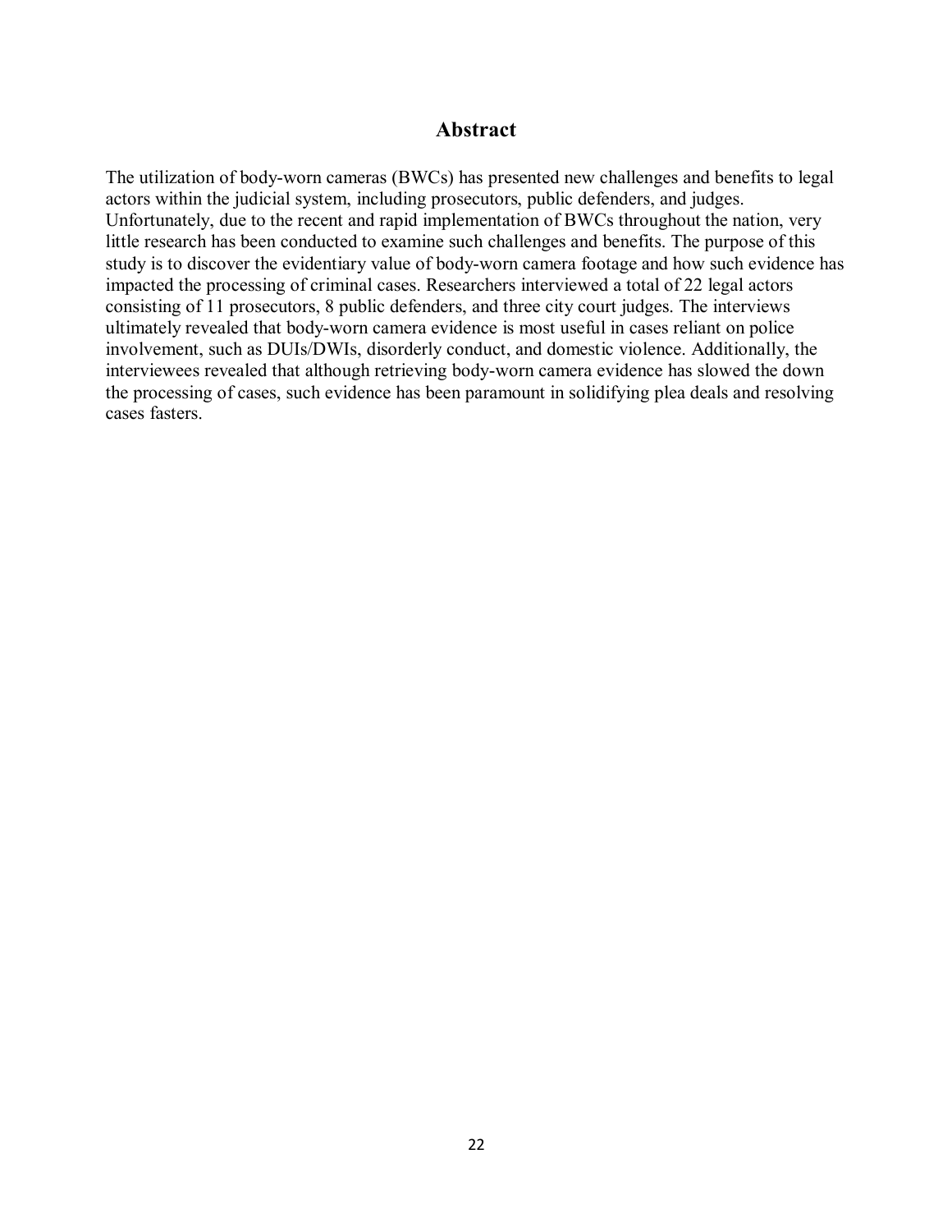## Abstract

The utilization of body-worn cameras (BWCs) has presented new challenges and benefits to legal actors within the judicial system, including prosecutors, public defenders, and judges. Unfortunately, due to the recent and rapid implementation of BWCs throughout the nation, very little research has been conducted to examine such challenges and benefits. The purpose of this study is to discover the evidentiary value of body-worn camera footage and how such evidence has impacted the processing of criminal cases. Researchers interviewed a total of 22 legal actors consisting of 11 prosecutors, 8 public defenders, and three city court judges. The interviews ultimately revealed that body-worn camera evidence is most useful in cases reliant on police involvement, such as DUIs/DWIs, disorderly conduct, and domestic violence. Additionally, the interviewees revealed that although retrieving body-worn camera evidence has slowed the down the processing of cases, such evidence has been paramount in solidifying plea deals and resolving cases fasters.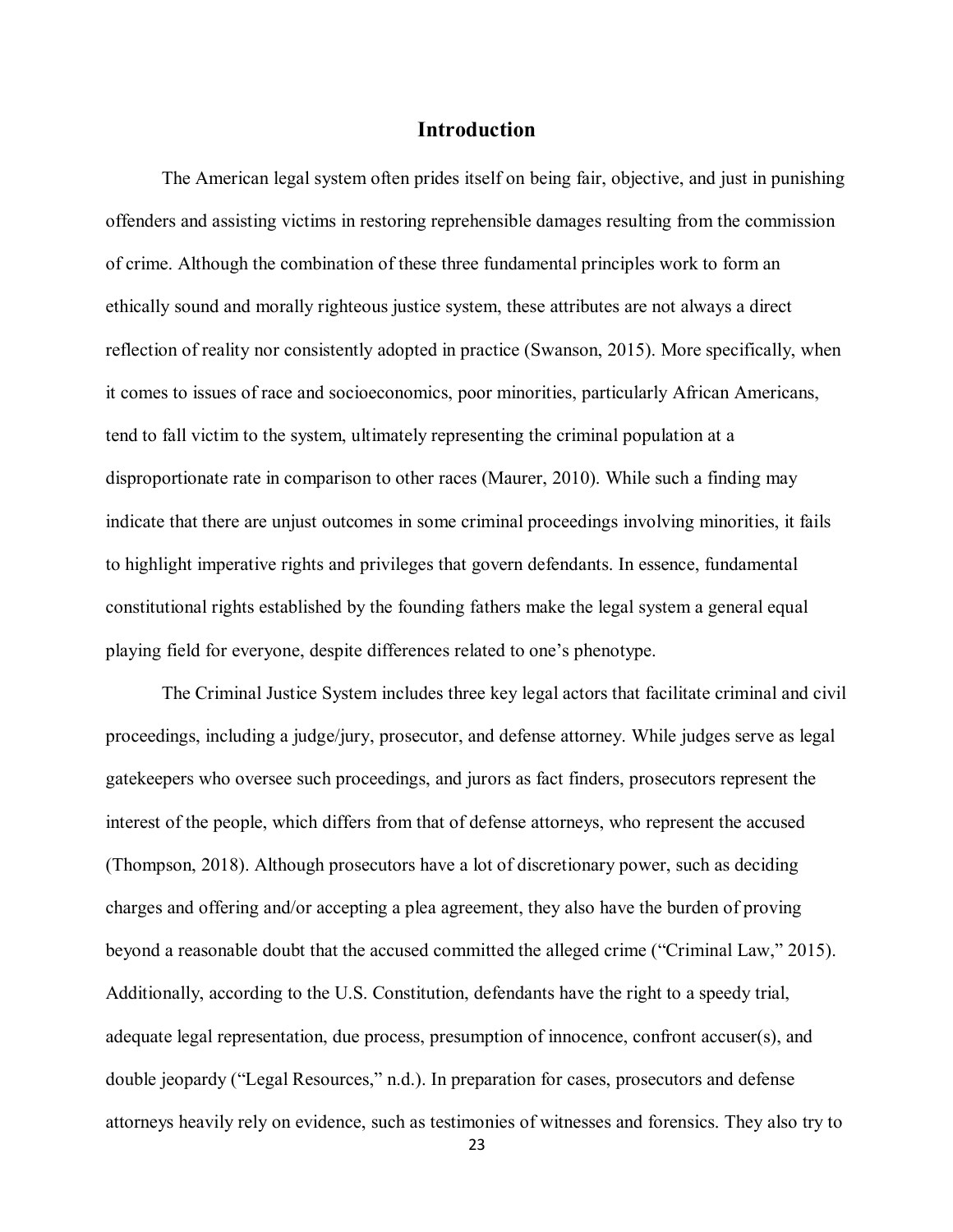## Introduction

The American legal system often prides itself on being fair, objective, and just in punishing offenders and assisting victims in restoring reprehensible damages resulting from the commission of crime. Although the combination of these three fundamental principles work to form an ethically sound and morally righteous justice system, these attributes are not always a direct reflection of reality nor consistently adopted in practice (Swanson, 2015). More specifically, when it comes to issues of race and socioeconomics, poor minorities, particularly African Americans, tend to fall victim to the system, ultimately representing the criminal population at a disproportionate rate in comparison to other races (Maurer, 2010). While such a finding may indicate that there are unjust outcomes in some criminal proceedings involving minorities, it fails to highlight imperative rights and privileges that govern defendants. In essence, fundamental constitutional rights established by the founding fathers make the legal system a general equal playing field for everyone, despite differences related to one's phenotype.

The Criminal Justice System includes three key legal actors that facilitate criminal and civil proceedings, including a judge/jury, prosecutor, and defense attorney. While judges serve as legal gatekeepers who oversee such proceedings, and jurors as fact finders, prosecutors represent the interest of the people, which differs from that of defense attorneys, who represent the accused (Thompson, 2018). Although prosecutors have a lot of discretionary power, such as deciding charges and offering and/or accepting a plea agreement, they also have the burden of proving beyond a reasonable doubt that the accused committed the alleged crime ("Criminal Law," 2015). Additionally, according to the U.S. Constitution, defendants have the right to a speedy trial, adequate legal representation, due process, presumption of innocence, confront accuser(s), and double jeopardy ("Legal Resources," n.d.). In preparation for cases, prosecutors and defense attorneys heavily rely on evidence, such as testimonies of witnesses and forensics. They also try to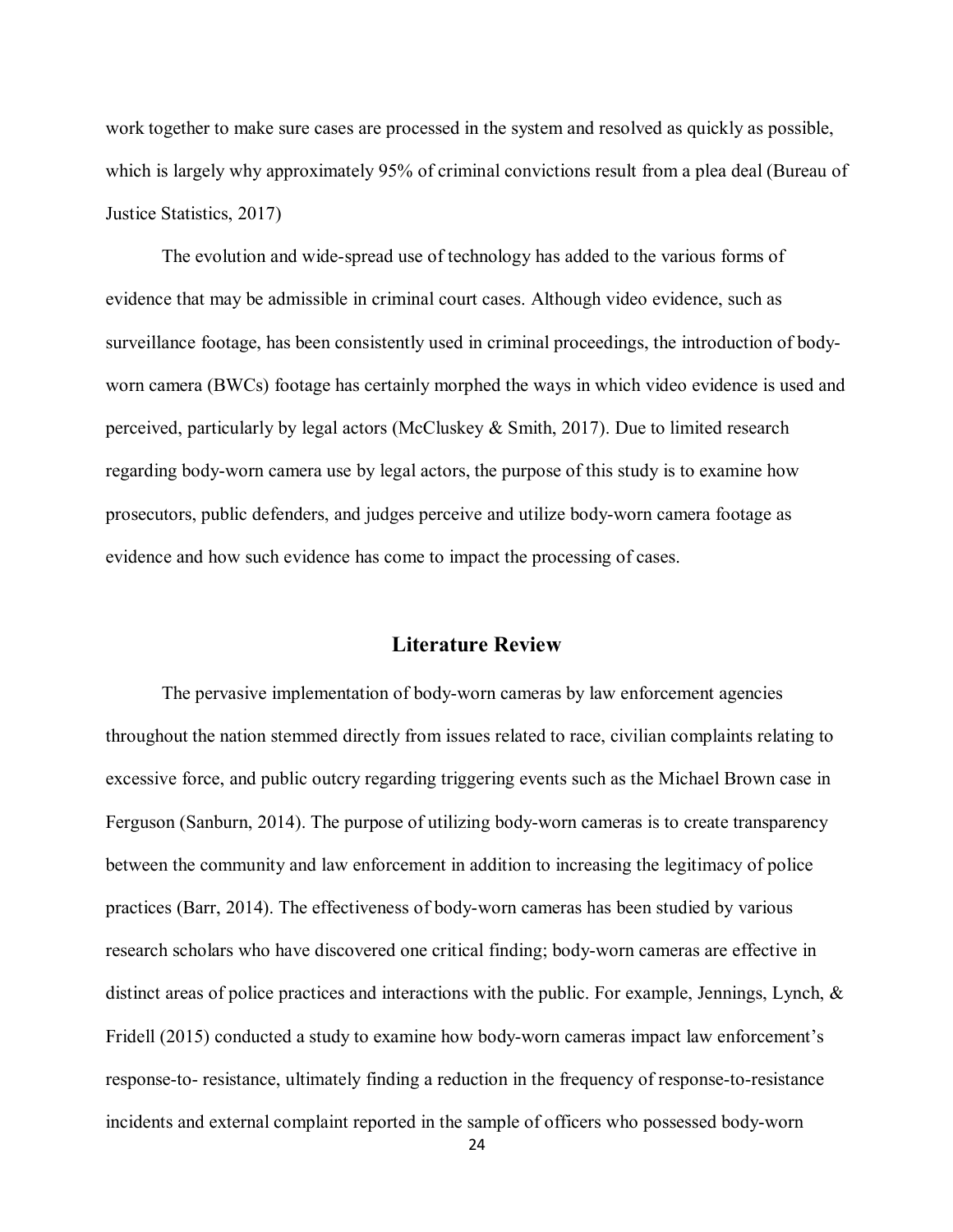work together to make sure cases are processed in the system and resolved as quickly as possible, which is largely why approximately 95% of criminal convictions result from a plea deal (Bureau of Justice Statistics, 2017)

The evolution and wide-spread use of technology has added to the various forms of evidence that may be admissible in criminal court cases. Although video evidence, such as surveillance footage, has been consistently used in criminal proceedings, the introduction of body-worn camera (BWCs) footage has certainly morphed the ways in which video evidence is used and perceived, particularly by legal actors (McCluskey & Smith, 2017). Due to limited research regarding body-worn camera use by legal actors, the purpose of this study is to examine how prosecutors, public defenders, and judges perceive and utilize body-worn camera footage as evidence and how such evidence has come to impact the processing of cases.

## Literature Review

The pervasive implementation of body-worn cameras by law enforcement agencies throughout the nation stemmed directly from issues related to race, civilian complaints relating to excessive force, and public outcry regarding triggering events such as the Michael Brown case in Ferguson (Sanburn, 2014). The purpose of utilizing body-worn cameras is to create transparency between the community and law enforcement in addition to increasing the legitimacy of police practices (Barr, 2014). The effectiveness of body-worn cameras has been studied by various research scholars who have discovered one critical finding; body-worn cameras are effective in distinct areas of police practices and interactions with the public. For example, Jennings, Lynch, & Fridell (2015) conducted a study to examine how body-worn cameras impact law enforcement's response-to- resistance, ultimately finding a reduction in the frequency of response-to-resistance incidents and external complaint reported in the sample of officers who possessed body-worn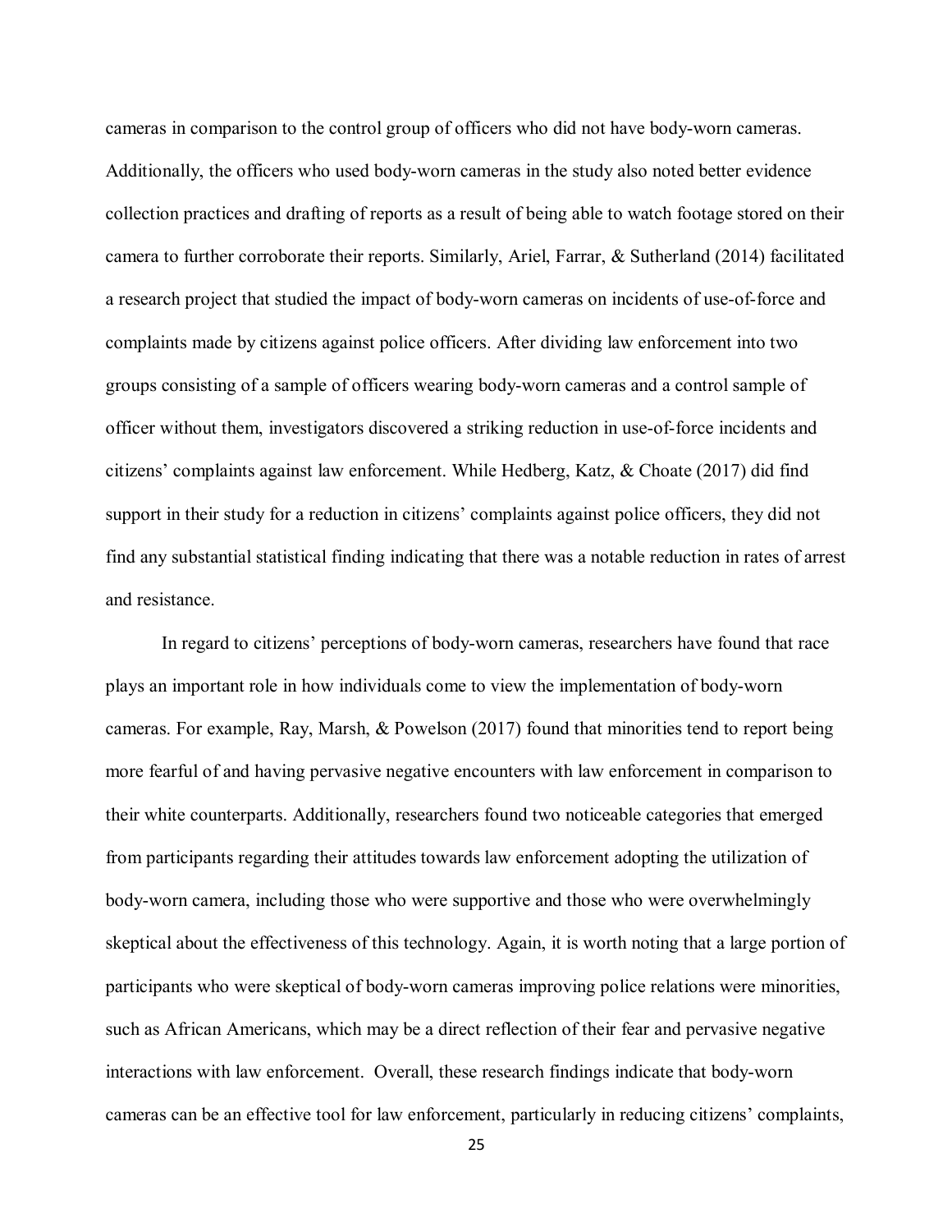cameras in comparison to the control group of officers who did not have body-worn cameras. Additionally, the officers who used body-worn cameras in the study also noted better evidence collection practices and drafting of reports as a result of being able to watch footage stored on their camera to further corroborate their reports. Similarly, Ariel, Farrar, & Sutherland (2014) facilitated a research project that studied the impact of body-worn cameras on incidents of use-of-force and complaints made by citizens against police officers. After dividing law enforcement into two groups consisting of a sample of officers wearing body-worn cameras and a control sample of officer without them, investigators discovered a striking reduction in use-of-force incidents and citizens' complaints against law enforcement. While Hedberg, Katz, & Choate (2017) did find support in their study for a reduction in citizens' complaints against police officers, they did not find any substantial statistical finding indicating that there was a notable reduction in rates of arrest and resistance.

In regard to citizens' perceptions of body-worn cameras, researchers have found that race plays an important role in how individuals come to view the implementation of body-worn cameras. For example, Ray, Marsh, & Powelson (2017) found that minorities tend to report being more fearful of and having pervasive negative encounters with law enforcement in comparison to their white counterparts. Additionally, researchers found two noticeable categories that emerged from participants regarding their attitudes towards law enforcement adopting the utilization of body-worn camera, including those who were supportive and those who were overwhelmingly skeptical about the effectiveness of this technology. Again, it is worth noting that a large portion of participants who were skeptical of body-worn cameras improving police relations were minorities, such as African Americans, which may be a direct reflection of their fear and pervasive negative interactions with law enforcement. Overall, these research findings indicate that body-worn cameras can be an effective tool for law enforcement, particularly in reducing citizens' complaints,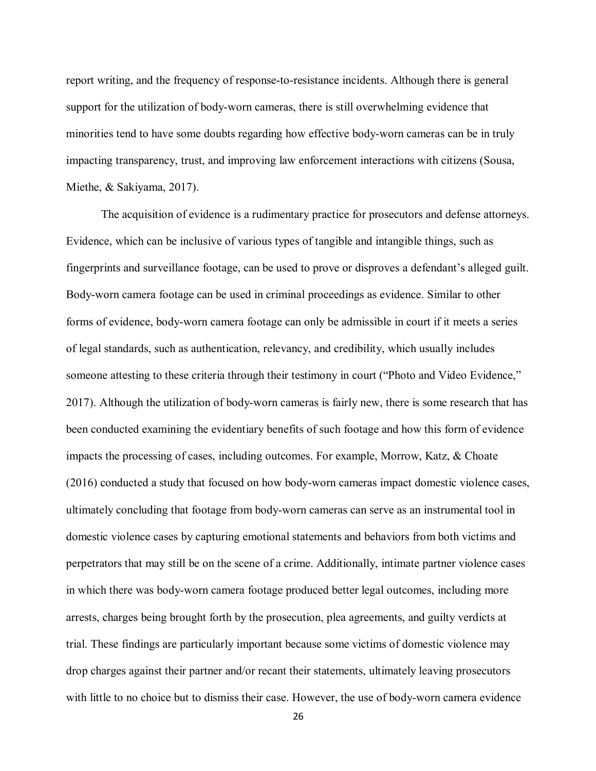report writing, and the frequency of response-to-resistance incidents. Although there is general support for the utilization of body-worn cameras, there is still overwhelming evidence that minorities tend to have some doubts regarding how effective body-worn cameras can be in truly impacting transparency, trust, and improving law enforcement interactions with citizens (Sousa, Miethe, & Sakiyama, 2017).

The acquisition of evidence is a rudimentary practice for prosecutors and defense attorneys. Evidence, which can be inclusive of various types of tangible and intangible things, such as fingerprints and surveillance footage, can be used to prove or disproves a defendant's alleged guilt. Body-worn camera footage can be used in criminal proceedings as evidence. Similar to other forms of evidence, body-worn camera footage can only be admissible in court if it meets a series of legal standards, such as authentication, relevancy, and credibility, which usually includes someone attesting to these criteria through their testimony in court ("Photo and Video Evidence," 2017). Although the utilization of body-worn cameras is fairly new, there is some research that has been conducted examining the evidentiary benefits of such footage and how this form of evidence impacts the processing of cases, including outcomes. For example, Morrow, Katz, & Choate (2016) conducted a study that focused on how body-worn cameras impact domestic violence cases, ultimately concluding that footage from body-worn cameras can serve as an instrumental tool in domestic violence cases by capturing emotional statements and behaviors from both victims and perpetrators that may still be on the scene of a crime. Additionally, intimate partner violence cases in which there was body-worn camera footage produced better legal outcomes, including more arrests, charges being brought forth by the prosecution, plea agreements, and guilty verdicts at trial. These findings are particularly important because some victims of domestic violence may drop charges against their partner and/or recant their statements, ultimately leaving prosecutors with little to no choice but to dismiss their case. However, the use of body-worn camera evidence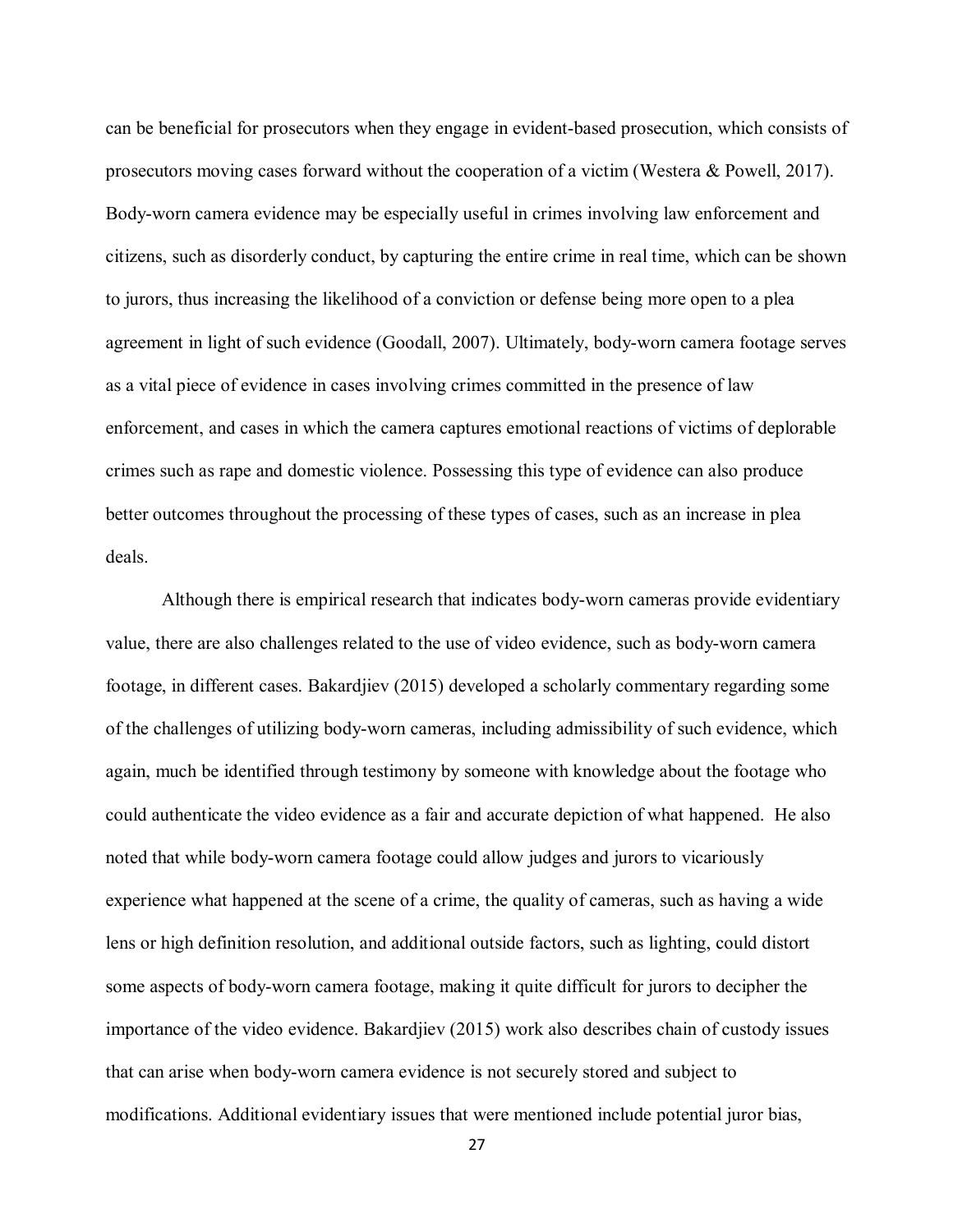can be beneficial for prosecutors when they engage in evident-based prosecution, which consists of prosecutors moving cases forward without the cooperation of a victim (Westera & Powell, 2017). Body-worn camera evidence may be especially useful in crimes involving law enforcement and citizens, such as disorderly conduct, by capturing the entire crime in real time, which can be shown to jurors, thus increasing the likelihood of a conviction or defense being more open to a plea agreement in light of such evidence (Goodall, 2007). Ultimately, body-worn camera footage serves as a vital piece of evidence in cases involving crimes committed in the presence of law enforcement, and cases in which the camera captures emotional reactions of victims of deplorable crimes such as rape and domestic violence. Possessing this type of evidence can also produce better outcomes throughout the processing of these types of cases, such as an increase in plea deals.

Although there is empirical research that indicates body-worn cameras provide evidentiary value, there are also challenges related to the use of video evidence, such as body-worn camera footage, in different cases. Bakardjiev (2015) developed a scholarly commentary regarding some of the challenges of utilizing body-worn cameras, including admissibility of such evidence, which again, much be identified through testimony by someone with knowledge about the footage who could authenticate the video evidence as a fair and accurate depiction of what happened. He also noted that while body-worn camera footage could allow judges and jurors to vicariously experience what happened at the scene of a crime, the quality of cameras, such as having a wide lens or high definition resolution, and additional outside factors, such as lighting, could distort some aspects of body-worn camera footage, making it quite difficult for jurors to decipher the importance of the video evidence. Bakardjiev (2015) work also describes chain of custody issues that can arise when body-worn camera evidence is not securely stored and subject to modifications. Additional evidentiary issues that were mentioned include potential juror bias,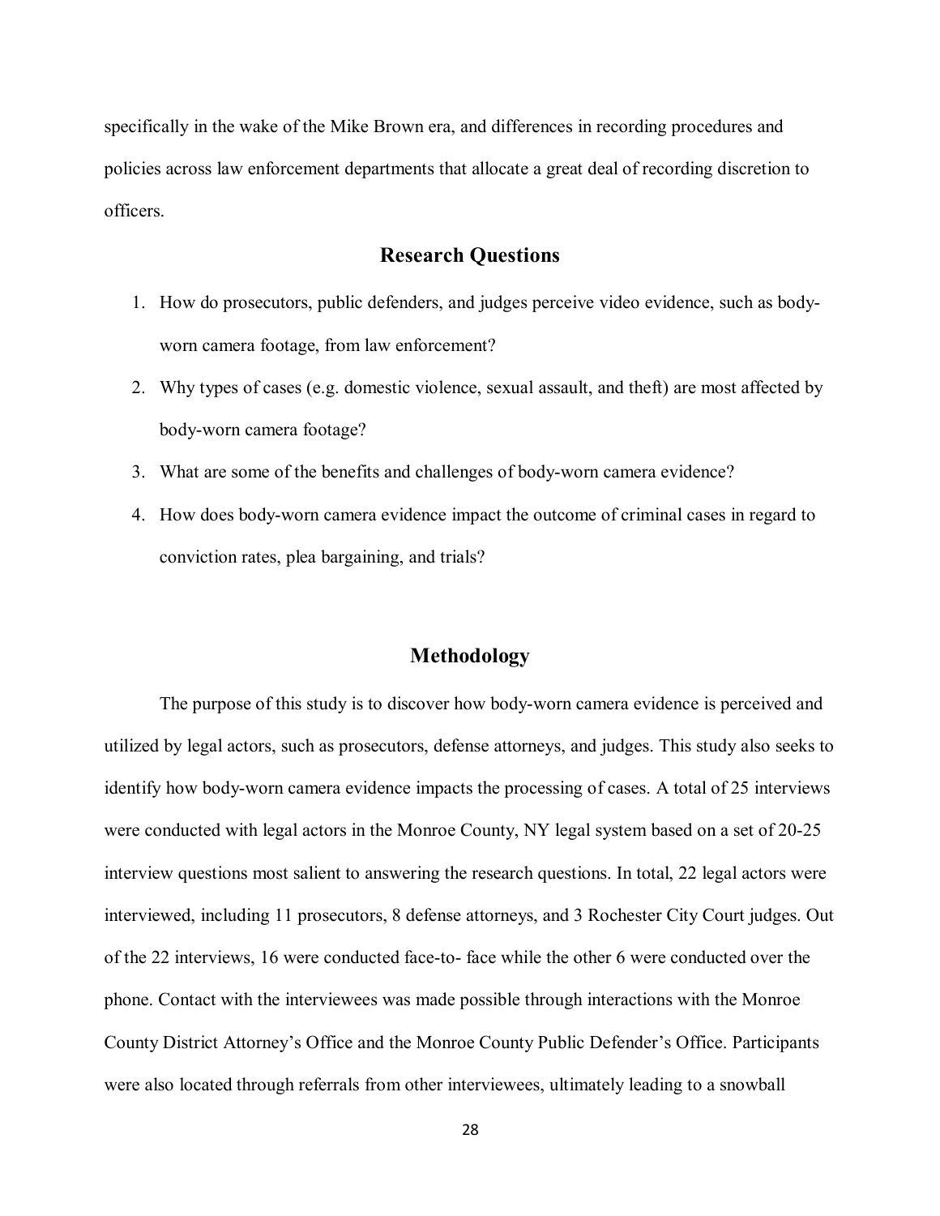specifically in the wake of the Mike Brown era, and differences in recording procedures and policies across law enforcement departments that allocate a great deal of recording discretion to officers.

## Research Questions

1. How do prosecutors, public defenders, and judges perceive video evidence, such as body-worn camera footage, from law enforcement?
2. Why types of cases (e.g. domestic violence, sexual assault, and theft) are most affected by body-worn camera footage?
3. What are some of the benefits and challenges of body-worn camera evidence?
4. How does body-worn camera evidence impact the outcome of criminal cases in regard to conviction rates, plea bargaining, and trials?

## Methodology

The purpose of this study is to discover how body-worn camera evidence is perceived and utilized by legal actors, such as prosecutors, defense attorneys, and judges. This study also seeks to identify how body-worn camera evidence impacts the processing of cases. A total of 25 interviews were conducted with legal actors in the Monroe County, NY legal system based on a set of 20-25 interview questions most salient to answering the research questions. In total, 22 legal actors were interviewed, including 11 prosecutors, 8 defense attorneys, and 3 Rochester City Court judges. Out of the 22 interviews, 16 were conducted face-to- face while the other 6 were conducted over the phone. Contact with the interviewees was made possible through interactions with the Monroe County District Attorney's Office and the Monroe County Public Defender's Office. Participants were also located through referrals from other interviewees, ultimately leading to a snowball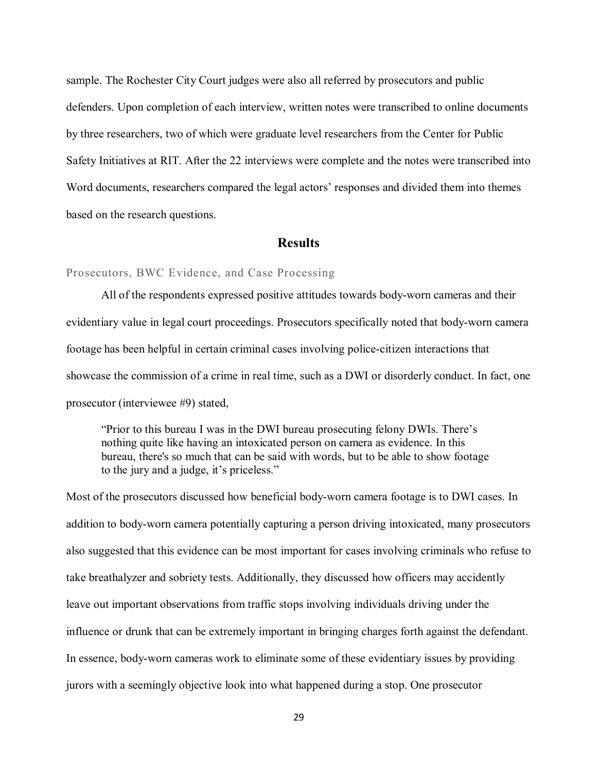sample. The Rochester City Court judges were also all referred by prosecutors and public defenders. Upon completion of each interview, written notes were transcribed to online documents by three researchers, two of which were graduate level researchers from the Center for Public Safety Initiatives at RIT. After the 22 interviews were complete and the notes were transcribed into Word documents, researchers compared the legal actors' responses and divided them into themes based on the research questions.

## Results

### Prosecutors, BWC Evidence, and Case Processing

All of the respondents expressed positive attitudes towards body-worn cameras and their evidentiary value in legal court proceedings. Prosecutors specifically noted that body-worn camera footage has been helpful in certain criminal cases involving police-citizen interactions that showcase the commission of a crime in real time, such as a DWI or disorderly conduct. In fact, one prosecutor (interviewee #9) stated,

> "Prior to this bureau I was in the DWI bureau prosecuting felony DWIs. There's nothing quite like having an intoxicated person on camera as evidence. In this bureau, there's so much that can be said with words, but to be able to show footage to the jury and a judge, it's priceless."

Most of the prosecutors discussed how beneficial body-worn camera footage is to DWI cases. In addition to body-worn camera potentially capturing a person driving intoxicated, many prosecutors also suggested that this evidence can be most important for cases involving criminals who refuse to take breathalyzer and sobriety tests. Additionally, they discussed how officers may accidently leave out important observations from traffic stops involving individuals driving under the influence or drunk that can be extremely important in bringing charges forth against the defendant. In essence, body-worn cameras work to eliminate some of these evidentiary issues by providing jurors with a seemingly objective look into what happened during a stop. One prosecutor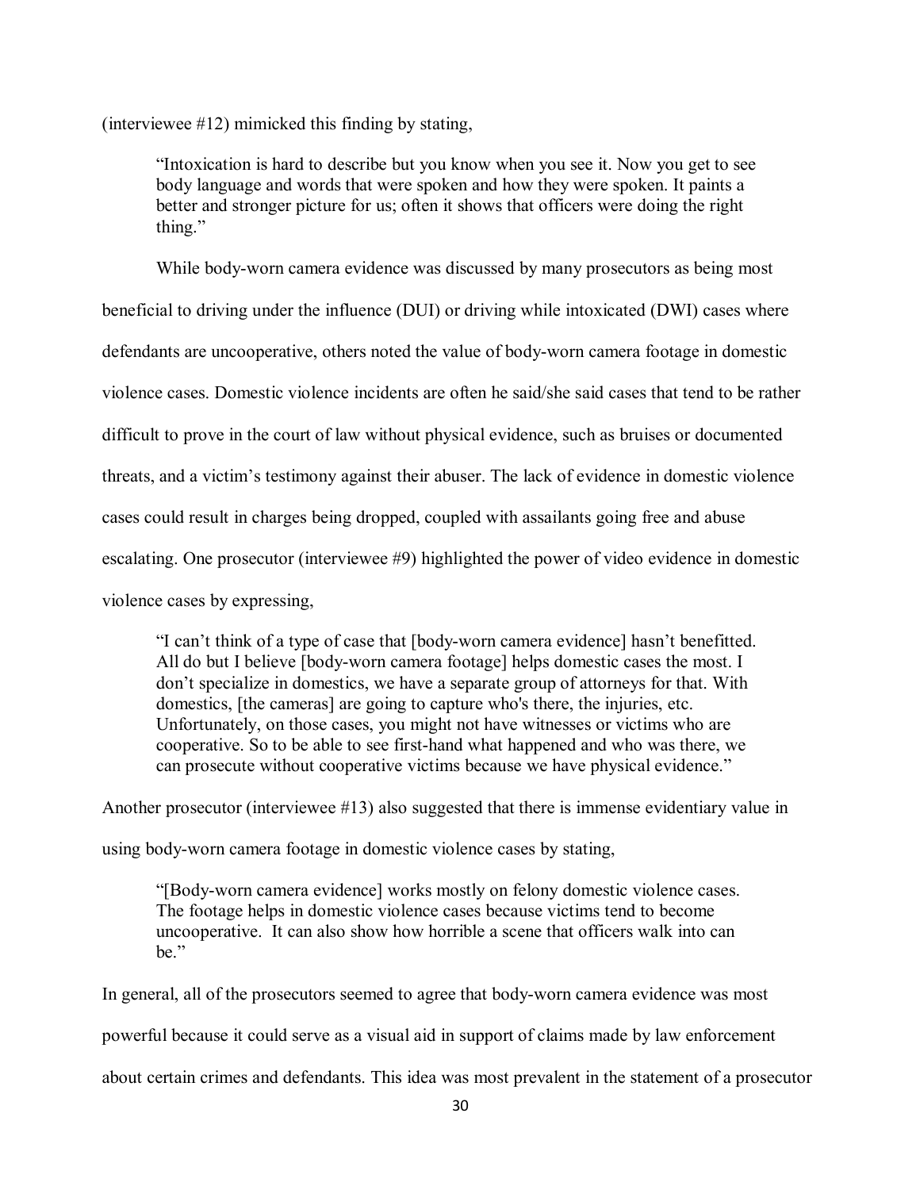(interviewee #12) mimicked this finding by stating,

> "Intoxication is hard to describe but you know when you see it. Now you get to see body language and words that were spoken and how they were spoken. It paints a better and stronger picture for us; often it shows that officers were doing the right thing."

While body-worn camera evidence was discussed by many prosecutors as being most beneficial to driving under the influence (DUI) or driving while intoxicated (DWI) cases where defendants are uncooperative, others noted the value of body-worn camera footage in domestic violence cases. Domestic violence incidents are often he said/she said cases that tend to be rather difficult to prove in the court of law without physical evidence, such as bruises or documented threats, and a victim's testimony against their abuser. The lack of evidence in domestic violence cases could result in charges being dropped, coupled with assailants going free and abuse escalating. One prosecutor (interviewee #9) highlighted the power of video evidence in domestic violence cases by expressing,

> "I can't think of a type of case that [body-worn camera evidence] hasn't benefitted. All do but I believe [body-worn camera footage] helps domestic cases the most. I don't specialize in domestics, we have a separate group of attorneys for that. With domestics, [the cameras] are going to capture who's there, the injuries, etc. Unfortunately, on those cases, you might not have witnesses or victims who are cooperative. So to be able to see first-hand what happened and who was there, we can prosecute without cooperative victims because we have physical evidence."

Another prosecutor (interviewee #13) also suggested that there is immense evidentiary value in using body-worn camera footage in domestic violence cases by stating,

> "[Body-worn camera evidence] works mostly on felony domestic violence cases. The footage helps in domestic violence cases because victims tend to become uncooperative. It can also show how horrible a scene that officers walk into can be."

In general, all of the prosecutors seemed to agree that body-worn camera evidence was most powerful because it could serve as a visual aid in support of claims made by law enforcement about certain crimes and defendants. This idea was most prevalent in the statement of a prosecutor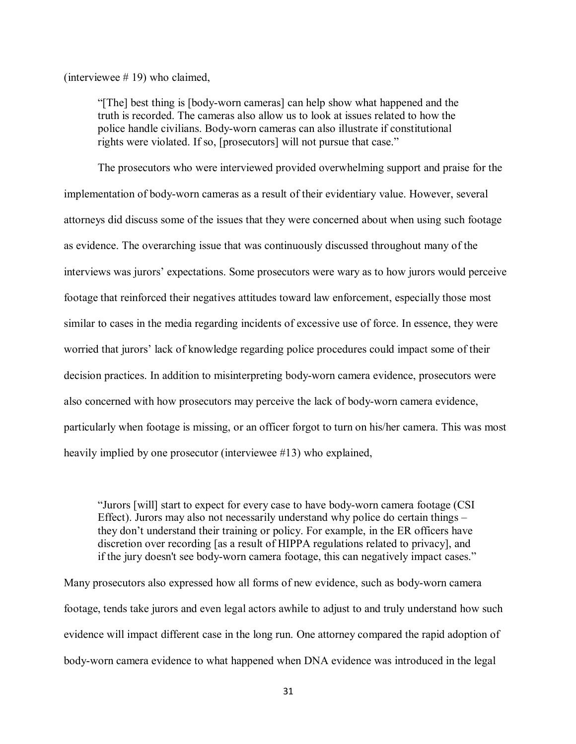(interviewee # 19) who claimed,

> "[The] best thing is [body-worn cameras] can help show what happened and the truth is recorded. The cameras also allow us to look at issues related to how the police handle civilians. Body-worn cameras can also illustrate if constitutional rights were violated. If so, [prosecutors] will not pursue that case."

The prosecutors who were interviewed provided overwhelming support and praise for the implementation of body-worn cameras as a result of their evidentiary value. However, several attorneys did discuss some of the issues that they were concerned about when using such footage as evidence. The overarching issue that was continuously discussed throughout many of the interviews was jurors' expectations. Some prosecutors were wary as to how jurors would perceive footage that reinforced their negatives attitudes toward law enforcement, especially those most similar to cases in the media regarding incidents of excessive use of force. In essence, they were worried that jurors' lack of knowledge regarding police procedures could impact some of their decision practices. In addition to misinterpreting body-worn camera evidence, prosecutors were also concerned with how prosecutors may perceive the lack of body-worn camera evidence, particularly when footage is missing, or an officer forgot to turn on his/her camera. This was most heavily implied by one prosecutor (interviewee #13) who explained,

> "Jurors [will] start to expect for every case to have body-worn camera footage (CSI Effect). Jurors may also not necessarily understand why police do certain things – they don't understand their training or policy. For example, in the ER officers have discretion over recording [as a result of HIPPA regulations related to privacy], and if the jury doesn't see body-worn camera footage, this can negatively impact cases."

Many prosecutors also expressed how all forms of new evidence, such as body-worn camera footage, tends take jurors and even legal actors awhile to adjust to and truly understand how such evidence will impact different case in the long run. One attorney compared the rapid adoption of body-worn camera evidence to what happened when DNA evidence was introduced in the legal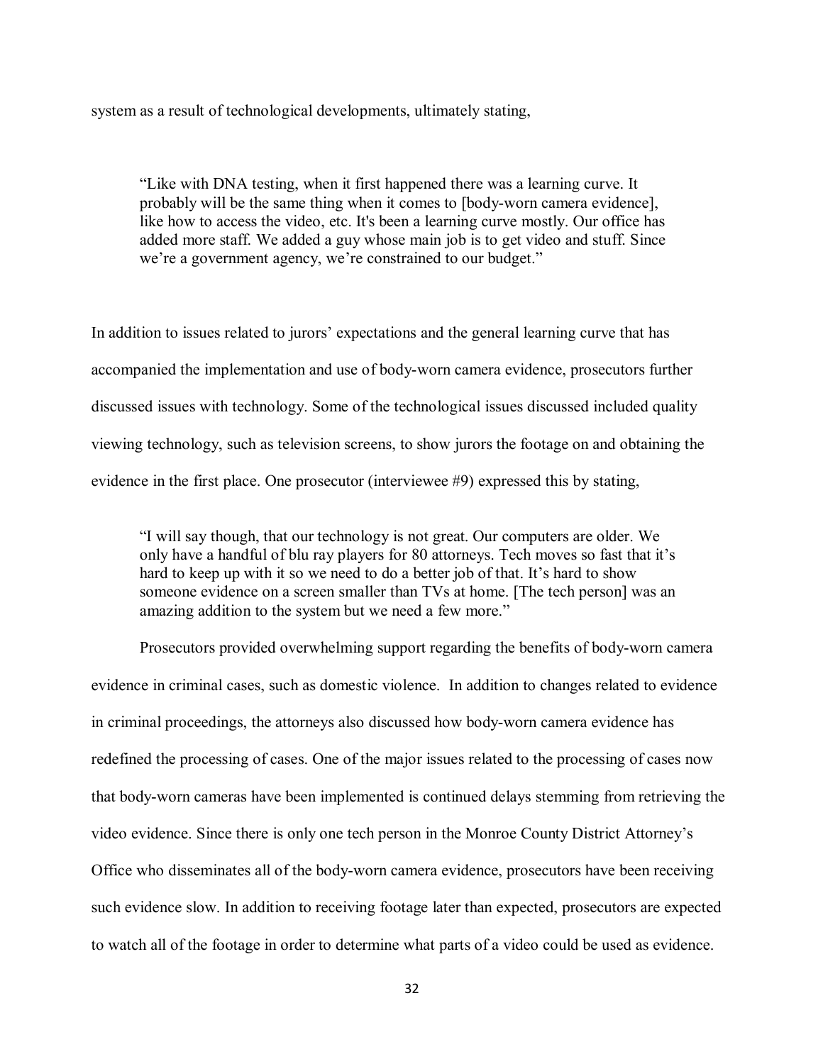system as a result of technological developments, ultimately stating,

> "Like with DNA testing, when it first happened there was a learning curve. It probably will be the same thing when it comes to [body-worn camera evidence], like how to access the video, etc. It's been a learning curve mostly. Our office has added more staff. We added a guy whose main job is to get video and stuff. Since we're a government agency, we're constrained to our budget."

In addition to issues related to jurors' expectations and the general learning curve that has accompanied the implementation and use of body-worn camera evidence, prosecutors further discussed issues with technology. Some of the technological issues discussed included quality viewing technology, such as television screens, to show jurors the footage on and obtaining the evidence in the first place. One prosecutor (interviewee #9) expressed this by stating,

> "I will say though, that our technology is not great. Our computers are older. We only have a handful of blu ray players for 80 attorneys. Tech moves so fast that it's hard to keep up with it so we need to do a better job of that. It's hard to show someone evidence on a screen smaller than TVs at home. [The tech person] was an amazing addition to the system but we need a few more."

Prosecutors provided overwhelming support regarding the benefits of body-worn camera evidence in criminal cases, such as domestic violence. In addition to changes related to evidence in criminal proceedings, the attorneys also discussed how body-worn camera evidence has redefined the processing of cases. One of the major issues related to the processing of cases now that body-worn cameras have been implemented is continued delays stemming from retrieving the video evidence. Since there is only one tech person in the Monroe County District Attorney's Office who disseminates all of the body-worn camera evidence, prosecutors have been receiving such evidence slow. In addition to receiving footage later than expected, prosecutors are expected to watch all of the footage in order to determine what parts of a video could be used as evidence.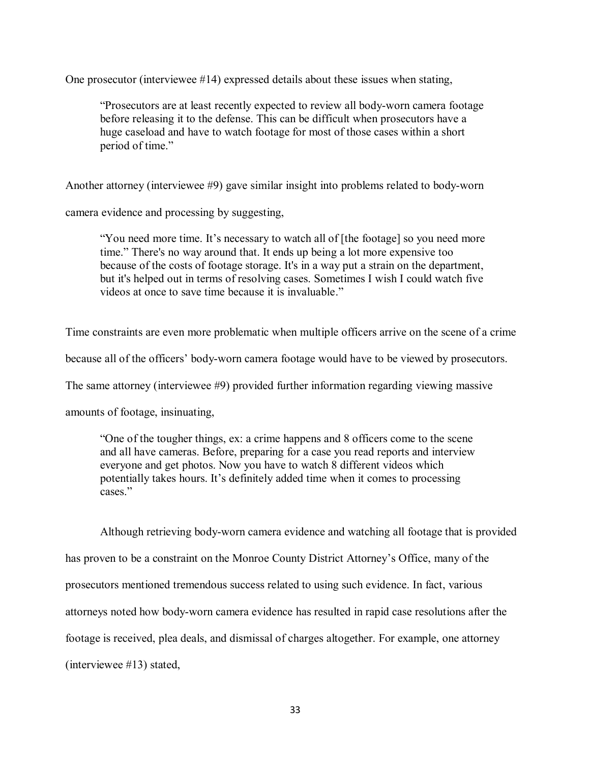One prosecutor (interviewee #14) expressed details about these issues when stating,

> "Prosecutors are at least recently expected to review all body-worn camera footage before releasing it to the defense. This can be difficult when prosecutors have a huge caseload and have to watch footage for most of those cases within a short period of time."

Another attorney (interviewee #9) gave similar insight into problems related to body-worn camera evidence and processing by suggesting,

> "You need more time. It's necessary to watch all of [the footage] so you need more time." There's no way around that. It ends up being a lot more expensive too because of the costs of footage storage. It's in a way put a strain on the department, but it's helped out in terms of resolving cases. Sometimes I wish I could watch five videos at once to save time because it is invaluable."

Time constraints are even more problematic when multiple officers arrive on the scene of a crime because all of the officers' body-worn camera footage would have to be viewed by prosecutors. The same attorney (interviewee #9) provided further information regarding viewing massive amounts of footage, insinuating,

> "One of the tougher things, ex: a crime happens and 8 officers come to the scene and all have cameras. Before, preparing for a case you read reports and interview everyone and get photos. Now you have to watch 8 different videos which potentially takes hours. It's definitely added time when it comes to processing cases."

Although retrieving body-worn camera evidence and watching all footage that is provided has proven to be a constraint on the Monroe County District Attorney's Office, many of the prosecutors mentioned tremendous success related to using such evidence. In fact, various attorneys noted how body-worn camera evidence has resulted in rapid case resolutions after the footage is received, plea deals, and dismissal of charges altogether. For example, one attorney (interviewee #13) stated,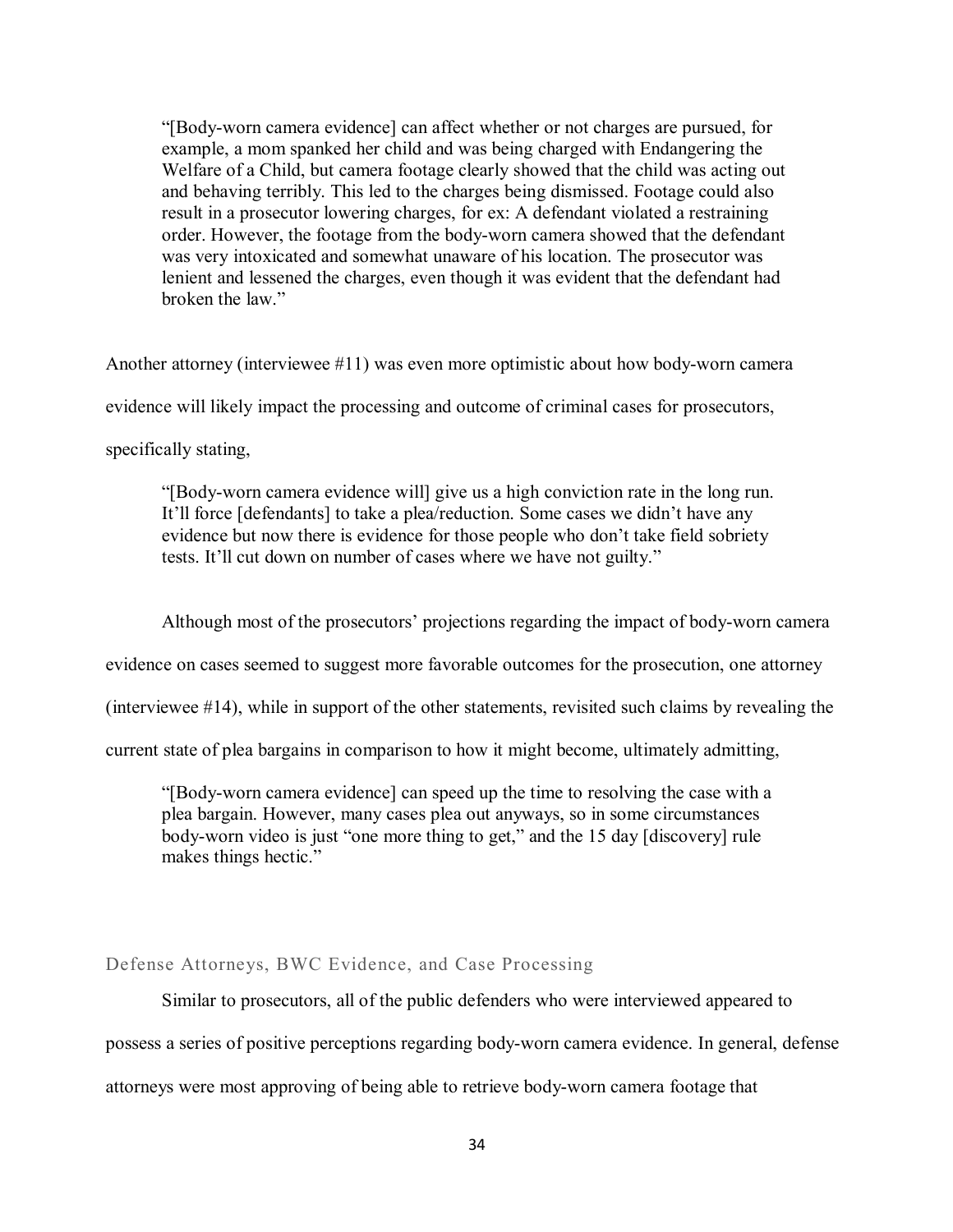> "[Body-worn camera evidence] can affect whether or not charges are pursued, for example, a mom spanked her child and was being charged with Endangering the Welfare of a Child, but camera footage clearly showed that the child was acting out and behaving terribly. This led to the charges being dismissed. Footage could also result in a prosecutor lowering charges, for ex: A defendant violated a restraining order. However, the footage from the body-worn camera showed that the defendant was very intoxicated and somewhat unaware of his location. The prosecutor was lenient and lessened the charges, even though it was evident that the defendant had broken the law."

Another attorney (interviewee #11) was even more optimistic about how body-worn camera evidence will likely impact the processing and outcome of criminal cases for prosecutors, specifically stating,

> "[Body-worn camera evidence will] give us a high conviction rate in the long run. It'll force [defendants] to take a plea/reduction. Some cases we didn't have any evidence but now there is evidence for those people who don't take field sobriety tests. It'll cut down on number of cases where we have not guilty."

Although most of the prosecutors' projections regarding the impact of body-worn camera evidence on cases seemed to suggest more favorable outcomes for the prosecution, one attorney (interviewee #14), while in support of the other statements, revisited such claims by revealing the current state of plea bargains in comparison to how it might become, ultimately admitting,

> "[Body-worn camera evidence] can speed up the time to resolving the case with a plea bargain. However, many cases plea out anyways, so in some circumstances body-worn video is just "one more thing to get," and the 15 day [discovery] rule makes things hectic."

### Defense Attorneys, BWC Evidence, and Case Processing

Similar to prosecutors, all of the public defenders who were interviewed appeared to possess a series of positive perceptions regarding body-worn camera evidence. In general, defense attorneys were most approving of being able to retrieve body-worn camera footage that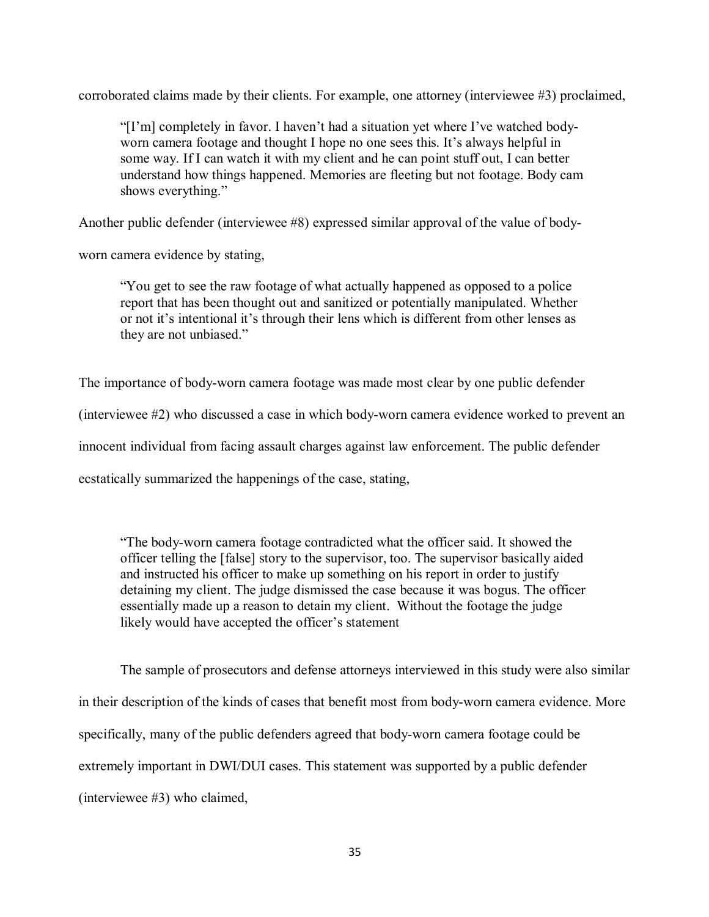corroborated claims made by their clients. For example, one attorney (interviewee #3) proclaimed,

> "[I'm] completely in favor. I haven't had a situation yet where I've watched body-worn camera footage and thought I hope no one sees this. It's always helpful in some way. If I can watch it with my client and he can point stuff out, I can better understand how things happened. Memories are fleeting but not footage. Body cam shows everything."

Another public defender (interviewee #8) expressed similar approval of the value of body-worn camera evidence by stating,

> "You get to see the raw footage of what actually happened as opposed to a police report that has been thought out and sanitized or potentially manipulated. Whether or not it's intentional it's through their lens which is different from other lenses as they are not unbiased."

The importance of body-worn camera footage was made most clear by one public defender (interviewee #2) who discussed a case in which body-worn camera evidence worked to prevent an innocent individual from facing assault charges against law enforcement. The public defender ecstatically summarized the happenings of the case, stating,

> "The body-worn camera footage contradicted what the officer said. It showed the officer telling the [false] story to the supervisor, too. The supervisor basically aided and instructed his officer to make up something on his report in order to justify detaining my client. The judge dismissed the case because it was bogus. The officer essentially made up a reason to detain my client. Without the footage the judge likely would have accepted the officer's statement

The sample of prosecutors and defense attorneys interviewed in this study were also similar in their description of the kinds of cases that benefit most from body-worn camera evidence. More specifically, many of the public defenders agreed that body-worn camera footage could be extremely important in DWI/DUI cases. This statement was supported by a public defender (interviewee #3) who claimed,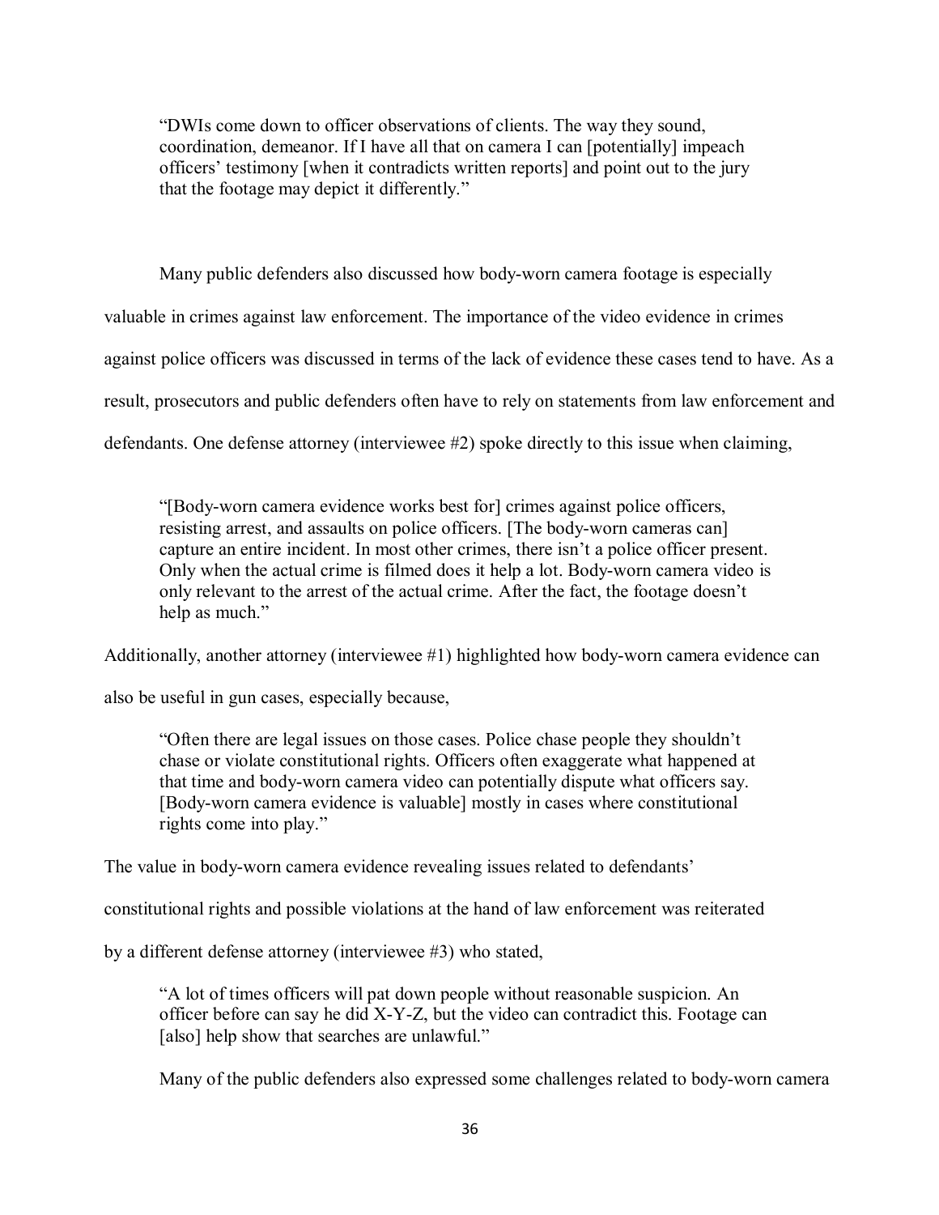> "DWIs come down to officer observations of clients. The way they sound, coordination, demeanor. If I have all that on camera I can [potentially] impeach officers' testimony [when it contradicts written reports] and point out to the jury that the footage may depict it differently."

Many public defenders also discussed how body-worn camera footage is especially valuable in crimes against law enforcement. The importance of the video evidence in crimes against police officers was discussed in terms of the lack of evidence these cases tend to have. As a result, prosecutors and public defenders often have to rely on statements from law enforcement and defendants. One defense attorney (interviewee #2) spoke directly to this issue when claiming,

> "[Body-worn camera evidence works best for] crimes against police officers, resisting arrest, and assaults on police officers. [The body-worn cameras can] capture an entire incident. In most other crimes, there isn't a police officer present. Only when the actual crime is filmed does it help a lot. Body-worn camera video is only relevant to the arrest of the actual crime. After the fact, the footage doesn't help as much."

Additionally, another attorney (interviewee #1) highlighted how body-worn camera evidence can also be useful in gun cases, especially because,

> "Often there are legal issues on those cases. Police chase people they shouldn't chase or violate constitutional rights. Officers often exaggerate what happened at that time and body-worn camera video can potentially dispute what officers say. [Body-worn camera evidence is valuable] mostly in cases where constitutional rights come into play."

The value in body-worn camera evidence revealing issues related to defendants' constitutional rights and possible violations at the hand of law enforcement was reiterated by a different defense attorney (interviewee #3) who stated,

> "A lot of times officers will pat down people without reasonable suspicion. An officer before can say he did X-Y-Z, but the video can contradict this. Footage can [also] help show that searches are unlawful."

Many of the public defenders also expressed some challenges related to body-worn camera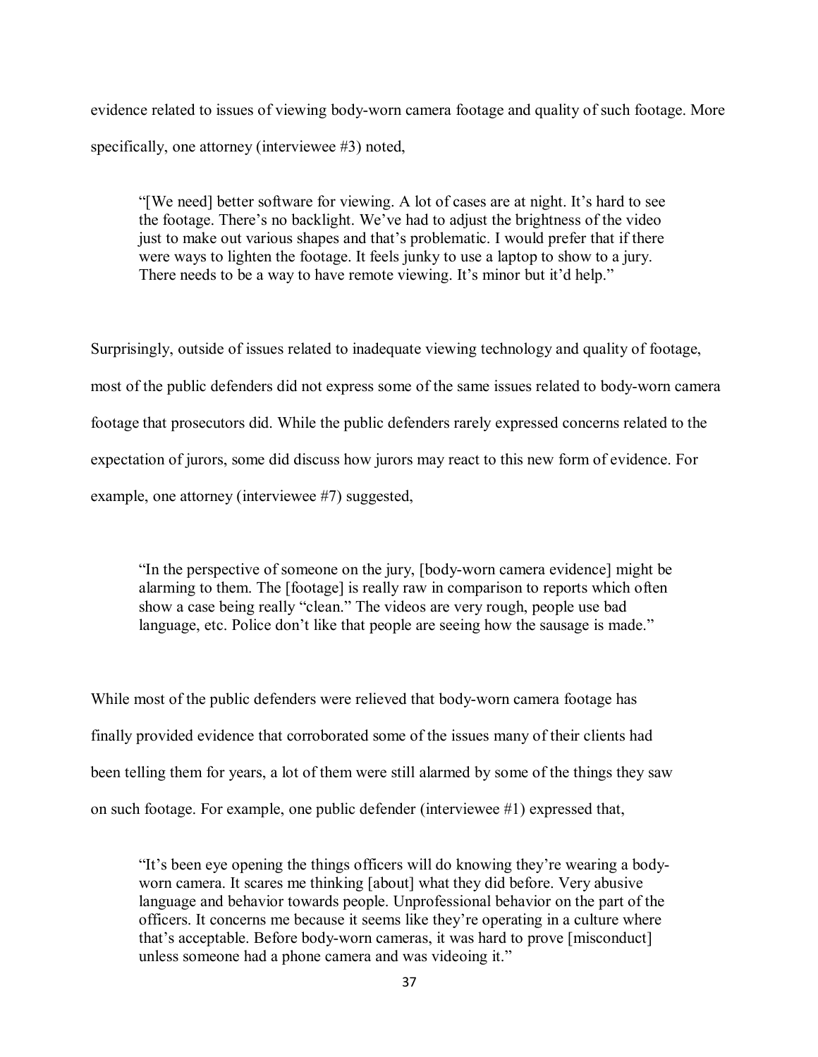evidence related to issues of viewing body-worn camera footage and quality of such footage. More specifically, one attorney (interviewee #3) noted,

> "[We need] better software for viewing. A lot of cases are at night. It's hard to see the footage. There's no backlight. We've had to adjust the brightness of the video just to make out various shapes and that's problematic. I would prefer that if there were ways to lighten the footage. It feels junky to use a laptop to show to a jury. There needs to be a way to have remote viewing. It's minor but it'd help."

Surprisingly, outside of issues related to inadequate viewing technology and quality of footage, most of the public defenders did not express some of the same issues related to body-worn camera footage that prosecutors did. While the public defenders rarely expressed concerns related to the expectation of jurors, some did discuss how jurors may react to this new form of evidence. For example, one attorney (interviewee #7) suggested,

> "In the perspective of someone on the jury, [body-worn camera evidence] might be alarming to them. The [footage] is really raw in comparison to reports which often show a case being really "clean." The videos are very rough, people use bad language, etc. Police don't like that people are seeing how the sausage is made."

While most of the public defenders were relieved that body-worn camera footage has finally provided evidence that corroborated some of the issues many of their clients had been telling them for years, a lot of them were still alarmed by some of the things they saw on such footage. For example, one public defender (interviewee #1) expressed that,

> "It's been eye opening the things officers will do knowing they're wearing a body-worn camera. It scares me thinking [about] what they did before. Very abusive language and behavior towards people. Unprofessional behavior on the part of the officers. It concerns me because it seems like they're operating in a culture where that's acceptable. Before body-worn cameras, it was hard to prove [misconduct] unless someone had a phone camera and was videoing it."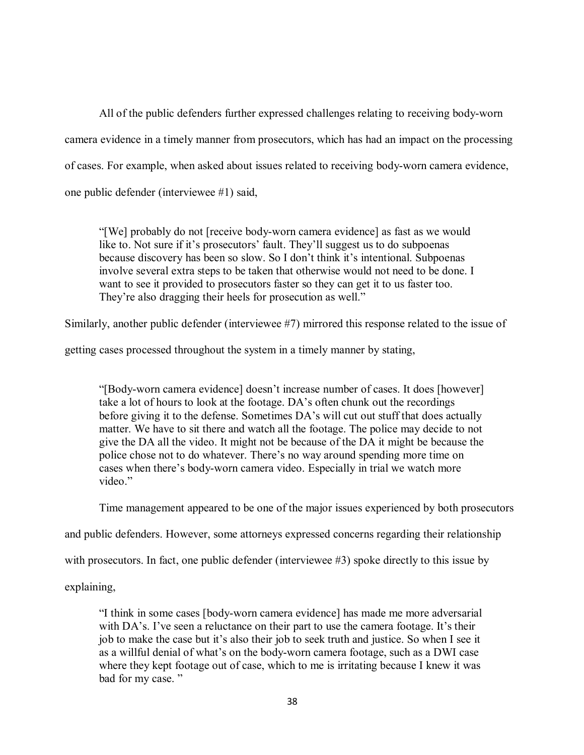All of the public defenders further expressed challenges relating to receiving body-worn camera evidence in a timely manner from prosecutors, which has had an impact on the processing of cases. For example, when asked about issues related to receiving body-worn camera evidence, one public defender (interviewee #1) said,

> "[We] probably do not [receive body-worn camera evidence] as fast as we would like to. Not sure if it's prosecutors' fault. They'll suggest us to do subpoenas because discovery has been so slow. So I don't think it's intentional. Subpoenas involve several extra steps to be taken that otherwise would not need to be done. I want to see it provided to prosecutors faster so they can get it to us faster too. They're also dragging their heels for prosecution as well."

Similarly, another public defender (interviewee #7) mirrored this response related to the issue of getting cases processed throughout the system in a timely manner by stating,

> "[Body-worn camera evidence] doesn't increase number of cases. It does [however] take a lot of hours to look at the footage. DA's often chunk out the recordings before giving it to the defense. Sometimes DA's will cut out stuff that does actually matter. We have to sit there and watch all the footage. The police may decide to not give the DA all the video. It might not be because of the DA it might be because the police chose not to do whatever. There's no way around spending more time on cases when there's body-worn camera video. Especially in trial we watch more video."

Time management appeared to be one of the major issues experienced by both prosecutors and public defenders. However, some attorneys expressed concerns regarding their relationship with prosecutors. In fact, one public defender (interviewee #3) spoke directly to this issue by explaining,

> "I think in some cases [body-worn camera evidence] has made me more adversarial with DA's. I've seen a reluctance on their part to use the camera footage. It's their job to make the case but it's also their job to seek truth and justice. So when I see it as a willful denial of what's on the body-worn camera footage, such as a DWI case where they kept footage out of case, which to me is irritating because I knew it was bad for my case. "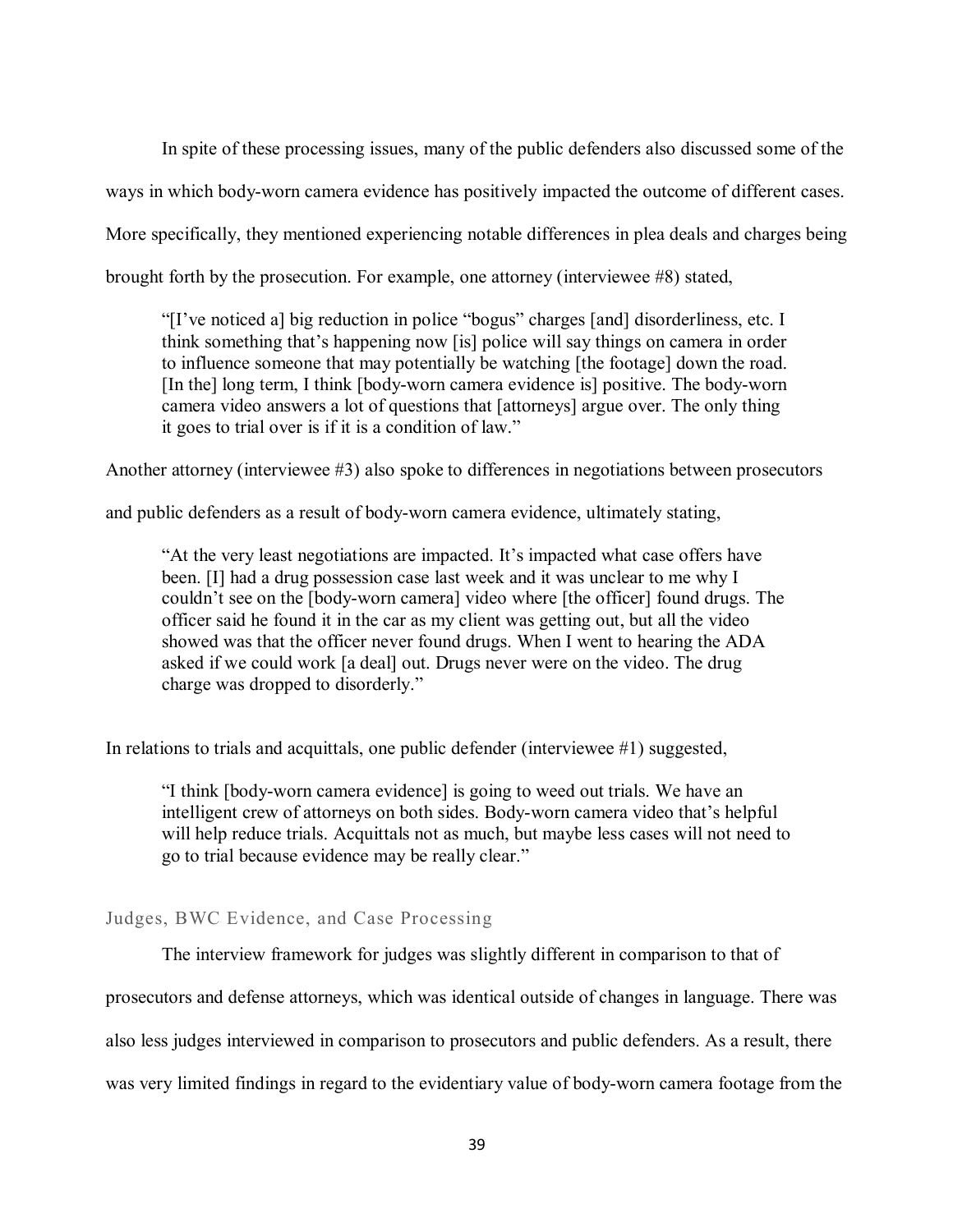In spite of these processing issues, many of the public defenders also discussed some of the ways in which body-worn camera evidence has positively impacted the outcome of different cases. More specifically, they mentioned experiencing notable differences in plea deals and charges being brought forth by the prosecution. For example, one attorney (interviewee #8) stated,

> "[I've noticed a] big reduction in police "bogus" charges [and] disorderliness, etc. I think something that's happening now [is] police will say things on camera in order to influence someone that may potentially be watching [the footage] down the road. [In the] long term, I think [body-worn camera evidence is] positive. The body-worn camera video answers a lot of questions that [attorneys] argue over. The only thing it goes to trial over is if it is a condition of law."

Another attorney (interviewee #3) also spoke to differences in negotiations between prosecutors and public defenders as a result of body-worn camera evidence, ultimately stating,

> "At the very least negotiations are impacted. It's impacted what case offers have been. [I] had a drug possession case last week and it was unclear to me why I couldn't see on the [body-worn camera] video where [the officer] found drugs. The officer said he found it in the car as my client was getting out, but all the video showed was that the officer never found drugs. When I went to hearing the ADA asked if we could work [a deal] out. Drugs never were on the video. The drug charge was dropped to disorderly."

In relations to trials and acquittals, one public defender (interviewee #1) suggested,

> "I think [body-worn camera evidence] is going to weed out trials. We have an intelligent crew of attorneys on both sides. Body-worn camera video that's helpful will help reduce trials. Acquittals not as much, but maybe less cases will not need to go to trial because evidence may be really clear."

### Judges, BWC Evidence, and Case Processing

The interview framework for judges was slightly different in comparison to that of prosecutors and defense attorneys, which was identical outside of changes in language. There was also less judges interviewed in comparison to prosecutors and public defenders. As a result, there was very limited findings in regard to the evidentiary value of body-worn camera footage from the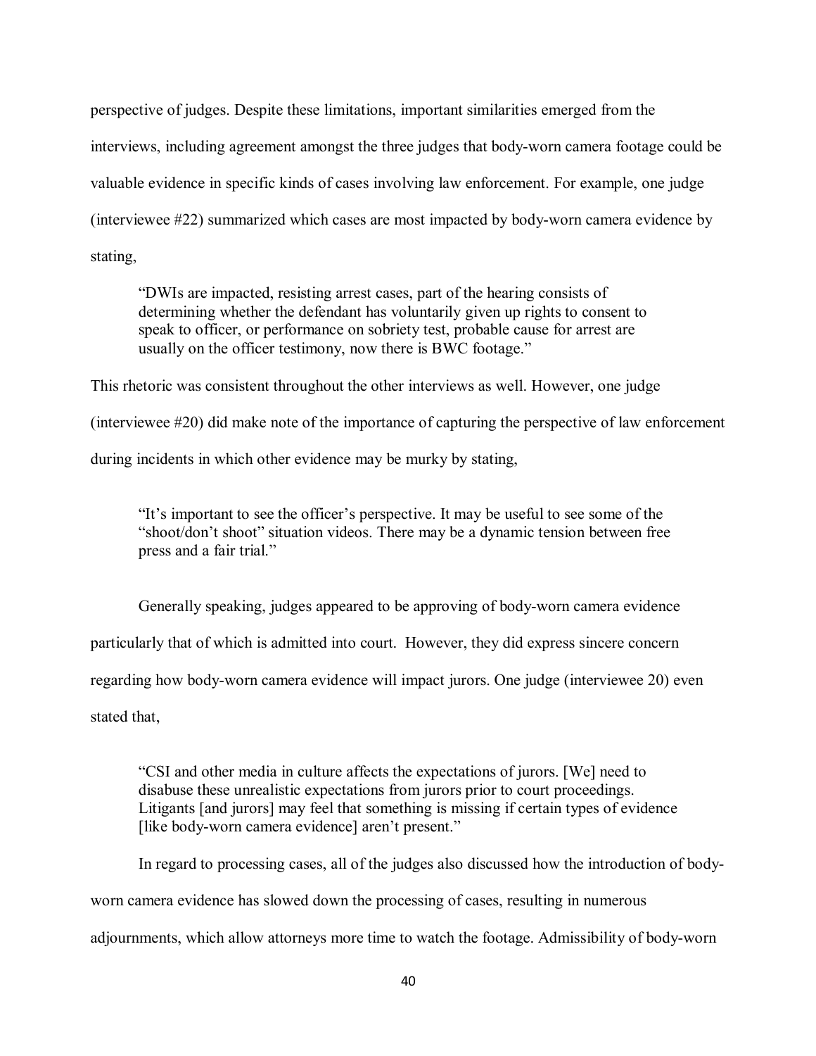perspective of judges. Despite these limitations, important similarities emerged from the interviews, including agreement amongst the three judges that body-worn camera footage could be valuable evidence in specific kinds of cases involving law enforcement. For example, one judge (interviewee #22) summarized which cases are most impacted by body-worn camera evidence by stating,

> "DWIs are impacted, resisting arrest cases, part of the hearing consists of determining whether the defendant has voluntarily given up rights to consent to speak to officer, or performance on sobriety test, probable cause for arrest are usually on the officer testimony, now there is BWC footage."

This rhetoric was consistent throughout the other interviews as well. However, one judge (interviewee #20) did make note of the importance of capturing the perspective of law enforcement during incidents in which other evidence may be murky by stating,

> "It's important to see the officer's perspective. It may be useful to see some of the "shoot/don't shoot" situation videos. There may be a dynamic tension between free press and a fair trial."

Generally speaking, judges appeared to be approving of body-worn camera evidence particularly that of which is admitted into court. However, they did express sincere concern regarding how body-worn camera evidence will impact jurors. One judge (interviewee 20) even stated that,

> "CSI and other media in culture affects the expectations of jurors. [We] need to disabuse these unrealistic expectations from jurors prior to court proceedings. Litigants [and jurors] may feel that something is missing if certain types of evidence [like body-worn camera evidence] aren't present."

In regard to processing cases, all of the judges also discussed how the introduction of body-worn camera evidence has slowed down the processing of cases, resulting in numerous adjournments, which allow attorneys more time to watch the footage. Admissibility of body-worn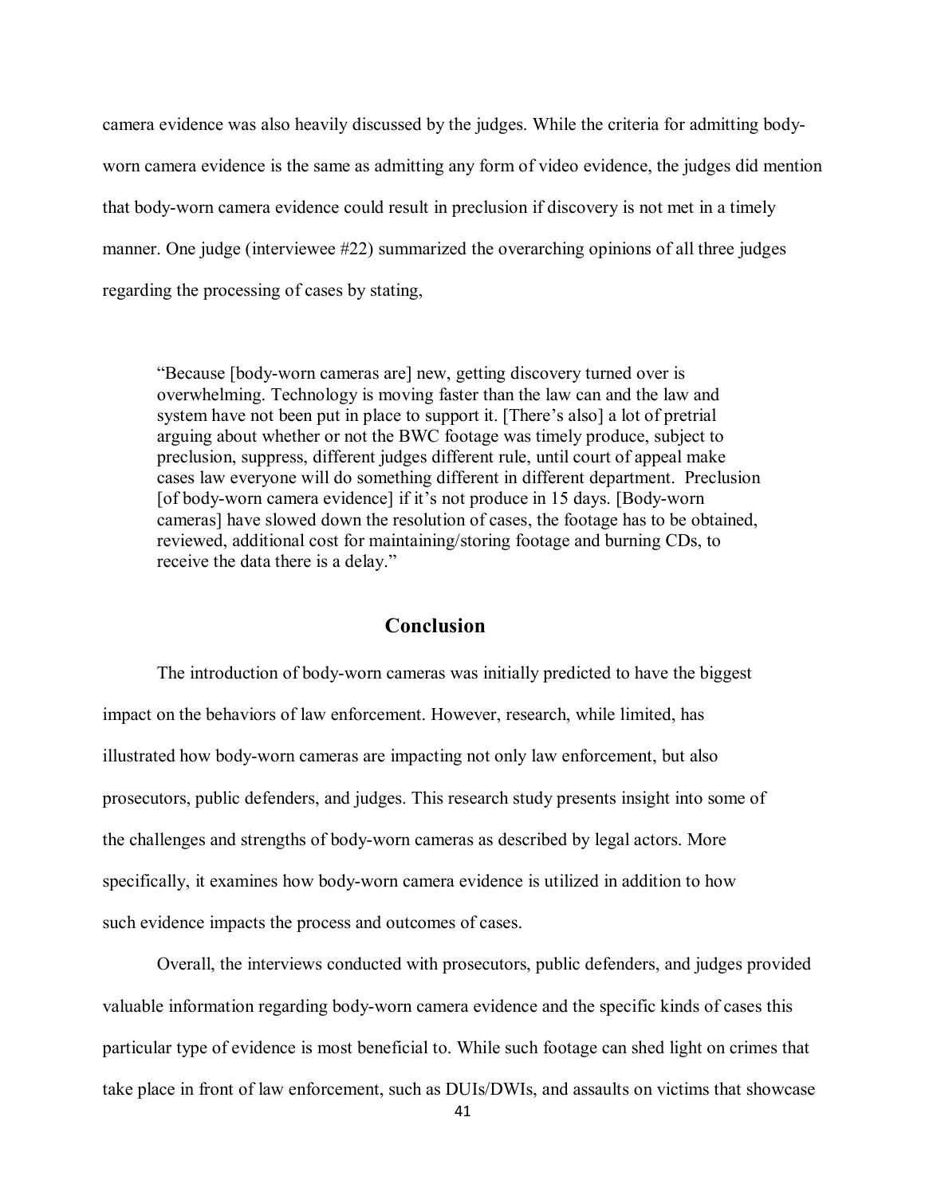camera evidence was also heavily discussed by the judges. While the criteria for admitting body-worn camera evidence is the same as admitting any form of video evidence, the judges did mention that body-worn camera evidence could result in preclusion if discovery is not met in a timely manner. One judge (interviewee #22) summarized the overarching opinions of all three judges regarding the processing of cases by stating,

> "Because [body-worn cameras are] new, getting discovery turned over is overwhelming. Technology is moving faster than the law can and the law and system have not been put in place to support it. [There's also] a lot of pretrial arguing about whether or not the BWC footage was timely produce, subject to preclusion, suppress, different judges different rule, until court of appeal make cases law everyone will do something different in different department. Preclusion [of body-worn camera evidence] if it's not produce in 15 days. [Body-worn cameras] have slowed down the resolution of cases, the footage has to be obtained, reviewed, additional cost for maintaining/storing footage and burning CDs, to receive the data there is a delay."

## Conclusion

The introduction of body-worn cameras was initially predicted to have the biggest impact on the behaviors of law enforcement. However, research, while limited, has illustrated how body-worn cameras are impacting not only law enforcement, but also prosecutors, public defenders, and judges. This research study presents insight into some of the challenges and strengths of body-worn cameras as described by legal actors. More specifically, it examines how body-worn camera evidence is utilized in addition to how such evidence impacts the process and outcomes of cases.

Overall, the interviews conducted with prosecutors, public defenders, and judges provided valuable information regarding body-worn camera evidence and the specific kinds of cases this particular type of evidence is most beneficial to. While such footage can shed light on crimes that take place in front of law enforcement, such as DUIs/DWIs, and assaults on victims that showcase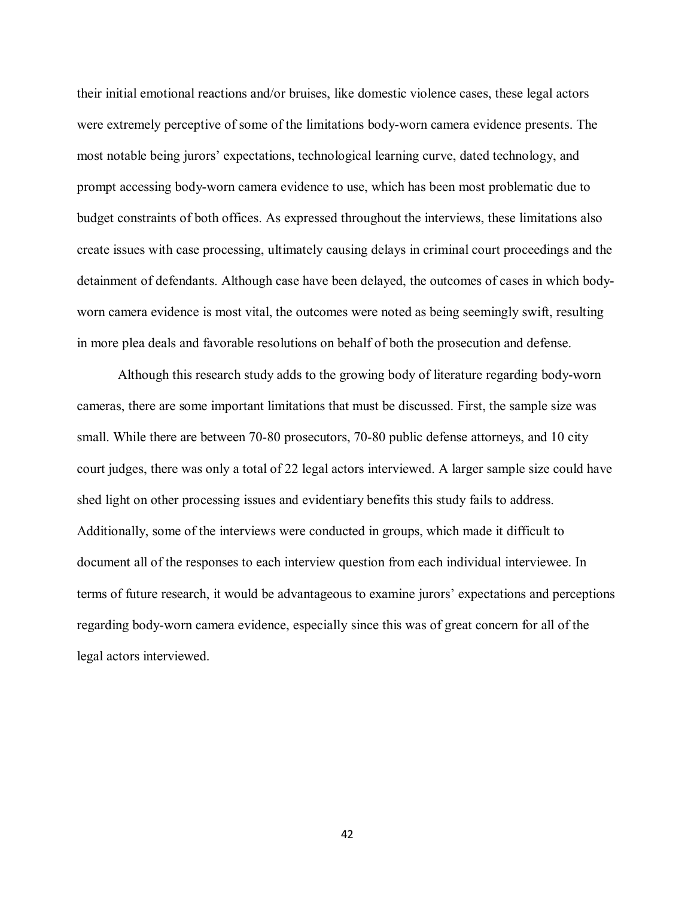their initial emotional reactions and/or bruises, like domestic violence cases, these legal actors were extremely perceptive of some of the limitations body-worn camera evidence presents. The most notable being jurors' expectations, technological learning curve, dated technology, and prompt accessing body-worn camera evidence to use, which has been most problematic due to budget constraints of both offices. As expressed throughout the interviews, these limitations also create issues with case processing, ultimately causing delays in criminal court proceedings and the detainment of defendants. Although case have been delayed, the outcomes of cases in which body-worn camera evidence is most vital, the outcomes were noted as being seemingly swift, resulting in more plea deals and favorable resolutions on behalf of both the prosecution and defense.

Although this research study adds to the growing body of literature regarding body-worn cameras, there are some important limitations that must be discussed. First, the sample size was small. While there are between 70-80 prosecutors, 70-80 public defense attorneys, and 10 city court judges, there was only a total of 22 legal actors interviewed. A larger sample size could have shed light on other processing issues and evidentiary benefits this study fails to address. Additionally, some of the interviews were conducted in groups, which made it difficult to document all of the responses to each interview question from each individual interviewee. In terms of future research, it would be advantageous to examine jurors' expectations and perceptions regarding body-worn camera evidence, especially since this was of great concern for all of the legal actors interviewed.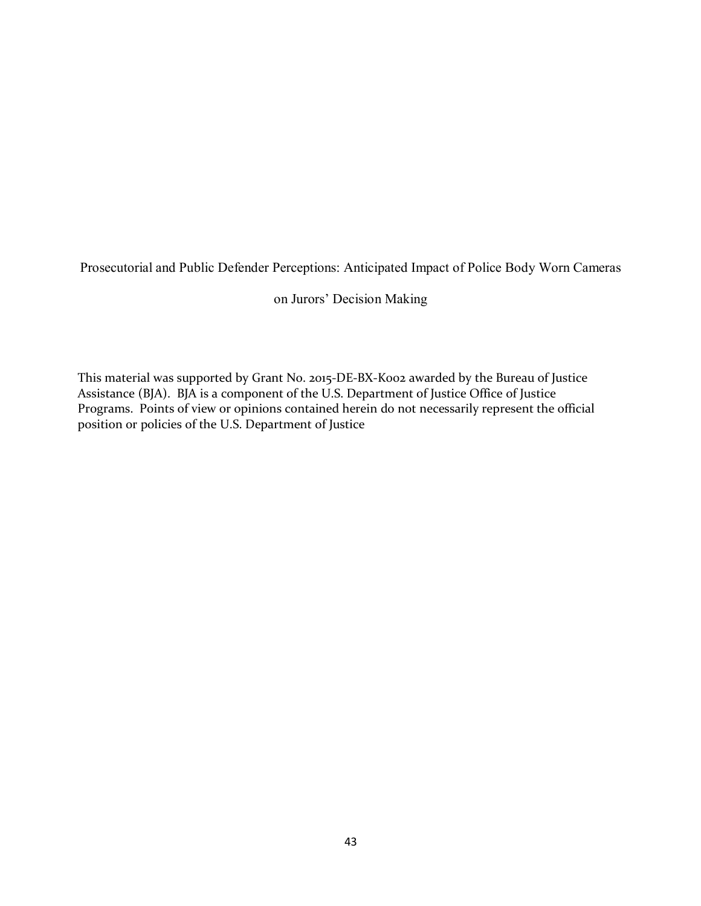# Prosecutorial and Public Defender Perceptions: Anticipated Impact of Police Body Worn Cameras on Jurors' Decision Making

This material was supported by Grant No. 2015-DE-BX-K002 awarded by the Bureau of Justice Assistance (BJA). BJA is a component of the U.S. Department of Justice Office of Justice Programs. Points of view or opinions contained herein do not necessarily represent the official position or policies of the U.S. Department of Justice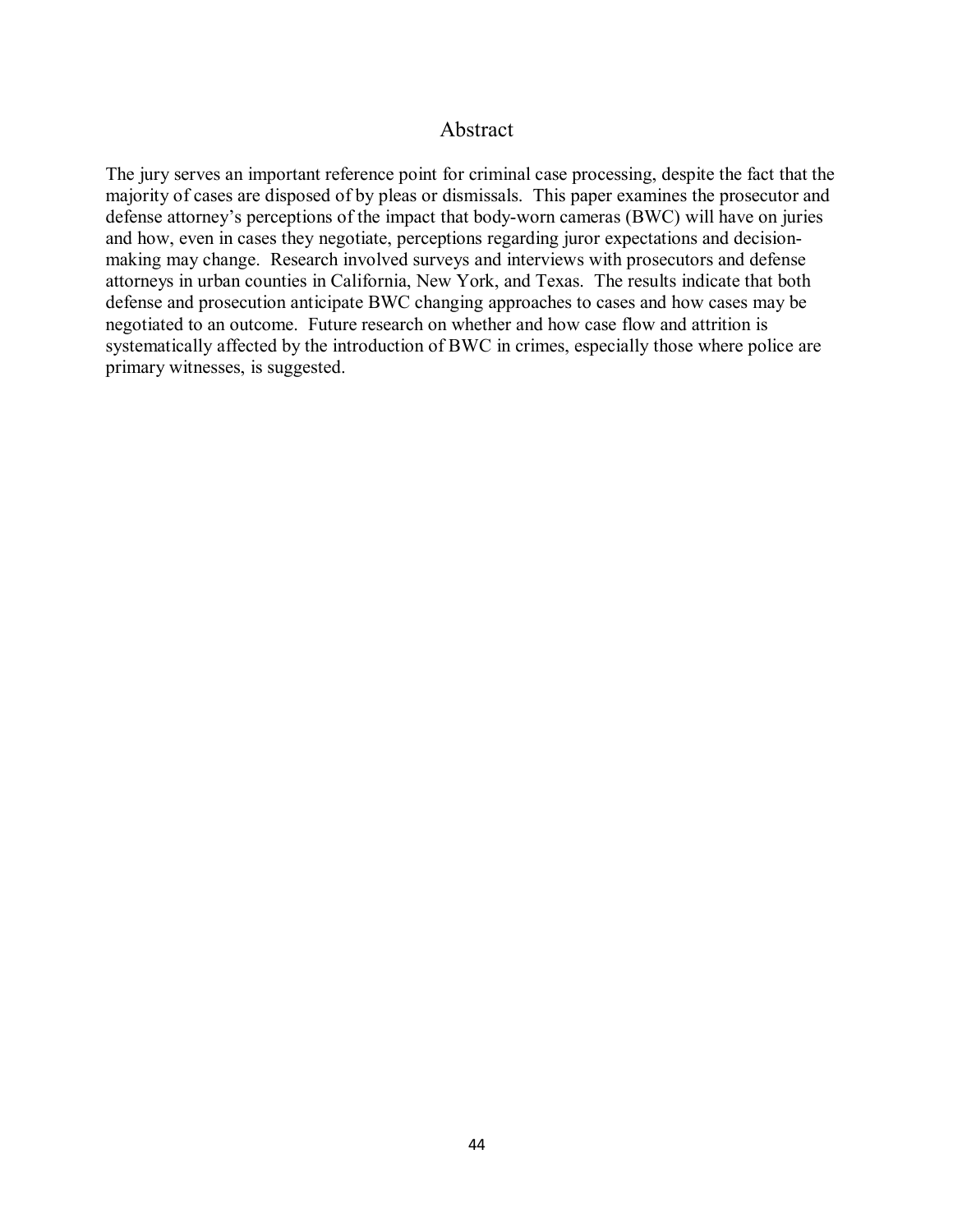# Abstract

The jury serves an important reference point for criminal case processing, despite the fact that the majority of cases are disposed of by pleas or dismissals. This paper examines the prosecutor and defense attorney's perceptions of the impact that body-worn cameras (BWC) will have on juries and how, even in cases they negotiate, perceptions regarding juror expectations and decision-making may change. Research involved surveys and interviews with prosecutors and defense attorneys in urban counties in California, New York, and Texas. The results indicate that both defense and prosecution anticipate BWC changing approaches to cases and how cases may be negotiated to an outcome. Future research on whether and how case flow and attrition is systematically affected by the introduction of BWC in crimes, especially those where police are primary witnesses, is suggested.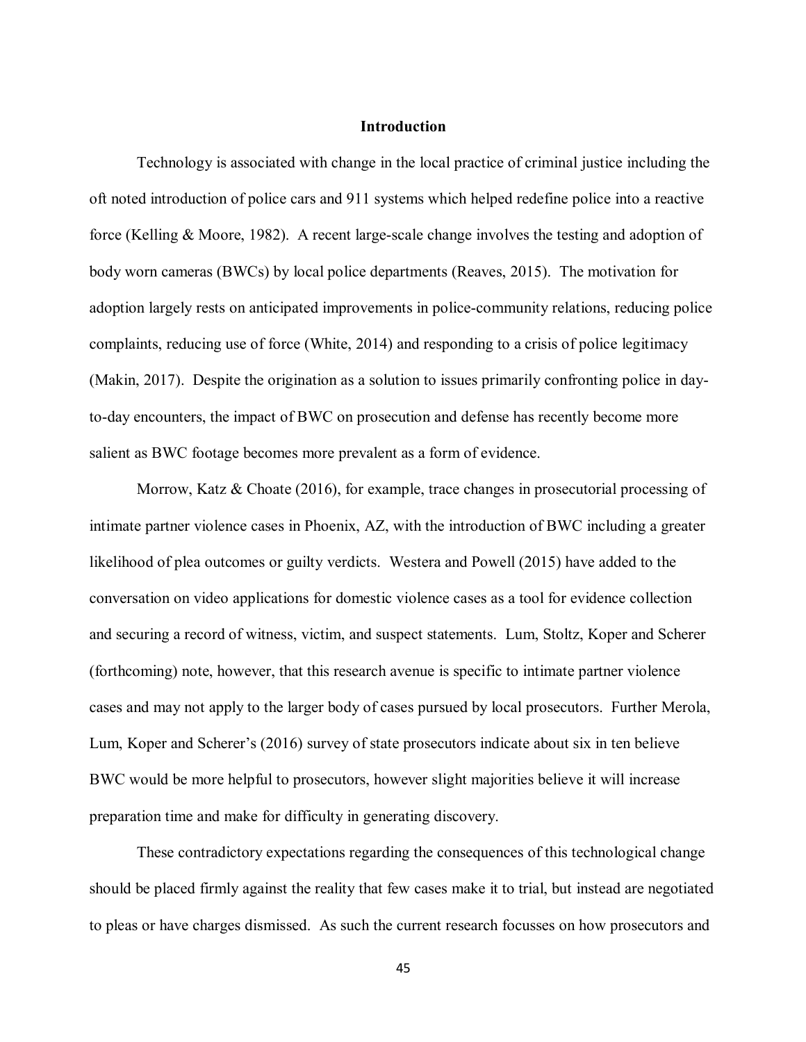## Introduction

Technology is associated with change in the local practice of criminal justice including the oft noted introduction of police cars and 911 systems which helped redefine police into a reactive force (Kelling & Moore, 1982). A recent large-scale change involves the testing and adoption of body worn cameras (BWCs) by local police departments (Reaves, 2015). The motivation for adoption largely rests on anticipated improvements in police-community relations, reducing police complaints, reducing use of force (White, 2014) and responding to a crisis of police legitimacy (Makin, 2017). Despite the origination as a solution to issues primarily confronting police in day-to-day encounters, the impact of BWC on prosecution and defense has recently become more salient as BWC footage becomes more prevalent as a form of evidence.

Morrow, Katz & Choate (2016), for example, trace changes in prosecutorial processing of intimate partner violence cases in Phoenix, AZ, with the introduction of BWC including a greater likelihood of plea outcomes or guilty verdicts. Westera and Powell (2015) have added to the conversation on video applications for domestic violence cases as a tool for evidence collection and securing a record of witness, victim, and suspect statements. Lum, Stoltz, Koper and Scherer (forthcoming) note, however, that this research avenue is specific to intimate partner violence cases and may not apply to the larger body of cases pursued by local prosecutors. Further Merola, Lum, Koper and Scherer's (2016) survey of state prosecutors indicate about six in ten believe BWC would be more helpful to prosecutors, however slight majorities believe it will increase preparation time and make for difficulty in generating discovery.

These contradictory expectations regarding the consequences of this technological change should be placed firmly against the reality that few cases make it to trial, but instead are negotiated to pleas or have charges dismissed. As such the current research focusses on how prosecutors and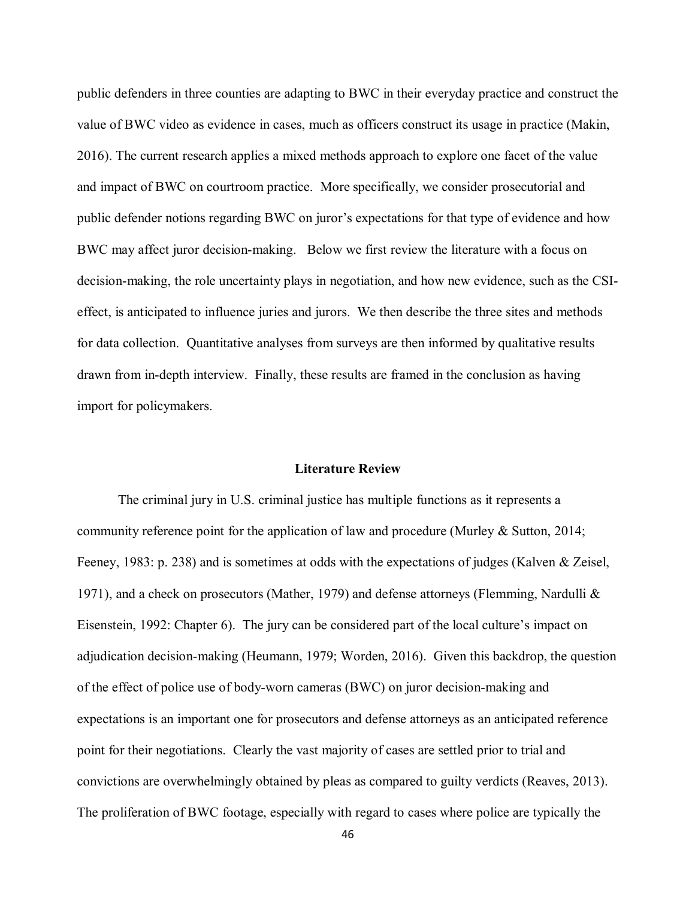public defenders in three counties are adapting to BWC in their everyday practice and construct the value of BWC video as evidence in cases, much as officers construct its usage in practice (Makin, 2016). The current research applies a mixed methods approach to explore one facet of the value and impact of BWC on courtroom practice. More specifically, we consider prosecutorial and public defender notions regarding BWC on juror's expectations for that type of evidence and how BWC may affect juror decision-making. Below we first review the literature with a focus on decision-making, the role uncertainty plays in negotiation, and how new evidence, such as the CSI-effect, is anticipated to influence juries and jurors. We then describe the three sites and methods for data collection. Quantitative analyses from surveys are then informed by qualitative results drawn from in-depth interview. Finally, these results are framed in the conclusion as having import for policymakers.

## Literature Review

The criminal jury in U.S. criminal justice has multiple functions as it represents a community reference point for the application of law and procedure (Murley & Sutton, 2014; Feeney, 1983: p. 238) and is sometimes at odds with the expectations of judges (Kalven & Zeisel, 1971), and a check on prosecutors (Mather, 1979) and defense attorneys (Flemming, Nardulli & Eisenstein, 1992: Chapter 6). The jury can be considered part of the local culture's impact on adjudication decision-making (Heumann, 1979; Worden, 2016). Given this backdrop, the question of the effect of police use of body-worn cameras (BWC) on juror decision-making and expectations is an important one for prosecutors and defense attorneys as an anticipated reference point for their negotiations. Clearly the vast majority of cases are settled prior to trial and convictions are overwhelmingly obtained by pleas as compared to guilty verdicts (Reaves, 2013). The proliferation of BWC footage, especially with regard to cases where police are typically the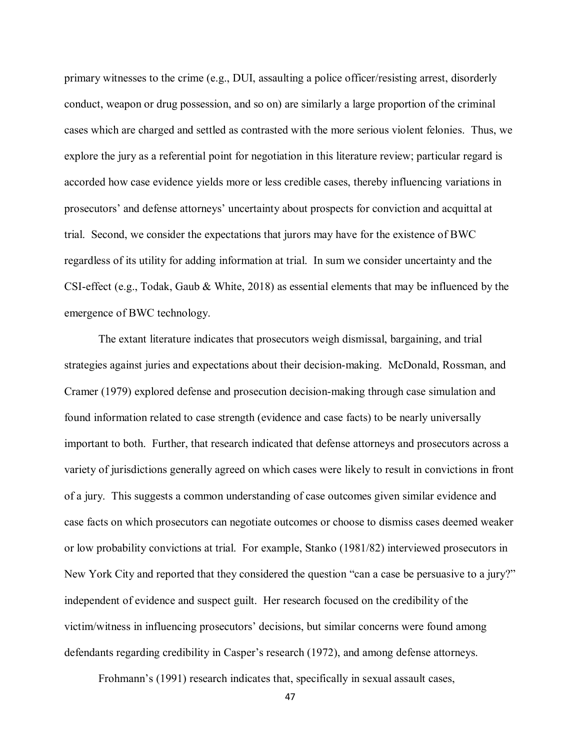primary witnesses to the crime (e.g., DUI, assaulting a police officer/resisting arrest, disorderly conduct, weapon or drug possession, and so on) are similarly a large proportion of the criminal cases which are charged and settled as contrasted with the more serious violent felonies. Thus, we explore the jury as a referential point for negotiation in this literature review; particular regard is accorded how case evidence yields more or less credible cases, thereby influencing variations in prosecutors' and defense attorneys' uncertainty about prospects for conviction and acquittal at trial. Second, we consider the expectations that jurors may have for the existence of BWC regardless of its utility for adding information at trial. In sum we consider uncertainty and the CSI-effect (e.g., Todak, Gaub & White, 2018) as essential elements that may be influenced by the emergence of BWC technology.

The extant literature indicates that prosecutors weigh dismissal, bargaining, and trial strategies against juries and expectations about their decision-making. McDonald, Rossman, and Cramer (1979) explored defense and prosecution decision-making through case simulation and found information related to case strength (evidence and case facts) to be nearly universally important to both. Further, that research indicated that defense attorneys and prosecutors across a variety of jurisdictions generally agreed on which cases were likely to result in convictions in front of a jury. This suggests a common understanding of case outcomes given similar evidence and case facts on which prosecutors can negotiate outcomes or choose to dismiss cases deemed weaker or low probability convictions at trial. For example, Stanko (1981/82) interviewed prosecutors in New York City and reported that they considered the question "can a case be persuasive to a jury?" independent of evidence and suspect guilt. Her research focused on the credibility of the victim/witness in influencing prosecutors' decisions, but similar concerns were found among defendants regarding credibility in Casper's research (1972), and among defense attorneys.

Frohmann's (1991) research indicates that, specifically in sexual assault cases,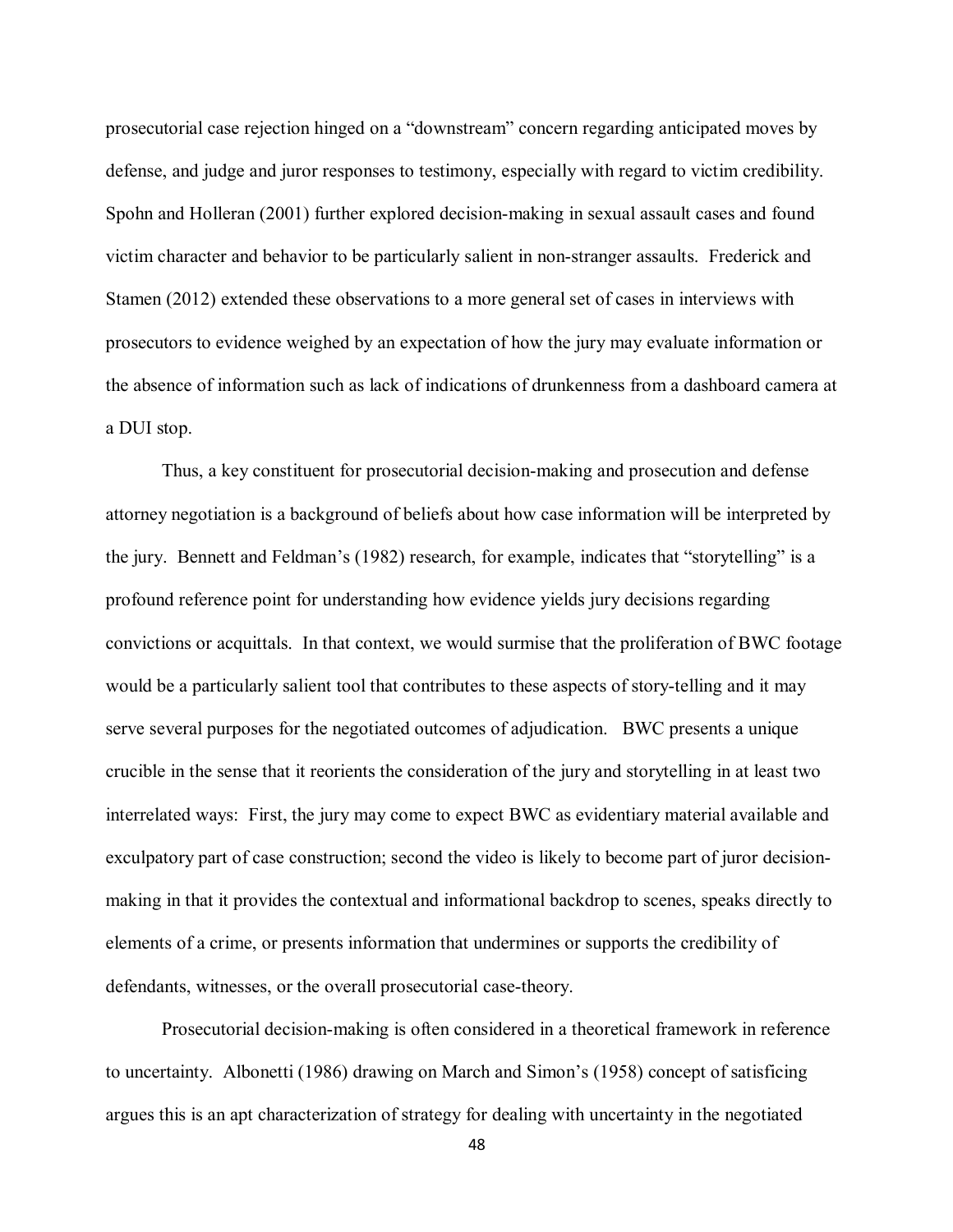prosecutorial case rejection hinged on a "downstream" concern regarding anticipated moves by defense, and judge and juror responses to testimony, especially with regard to victim credibility. Spohn and Holleran (2001) further explored decision-making in sexual assault cases and found victim character and behavior to be particularly salient in non-stranger assaults. Frederick and Stamen (2012) extended these observations to a more general set of cases in interviews with prosecutors to evidence weighed by an expectation of how the jury may evaluate information or the absence of information such as lack of indications of drunkenness from a dashboard camera at a DUI stop.

Thus, a key constituent for prosecutorial decision-making and prosecution and defense attorney negotiation is a background of beliefs about how case information will be interpreted by the jury. Bennett and Feldman's (1982) research, for example, indicates that "storytelling" is a profound reference point for understanding how evidence yields jury decisions regarding convictions or acquittals. In that context, we would surmise that the proliferation of BWC footage would be a particularly salient tool that contributes to these aspects of story-telling and it may serve several purposes for the negotiated outcomes of adjudication. BWC presents a unique crucible in the sense that it reorients the consideration of the jury and storytelling in at least two interrelated ways: First, the jury may come to expect BWC as evidentiary material available and exculpatory part of case construction; second the video is likely to become part of juror decision-making in that it provides the contextual and informational backdrop to scenes, speaks directly to elements of a crime, or presents information that undermines or supports the credibility of defendants, witnesses, or the overall prosecutorial case-theory.

Prosecutorial decision-making is often considered in a theoretical framework in reference to uncertainty. Albonetti (1986) drawing on March and Simon's (1958) concept of satisficing argues this is an apt characterization of strategy for dealing with uncertainty in the negotiated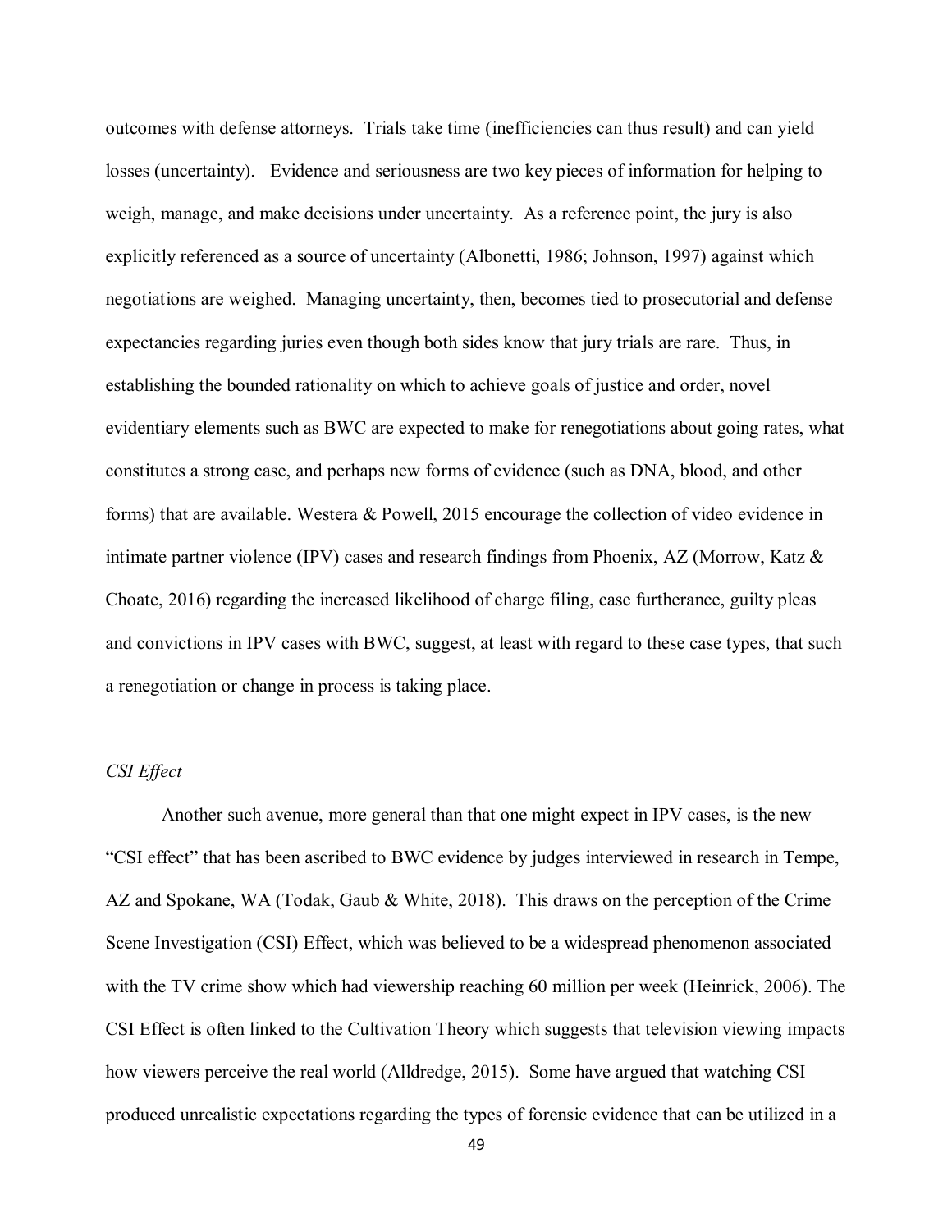outcomes with defense attorneys. Trials take time (inefficiencies can thus result) and can yield losses (uncertainty). Evidence and seriousness are two key pieces of information for helping to weigh, manage, and make decisions under uncertainty. As a reference point, the jury is also explicitly referenced as a source of uncertainty (Albonetti, 1986; Johnson, 1997) against which negotiations are weighed. Managing uncertainty, then, becomes tied to prosecutorial and defense expectancies regarding juries even though both sides know that jury trials are rare. Thus, in establishing the bounded rationality on which to achieve goals of justice and order, novel evidentiary elements such as BWC are expected to make for renegotiations about going rates, what constitutes a strong case, and perhaps new forms of evidence (such as DNA, blood, and other forms) that are available. Westera & Powell, 2015 encourage the collection of video evidence in intimate partner violence (IPV) cases and research findings from Phoenix, AZ (Morrow, Katz & Choate, 2016) regarding the increased likelihood of charge filing, case furtherance, guilty pleas and convictions in IPV cases with BWC, suggest, at least with regard to these case types, that such a renegotiation or change in process is taking place.

*CSI Effect*

Another such avenue, more general than that one might expect in IPV cases, is the new "CSI effect" that has been ascribed to BWC evidence by judges interviewed in research in Tempe, AZ and Spokane, WA (Todak, Gaub & White, 2018). This draws on the perception of the Crime Scene Investigation (CSI) Effect, which was believed to be a widespread phenomenon associated with the TV crime show which had viewership reaching 60 million per week (Heinrick, 2006). The CSI Effect is often linked to the Cultivation Theory which suggests that television viewing impacts how viewers perceive the real world (Alldredge, 2015). Some have argued that watching CSI produced unrealistic expectations regarding the types of forensic evidence that can be utilized in a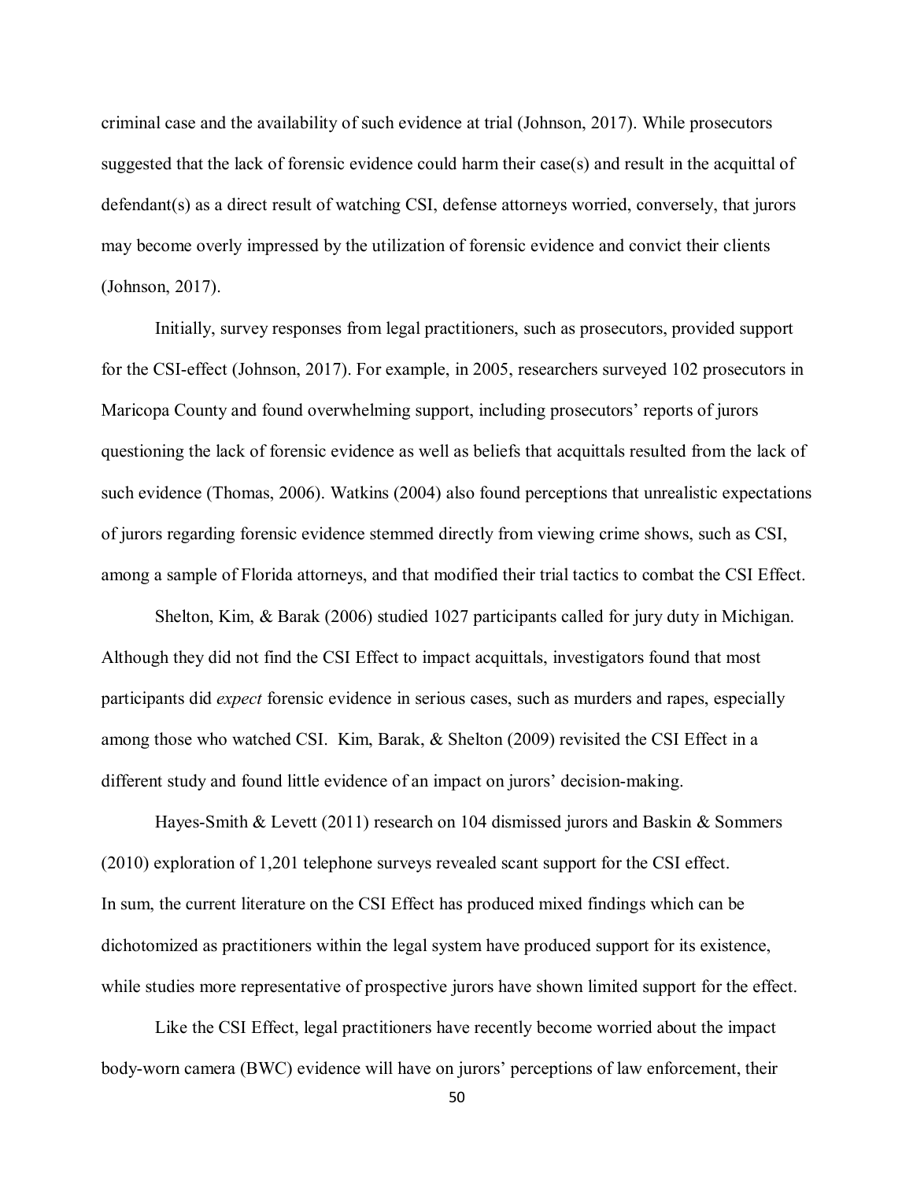criminal case and the availability of such evidence at trial (Johnson, 2017). While prosecutors suggested that the lack of forensic evidence could harm their case(s) and result in the acquittal of defendant(s) as a direct result of watching CSI, defense attorneys worried, conversely, that jurors may become overly impressed by the utilization of forensic evidence and convict their clients (Johnson, 2017).

Initially, survey responses from legal practitioners, such as prosecutors, provided support for the CSI-effect (Johnson, 2017). For example, in 2005, researchers surveyed 102 prosecutors in Maricopa County and found overwhelming support, including prosecutors' reports of jurors questioning the lack of forensic evidence as well as beliefs that acquittals resulted from the lack of such evidence (Thomas, 2006). Watkins (2004) also found perceptions that unrealistic expectations of jurors regarding forensic evidence stemmed directly from viewing crime shows, such as CSI, among a sample of Florida attorneys, and that modified their trial tactics to combat the CSI Effect.

Shelton, Kim, & Barak (2006) studied 1027 participants called for jury duty in Michigan. Although they did not find the CSI Effect to impact acquittals, investigators found that most participants did *expect* forensic evidence in serious cases, such as murders and rapes, especially among those who watched CSI. Kim, Barak, & Shelton (2009) revisited the CSI Effect in a different study and found little evidence of an impact on jurors' decision-making.

Hayes-Smith & Levett (2011) research on 104 dismissed jurors and Baskin & Sommers (2010) exploration of 1,201 telephone surveys revealed scant support for the CSI effect.
In sum, the current literature on the CSI Effect has produced mixed findings which can be dichotomized as practitioners within the legal system have produced support for its existence, while studies more representative of prospective jurors have shown limited support for the effect.

Like the CSI Effect, legal practitioners have recently become worried about the impact body-worn camera (BWC) evidence will have on jurors' perceptions of law enforcement, their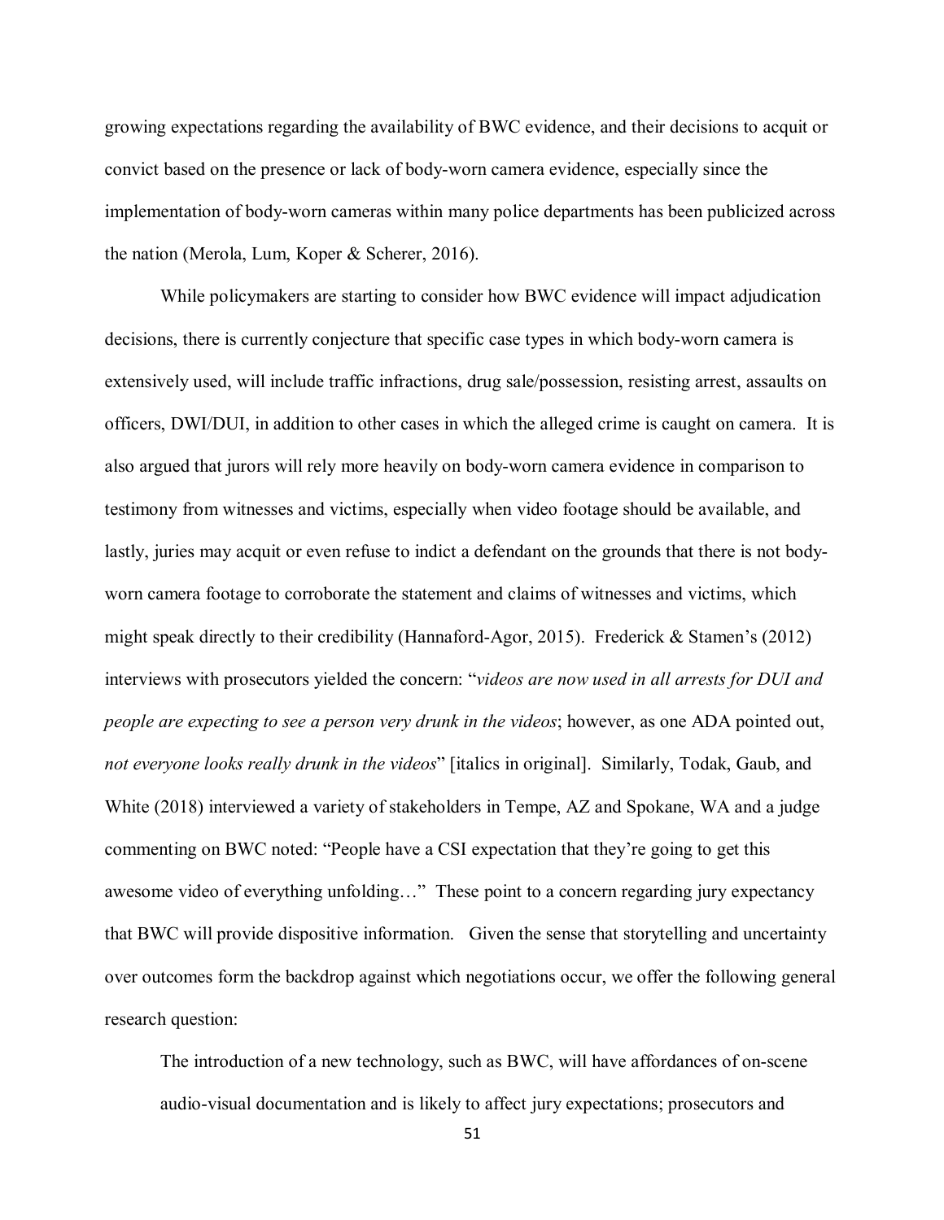growing expectations regarding the availability of BWC evidence, and their decisions to acquit or convict based on the presence or lack of body-worn camera evidence, especially since the implementation of body-worn cameras within many police departments has been publicized across the nation (Merola, Lum, Koper & Scherer, 2016).

While policymakers are starting to consider how BWC evidence will impact adjudication decisions, there is currently conjecture that specific case types in which body-worn camera is extensively used, will include traffic infractions, drug sale/possession, resisting arrest, assaults on officers, DWI/DUI, in addition to other cases in which the alleged crime is caught on camera. It is also argued that jurors will rely more heavily on body-worn camera evidence in comparison to testimony from witnesses and victims, especially when video footage should be available, and lastly, juries may acquit or even refuse to indict a defendant on the grounds that there is not body-worn camera footage to corroborate the statement and claims of witnesses and victims, which might speak directly to their credibility (Hannaford-Agor, 2015). Frederick & Stamen's (2012) interviews with prosecutors yielded the concern: "*videos are now used in all arrests for DUI and people are expecting to see a person very drunk in the videos*; however, as one ADA pointed out, *not everyone looks really drunk in the videos*" [italics in original]. Similarly, Todak, Gaub, and White (2018) interviewed a variety of stakeholders in Tempe, AZ and Spokane, WA and a judge commenting on BWC noted: "People have a CSI expectation that they're going to get this awesome video of everything unfolding…" These point to a concern regarding jury expectancy that BWC will provide dispositive information. Given the sense that storytelling and uncertainty over outcomes form the backdrop against which negotiations occur, we offer the following general research question:

> The introduction of a new technology, such as BWC, will have affordances of on-scene audio-visual documentation and is likely to affect jury expectations; prosecutors and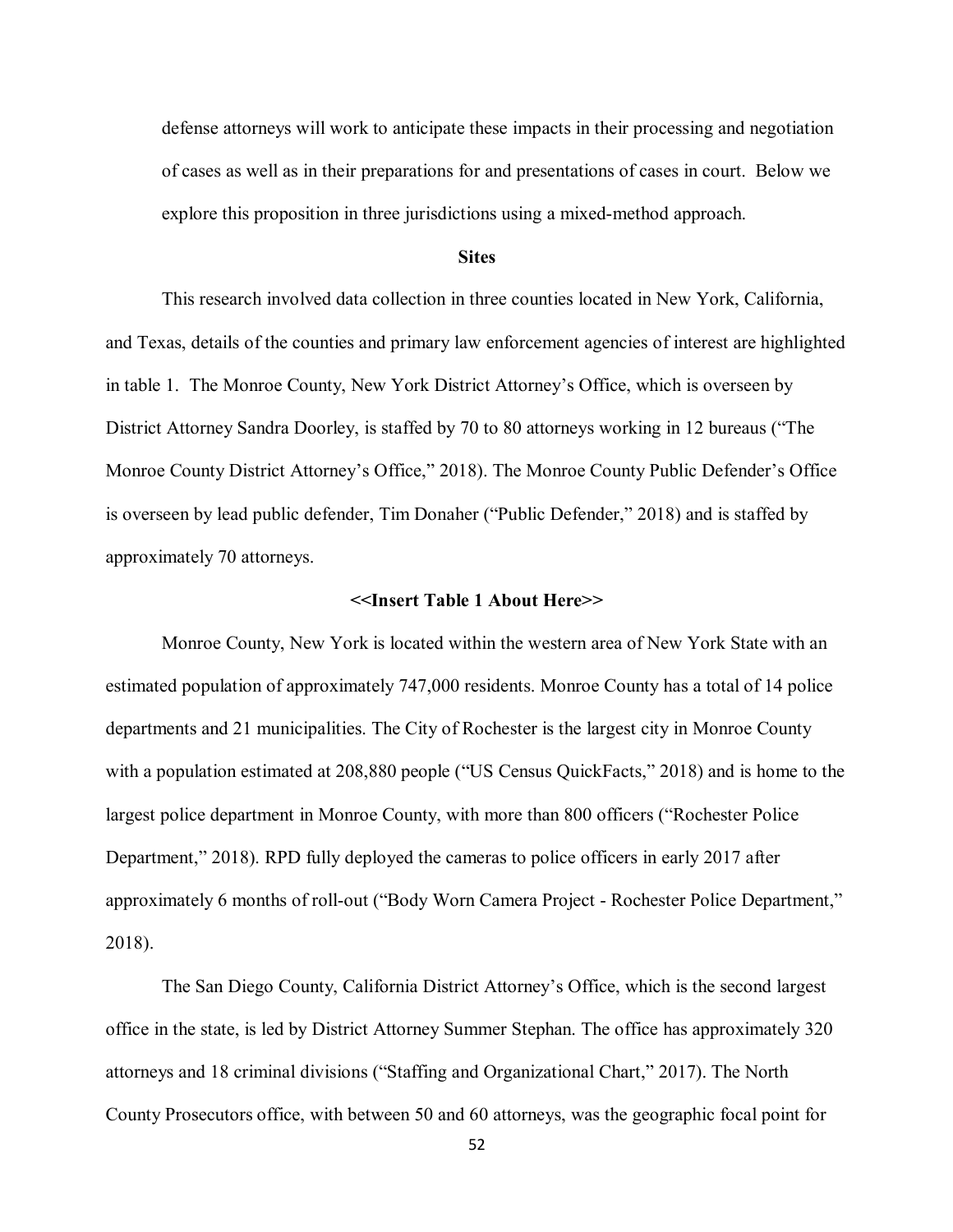defense attorneys will work to anticipate these impacts in their processing and negotiation of cases as well as in their preparations for and presentations of cases in court. Below we explore this proposition in three jurisdictions using a mixed-method approach.

## Sites

This research involved data collection in three counties located in New York, California, and Texas, details of the counties and primary law enforcement agencies of interest are highlighted in table 1. The Monroe County, New York District Attorney's Office, which is overseen by District Attorney Sandra Doorley, is staffed by 70 to 80 attorneys working in 12 bureaus ("The Monroe County District Attorney's Office," 2018). The Monroe County Public Defender's Office is overseen by lead public defender, Tim Donaher ("Public Defender," 2018) and is staffed by approximately 70 attorneys.

**<<Insert Table 1 About Here>>**

Monroe County, New York is located within the western area of New York State with an estimated population of approximately 747,000 residents. Monroe County has a total of 14 police departments and 21 municipalities. The City of Rochester is the largest city in Monroe County with a population estimated at 208,880 people ("US Census QuickFacts," 2018) and is home to the largest police department in Monroe County, with more than 800 officers ("Rochester Police Department," 2018). RPD fully deployed the cameras to police officers in early 2017 after approximately 6 months of roll-out ("Body Worn Camera Project - Rochester Police Department," 2018).

The San Diego County, California District Attorney's Office, which is the second largest office in the state, is led by District Attorney Summer Stephan. The office has approximately 320 attorneys and 18 criminal divisions ("Staffing and Organizational Chart," 2017). The North County Prosecutors office, with between 50 and 60 attorneys, was the geographic focal point for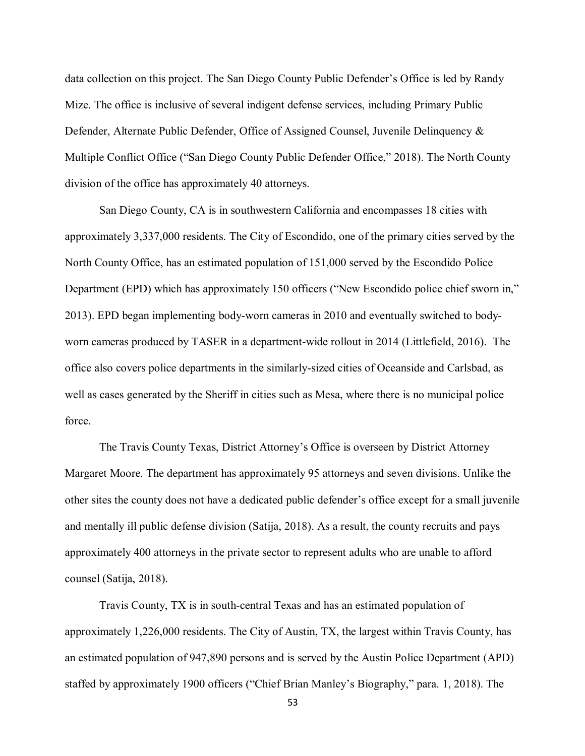data collection on this project. The San Diego County Public Defender's Office is led by Randy Mize. The office is inclusive of several indigent defense services, including Primary Public Defender, Alternate Public Defender, Office of Assigned Counsel, Juvenile Delinquency & Multiple Conflict Office ("San Diego County Public Defender Office," 2018). The North County division of the office has approximately 40 attorneys.

San Diego County, CA is in southwestern California and encompasses 18 cities with approximately 3,337,000 residents. The City of Escondido, one of the primary cities served by the North County Office, has an estimated population of 151,000 served by the Escondido Police Department (EPD) which has approximately 150 officers ("New Escondido police chief sworn in," 2013). EPD began implementing body-worn cameras in 2010 and eventually switched to body-worn cameras produced by TASER in a department-wide rollout in 2014 (Littlefield, 2016). The office also covers police departments in the similarly-sized cities of Oceanside and Carlsbad, as well as cases generated by the Sheriff in cities such as Mesa, where there is no municipal police force.

The Travis County Texas, District Attorney's Office is overseen by District Attorney Margaret Moore. The department has approximately 95 attorneys and seven divisions. Unlike the other sites the county does not have a dedicated public defender's office except for a small juvenile and mentally ill public defense division (Satija, 2018). As a result, the county recruits and pays approximately 400 attorneys in the private sector to represent adults who are unable to afford counsel (Satija, 2018).

Travis County, TX is in south-central Texas and has an estimated population of approximately 1,226,000 residents. The City of Austin, TX, the largest within Travis County, has an estimated population of 947,890 persons and is served by the Austin Police Department (APD) staffed by approximately 1900 officers ("Chief Brian Manley's Biography," para. 1, 2018). The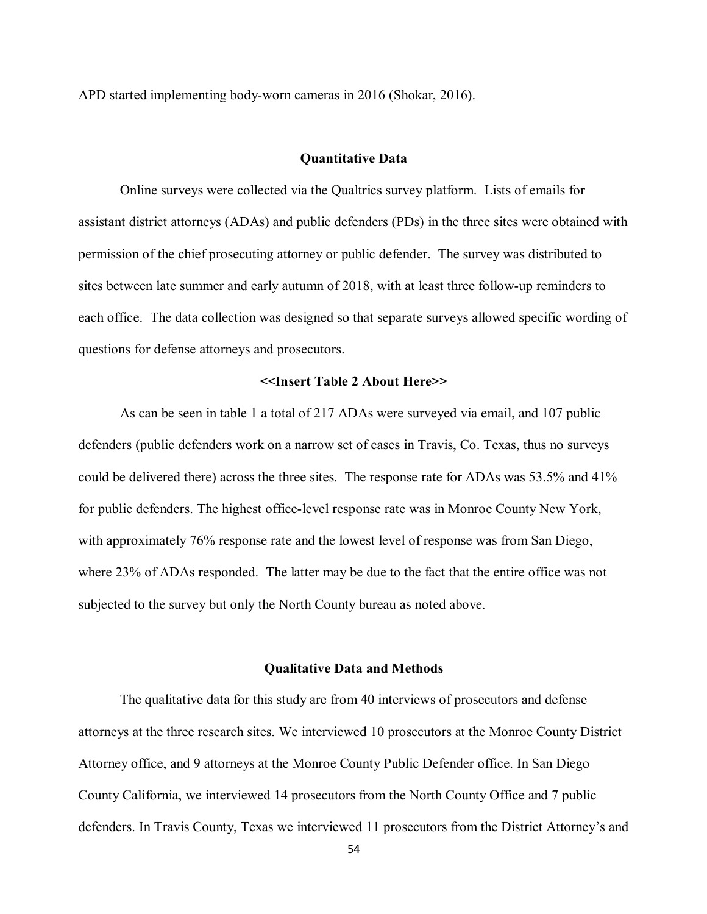APD started implementing body-worn cameras in 2016 (Shokar, 2016).

## Quantitative Data

Online surveys were collected via the Qualtrics survey platform. Lists of emails for assistant district attorneys (ADAs) and public defenders (PDs) in the three sites were obtained with permission of the chief prosecuting attorney or public defender. The survey was distributed to sites between late summer and early autumn of 2018, with at least three follow-up reminders to each office. The data collection was designed so that separate surveys allowed specific wording of questions for defense attorneys and prosecutors.

**<<Insert Table 2 About Here>>**

As can be seen in table 1 a total of 217 ADAs were surveyed via email, and 107 public defenders (public defenders work on a narrow set of cases in Travis, Co. Texas, thus no surveys could be delivered there) across the three sites. The response rate for ADAs was 53.5% and 41% for public defenders. The highest office-level response rate was in Monroe County New York, with approximately 76% response rate and the lowest level of response was from San Diego, where 23% of ADAs responded. The latter may be due to the fact that the entire office was not subjected to the survey but only the North County bureau as noted above.

## Qualitative Data and Methods

The qualitative data for this study are from 40 interviews of prosecutors and defense attorneys at the three research sites. We interviewed 10 prosecutors at the Monroe County District Attorney office, and 9 attorneys at the Monroe County Public Defender office. In San Diego County California, we interviewed 14 prosecutors from the North County Office and 7 public defenders. In Travis County, Texas we interviewed 11 prosecutors from the District Attorney's and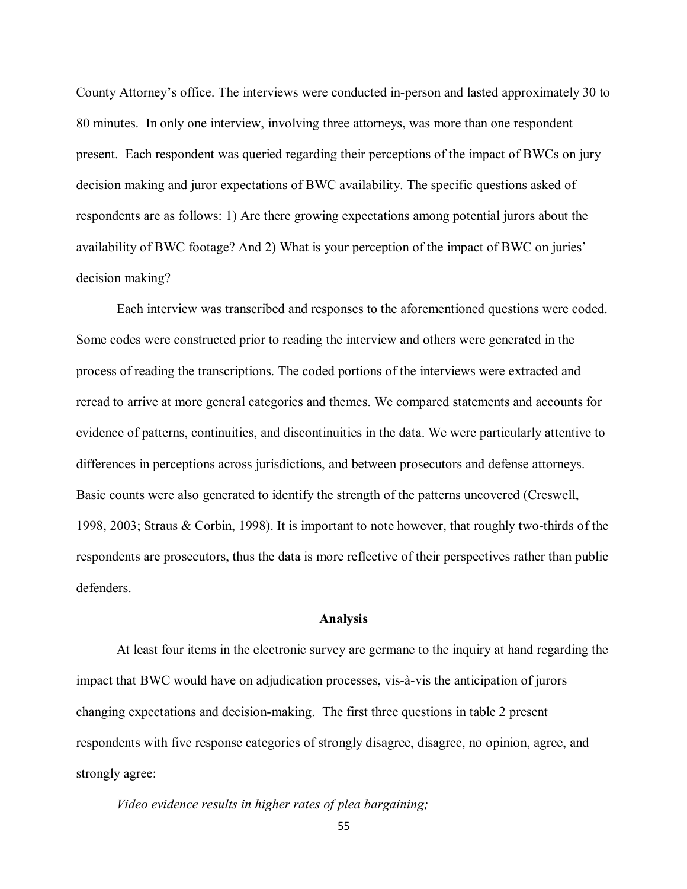County Attorney's office. The interviews were conducted in-person and lasted approximately 30 to 80 minutes. In only one interview, involving three attorneys, was more than one respondent present. Each respondent was queried regarding their perceptions of the impact of BWCs on jury decision making and juror expectations of BWC availability. The specific questions asked of respondents are as follows: 1) Are there growing expectations among potential jurors about the availability of BWC footage? And 2) What is your perception of the impact of BWC on juries' decision making?

Each interview was transcribed and responses to the aforementioned questions were coded. Some codes were constructed prior to reading the interview and others were generated in the process of reading the transcriptions. The coded portions of the interviews were extracted and reread to arrive at more general categories and themes. We compared statements and accounts for evidence of patterns, continuities, and discontinuities in the data. We were particularly attentive to differences in perceptions across jurisdictions, and between prosecutors and defense attorneys. Basic counts were also generated to identify the strength of the patterns uncovered (Creswell, 1998, 2003; Straus & Corbin, 1998). It is important to note however, that roughly two-thirds of the respondents are prosecutors, thus the data is more reflective of their perspectives rather than public defenders.

## Analysis

At least four items in the electronic survey are germane to the inquiry at hand regarding the impact that BWC would have on adjudication processes, vis-à-vis the anticipation of jurors changing expectations and decision-making. The first three questions in table 2 present respondents with five response categories of strongly disagree, disagree, no opinion, agree, and strongly agree:

*Video evidence results in higher rates of plea bargaining;*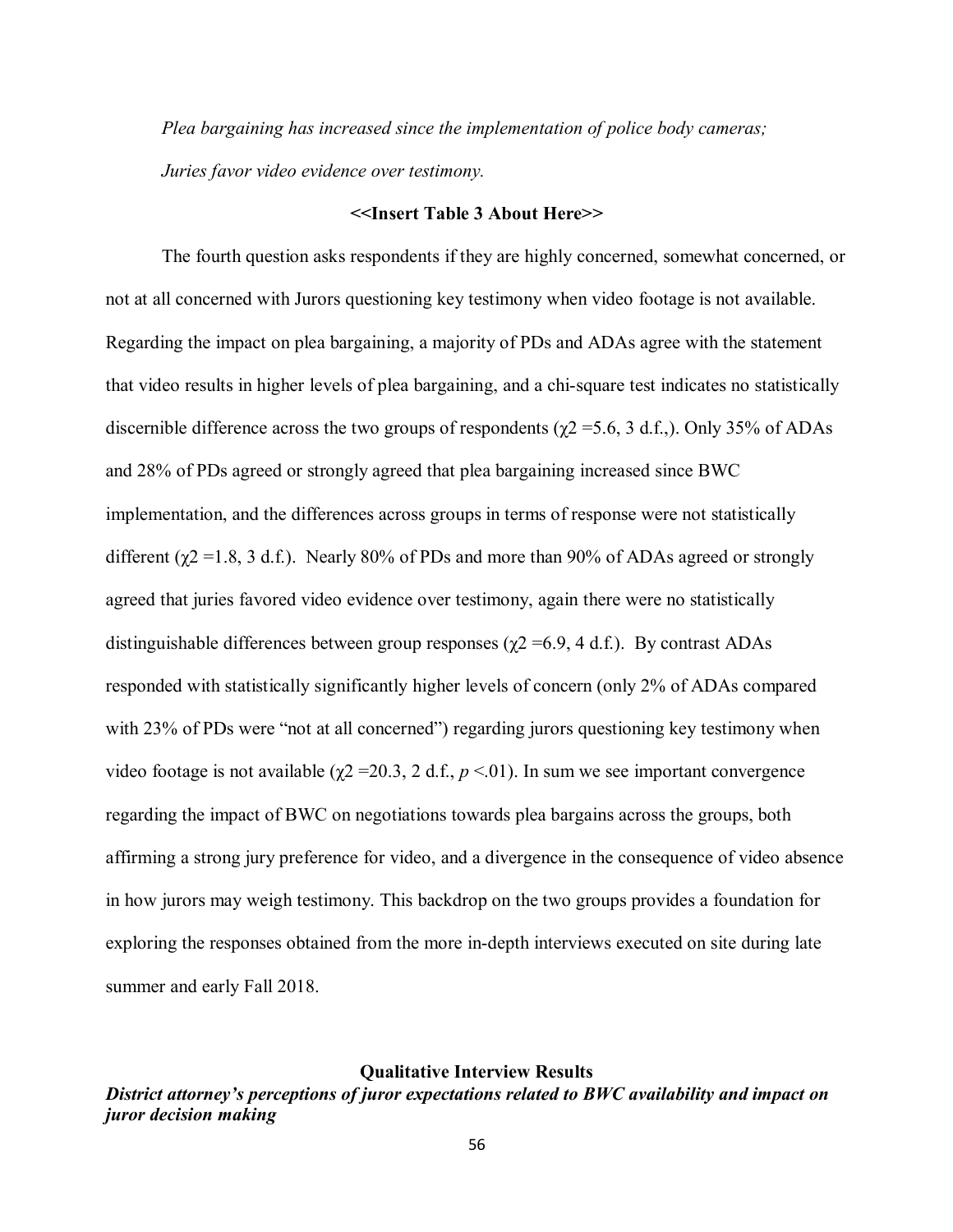*Plea bargaining has increased since the implementation of police body cameras;*

*Juries favor video evidence over testimony.*

**<<Insert Table 3 About Here>>**

The fourth question asks respondents if they are highly concerned, somewhat concerned, or not at all concerned with Jurors questioning key testimony when video footage is not available. Regarding the impact on plea bargaining, a majority of PDs and ADAs agree with the statement that video results in higher levels of plea bargaining, and a chi-square test indicates no statistically discernible difference across the two groups of respondents ($\chi2$ =5.6, 3 d.f.,). Only 35% of ADAs and 28% of PDs agreed or strongly agreed that plea bargaining increased since BWC implementation, and the differences across groups in terms of response were not statistically different ($\chi2$ =1.8, 3 d.f.). Nearly 80% of PDs and more than 90% of ADAs agreed or strongly agreed that juries favored video evidence over testimony, again there were no statistically distinguishable differences between group responses ($\chi2$ =6.9, 4 d.f.). By contrast ADAs responded with statistically significantly higher levels of concern (only 2% of ADAs compared with 23% of PDs were "not at all concerned") regarding jurors questioning key testimony when video footage is not available ($\chi2$ =20.3, 2 d.f., $p$ <.01). In sum we see important convergence regarding the impact of BWC on negotiations towards plea bargains across the groups, both affirming a strong jury preference for video, and a divergence in the consequence of video absence in how jurors may weigh testimony. This backdrop on the two groups provides a foundation for exploring the responses obtained from the more in-depth interviews executed on site during late summer and early Fall 2018.

## Qualitative Interview Results

***District attorney's perceptions of juror expectations related to BWC availability and impact on juror decision making***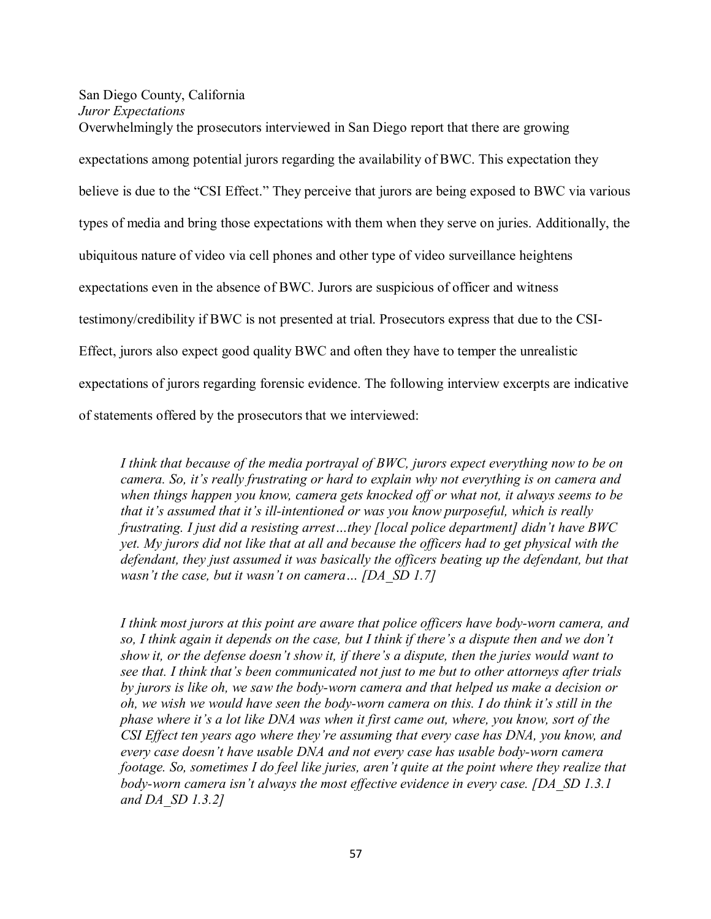San Diego County, California

*Juror Expectations*

Overwhelmingly the prosecutors interviewed in San Diego report that there are growing expectations among potential jurors regarding the availability of BWC. This expectation they believe is due to the "CSI Effect." They perceive that jurors are being exposed to BWC via various types of media and bring those expectations with them when they serve on juries. Additionally, the ubiquitous nature of video via cell phones and other type of video surveillance heightens expectations even in the absence of BWC. Jurors are suspicious of officer and witness testimony/credibility if BWC is not presented at trial. Prosecutors express that due to the CSI-Effect, jurors also expect good quality BWC and often they have to temper the unrealistic expectations of jurors regarding forensic evidence. The following interview excerpts are indicative of statements offered by the prosecutors that we interviewed:

> *I think that because of the media portrayal of BWC, jurors expect everything now to be on camera. So, it's really frustrating or hard to explain why not everything is on camera and when things happen you know, camera gets knocked off or what not, it always seems to be that it's assumed that it's ill-intentioned or was you know purposeful, which is really frustrating. I just did a resisting arrest…they [local police department] didn't have BWC yet. My jurors did not like that at all and because the officers had to get physical with the defendant, they just assumed it was basically the officers beating up the defendant, but that wasn't the case, but it wasn't on camera… [DA_SD 1.7]*

> *I think most jurors at this point are aware that police officers have body-worn camera, and so, I think again it depends on the case, but I think if there's a dispute then and we don't show it, or the defense doesn't show it, if there's a dispute, then the juries would want to see that. I think that's been communicated not just to me but to other attorneys after trials by jurors is like oh, we saw the body-worn camera and that helped us make a decision or oh, we wish we would have seen the body-worn camera on this. I do think it's still in the phase where it's a lot like DNA was when it first came out, where, you know, sort of the CSI Effect ten years ago where they're assuming that every case has DNA, you know, and every case doesn't have usable DNA and not every case has usable body-worn camera footage. So, sometimes I do feel like juries, aren't quite at the point where they realize that body-worn camera isn't always the most effective evidence in every case. [DA_SD 1.3.1 and DA_SD 1.3.2]*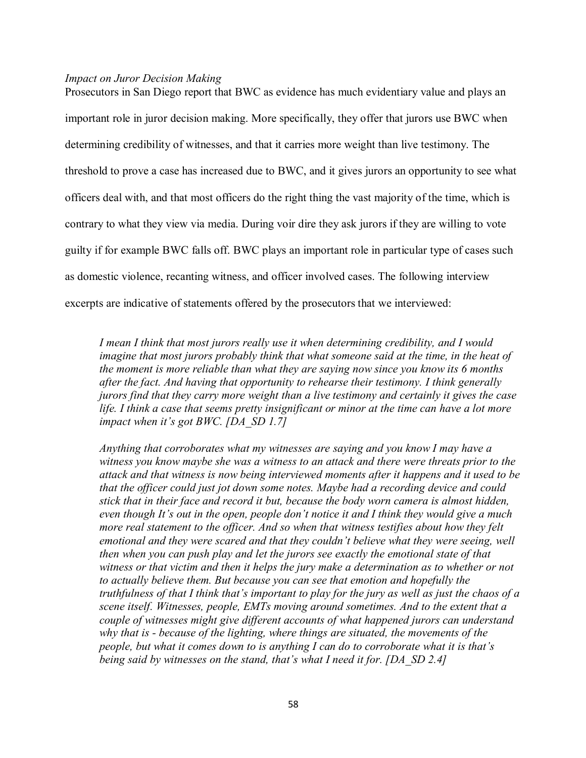*Impact on Juror Decision Making*

Prosecutors in San Diego report that BWC as evidence has much evidentiary value and plays an important role in juror decision making. More specifically, they offer that jurors use BWC when determining credibility of witnesses, and that it carries more weight than live testimony. The threshold to prove a case has increased due to BWC, and it gives jurors an opportunity to see what officers deal with, and that most officers do the right thing the vast majority of the time, which is contrary to what they view via media. During voir dire they ask jurors if they are willing to vote guilty if for example BWC falls off. BWC plays an important role in particular type of cases such as domestic violence, recanting witness, and officer involved cases. The following interview excerpts are indicative of statements offered by the prosecutors that we interviewed:

> *I mean I think that most jurors really use it when determining credibility, and I would imagine that most jurors probably think that what someone said at the time, in the heat of the moment is more reliable than what they are saying now since you know its 6 months after the fact. And having that opportunity to rehearse their testimony. I think generally jurors find that they carry more weight than a live testimony and certainly it gives the case life. I think a case that seems pretty insignificant or minor at the time can have a lot more impact when it's got BWC. [DA_SD 1.7]*

> *Anything that corroborates what my witnesses are saying and you know I may have a witness you know maybe she was a witness to an attack and there were threats prior to the attack and that witness is now being interviewed moments after it happens and it used to be that the officer could just jot down some notes. Maybe had a recording device and could stick that in their face and record it but, because the body worn camera is almost hidden, even though It's out in the open, people don't notice it and I think they would give a much more real statement to the officer. And so when that witness testifies about how they felt emotional and they were scared and that they couldn't believe what they were seeing, well then when you can push play and let the jurors see exactly the emotional state of that witness or that victim and then it helps the jury make a determination as to whether or not to actually believe them. But because you can see that emotion and hopefully the truthfulness of that I think that's important to play for the jury as well as just the chaos of a scene itself. Witnesses, people, EMTs moving around sometimes. And to the extent that a couple of witnesses might give different accounts of what happened jurors can understand why that is - because of the lighting, where things are situated, the movements of the people, but what it comes down to is anything I can do to corroborate what it is that's being said by witnesses on the stand, that's what I need it for. [DA_SD 2.4]*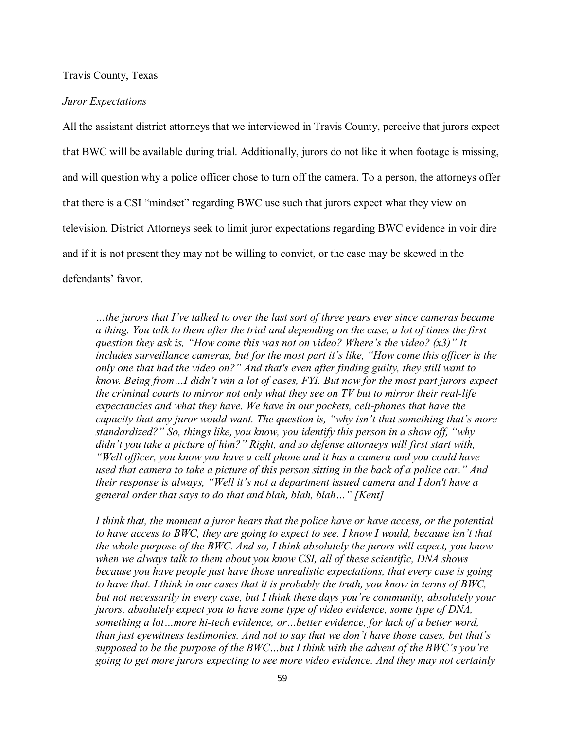Travis County, Texas

*Juror Expectations*

All the assistant district attorneys that we interviewed in Travis County, perceive that jurors expect that BWC will be available during trial. Additionally, jurors do not like it when footage is missing, and will question why a police officer chose to turn off the camera. To a person, the attorneys offer that there is a CSI "mindset" regarding BWC use such that jurors expect what they view on television. District Attorneys seek to limit juror expectations regarding BWC evidence in voir dire and if it is not present they may not be willing to convict, or the case may be skewed in the defendants' favor.

> *…the jurors that I've talked to over the last sort of three years ever since cameras became a thing. You talk to them after the trial and depending on the case, a lot of times the first question they ask is, "How come this was not on video? Where's the video? (x3)" It includes surveillance cameras, but for the most part it's like, "How come this officer is the only one that had the video on?" And that's even after finding guilty, they still want to know. Being from…I didn't win a lot of cases, FYI. But now for the most part jurors expect the criminal courts to mirror not only what they see on TV but to mirror their real-life expectancies and what they have. We have in our pockets, cell-phones that have the capacity that any juror would want. The question is, "why isn't that something that's more standardized?" So, things like, you know, you identify this person in a show off, "why didn't you take a picture of him?" Right, and so defense attorneys will first start with, "Well officer, you know you have a cell phone and it has a camera and you could have used that camera to take a picture of this person sitting in the back of a police car." And their response is always, "Well it's not a department issued camera and I don't have a general order that says to do that and blah, blah, blah…" [Kent]*

> *I think that, the moment a juror hears that the police have or have access, or the potential to have access to BWC, they are going to expect to see. I know I would, because isn't that the whole purpose of the BWC. And so, I think absolutely the jurors will expect, you know when we always talk to them about you know CSI, all of these scientific, DNA shows because you have people just have those unrealistic expectations, that every case is going to have that. I think in our cases that it is probably the truth, you know in terms of BWC, but not necessarily in every case, but I think these days you're community, absolutely your jurors, absolutely expect you to have some type of video evidence, some type of DNA, something a lot…more hi-tech evidence, or…better evidence, for lack of a better word, than just eyewitness testimonies. And not to say that we don't have those cases, but that's supposed to be the purpose of the BWC…but I think with the advent of the BWC's you're going to get more jurors expecting to see more video evidence. And they may not certainly*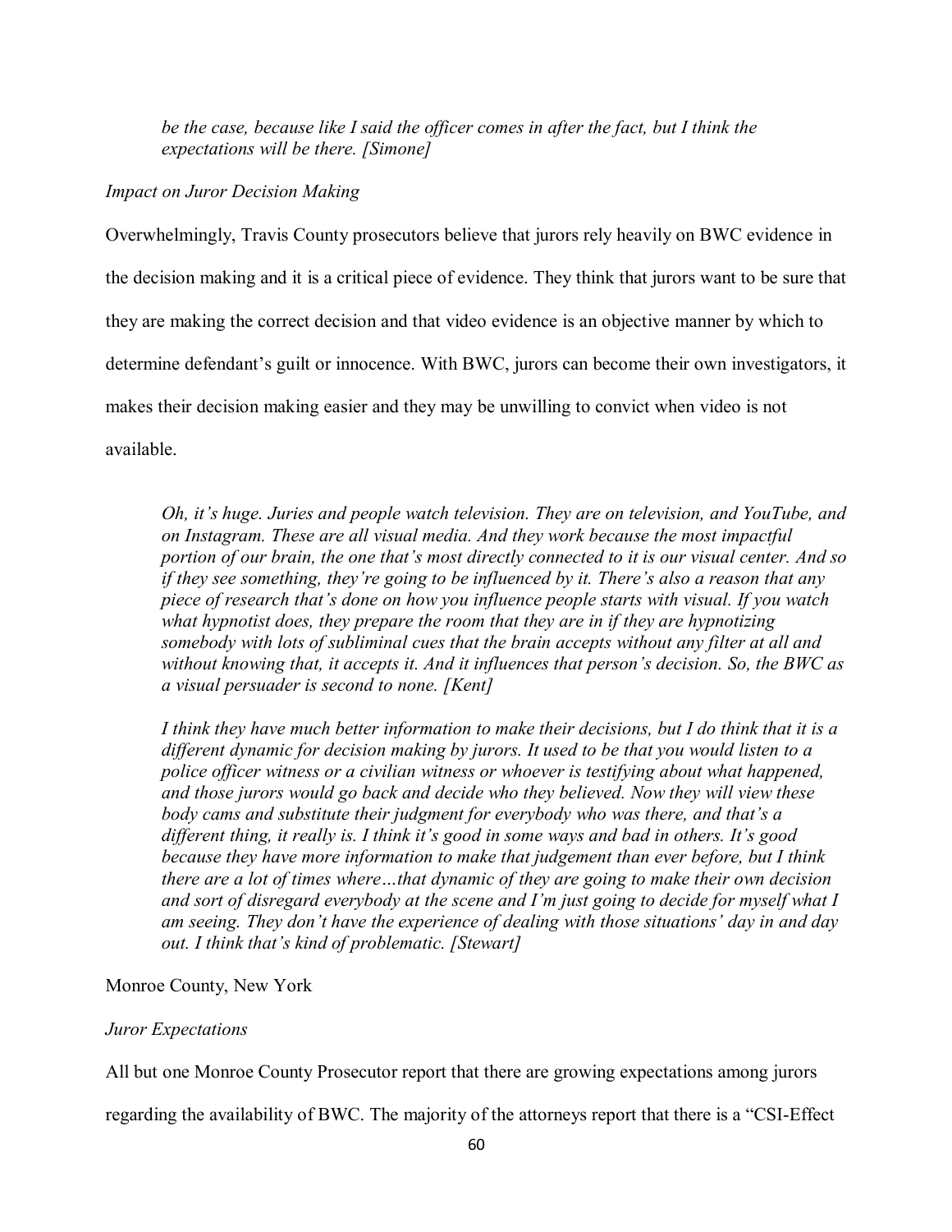*be the case, because like I said the officer comes in after the fact, but I think the expectations will be there. [Simone]*

*Impact on Juror Decision Making*

Overwhelmingly, Travis County prosecutors believe that jurors rely heavily on BWC evidence in the decision making and it is a critical piece of evidence. They think that jurors want to be sure that they are making the correct decision and that video evidence is an objective manner by which to determine defendant's guilt or innocence. With BWC, jurors can become their own investigators, it makes their decision making easier and they may be unwilling to convict when video is not available.

> *Oh, it's huge. Juries and people watch television. They are on television, and YouTube, and on Instagram. These are all visual media. And they work because the most impactful portion of our brain, the one that's most directly connected to it is our visual center. And so if they see something, they're going to be influenced by it. There's also a reason that any piece of research that's done on how you influence people starts with visual. If you watch what hypnotist does, they prepare the room that they are in if they are hypnotizing somebody with lots of subliminal cues that the brain accepts without any filter at all and without knowing that, it accepts it. And it influences that person's decision. So, the BWC as a visual persuader is second to none. [Kent]*

> *I think they have much better information to make their decisions, but I do think that it is a different dynamic for decision making by jurors. It used to be that you would listen to a police officer witness or a civilian witness or whoever is testifying about what happened, and those jurors would go back and decide who they believed. Now they will view these body cams and substitute their judgment for everybody who was there, and that's a different thing, it really is. I think it's good in some ways and bad in others. It's good because they have more information to make that judgement than ever before, but I think there are a lot of times where…that dynamic of they are going to make their own decision and sort of disregard everybody at the scene and I'm just going to decide for myself what I am seeing. They don't have the experience of dealing with those situations' day in and day out. I think that's kind of problematic. [Stewart]*

Monroe County, New York

*Juror Expectations*

All but one Monroe County Prosecutor report that there are growing expectations among jurors regarding the availability of BWC. The majority of the attorneys report that there is a "CSI-Effect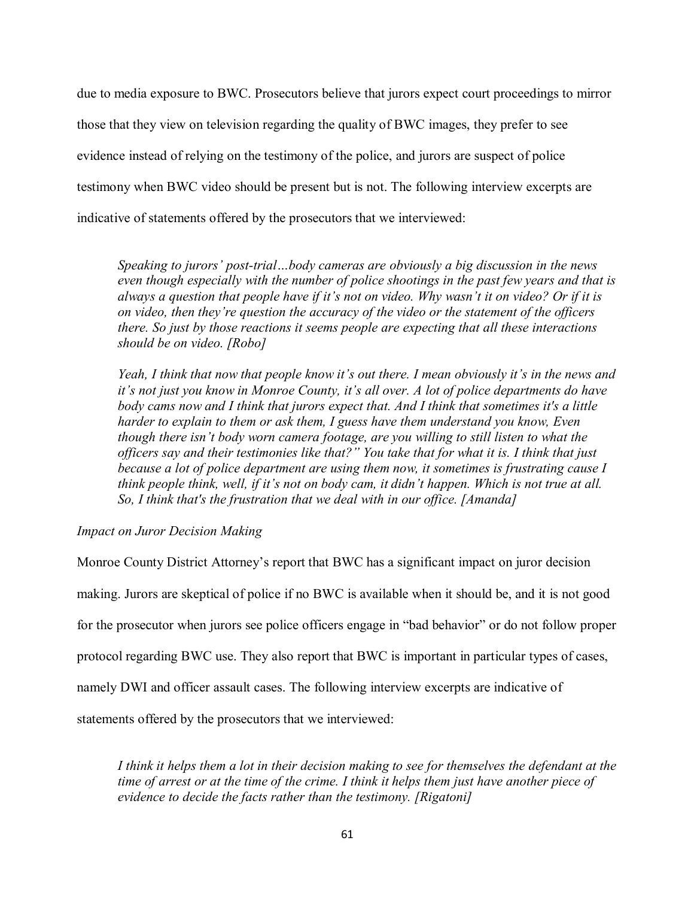due to media exposure to BWC. Prosecutors believe that jurors expect court proceedings to mirror those that they view on television regarding the quality of BWC images, they prefer to see evidence instead of relying on the testimony of the police, and jurors are suspect of police testimony when BWC video should be present but is not. The following interview excerpts are indicative of statements offered by the prosecutors that we interviewed:

> *Speaking to jurors' post-trial…body cameras are obviously a big discussion in the news even though especially with the number of police shootings in the past few years and that is always a question that people have if it's not on video. Why wasn't it on video? Or if it is on video, then they're question the accuracy of the video or the statement of the officers there. So just by those reactions it seems people are expecting that all these interactions should be on video. [Robo]*

> *Yeah, I think that now that people know it's out there. I mean obviously it's in the news and it's not just you know in Monroe County, it's all over. A lot of police departments do have body cams now and I think that jurors expect that. And I think that sometimes it's a little harder to explain to them or ask them, I guess have them understand you know, Even though there isn't body worn camera footage, are you willing to still listen to what the officers say and their testimonies like that?" You take that for what it is. I think that just because a lot of police department are using them now, it sometimes is frustrating cause I think people think, well, if it's not on body cam, it didn't happen. Which is not true at all. So, I think that's the frustration that we deal with in our office. [Amanda]*

*Impact on Juror Decision Making*

Monroe County District Attorney's report that BWC has a significant impact on juror decision making. Jurors are skeptical of police if no BWC is available when it should be, and it is not good for the prosecutor when jurors see police officers engage in "bad behavior" or do not follow proper protocol regarding BWC use. They also report that BWC is important in particular types of cases, namely DWI and officer assault cases. The following interview excerpts are indicative of statements offered by the prosecutors that we interviewed:

> *I think it helps them a lot in their decision making to see for themselves the defendant at the time of arrest or at the time of the crime. I think it helps them just have another piece of evidence to decide the facts rather than the testimony. [Rigatoni]*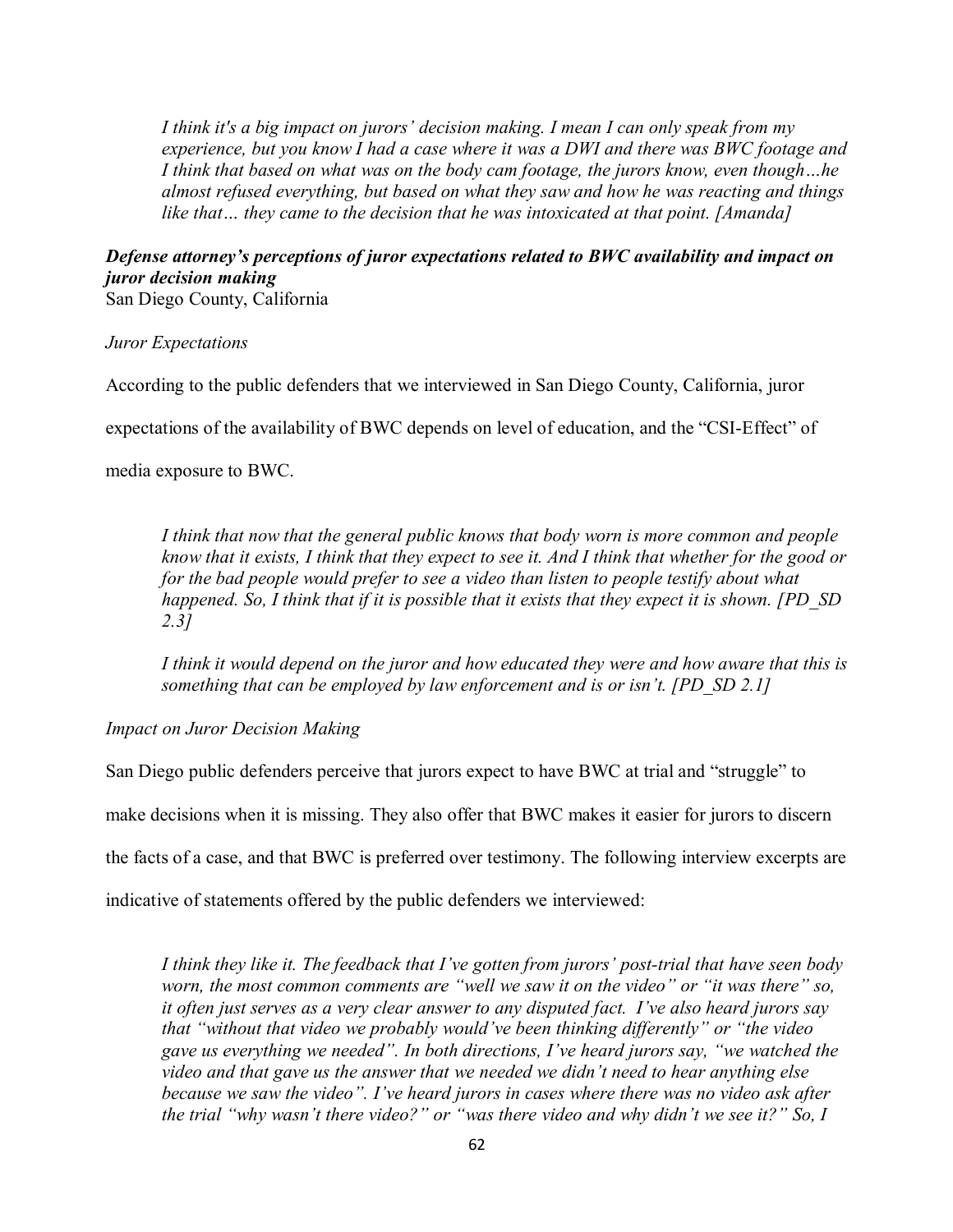*I think it's a big impact on jurors' decision making. I mean I can only speak from my experience, but you know I had a case where it was a DWI and there was BWC footage and I think that based on what was on the body cam footage, the jurors know, even though…he almost refused everything, but based on what they saw and how he was reacting and things like that… they came to the decision that he was intoxicated at that point. [Amanda]*

***Defense attorney's perceptions of juror expectations related to BWC availability and impact on juror decision making***
San Diego County, California

*Juror Expectations*

According to the public defenders that we interviewed in San Diego County, California, juror expectations of the availability of BWC depends on level of education, and the "CSI-Effect" of media exposure to BWC.

*I think that now that the general public knows that body worn is more common and people know that it exists, I think that they expect to see it. And I think that whether for the good or for the bad people would prefer to see a video than listen to people testify about what happened. So, I think that if it is possible that it exists that they expect it is shown. [PD_SD 2.3]*

*I think it would depend on the juror and how educated they were and how aware that this is something that can be employed by law enforcement and is or isn't. [PD_SD 2.1]*

*Impact on Juror Decision Making*

San Diego public defenders perceive that jurors expect to have BWC at trial and "struggle" to make decisions when it is missing. They also offer that BWC makes it easier for jurors to discern the facts of a case, and that BWC is preferred over testimony. The following interview excerpts are indicative of statements offered by the public defenders we interviewed:

*I think they like it. The feedback that I've gotten from jurors' post-trial that have seen body worn, the most common comments are "well we saw it on the video" or "it was there" so, it often just serves as a very clear answer to any disputed fact. I've also heard jurors say that "without that video we probably would've been thinking differently" or "the video gave us everything we needed". In both directions, I've heard jurors say, "we watched the video and that gave us the answer that we needed we didn't need to hear anything else because we saw the video". I've heard jurors in cases where there was no video ask after the trial "why wasn't there video?" or "was there video and why didn't we see it?" So, I*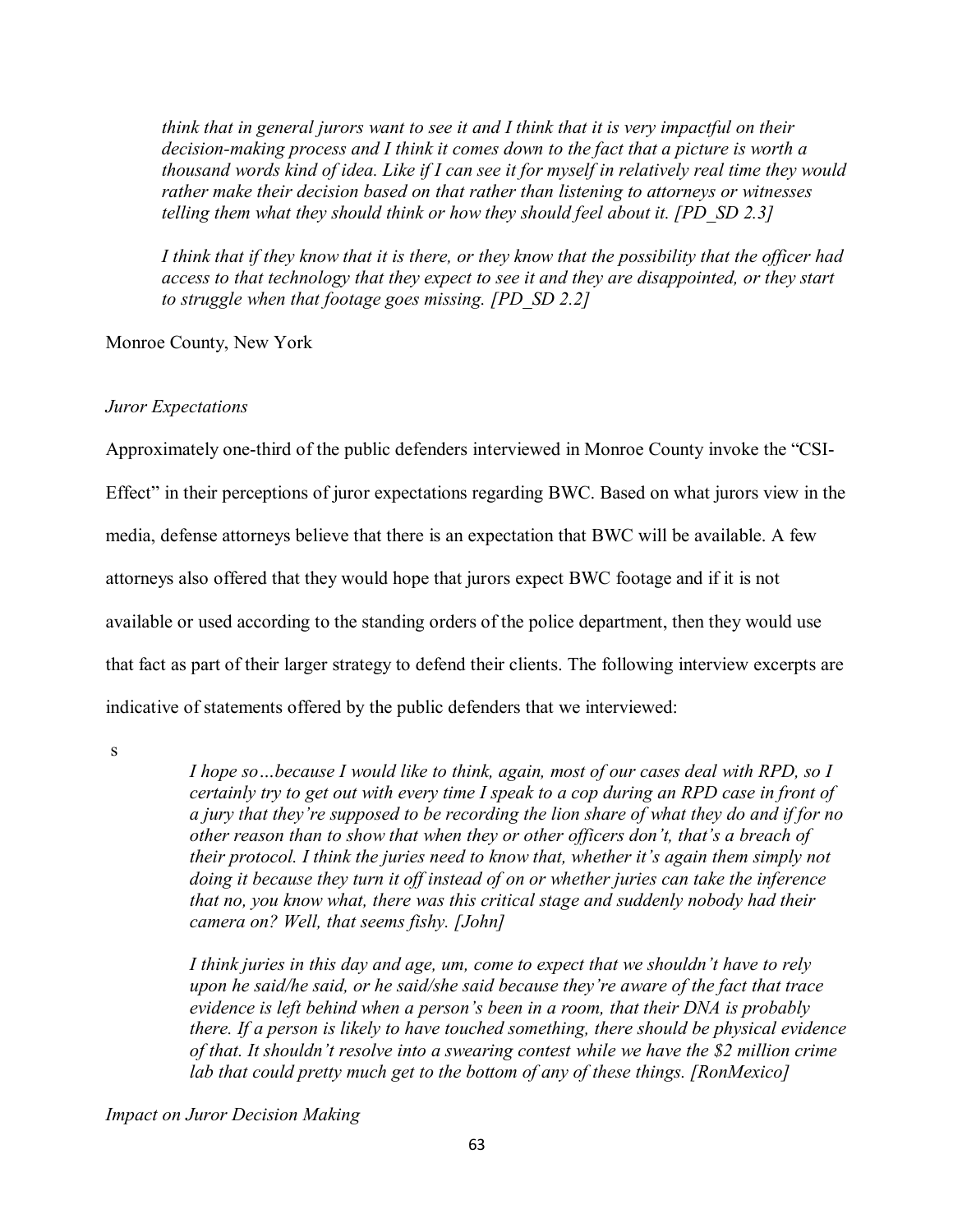*think that in general jurors want to see it and I think that it is very impactful on their decision-making process and I think it comes down to the fact that a picture is worth a thousand words kind of idea. Like if I can see it for myself in relatively real time they would rather make their decision based on that rather than listening to attorneys or witnesses telling them what they should think or how they should feel about it. [PD_SD 2.3]*

*I think that if they know that it is there, or they know that the possibility that the officer had access to that technology that they expect to see it and they are disappointed, or they start to struggle when that footage goes missing. [PD_SD 2.2]*

Monroe County, New York

*Juror Expectations*

Approximately one-third of the public defenders interviewed in Monroe County invoke the "CSI-Effect" in their perceptions of juror expectations regarding BWC. Based on what jurors view in the media, defense attorneys believe that there is an expectation that BWC will be available. A few attorneys also offered that they would hope that jurors expect BWC footage and if it is not available or used according to the standing orders of the police department, then they would use that fact as part of their larger strategy to defend their clients. The following interview excerpts are indicative of statements offered by the public defenders that we interviewed:

s

*I hope so…because I would like to think, again, most of our cases deal with RPD, so I certainly try to get out with every time I speak to a cop during an RPD case in front of a jury that they're supposed to be recording the lion share of what they do and if for no other reason than to show that when they or other officers don't, that's a breach of their protocol. I think the juries need to know that, whether it's again them simply not doing it because they turn it off instead of on or whether juries can take the inference that no, you know what, there was this critical stage and suddenly nobody had their camera on? Well, that seems fishy. [John]*

*I think juries in this day and age, um, come to expect that we shouldn't have to rely upon he said/he said, or he said/she said because they're aware of the fact that trace evidence is left behind when a person's been in a room, that their DNA is probably there. If a person is likely to have touched something, there should be physical evidence of that. It shouldn't resolve into a swearing contest while we have the $2 million crime lab that could pretty much get to the bottom of any of these things. [RonMexico]*

*Impact on Juror Decision Making*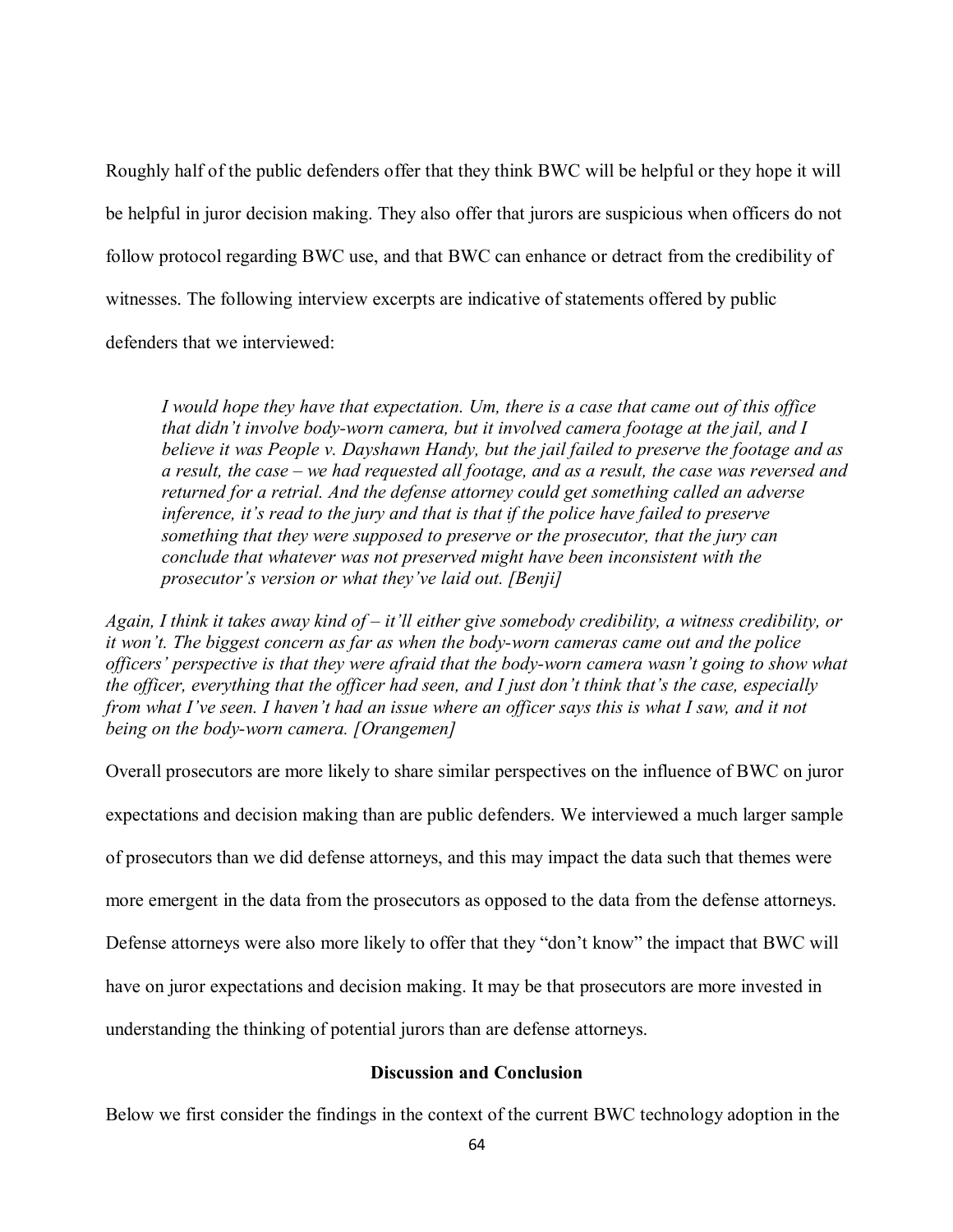Roughly half of the public defenders offer that they think BWC will be helpful or they hope it will be helpful in juror decision making. They also offer that jurors are suspicious when officers do not follow protocol regarding BWC use, and that BWC can enhance or detract from the credibility of witnesses. The following interview excerpts are indicative of statements offered by public defenders that we interviewed:

> *I would hope they have that expectation. Um, there is a case that came out of this office that didn't involve body-worn camera, but it involved camera footage at the jail, and I believe it was People v. Dayshawn Handy, but the jail failed to preserve the footage and as a result, the case – we had requested all footage, and as a result, the case was reversed and returned for a retrial. And the defense attorney could get something called an adverse inference, it's read to the jury and that is that if the police have failed to preserve something that they were supposed to preserve or the prosecutor, that the jury can conclude that whatever was not preserved might have been inconsistent with the prosecutor's version or what they've laid out. [Benji]*

*Again, I think it takes away kind of – it'll either give somebody credibility, a witness credibility, or it won't. The biggest concern as far as when the body-worn cameras came out and the police officers' perspective is that they were afraid that the body-worn camera wasn't going to show what the officer, everything that the officer had seen, and I just don't think that's the case, especially from what I've seen. I haven't had an issue where an officer says this is what I saw, and it not being on the body-worn camera. [Orangemen]*

Overall prosecutors are more likely to share similar perspectives on the influence of BWC on juror expectations and decision making than are public defenders. We interviewed a much larger sample of prosecutors than we did defense attorneys, and this may impact the data such that themes were more emergent in the data from the prosecutors as opposed to the data from the defense attorneys. Defense attorneys were also more likely to offer that they "don't know" the impact that BWC will have on juror expectations and decision making. It may be that prosecutors are more invested in understanding the thinking of potential jurors than are defense attorneys.

## Discussion and Conclusion

Below we first consider the findings in the context of the current BWC technology adoption in the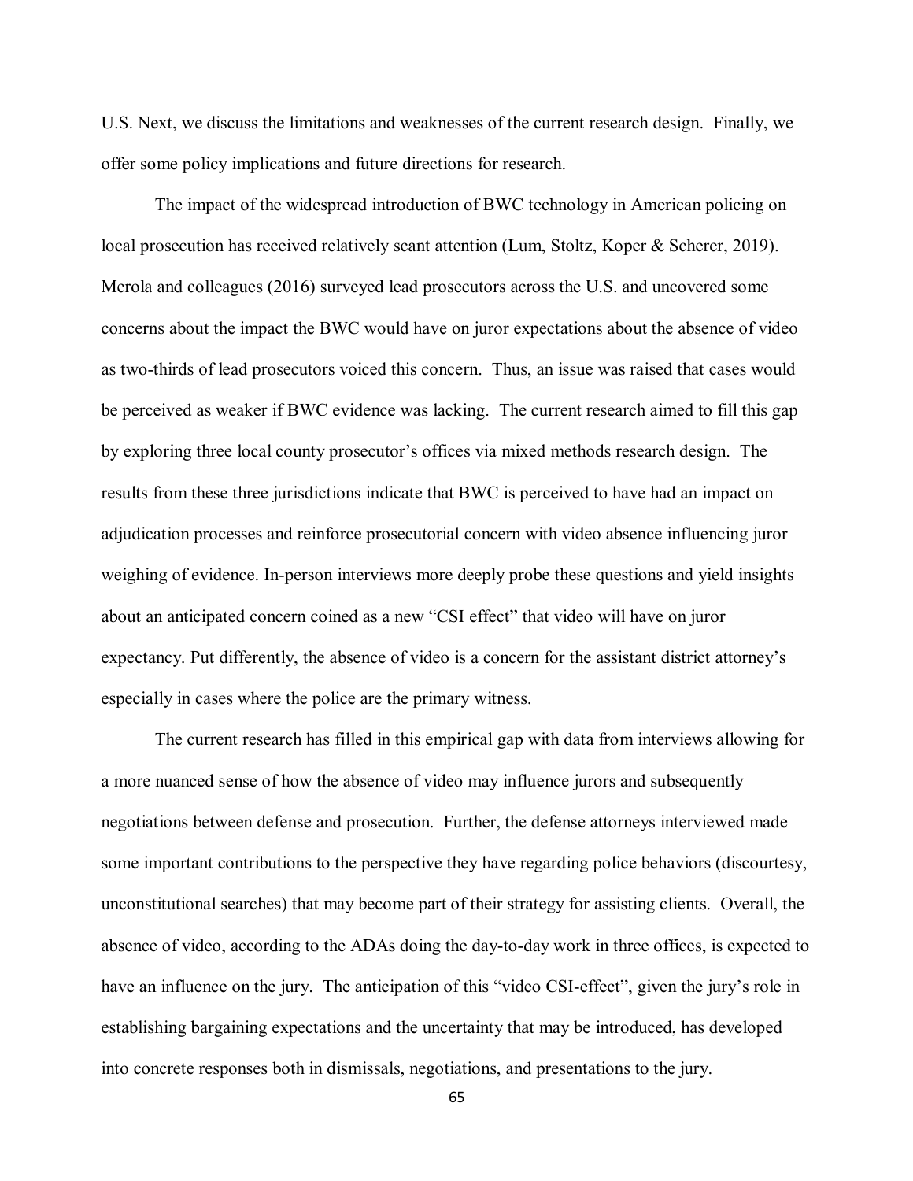U.S. Next, we discuss the limitations and weaknesses of the current research design. Finally, we offer some policy implications and future directions for research.

The impact of the widespread introduction of BWC technology in American policing on local prosecution has received relatively scant attention (Lum, Stoltz, Koper & Scherer, 2019). Merola and colleagues (2016) surveyed lead prosecutors across the U.S. and uncovered some concerns about the impact the BWC would have on juror expectations about the absence of video as two-thirds of lead prosecutors voiced this concern. Thus, an issue was raised that cases would be perceived as weaker if BWC evidence was lacking. The current research aimed to fill this gap by exploring three local county prosecutor's offices via mixed methods research design. The results from these three jurisdictions indicate that BWC is perceived to have had an impact on adjudication processes and reinforce prosecutorial concern with video absence influencing juror weighing of evidence. In-person interviews more deeply probe these questions and yield insights about an anticipated concern coined as a new "CSI effect" that video will have on juror expectancy. Put differently, the absence of video is a concern for the assistant district attorney's especially in cases where the police are the primary witness.

The current research has filled in this empirical gap with data from interviews allowing for a more nuanced sense of how the absence of video may influence jurors and subsequently negotiations between defense and prosecution. Further, the defense attorneys interviewed made some important contributions to the perspective they have regarding police behaviors (discourtesy, unconstitutional searches) that may become part of their strategy for assisting clients. Overall, the absence of video, according to the ADAs doing the day-to-day work in three offices, is expected to have an influence on the jury. The anticipation of this "video CSI-effect", given the jury's role in establishing bargaining expectations and the uncertainty that may be introduced, has developed into concrete responses both in dismissals, negotiations, and presentations to the jury.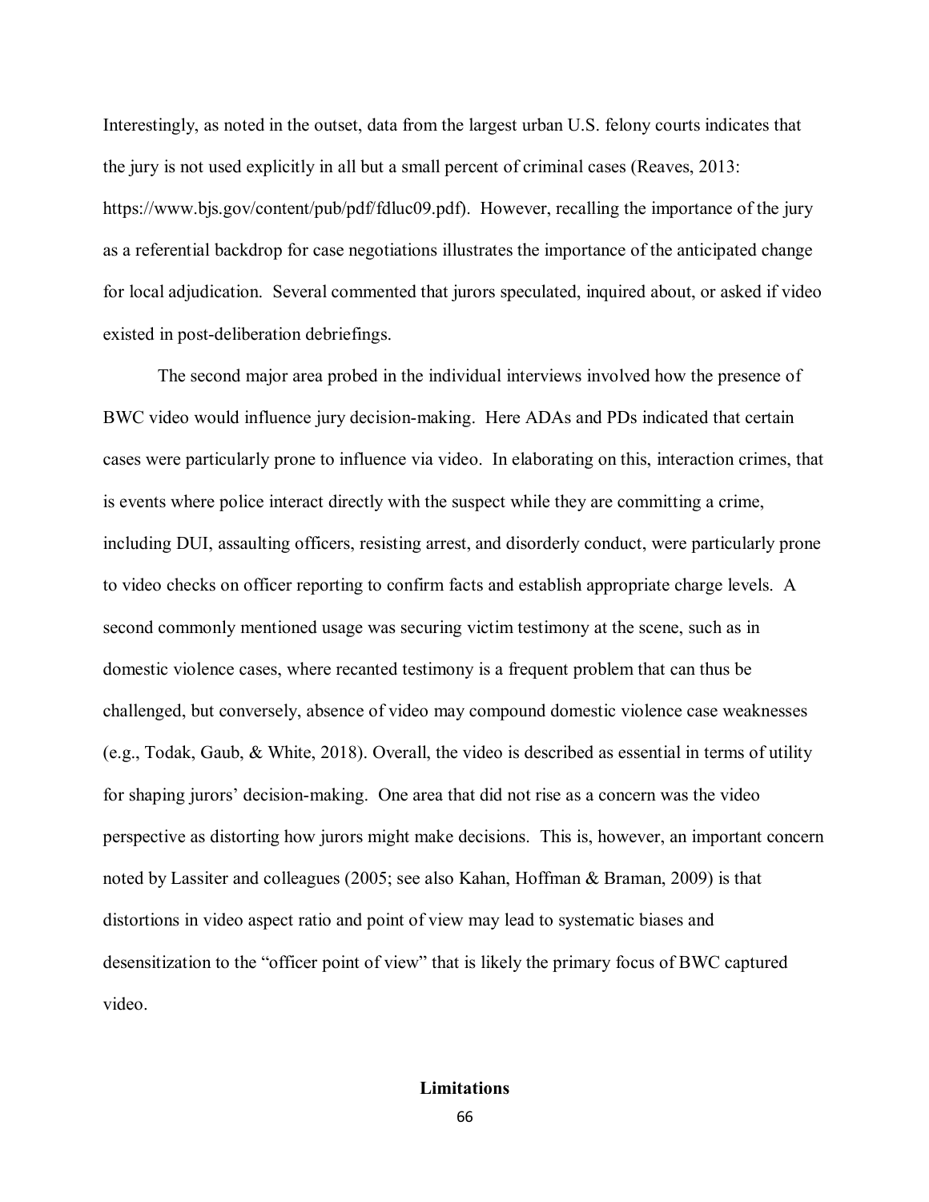Interestingly, as noted in the outset, data from the largest urban U.S. felony courts indicates that the jury is not used explicitly in all but a small percent of criminal cases (Reaves, 2013: https://www.bjs.gov/content/pub/pdf/fdluc09.pdf). However, recalling the importance of the jury as a referential backdrop for case negotiations illustrates the importance of the anticipated change for local adjudication. Several commented that jurors speculated, inquired about, or asked if video existed in post-deliberation debriefings.

The second major area probed in the individual interviews involved how the presence of BWC video would influence jury decision-making. Here ADAs and PDs indicated that certain cases were particularly prone to influence via video. In elaborating on this, interaction crimes, that is events where police interact directly with the suspect while they are committing a crime, including DUI, assaulting officers, resisting arrest, and disorderly conduct, were particularly prone to video checks on officer reporting to confirm facts and establish appropriate charge levels. A second commonly mentioned usage was securing victim testimony at the scene, such as in domestic violence cases, where recanted testimony is a frequent problem that can thus be challenged, but conversely, absence of video may compound domestic violence case weaknesses (e.g., Todak, Gaub, & White, 2018). Overall, the video is described as essential in terms of utility for shaping jurors' decision-making. One area that did not rise as a concern was the video perspective as distorting how jurors might make decisions. This is, however, an important concern noted by Lassiter and colleagues (2005; see also Kahan, Hoffman & Braman, 2009) is that distortions in video aspect ratio and point of view may lead to systematic biases and desensitization to the "officer point of view" that is likely the primary focus of BWC captured video.

## Limitations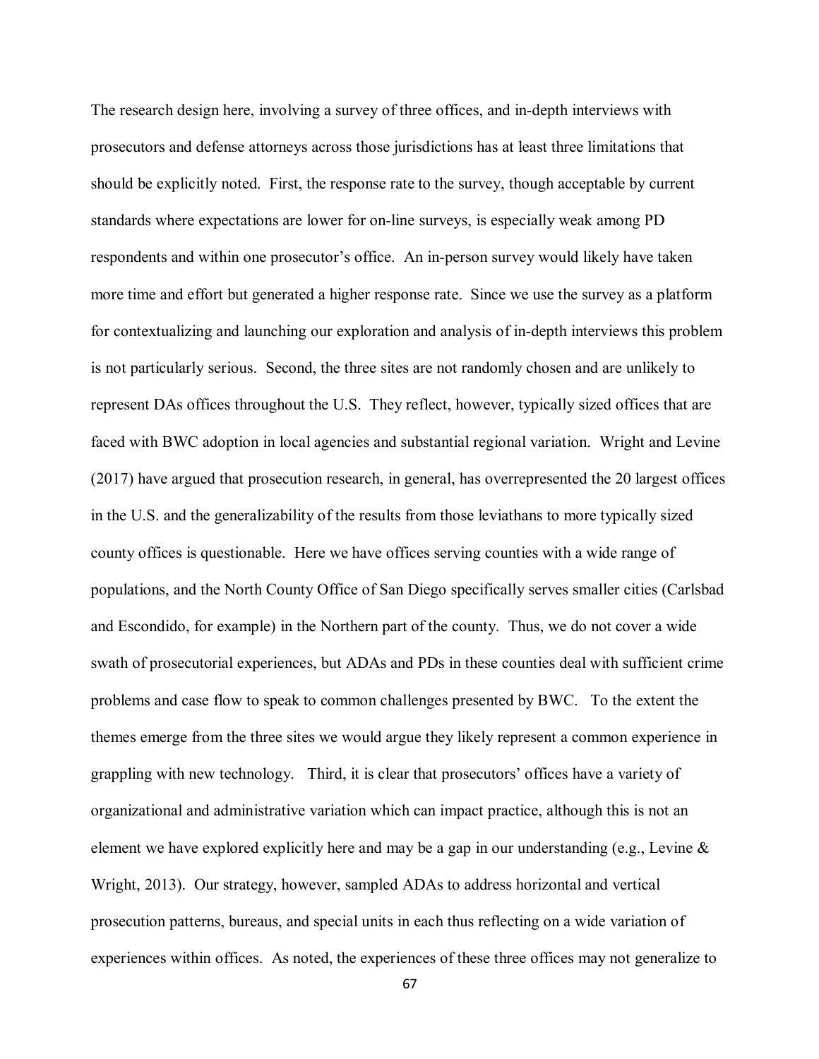The research design here, involving a survey of three offices, and in-depth interviews with prosecutors and defense attorneys across those jurisdictions has at least three limitations that should be explicitly noted. First, the response rate to the survey, though acceptable by current standards where expectations are lower for on-line surveys, is especially weak among PD respondents and within one prosecutor's office. An in-person survey would likely have taken more time and effort but generated a higher response rate. Since we use the survey as a platform for contextualizing and launching our exploration and analysis of in-depth interviews this problem is not particularly serious. Second, the three sites are not randomly chosen and are unlikely to represent DAs offices throughout the U.S. They reflect, however, typically sized offices that are faced with BWC adoption in local agencies and substantial regional variation. Wright and Levine (2017) have argued that prosecution research, in general, has overrepresented the 20 largest offices in the U.S. and the generalizability of the results from those leviathans to more typically sized county offices is questionable. Here we have offices serving counties with a wide range of populations, and the North County Office of San Diego specifically serves smaller cities (Carlsbad and Escondido, for example) in the Northern part of the county. Thus, we do not cover a wide swath of prosecutorial experiences, but ADAs and PDs in these counties deal with sufficient crime problems and case flow to speak to common challenges presented by BWC. To the extent the themes emerge from the three sites we would argue they likely represent a common experience in grappling with new technology. Third, it is clear that prosecutors' offices have a variety of organizational and administrative variation which can impact practice, although this is not an element we have explored explicitly here and may be a gap in our understanding (e.g., Levine & Wright, 2013). Our strategy, however, sampled ADAs to address horizontal and vertical prosecution patterns, bureaus, and special units in each thus reflecting on a wide variation of experiences within offices. As noted, the experiences of these three offices may not generalize to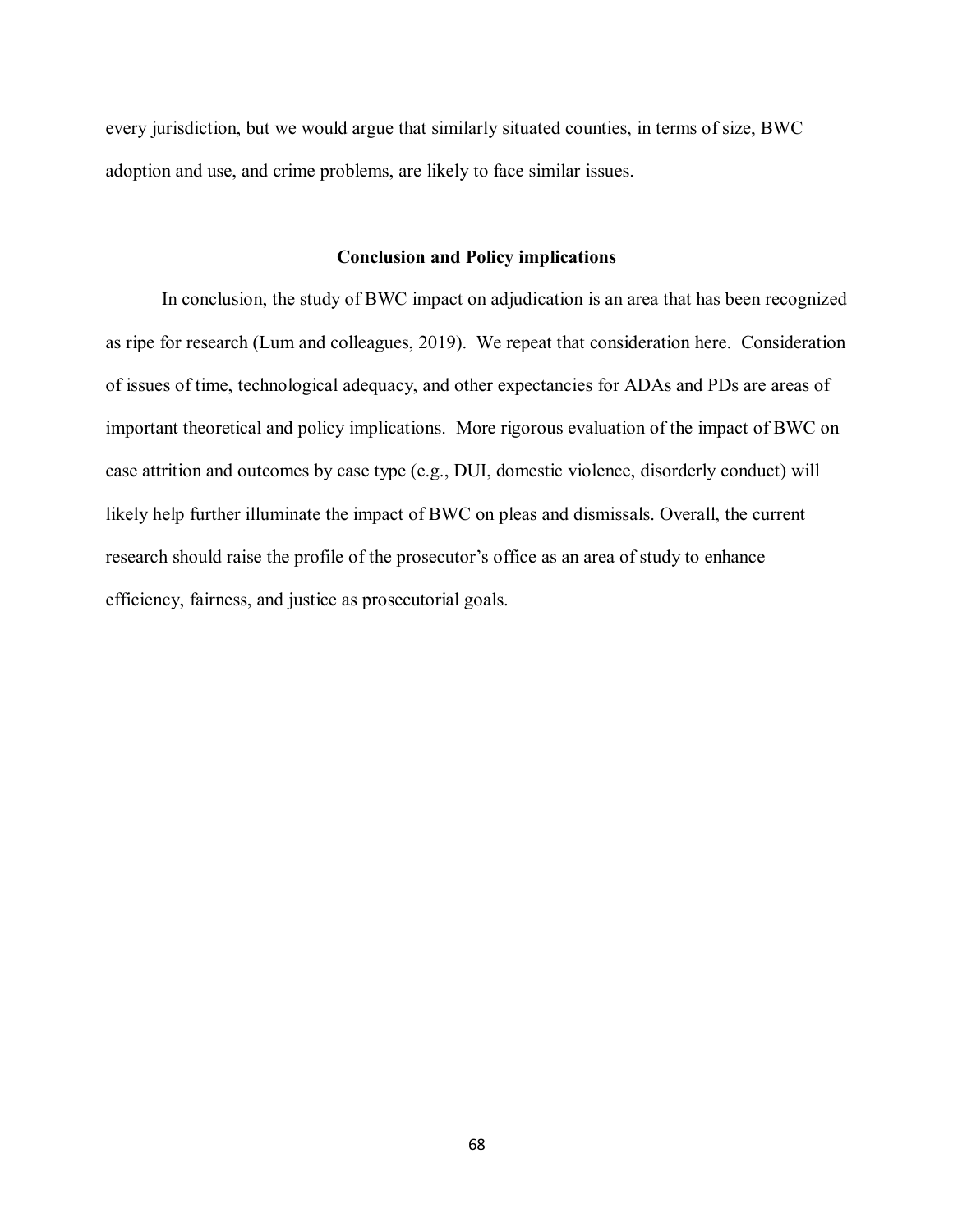every jurisdiction, but we would argue that similarly situated counties, in terms of size, BWC adoption and use, and crime problems, are likely to face similar issues.

## Conclusion and Policy implications

In conclusion, the study of BWC impact on adjudication is an area that has been recognized as ripe for research (Lum and colleagues, 2019). We repeat that consideration here. Consideration of issues of time, technological adequacy, and other expectancies for ADAs and PDs are areas of important theoretical and policy implications. More rigorous evaluation of the impact of BWC on case attrition and outcomes by case type (e.g., DUI, domestic violence, disorderly conduct) will likely help further illuminate the impact of BWC on pleas and dismissals. Overall, the current research should raise the profile of the prosecutor's office as an area of study to enhance efficiency, fairness, and justice as prosecutorial goals.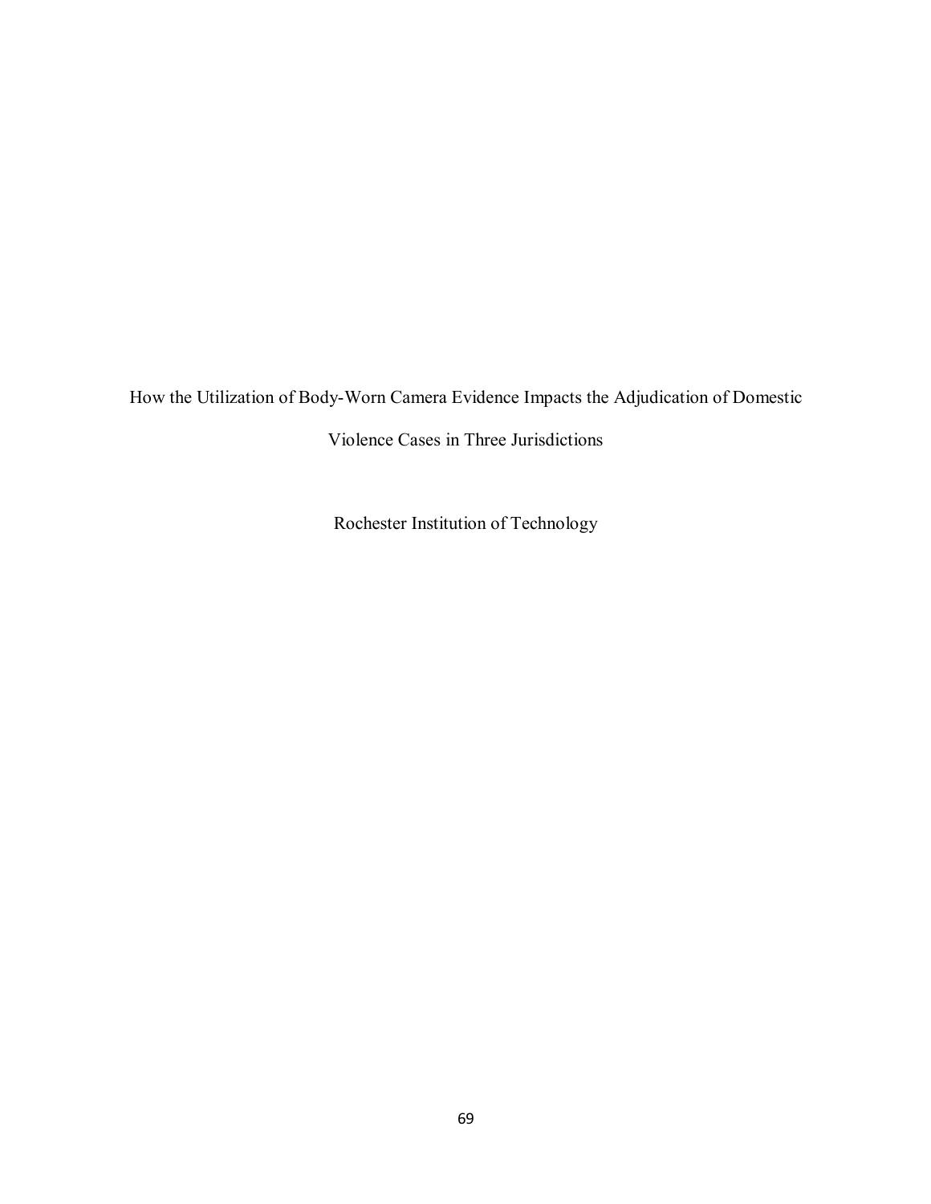How the Utilization of Body-Worn Camera Evidence Impacts the Adjudication of Domestic Violence Cases in Three Jurisdictions

Rochester Institute of Technology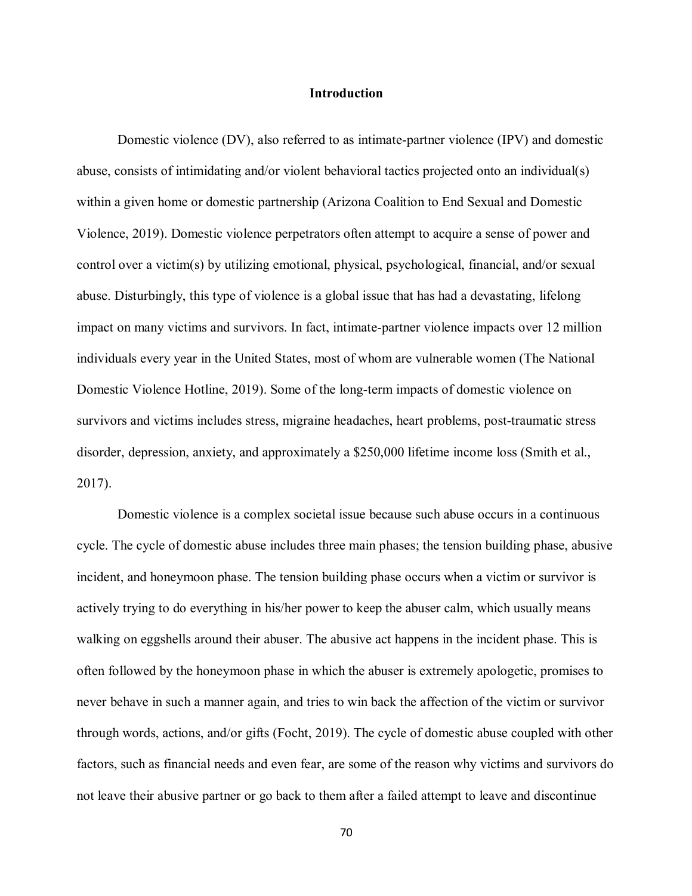## Introduction

Domestic violence (DV), also referred to as intimate-partner violence (IPV) and domestic abuse, consists of intimidating and/or violent behavioral tactics projected onto an individual(s) within a given home or domestic partnership (Arizona Coalition to End Sexual and Domestic Violence, 2019). Domestic violence perpetrators often attempt to acquire a sense of power and control over a victim(s) by utilizing emotional, physical, psychological, financial, and/or sexual abuse. Disturbingly, this type of violence is a global issue that has had a devastating, lifelong impact on many victims and survivors. In fact, intimate-partner violence impacts over 12 million individuals every year in the United States, most of whom are vulnerable women (The National Domestic Violence Hotline, 2019). Some of the long-term impacts of domestic violence on survivors and victims includes stress, migraine headaches, heart problems, post-traumatic stress disorder, depression, anxiety, and approximately a $250,000 lifetime income loss (Smith et al., 2017).

Domestic violence is a complex societal issue because such abuse occurs in a continuous cycle. The cycle of domestic abuse includes three main phases; the tension building phase, abusive incident, and honeymoon phase. The tension building phase occurs when a victim or survivor is actively trying to do everything in his/her power to keep the abuser calm, which usually means walking on eggshells around their abuser. The abusive act happens in the incident phase. This is often followed by the honeymoon phase in which the abuser is extremely apologetic, promises to never behave in such a manner again, and tries to win back the affection of the victim or survivor through words, actions, and/or gifts (Focht, 2019). The cycle of domestic abuse coupled with other factors, such as financial needs and even fear, are some of the reason why victims and survivors do not leave their abusive partner or go back to them after a failed attempt to leave and discontinue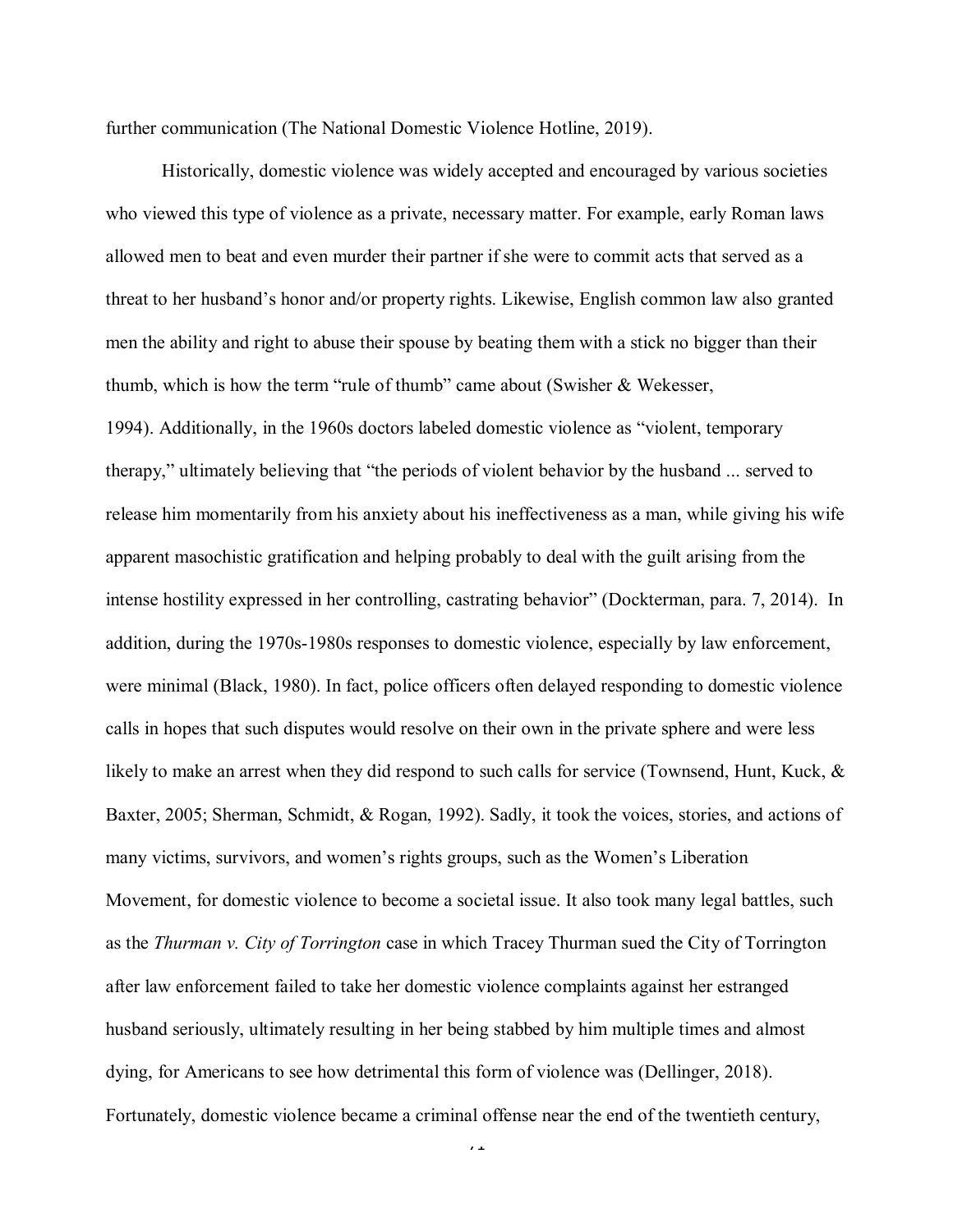further communication (The National Domestic Violence Hotline, 2019).

Historically, domestic violence was widely accepted and encouraged by various societies who viewed this type of violence as a private, necessary matter. For example, early Roman laws allowed men to beat and even murder their partner if she were to commit acts that served as a threat to her husband's honor and/or property rights. Likewise, English common law also granted men the ability and right to abuse their spouse by beating them with a stick no bigger than their thumb, which is how the term "rule of thumb" came about (Swisher & Wekesser, 1994). Additionally, in the 1960s doctors labeled domestic violence as "violent, temporary therapy," ultimately believing that "the periods of violent behavior by the husband ... served to release him momentarily from his anxiety about his ineffectiveness as a man, while giving his wife apparent masochistic gratification and helping probably to deal with the guilt arising from the intense hostility expressed in her controlling, castrating behavior" (Dockterman, para. 7, 2014). In addition, during the 1970s-1980s responses to domestic violence, especially by law enforcement, were minimal (Black, 1980). In fact, police officers often delayed responding to domestic violence calls in hopes that such disputes would resolve on their own in the private sphere and were less likely to make an arrest when they did respond to such calls for service (Townsend, Hunt, Kuck, & Baxter, 2005; Sherman, Schmidt, & Rogan, 1992). Sadly, it took the voices, stories, and actions of many victims, survivors, and women's rights groups, such as the Women's Liberation Movement, for domestic violence to become a societal issue. It also took many legal battles, such as the *Thurman v. City of Torrington* case in which Tracey Thurman sued the City of Torrington after law enforcement failed to take her domestic violence complaints against her estranged husband seriously, ultimately resulting in her being stabbed by him multiple times and almost dying, for Americans to see how detrimental this form of violence was (Dellinger, 2018). Fortunately, domestic violence became a criminal offense near the end of the twentieth century,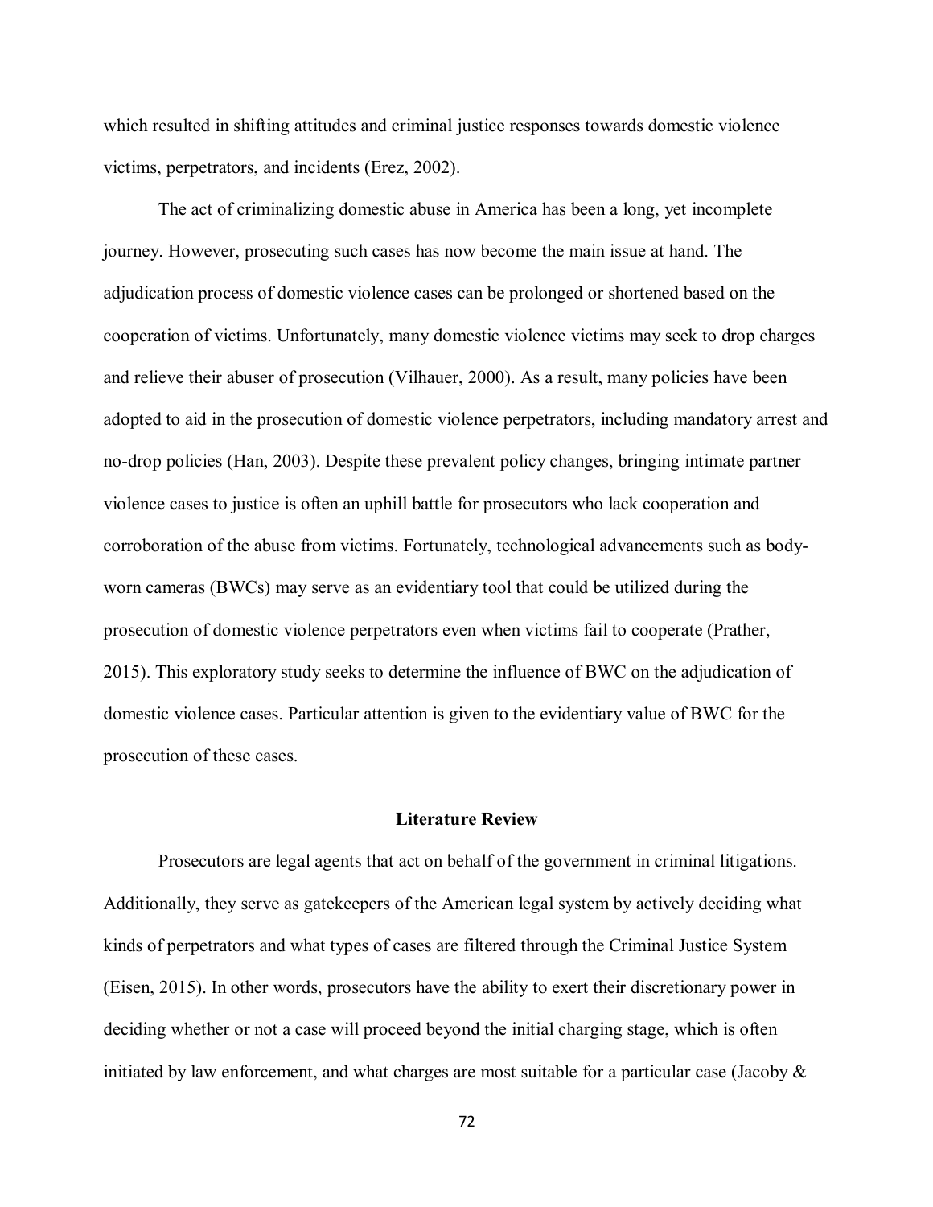which resulted in shifting attitudes and criminal justice responses towards domestic violence victims, perpetrators, and incidents (Erez, 2002).

The act of criminalizing domestic abuse in America has been a long, yet incomplete journey. However, prosecuting such cases has now become the main issue at hand. The adjudication process of domestic violence cases can be prolonged or shortened based on the cooperation of victims. Unfortunately, many domestic violence victims may seek to drop charges and relieve their abuser of prosecution (Vilhauer, 2000). As a result, many policies have been adopted to aid in the prosecution of domestic violence perpetrators, including mandatory arrest and no-drop policies (Han, 2003). Despite these prevalent policy changes, bringing intimate partner violence cases to justice is often an uphill battle for prosecutors who lack cooperation and corroboration of the abuse from victims. Fortunately, technological advancements such as body-worn cameras (BWCs) may serve as an evidentiary tool that could be utilized during the prosecution of domestic violence perpetrators even when victims fail to cooperate (Prather, 2015). This exploratory study seeks to determine the influence of BWC on the adjudication of domestic violence cases. Particular attention is given to the evidentiary value of BWC for the prosecution of these cases.

## Literature Review

Prosecutors are legal agents that act on behalf of the government in criminal litigations. Additionally, they serve as gatekeepers of the American legal system by actively deciding what kinds of perpetrators and what types of cases are filtered through the Criminal Justice System (Eisen, 2015). In other words, prosecutors have the ability to exert their discretionary power in deciding whether or not a case will proceed beyond the initial charging stage, which is often initiated by law enforcement, and what charges are most suitable for a particular case (Jacoby &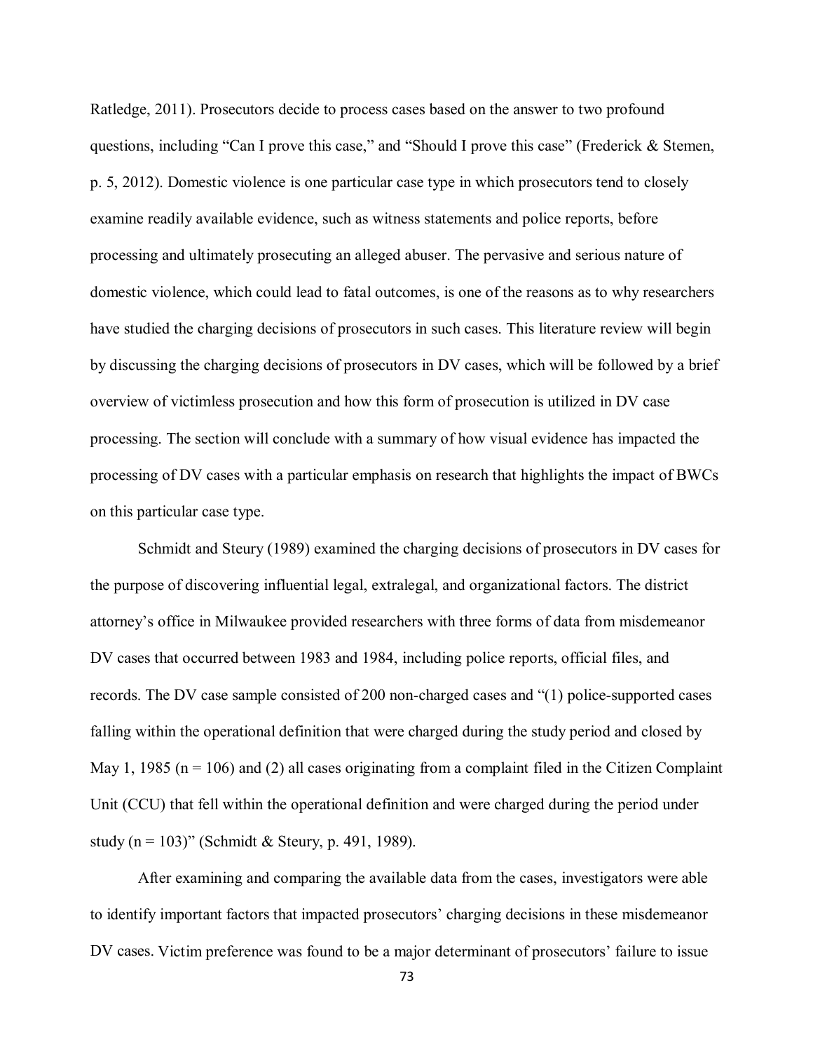Ratledge, 2011). Prosecutors decide to process cases based on the answer to two profound questions, including "Can I prove this case," and "Should I prove this case" (Frederick & Stemen, p. 5, 2012). Domestic violence is one particular case type in which prosecutors tend to closely examine readily available evidence, such as witness statements and police reports, before processing and ultimately prosecuting an alleged abuser. The pervasive and serious nature of domestic violence, which could lead to fatal outcomes, is one of the reasons as to why researchers have studied the charging decisions of prosecutors in such cases. This literature review will begin by discussing the charging decisions of prosecutors in DV cases, which will be followed by a brief overview of victimless prosecution and how this form of prosecution is utilized in DV case processing. The section will conclude with a summary of how visual evidence has impacted the processing of DV cases with a particular emphasis on research that highlights the impact of BWCs on this particular case type.

Schmidt and Steury (1989) examined the charging decisions of prosecutors in DV cases for the purpose of discovering influential legal, extralegal, and organizational factors. The district attorney's office in Milwaukee provided researchers with three forms of data from misdemeanor DV cases that occurred between 1983 and 1984, including police reports, official files, and records. The DV case sample consisted of 200 non-charged cases and "(1) police-supported cases falling within the operational definition that were charged during the study period and closed by May 1, 1985 (n = 106) and (2) all cases originating from a complaint filed in the Citizen Complaint Unit (CCU) that fell within the operational definition and were charged during the period under study (n = 103)" (Schmidt & Steury, p. 491, 1989).

After examining and comparing the available data from the cases, investigators were able to identify important factors that impacted prosecutors' charging decisions in these misdemeanor DV cases. Victim preference was found to be a major determinant of prosecutors' failure to issue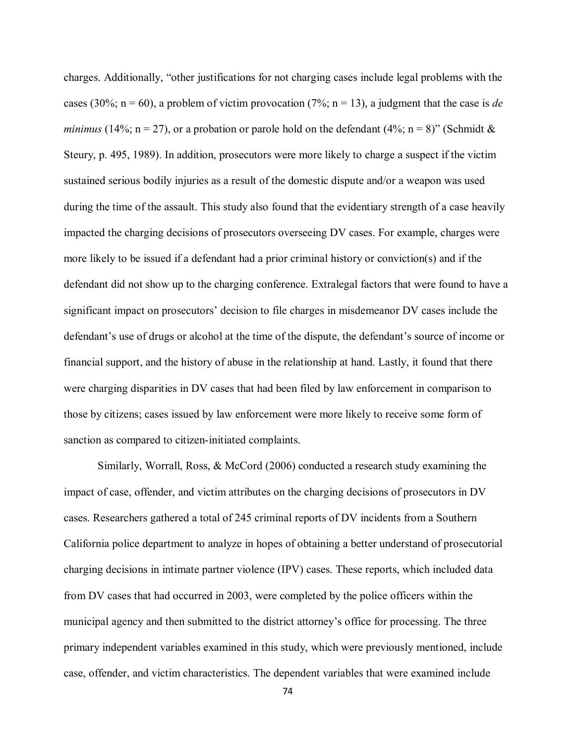charges. Additionally, "other justifications for not charging cases include legal problems with the cases (30%; n = 60), a problem of victim provocation (7%; n = 13), a judgment that the case is *de minimus* (14%; n = 27), or a probation or parole hold on the defendant (4%; n = 8)" (Schmidt & Steury, p. 495, 1989). In addition, prosecutors were more likely to charge a suspect if the victim sustained serious bodily injuries as a result of the domestic dispute and/or a weapon was used during the time of the assault. This study also found that the evidentiary strength of a case heavily impacted the charging decisions of prosecutors overseeing DV cases. For example, charges were more likely to be issued if a defendant had a prior criminal history or conviction(s) and if the defendant did not show up to the charging conference. Extralegal factors that were found to have a significant impact on prosecutors' decision to file charges in misdemeanor DV cases include the defendant's use of drugs or alcohol at the time of the dispute, the defendant's source of income or financial support, and the history of abuse in the relationship at hand. Lastly, it found that there were charging disparities in DV cases that had been filed by law enforcement in comparison to those by citizens; cases issued by law enforcement were more likely to receive some form of sanction as compared to citizen-initiated complaints.

Similarly, Worrall, Ross, & McCord (2006) conducted a research study examining the impact of case, offender, and victim attributes on the charging decisions of prosecutors in DV cases. Researchers gathered a total of 245 criminal reports of DV incidents from a Southern California police department to analyze in hopes of obtaining a better understand of prosecutorial charging decisions in intimate partner violence (IPV) cases. These reports, which included data from DV cases that had occurred in 2003, were completed by the police officers within the municipal agency and then submitted to the district attorney's office for processing. The three primary independent variables examined in this study, which were previously mentioned, include case, offender, and victim characteristics. The dependent variables that were examined include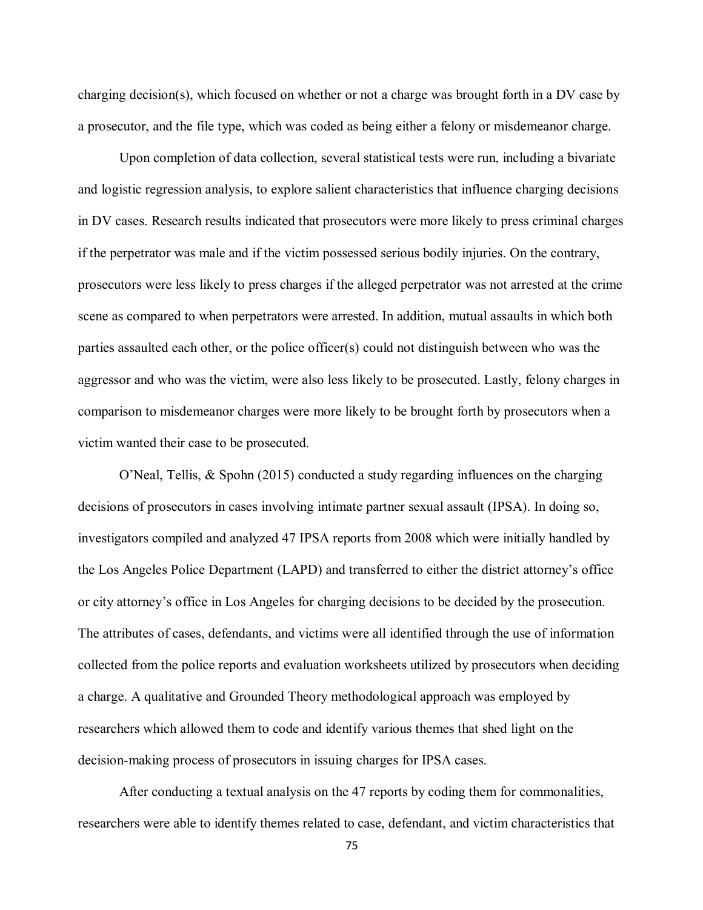charging decision(s), which focused on whether or not a charge was brought forth in a DV case by a prosecutor, and the file type, which was coded as being either a felony or misdemeanor charge.

Upon completion of data collection, several statistical tests were run, including a bivariate and logistic regression analysis, to explore salient characteristics that influence charging decisions in DV cases. Research results indicated that prosecutors were more likely to press criminal charges if the perpetrator was male and if the victim possessed serious bodily injuries. On the contrary, prosecutors were less likely to press charges if the alleged perpetrator was not arrested at the crime scene as compared to when perpetrators were arrested. In addition, mutual assaults in which both parties assaulted each other, or the police officer(s) could not distinguish between who was the aggressor and who was the victim, were also less likely to be prosecuted. Lastly, felony charges in comparison to misdemeanor charges were more likely to be brought forth by prosecutors when a victim wanted their case to be prosecuted.

O'Neal, Tellis, & Spohn (2015) conducted a study regarding influences on the charging decisions of prosecutors in cases involving intimate partner sexual assault (IPSA). In doing so, investigators compiled and analyzed 47 IPSA reports from 2008 which were initially handled by the Los Angeles Police Department (LAPD) and transferred to either the district attorney's office or city attorney's office in Los Angeles for charging decisions to be decided by the prosecution. The attributes of cases, defendants, and victims were all identified through the use of information collected from the police reports and evaluation worksheets utilized by prosecutors when deciding a charge. A qualitative and Grounded Theory methodological approach was employed by researchers which allowed them to code and identify various themes that shed light on the decision-making process of prosecutors in issuing charges for IPSA cases.

After conducting a textual analysis on the 47 reports by coding them for commonalities, researchers were able to identify themes related to case, defendant, and victim characteristics that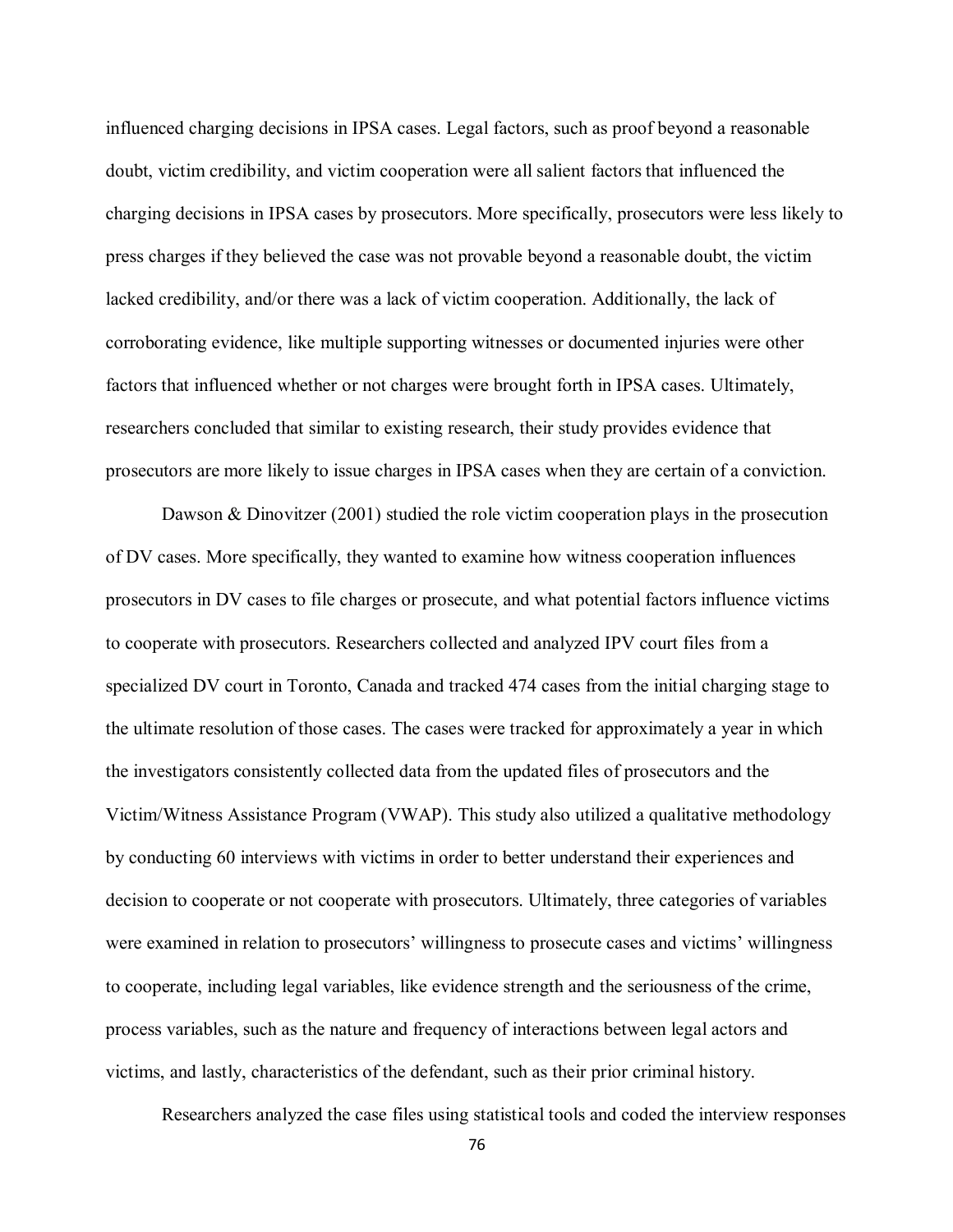influenced charging decisions in IPSA cases. Legal factors, such as proof beyond a reasonable doubt, victim credibility, and victim cooperation were all salient factors that influenced the charging decisions in IPSA cases by prosecutors. More specifically, prosecutors were less likely to press charges if they believed the case was not provable beyond a reasonable doubt, the victim lacked credibility, and/or there was a lack of victim cooperation. Additionally, the lack of corroborating evidence, like multiple supporting witnesses or documented injuries were other factors that influenced whether or not charges were brought forth in IPSA cases. Ultimately, researchers concluded that similar to existing research, their study provides evidence that prosecutors are more likely to issue charges in IPSA cases when they are certain of a conviction.

Dawson & Dinovitzer (2001) studied the role victim cooperation plays in the prosecution of DV cases. More specifically, they wanted to examine how witness cooperation influences prosecutors in DV cases to file charges or prosecute, and what potential factors influence victims to cooperate with prosecutors. Researchers collected and analyzed IPV court files from a specialized DV court in Toronto, Canada and tracked 474 cases from the initial charging stage to the ultimate resolution of those cases. The cases were tracked for approximately a year in which the investigators consistently collected data from the updated files of prosecutors and the Victim/Witness Assistance Program (VWAP). This study also utilized a qualitative methodology by conducting 60 interviews with victims in order to better understand their experiences and decision to cooperate or not cooperate with prosecutors. Ultimately, three categories of variables were examined in relation to prosecutors' willingness to prosecute cases and victims' willingness to cooperate, including legal variables, like evidence strength and the seriousness of the crime, process variables, such as the nature and frequency of interactions between legal actors and victims, and lastly, characteristics of the defendant, such as their prior criminal history.

Researchers analyzed the case files using statistical tools and coded the interview responses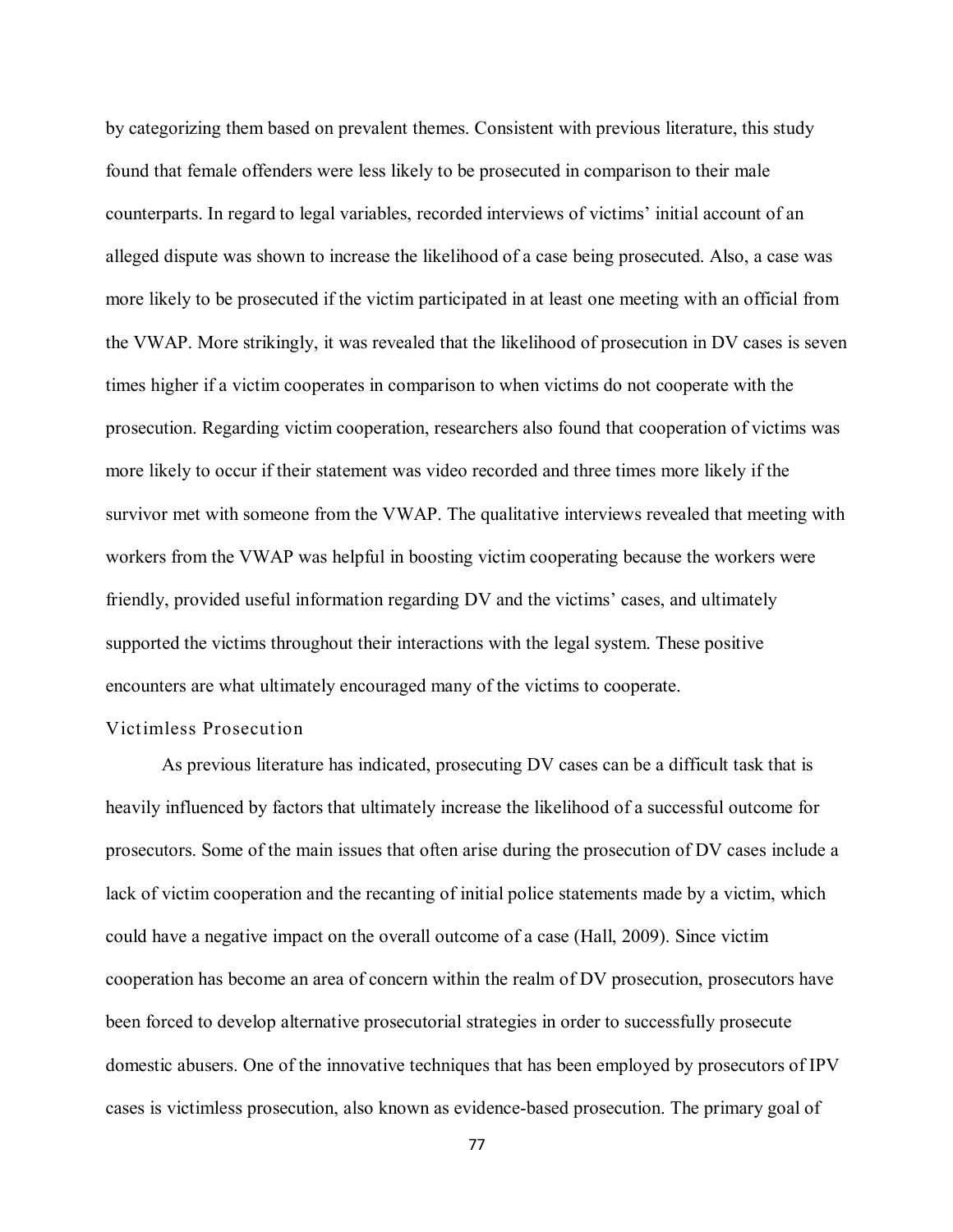by categorizing them based on prevalent themes. Consistent with previous literature, this study found that female offenders were less likely to be prosecuted in comparison to their male counterparts. In regard to legal variables, recorded interviews of victims' initial account of an alleged dispute was shown to increase the likelihood of a case being prosecuted. Also, a case was more likely to be prosecuted if the victim participated in at least one meeting with an official from the VWAP. More strikingly, it was revealed that the likelihood of prosecution in DV cases is seven times higher if a victim cooperates in comparison to when victims do not cooperate with the prosecution. Regarding victim cooperation, researchers also found that cooperation of victims was more likely to occur if their statement was video recorded and three times more likely if the survivor met with someone from the VWAP. The qualitative interviews revealed that meeting with workers from the VWAP was helpful in boosting victim cooperating because the workers were friendly, provided useful information regarding DV and the victims' cases, and ultimately supported the victims throughout their interactions with the legal system. These positive encounters are what ultimately encouraged many of the victims to cooperate.

### Victimless Prosecution

As previous literature has indicated, prosecuting DV cases can be a difficult task that is heavily influenced by factors that ultimately increase the likelihood of a successful outcome for prosecutors. Some of the main issues that often arise during the prosecution of DV cases include a lack of victim cooperation and the recanting of initial police statements made by a victim, which could have a negative impact on the overall outcome of a case (Hall, 2009). Since victim cooperation has become an area of concern within the realm of DV prosecution, prosecutors have been forced to develop alternative prosecutorial strategies in order to successfully prosecute domestic abusers. One of the innovative techniques that has been employed by prosecutors of IPV cases is victimless prosecution, also known as evidence-based prosecution. The primary goal of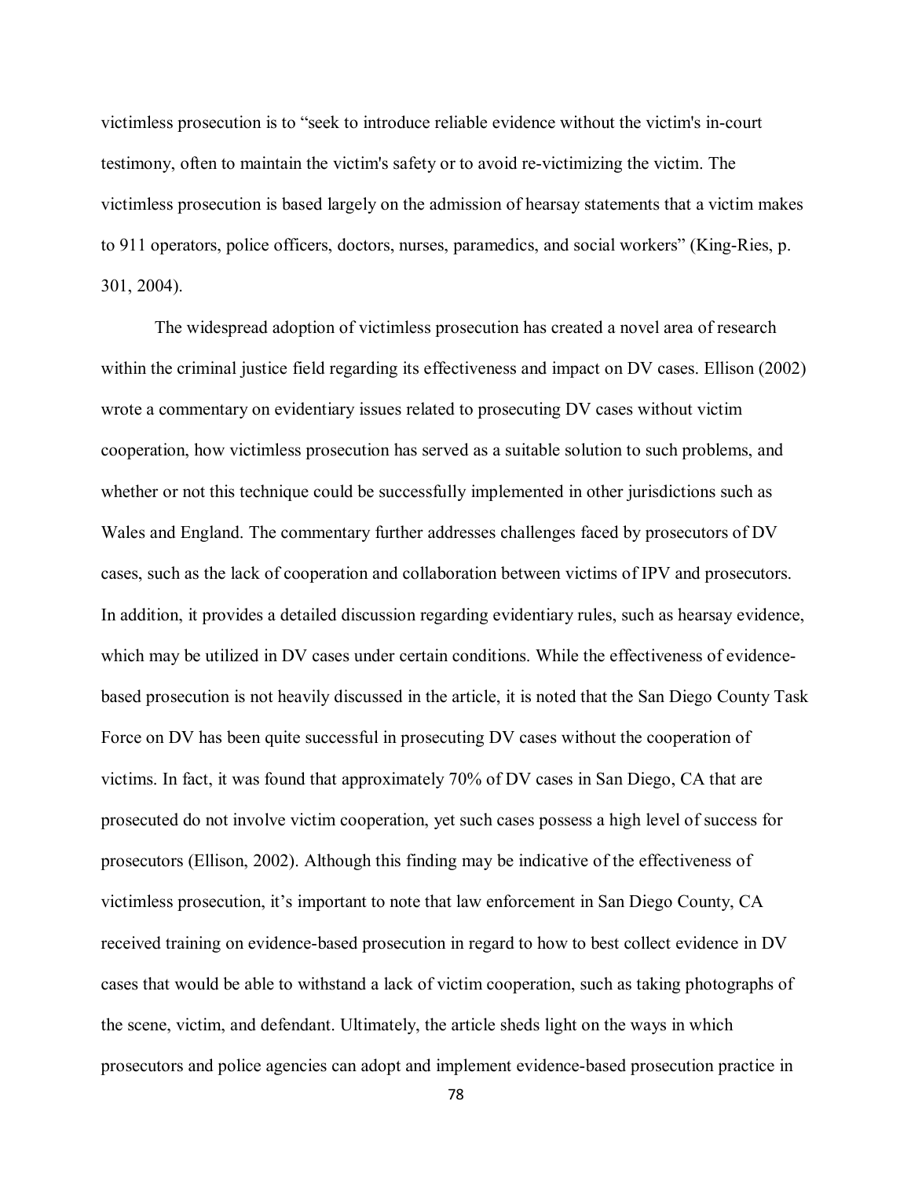victimless prosecution is to "seek to introduce reliable evidence without the victim's in-court testimony, often to maintain the victim's safety or to avoid re-victimizing the victim. The victimless prosecution is based largely on the admission of hearsay statements that a victim makes to 911 operators, police officers, doctors, nurses, paramedics, and social workers" (King-Ries, p. 301, 2004).

The widespread adoption of victimless prosecution has created a novel area of research within the criminal justice field regarding its effectiveness and impact on DV cases. Ellison (2002) wrote a commentary on evidentiary issues related to prosecuting DV cases without victim cooperation, how victimless prosecution has served as a suitable solution to such problems, and whether or not this technique could be successfully implemented in other jurisdictions such as Wales and England. The commentary further addresses challenges faced by prosecutors of DV cases, such as the lack of cooperation and collaboration between victims of IPV and prosecutors. In addition, it provides a detailed discussion regarding evidentiary rules, such as hearsay evidence, which may be utilized in DV cases under certain conditions. While the effectiveness of evidence-based prosecution is not heavily discussed in the article, it is noted that the San Diego County Task Force on DV has been quite successful in prosecuting DV cases without the cooperation of victims. In fact, it was found that approximately 70% of DV cases in San Diego, CA that are prosecuted do not involve victim cooperation, yet such cases possess a high level of success for prosecutors (Ellison, 2002). Although this finding may be indicative of the effectiveness of victimless prosecution, it's important to note that law enforcement in San Diego County, CA received training on evidence-based prosecution in regard to how to best collect evidence in DV cases that would be able to withstand a lack of victim cooperation, such as taking photographs of the scene, victim, and defendant. Ultimately, the article sheds light on the ways in which prosecutors and police agencies can adopt and implement evidence-based prosecution practice in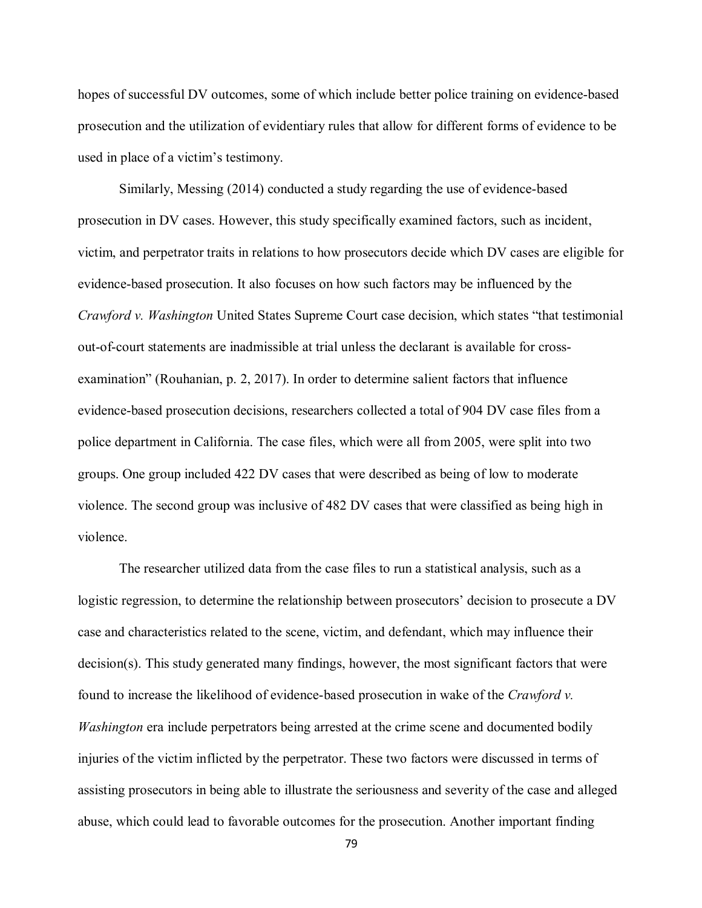hopes of successful DV outcomes, some of which include better police training on evidence-based prosecution and the utilization of evidentiary rules that allow for different forms of evidence to be used in place of a victim's testimony.

Similarly, Messing (2014) conducted a study regarding the use of evidence-based prosecution in DV cases. However, this study specifically examined factors, such as incident, victim, and perpetrator traits in relations to how prosecutors decide which DV cases are eligible for evidence-based prosecution. It also focuses on how such factors may be influenced by the *Crawford v. Washington* United States Supreme Court case decision, which states "that testimonial out-of-court statements are inadmissible at trial unless the declarant is available for cross-examination" (Rouhanian, p. 2, 2017). In order to determine salient factors that influence evidence-based prosecution decisions, researchers collected a total of 904 DV case files from a police department in California. The case files, which were all from 2005, were split into two groups. One group included 422 DV cases that were described as being of low to moderate violence. The second group was inclusive of 482 DV cases that were classified as being high in violence.

The researcher utilized data from the case files to run a statistical analysis, such as a logistic regression, to determine the relationship between prosecutors' decision to prosecute a DV case and characteristics related to the scene, victim, and defendant, which may influence their decision(s). This study generated many findings, however, the most significant factors that were found to increase the likelihood of evidence-based prosecution in wake of the *Crawford v. Washington* era include perpetrators being arrested at the crime scene and documented bodily injuries of the victim inflicted by the perpetrator. These two factors were discussed in terms of assisting prosecutors in being able to illustrate the seriousness and severity of the case and alleged abuse, which could lead to favorable outcomes for the prosecution. Another important finding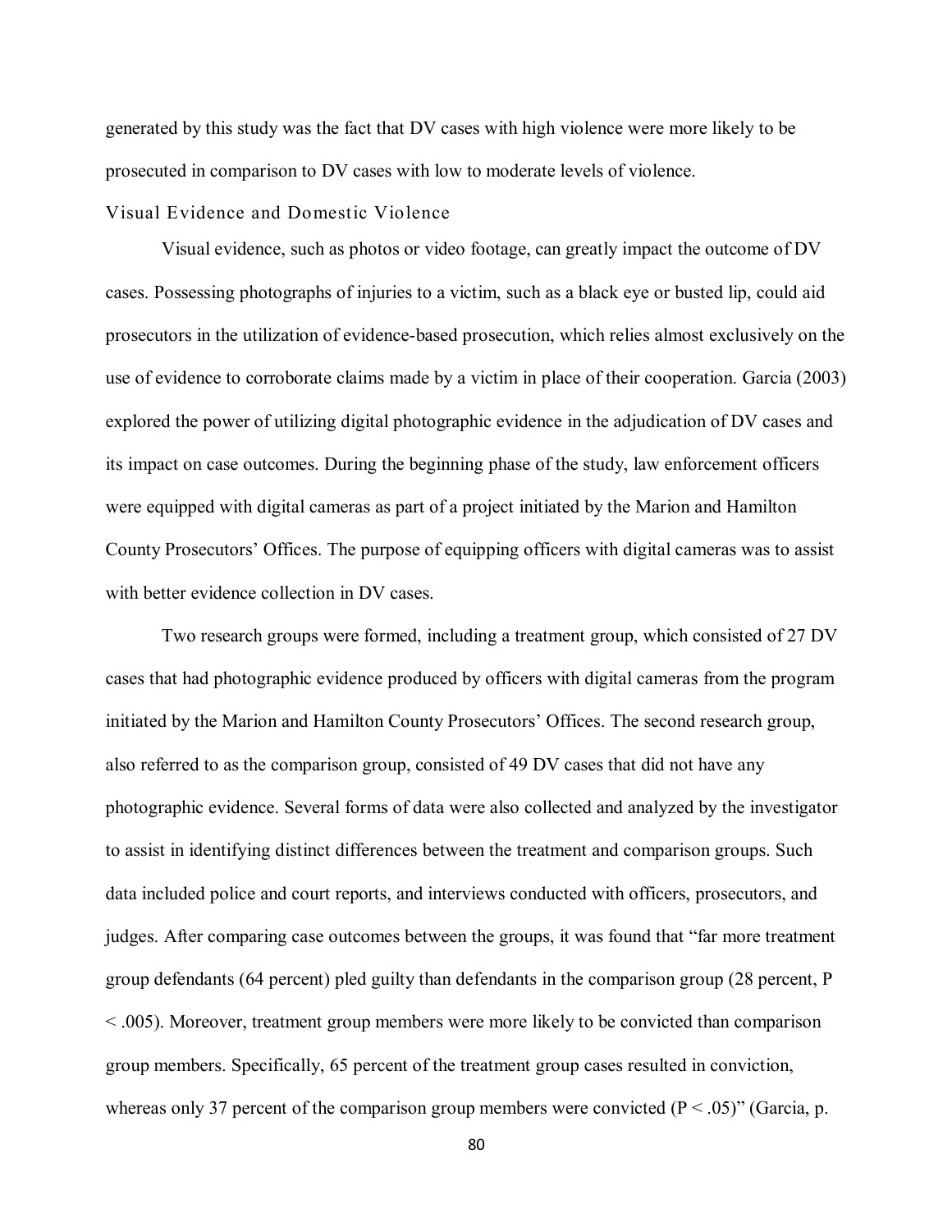generated by this study was the fact that DV cases with high violence were more likely to be prosecuted in comparison to DV cases with low to moderate levels of violence.

### Visual Evidence and Domestic Violence

Visual evidence, such as photos or video footage, can greatly impact the outcome of DV cases. Possessing photographs of injuries to a victim, such as a black eye or busted lip, could aid prosecutors in the utilization of evidence-based prosecution, which relies almost exclusively on the use of evidence to corroborate claims made by a victim in place of their cooperation. Garcia (2003) explored the power of utilizing digital photographic evidence in the adjudication of DV cases and its impact on case outcomes. During the beginning phase of the study, law enforcement officers were equipped with digital cameras as part of a project initiated by the Marion and Hamilton County Prosecutors' Offices. The purpose of equipping officers with digital cameras was to assist with better evidence collection in DV cases.

Two research groups were formed, including a treatment group, which consisted of 27 DV cases that had photographic evidence produced by officers with digital cameras from the program initiated by the Marion and Hamilton County Prosecutors' Offices. The second research group, also referred to as the comparison group, consisted of 49 DV cases that did not have any photographic evidence. Several forms of data were also collected and analyzed by the investigator to assist in identifying distinct differences between the treatment and comparison groups. Such data included police and court reports, and interviews conducted with officers, prosecutors, and judges. After comparing case outcomes between the groups, it was found that "far more treatment group defendants (64 percent) pled guilty than defendants in the comparison group (28 percent, $P < .005$). Moreover, treatment group members were more likely to be convicted than comparison group members. Specifically, 65 percent of the treatment group cases resulted in conviction, whereas only 37 percent of the comparison group members were convicted ($P < .05$)" (Garcia, p.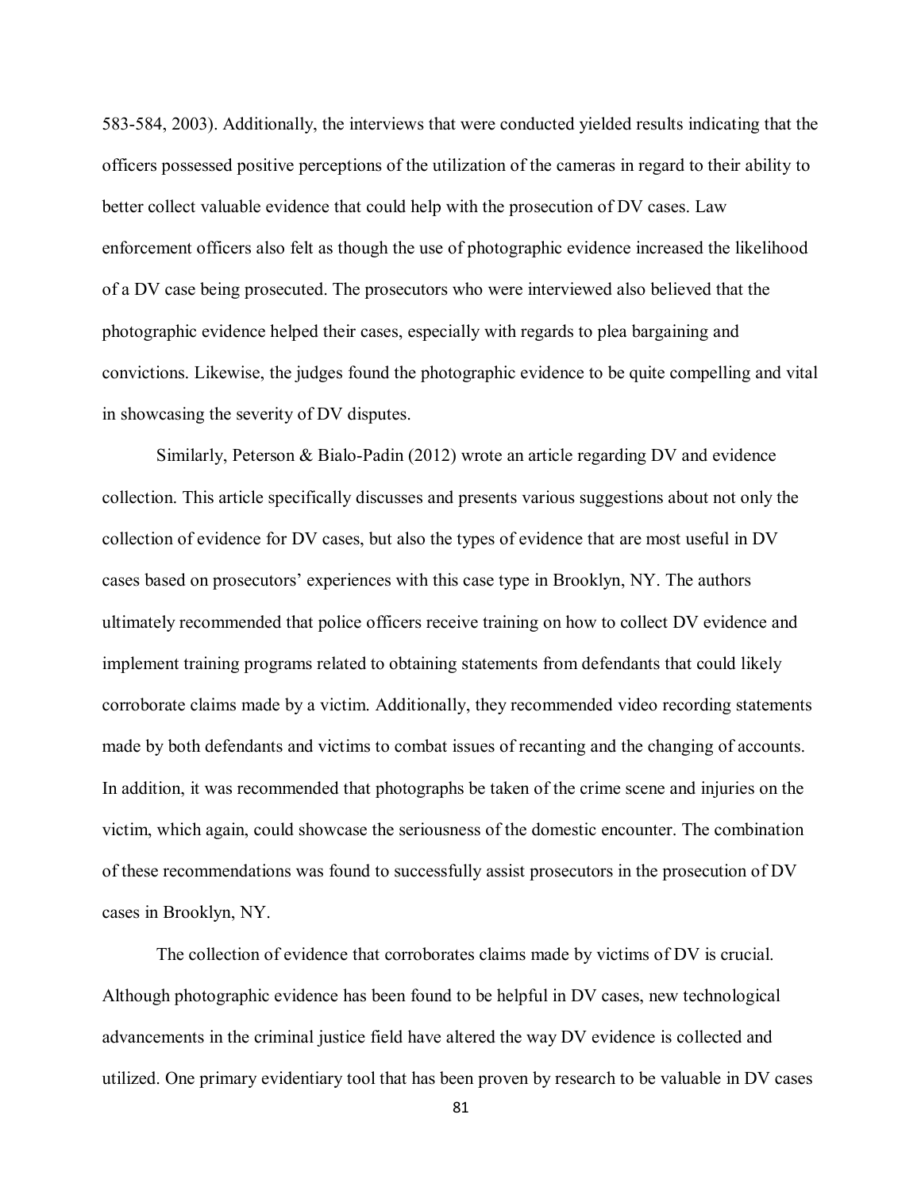583-584, 2003). Additionally, the interviews that were conducted yielded results indicating that the officers possessed positive perceptions of the utilization of the cameras in regard to their ability to better collect valuable evidence that could help with the prosecution of DV cases. Law enforcement officers also felt as though the use of photographic evidence increased the likelihood of a DV case being prosecuted. The prosecutors who were interviewed also believed that the photographic evidence helped their cases, especially with regards to plea bargaining and convictions. Likewise, the judges found the photographic evidence to be quite compelling and vital in showcasing the severity of DV disputes.

Similarly, Peterson & Bialo-Padin (2012) wrote an article regarding DV and evidence collection. This article specifically discusses and presents various suggestions about not only the collection of evidence for DV cases, but also the types of evidence that are most useful in DV cases based on prosecutors' experiences with this case type in Brooklyn, NY. The authors ultimately recommended that police officers receive training on how to collect DV evidence and implement training programs related to obtaining statements from defendants that could likely corroborate claims made by a victim. Additionally, they recommended video recording statements made by both defendants and victims to combat issues of recanting and the changing of accounts. In addition, it was recommended that photographs be taken of the crime scene and injuries on the victim, which again, could showcase the seriousness of the domestic encounter. The combination of these recommendations was found to successfully assist prosecutors in the prosecution of DV cases in Brooklyn, NY.

The collection of evidence that corroborates claims made by victims of DV is crucial. Although photographic evidence has been found to be helpful in DV cases, new technological advancements in the criminal justice field have altered the way DV evidence is collected and utilized. One primary evidentiary tool that has been proven by research to be valuable in DV cases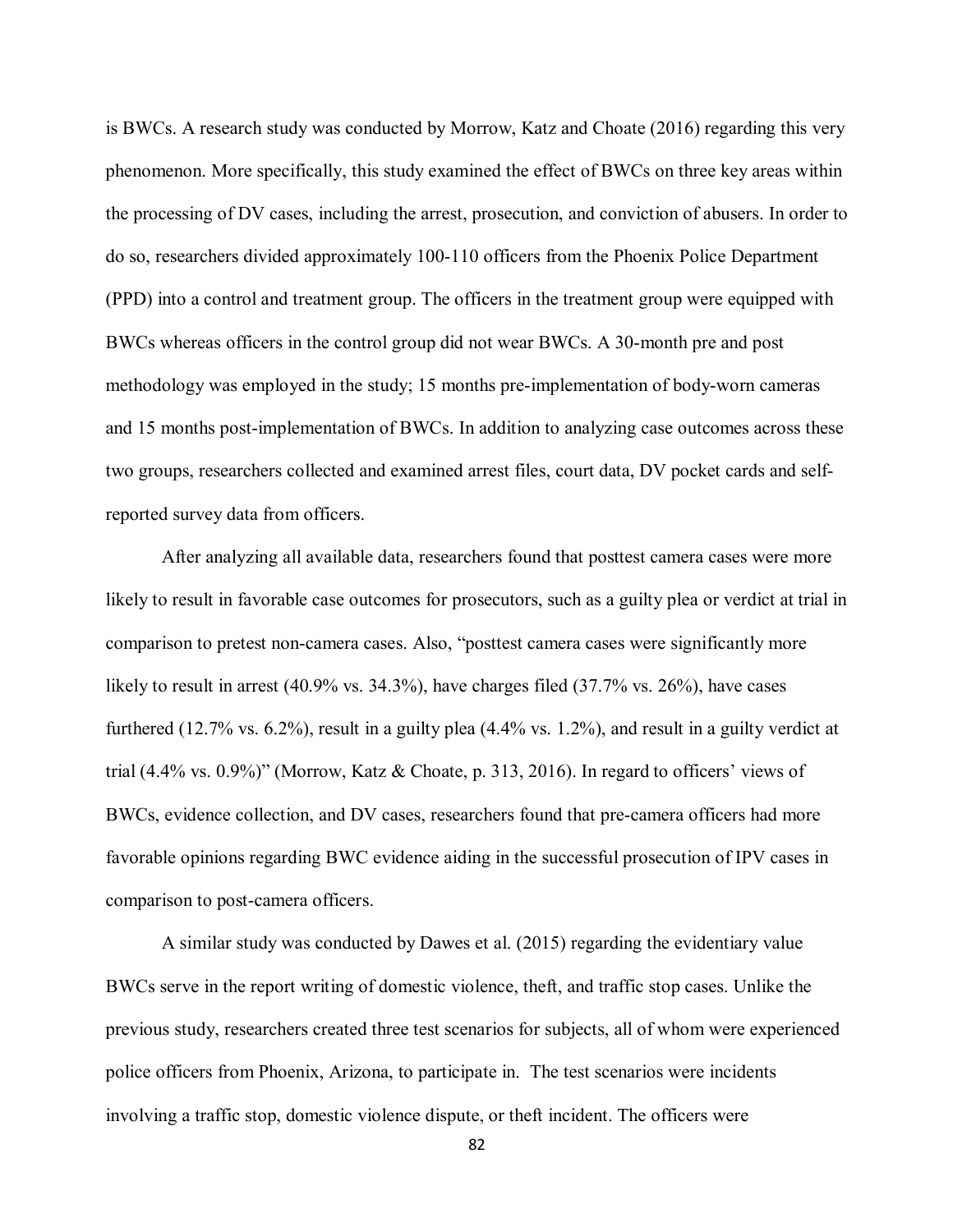is BWCs. A research study was conducted by Morrow, Katz and Choate (2016) regarding this very phenomenon. More specifically, this study examined the effect of BWCs on three key areas within the processing of DV cases, including the arrest, prosecution, and conviction of abusers. In order to do so, researchers divided approximately 100-110 officers from the Phoenix Police Department (PPD) into a control and treatment group. The officers in the treatment group were equipped with BWCs whereas officers in the control group did not wear BWCs. A 30-month pre and post methodology was employed in the study; 15 months pre-implementation of body-worn cameras and 15 months post-implementation of BWCs. In addition to analyzing case outcomes across these two groups, researchers collected and examined arrest files, court data, DV pocket cards and self-reported survey data from officers.

After analyzing all available data, researchers found that posttest camera cases were more likely to result in favorable case outcomes for prosecutors, such as a guilty plea or verdict at trial in comparison to pretest non-camera cases. Also, "posttest camera cases were significantly more likely to result in arrest (40.9% vs. 34.3%), have charges filed (37.7% vs. 26%), have cases furthered (12.7% vs. 6.2%), result in a guilty plea (4.4% vs. 1.2%), and result in a guilty verdict at trial (4.4% vs. 0.9%)" (Morrow, Katz & Choate, p. 313, 2016). In regard to officers' views of BWCs, evidence collection, and DV cases, researchers found that pre-camera officers had more favorable opinions regarding BWC evidence aiding in the successful prosecution of IPV cases in comparison to post-camera officers.

A similar study was conducted by Dawes et al. (2015) regarding the evidentiary value BWCs serve in the report writing of domestic violence, theft, and traffic stop cases. Unlike the previous study, researchers created three test scenarios for subjects, all of whom were experienced police officers from Phoenix, Arizona, to participate in. The test scenarios were incidents involving a traffic stop, domestic violence dispute, or theft incident. The officers were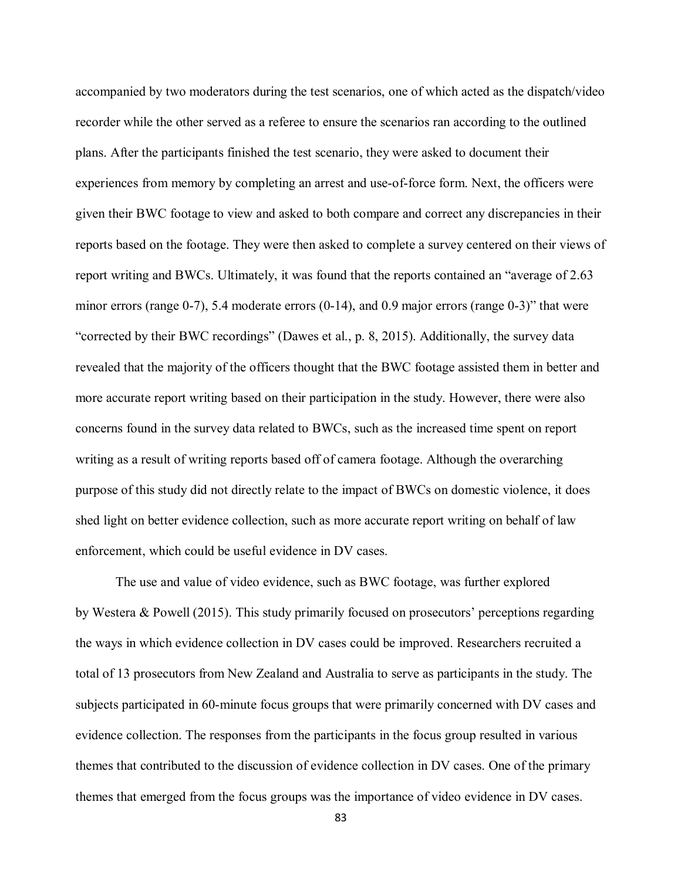accompanied by two moderators during the test scenarios, one of which acted as the dispatch/video recorder while the other served as a referee to ensure the scenarios ran according to the outlined plans. After the participants finished the test scenario, they were asked to document their experiences from memory by completing an arrest and use-of-force form. Next, the officers were given their BWC footage to view and asked to both compare and correct any discrepancies in their reports based on the footage. They were then asked to complete a survey centered on their views of report writing and BWCs. Ultimately, it was found that the reports contained an "average of 2.63 minor errors (range 0-7), 5.4 moderate errors (0-14), and 0.9 major errors (range 0-3)" that were "corrected by their BWC recordings" (Dawes et al., p. 8, 2015). Additionally, the survey data revealed that the majority of the officers thought that the BWC footage assisted them in better and more accurate report writing based on their participation in the study. However, there were also concerns found in the survey data related to BWCs, such as the increased time spent on report writing as a result of writing reports based off of camera footage. Although the overarching purpose of this study did not directly relate to the impact of BWCs on domestic violence, it does shed light on better evidence collection, such as more accurate report writing on behalf of law enforcement, which could be useful evidence in DV cases.

The use and value of video evidence, such as BWC footage, was further explored by Westera & Powell (2015). This study primarily focused on prosecutors' perceptions regarding the ways in which evidence collection in DV cases could be improved. Researchers recruited a total of 13 prosecutors from New Zealand and Australia to serve as participants in the study. The subjects participated in 60-minute focus groups that were primarily concerned with DV cases and evidence collection. The responses from the participants in the focus group resulted in various themes that contributed to the discussion of evidence collection in DV cases. One of the primary themes that emerged from the focus groups was the importance of video evidence in DV cases.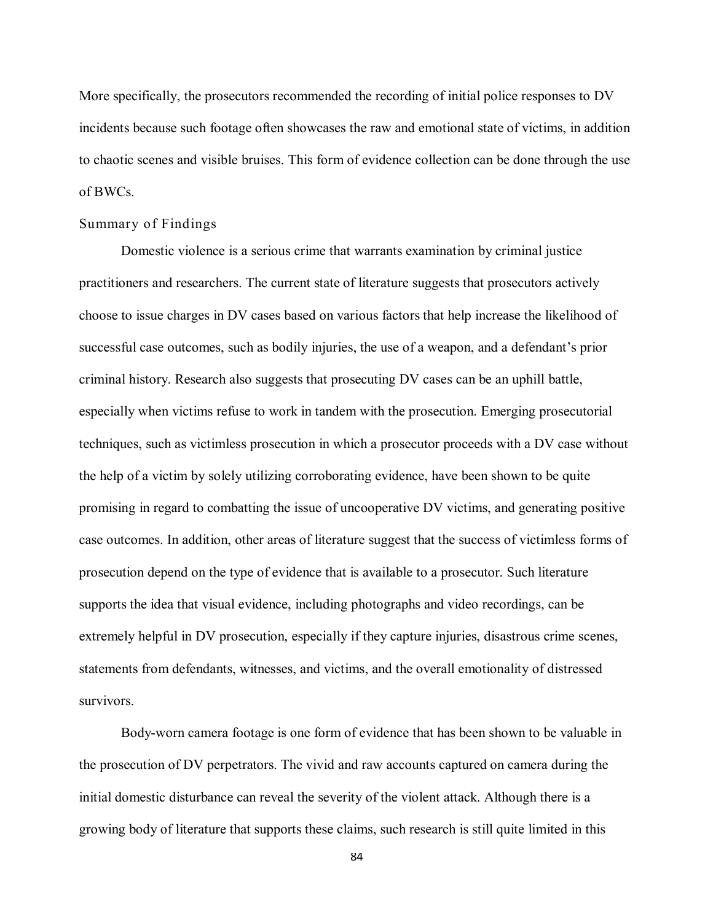More specifically, the prosecutors recommended the recording of initial police responses to DV incidents because such footage often showcases the raw and emotional state of victims, in addition to chaotic scenes and visible bruises. This form of evidence collection can be done through the use of BWCs.

## Summary of Findings

Domestic violence is a serious crime that warrants examination by criminal justice practitioners and researchers. The current state of literature suggests that prosecutors actively choose to issue charges in DV cases based on various factors that help increase the likelihood of successful case outcomes, such as bodily injuries, the use of a weapon, and a defendant's prior criminal history. Research also suggests that prosecuting DV cases can be an uphill battle, especially when victims refuse to work in tandem with the prosecution. Emerging prosecutorial techniques, such as victimless prosecution in which a prosecutor proceeds with a DV case without the help of a victim by solely utilizing corroborating evidence, have been shown to be quite promising in regard to combatting the issue of uncooperative DV victims, and generating positive case outcomes. In addition, other areas of literature suggest that the success of victimless forms of prosecution depend on the type of evidence that is available to a prosecutor. Such literature supports the idea that visual evidence, including photographs and video recordings, can be extremely helpful in DV prosecution, especially if they capture injuries, disastrous crime scenes, statements from defendants, witnesses, and victims, and the overall emotionality of distressed survivors.

Body-worn camera footage is one form of evidence that has been shown to be valuable in the prosecution of DV perpetrators. The vivid and raw accounts captured on camera during the initial domestic disturbance can reveal the severity of the violent attack. Although there is a growing body of literature that supports these claims, such research is still quite limited in this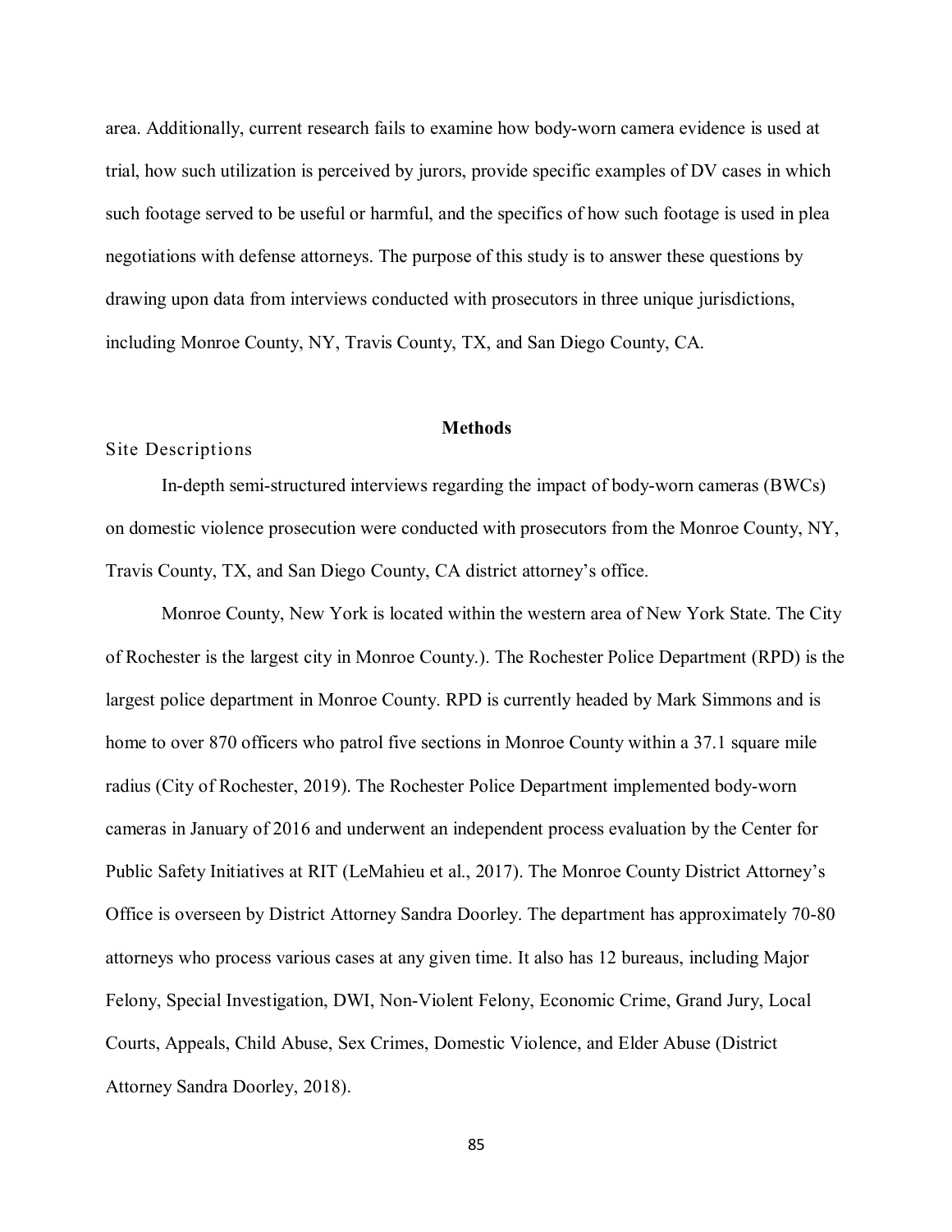area. Additionally, current research fails to examine how body-worn camera evidence is used at trial, how such utilization is perceived by jurors, provide specific examples of DV cases in which such footage served to be useful or harmful, and the specifics of how such footage is used in plea negotiations with defense attorneys. The purpose of this study is to answer these questions by drawing upon data from interviews conducted with prosecutors in three unique jurisdictions, including Monroe County, NY, Travis County, TX, and San Diego County, CA.

## Methods

### Site Descriptions

In-depth semi-structured interviews regarding the impact of body-worn cameras (BWCs) on domestic violence prosecution were conducted with prosecutors from the Monroe County, NY, Travis County, TX, and San Diego County, CA district attorney's office.

Monroe County, New York is located within the western area of New York State. The City of Rochester is the largest city in Monroe County.). The Rochester Police Department (RPD) is the largest police department in Monroe County. RPD is currently headed by Mark Simmons and is home to over 870 officers who patrol five sections in Monroe County within a 37.1 square mile radius (City of Rochester, 2019). The Rochester Police Department implemented body-worn cameras in January of 2016 and underwent an independent process evaluation by the Center for Public Safety Initiatives at RIT (LeMahieu et al., 2017). The Monroe County District Attorney's Office is overseen by District Attorney Sandra Doorley. The department has approximately 70-80 attorneys who process various cases at any given time. It also has 12 bureaus, including Major Felony, Special Investigation, DWI, Non-Violent Felony, Economic Crime, Grand Jury, Local Courts, Appeals, Child Abuse, Sex Crimes, Domestic Violence, and Elder Abuse (District Attorney Sandra Doorley, 2018).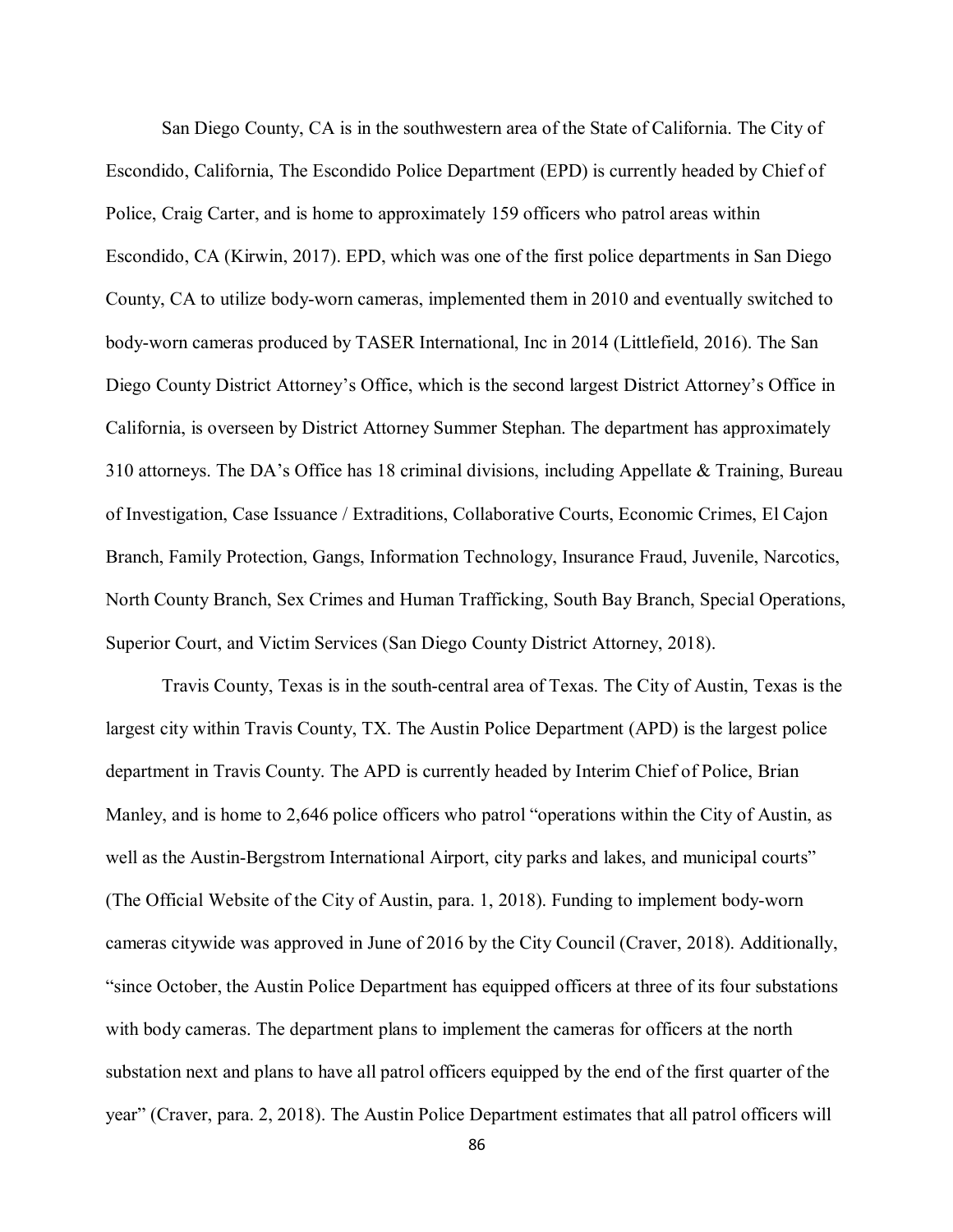San Diego County, CA is in the southwestern area of the State of California. The City of Escondido, California, The Escondido Police Department (EPD) is currently headed by Chief of Police, Craig Carter, and is home to approximately 159 officers who patrol areas within Escondido, CA (Kirwin, 2017). EPD, which was one of the first police departments in San Diego County, CA to utilize body-worn cameras, implemented them in 2010 and eventually switched to body-worn cameras produced by TASER International, Inc in 2014 (Littlefield, 2016). The San Diego County District Attorney's Office, which is the second largest District Attorney's Office in California, is overseen by District Attorney Summer Stephan. The department has approximately 310 attorneys. The DA's Office has 18 criminal divisions, including Appellate & Training, Bureau of Investigation, Case Issuance / Extraditions, Collaborative Courts, Economic Crimes, El Cajon Branch, Family Protection, Gangs, Information Technology, Insurance Fraud, Juvenile, Narcotics, North County Branch, Sex Crimes and Human Trafficking, South Bay Branch, Special Operations, Superior Court, and Victim Services (San Diego County District Attorney, 2018).

Travis County, Texas is in the south-central area of Texas. The City of Austin, Texas is the largest city within Travis County, TX. The Austin Police Department (APD) is the largest police department in Travis County. The APD is currently headed by Interim Chief of Police, Brian Manley, and is home to 2,646 police officers who patrol "operations within the City of Austin, as well as the Austin-Bergstrom International Airport, city parks and lakes, and municipal courts" (The Official Website of the City of Austin, para. 1, 2018). Funding to implement body-worn cameras citywide was approved in June of 2016 by the City Council (Craver, 2018). Additionally, "since October, the Austin Police Department has equipped officers at three of its four substations with body cameras. The department plans to implement the cameras for officers at the north substation next and plans to have all patrol officers equipped by the end of the first quarter of the year" (Craver, para. 2, 2018). The Austin Police Department estimates that all patrol officers will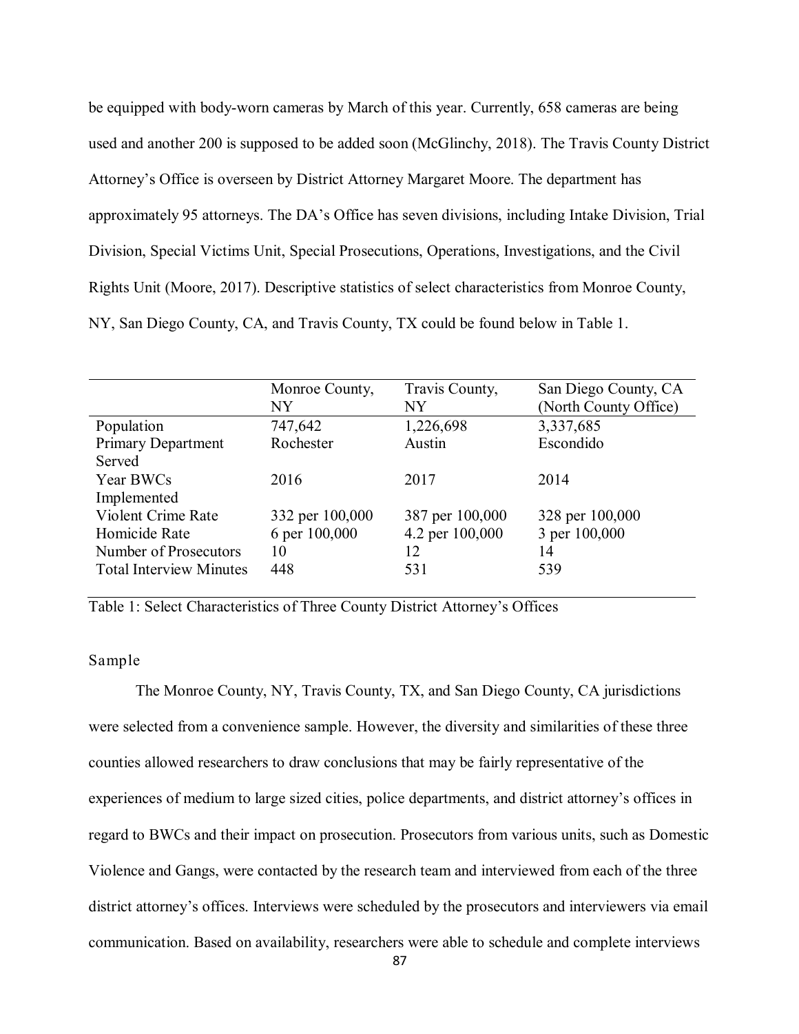be equipped with body-worn cameras by March of this year. Currently, 658 cameras are being used and another 200 is supposed to be added soon (McGlinchy, 2018). The Travis County District Attorney's Office is overseen by District Attorney Margaret Moore. The department has approximately 95 attorneys. The DA's Office has seven divisions, including Intake Division, Trial Division, Special Victims Unit, Special Prosecutions, Operations, Investigations, and the Civil Rights Unit (Moore, 2017). Descriptive statistics of select characteristics from Monroe County, NY, San Diego County, CA, and Travis County, TX could be found below in Table 1.

| | Monroe County, NY | Travis County, NY | San Diego County, CA (North County Office) |
|---|---|---|---|
| Population | 747,642 | 1,226,698 | 3,337,685 |
| Primary Department Served | Rochester | Austin | Escondido |
| Year BWCs Implemented | 2016 | 2017 | 2014 |
| Violent Crime Rate | 332 per 100,000 | 387 per 100,000 | 328 per 100,000 |
| Homicide Rate | 6 per 100,000 | 4.2 per 100,000 | 3 per 100,000 |
| Number of Prosecutors | 10 | 12 | 14 |
| Total Interview Minutes | 448 | 531 | 539 |

Table 1: Select Characteristics of Three County District Attorney's Offices

### Sample

The Monroe County, NY, Travis County, TX, and San Diego County, CA jurisdictions were selected from a convenience sample. However, the diversity and similarities of these three counties allowed researchers to draw conclusions that may be fairly representative of the experiences of medium to large sized cities, police departments, and district attorney's offices in regard to BWCs and their impact on prosecution. Prosecutors from various units, such as Domestic Violence and Gangs, were contacted by the research team and interviewed from each of the three district attorney's offices. Interviews were scheduled by the prosecutors and interviewers via email communication. Based on availability, researchers were able to schedule and complete interviews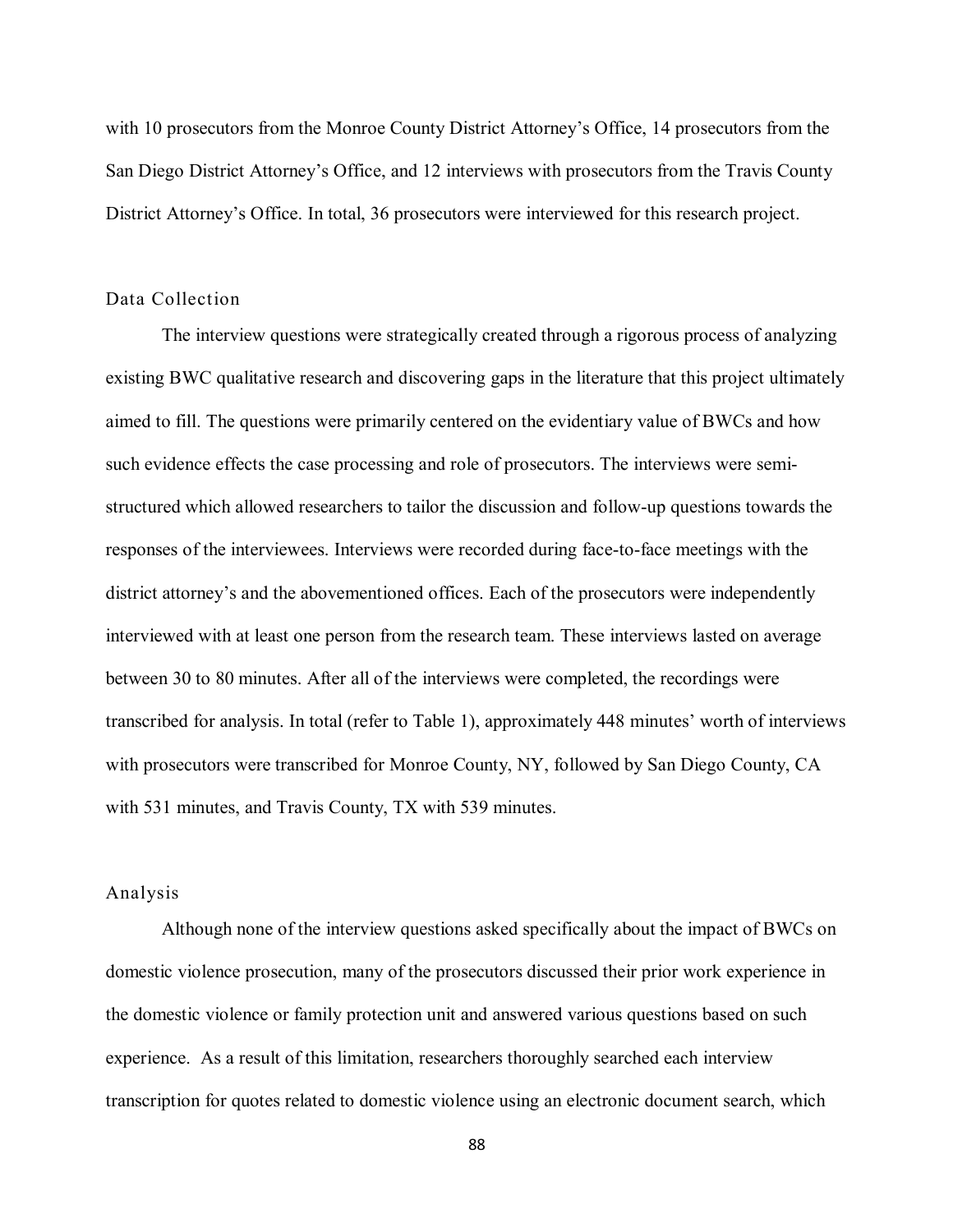with 10 prosecutors from the Monroe County District Attorney's Office, 14 prosecutors from the San Diego District Attorney's Office, and 12 interviews with prosecutors from the Travis County District Attorney's Office. In total, 36 prosecutors were interviewed for this research project.

### Data Collection

The interview questions were strategically created through a rigorous process of analyzing existing BWC qualitative research and discovering gaps in the literature that this project ultimately aimed to fill. The questions were primarily centered on the evidentiary value of BWCs and how such evidence effects the case processing and role of prosecutors. The interviews were semi-structured which allowed researchers to tailor the discussion and follow-up questions towards the responses of the interviewees. Interviews were recorded during face-to-face meetings with the district attorney's and the abovementioned offices. Each of the prosecutors were independently interviewed with at least one person from the research team. These interviews lasted on average between 30 to 80 minutes. After all of the interviews were completed, the recordings were transcribed for analysis. In total (refer to Table 1), approximately 448 minutes' worth of interviews with prosecutors were transcribed for Monroe County, NY, followed by San Diego County, CA with 531 minutes, and Travis County, TX with 539 minutes.

### Analysis

Although none of the interview questions asked specifically about the impact of BWCs on domestic violence prosecution, many of the prosecutors discussed their prior work experience in the domestic violence or family protection unit and answered various questions based on such experience. As a result of this limitation, researchers thoroughly searched each interview transcription for quotes related to domestic violence using an electronic document search, which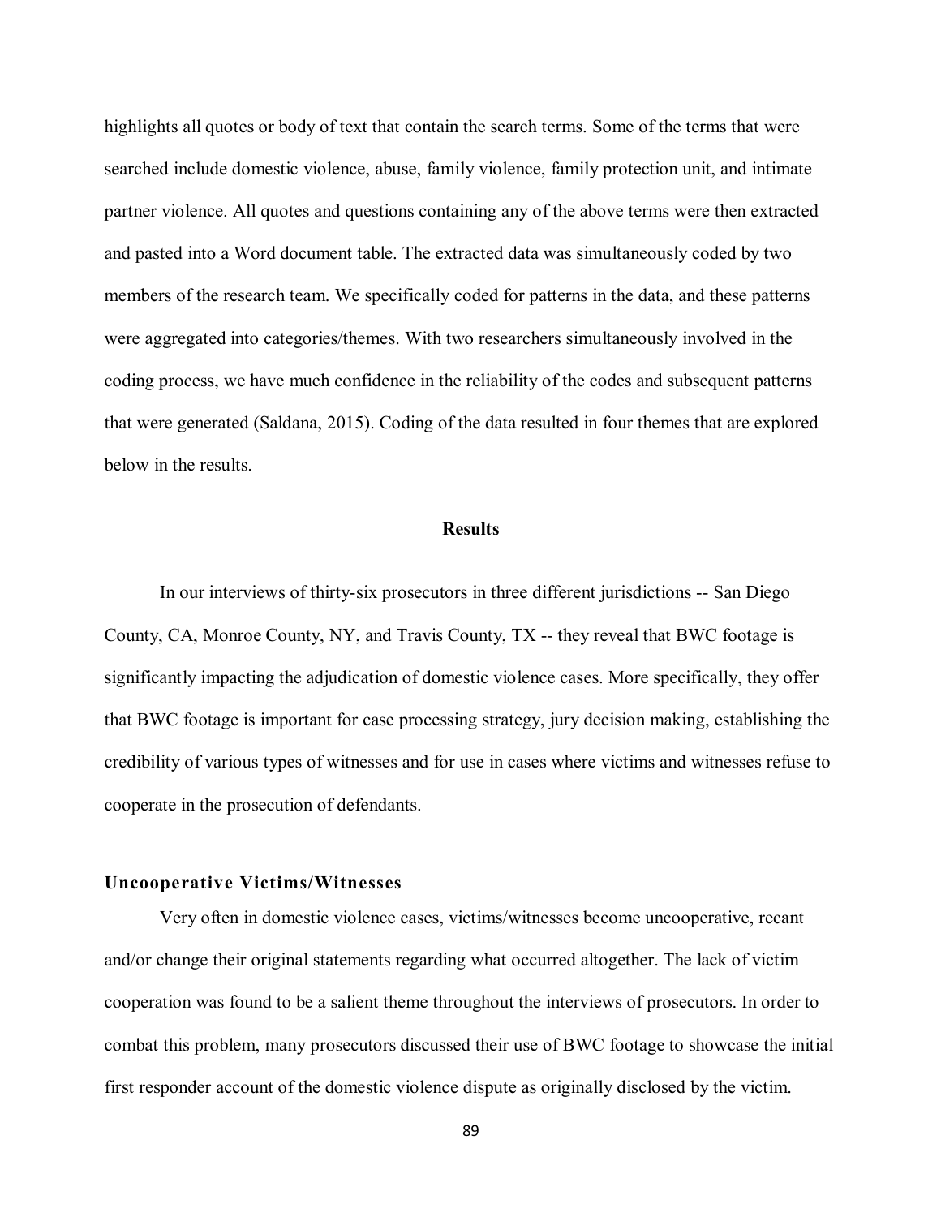highlights all quotes or body of text that contain the search terms. Some of the terms that were searched include domestic violence, abuse, family violence, family protection unit, and intimate partner violence. All quotes and questions containing any of the above terms were then extracted and pasted into a Word document table. The extracted data was simultaneously coded by two members of the research team. We specifically coded for patterns in the data, and these patterns were aggregated into categories/themes. With two researchers simultaneously involved in the coding process, we have much confidence in the reliability of the codes and subsequent patterns that were generated (Saldana, 2015). Coding of the data resulted in four themes that are explored below in the results.

## Results

In our interviews of thirty-six prosecutors in three different jurisdictions -- San Diego County, CA, Monroe County, NY, and Travis County, TX -- they reveal that BWC footage is significantly impacting the adjudication of domestic violence cases. More specifically, they offer that BWC footage is important for case processing strategy, jury decision making, establishing the credibility of various types of witnesses and for use in cases where victims and witnesses refuse to cooperate in the prosecution of defendants.

### Uncooperative Victims/Witnesses

Very often in domestic violence cases, victims/witnesses become uncooperative, recant and/or change their original statements regarding what occurred altogether. The lack of victim cooperation was found to be a salient theme throughout the interviews of prosecutors. In order to combat this problem, many prosecutors discussed their use of BWC footage to showcase the initial first responder account of the domestic violence dispute as originally disclosed by the victim.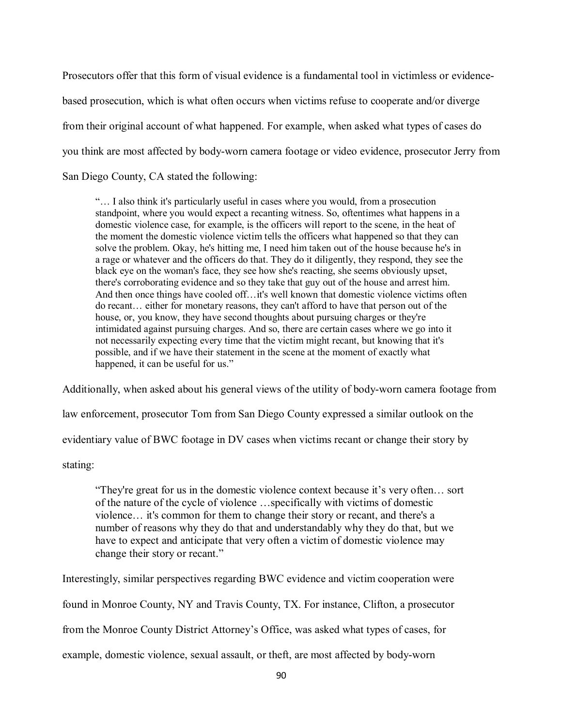Prosecutors offer that this form of visual evidence is a fundamental tool in victimless or evidence-based prosecution, which is what often occurs when victims refuse to cooperate and/or diverge from their original account of what happened. For example, when asked what types of cases do you think are most affected by body-worn camera footage or video evidence, prosecutor Jerry from San Diego County, CA stated the following:

> "… I also think it's particularly useful in cases where you would, from a prosecution standpoint, where you would expect a recanting witness. So, oftentimes what happens in a domestic violence case, for example, is the officers will report to the scene, in the heat of the moment the domestic violence victim tells the officers what happened so that they can solve the problem. Okay, he's hitting me, I need him taken out of the house because he's in a rage or whatever and the officers do that. They do it diligently, they respond, they see the black eye on the woman's face, they see how she's reacting, she seems obviously upset, there's corroborating evidence and so they take that guy out of the house and arrest him. And then once things have cooled off…it's well known that domestic violence victims often do recant… either for monetary reasons, they can't afford to have that person out of the house, or, you know, they have second thoughts about pursuing charges or they're intimidated against pursuing charges. And so, there are certain cases where we go into it not necessarily expecting every time that the victim might recant, but knowing that it's possible, and if we have their statement in the scene at the moment of exactly what happened, it can be useful for us."

Additionally, when asked about his general views of the utility of body-worn camera footage from law enforcement, prosecutor Tom from San Diego County expressed a similar outlook on the evidentiary value of BWC footage in DV cases when victims recant or change their story by stating:

> "They're great for us in the domestic violence context because it's very often… sort of the nature of the cycle of violence …specifically with victims of domestic violence… it's common for them to change their story or recant, and there's a number of reasons why they do that and understandably why they do that, but we have to expect and anticipate that very often a victim of domestic violence may change their story or recant."

Interestingly, similar perspectives regarding BWC evidence and victim cooperation were found in Monroe County, NY and Travis County, TX. For instance, Clifton, a prosecutor from the Monroe County District Attorney's Office, was asked what types of cases, for example, domestic violence, sexual assault, or theft, are most affected by body-worn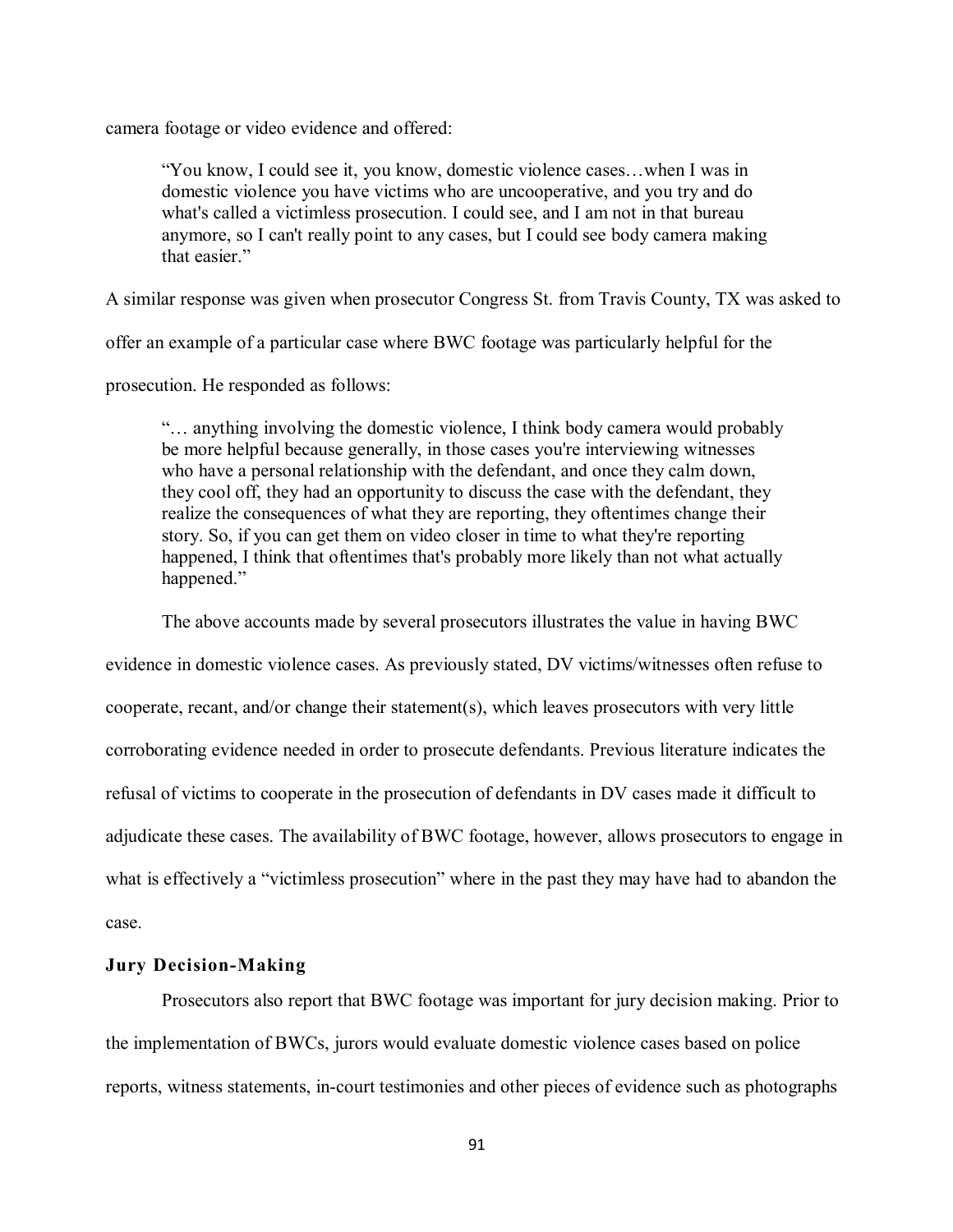camera footage or video evidence and offered:

> "You know, I could see it, you know, domestic violence cases…when I was in domestic violence you have victims who are uncooperative, and you try and do what's called a victimless prosecution. I could see, and I am not in that bureau anymore, so I can't really point to any cases, but I could see body camera making that easier."

A similar response was given when prosecutor Congress St. from Travis County, TX was asked to offer an example of a particular case where BWC footage was particularly helpful for the prosecution. He responded as follows:

> "… anything involving the domestic violence, I think body camera would probably be more helpful because generally, in those cases you're interviewing witnesses who have a personal relationship with the defendant, and once they calm down, they cool off, they had an opportunity to discuss the case with the defendant, they realize the consequences of what they are reporting, they oftentimes change their story. So, if you can get them on video closer in time to what they're reporting happened, I think that oftentimes that's probably more likely than not what actually happened."

The above accounts made by several prosecutors illustrates the value in having BWC evidence in domestic violence cases. As previously stated, DV victims/witnesses often refuse to cooperate, recant, and/or change their statement(s), which leaves prosecutors with very little corroborating evidence needed in order to prosecute defendants. Previous literature indicates the refusal of victims to cooperate in the prosecution of defendants in DV cases made it difficult to adjudicate these cases. The availability of BWC footage, however, allows prosecutors to engage in what is effectively a "victimless prosecution" where in the past they may have had to abandon the case.

**Jury Decision-Making**

Prosecutors also report that BWC footage was important for jury decision making. Prior to the implementation of BWCs, jurors would evaluate domestic violence cases based on police reports, witness statements, in-court testimonies and other pieces of evidence such as photographs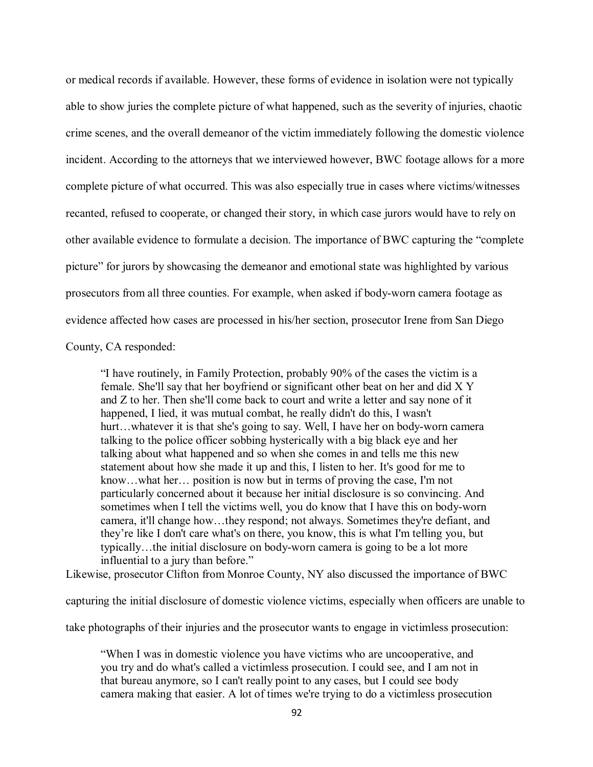or medical records if available. However, these forms of evidence in isolation were not typically able to show juries the complete picture of what happened, such as the severity of injuries, chaotic crime scenes, and the overall demeanor of the victim immediately following the domestic violence incident. According to the attorneys that we interviewed however, BWC footage allows for a more complete picture of what occurred. This was also especially true in cases where victims/witnesses recanted, refused to cooperate, or changed their story, in which case jurors would have to rely on other available evidence to formulate a decision. The importance of BWC capturing the "complete picture" for jurors by showcasing the demeanor and emotional state was highlighted by various prosecutors from all three counties. For example, when asked if body-worn camera footage as evidence affected how cases are processed in his/her section, prosecutor Irene from San Diego County, CA responded:

> "I have routinely, in Family Protection, probably 90% of the cases the victim is a female. She'll say that her boyfriend or significant other beat on her and did X Y and Z to her. Then she'll come back to court and write a letter and say none of it happened, I lied, it was mutual combat, he really didn't do this, I wasn't hurt…whatever it is that she's going to say. Well, I have her on body-worn camera talking to the police officer sobbing hysterically with a big black eye and her talking about what happened and so when she comes in and tells me this new statement about how she made it up and this, I listen to her. It's good for me to know…what her… position is now but in terms of proving the case, I'm not particularly concerned about it because her initial disclosure is so convincing. And sometimes when I tell the victims well, you do know that I have this on body-worn camera, it'll change how…they respond; not always. Sometimes they're defiant, and they're like I don't care what's on there, you know, this is what I'm telling you, but typically…the initial disclosure on body-worn camera is going to be a lot more influential to a jury than before."

Likewise, prosecutor Clifton from Monroe County, NY also discussed the importance of BWC capturing the initial disclosure of domestic violence victims, especially when officers are unable to take photographs of their injuries and the prosecutor wants to engage in victimless prosecution:

> "When I was in domestic violence you have victims who are uncooperative, and you try and do what's called a victimless prosecution. I could see, and I am not in that bureau anymore, so I can't really point to any cases, but I could see body camera making that easier. A lot of times we're trying to do a victimless prosecution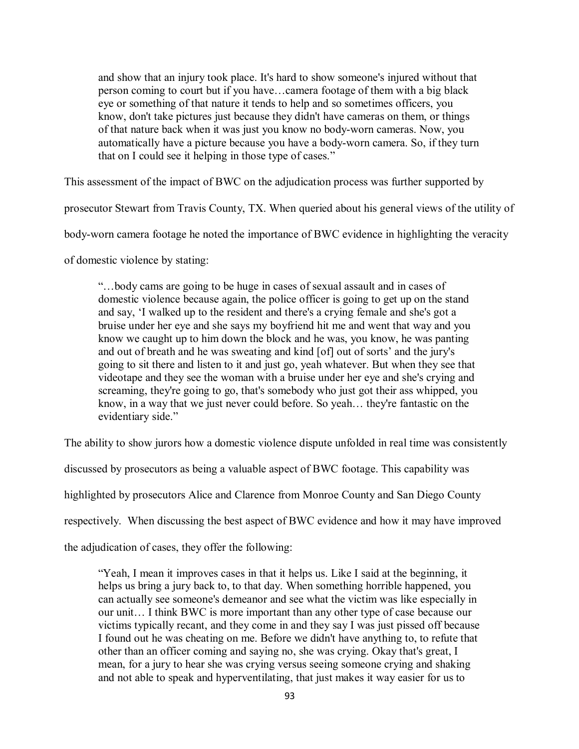> and show that an injury took place. It's hard to show someone's injured without that person coming to court but if you have…camera footage of them with a big black eye or something of that nature it tends to help and so sometimes officers, you know, don't take pictures just because they didn't have cameras on them, or things of that nature back when it was just you know no body-worn cameras. Now, you automatically have a picture because you have a body-worn camera. So, if they turn that on I could see it helping in those type of cases."

This assessment of the impact of BWC on the adjudication process was further supported by prosecutor Stewart from Travis County, TX. When queried about his general views of the utility of body-worn camera footage he noted the importance of BWC evidence in highlighting the veracity of domestic violence by stating:

> "…body cams are going to be huge in cases of sexual assault and in cases of domestic violence because again, the police officer is going to get up on the stand and say, 'I walked up to the resident and there's a crying female and she's got a bruise under her eye and she says my boyfriend hit me and went that way and you know we caught up to him down the block and he was, you know, he was panting and out of breath and he was sweating and kind [of] out of sorts' and the jury's going to sit there and listen to it and just go, yeah whatever. But when they see that videotape and they see the woman with a bruise under her eye and she's crying and screaming, they're going to go, that's somebody who just got their ass whipped, you know, in a way that we just never could before. So yeah… they're fantastic on the evidentiary side."

The ability to show jurors how a domestic violence dispute unfolded in real time was consistently discussed by prosecutors as being a valuable aspect of BWC footage. This capability was highlighted by prosecutors Alice and Clarence from Monroe County and San Diego County respectively. When discussing the best aspect of BWC evidence and how it may have improved the adjudication of cases, they offer the following:

> "Yeah, I mean it improves cases in that it helps us. Like I said at the beginning, it helps us bring a jury back to, to that day. When something horrible happened, you can actually see someone's demeanor and see what the victim was like especially in our unit… I think BWC is more important than any other type of case because our victims typically recant, and they come in and they say I was just pissed off because I found out he was cheating on me. Before we didn't have anything to, to refute that other than an officer coming and saying no, she was crying. Okay that's great, I mean, for a jury to hear she was crying versus seeing someone crying and shaking and not able to speak and hyperventilating, that just makes it way easier for us to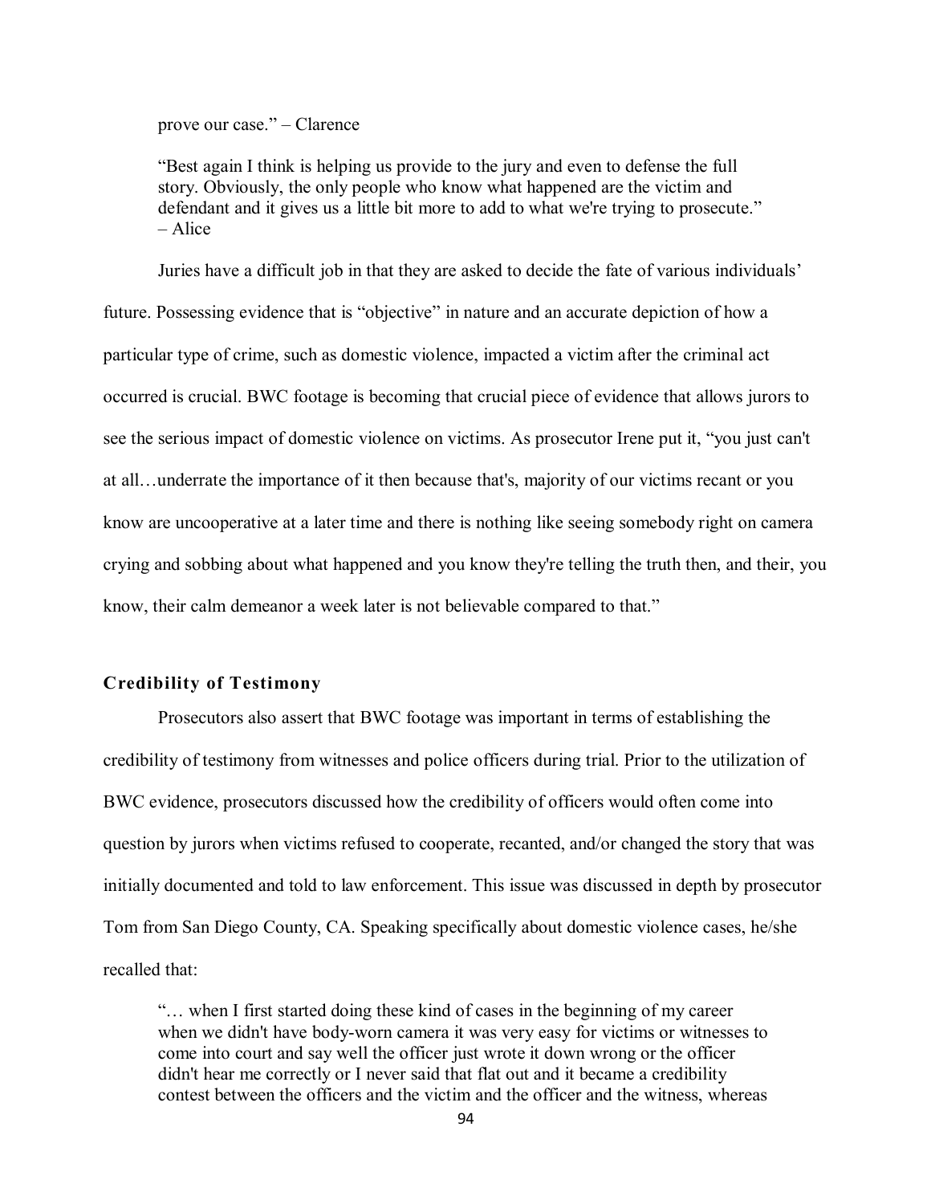prove our case." – Clarence

> "Best again I think is helping us provide to the jury and even to defense the full story. Obviously, the only people who know what happened are the victim and defendant and it gives us a little bit more to add to what we're trying to prosecute." – Alice

Juries have a difficult job in that they are asked to decide the fate of various individuals' future. Possessing evidence that is "objective" in nature and an accurate depiction of how a particular type of crime, such as domestic violence, impacted a victim after the criminal act occurred is crucial. BWC footage is becoming that crucial piece of evidence that allows jurors to see the serious impact of domestic violence on victims. As prosecutor Irene put it, "you just can't at all…underrate the importance of it then because that's, majority of our victims recant or you know are uncooperative at a later time and there is nothing like seeing somebody right on camera crying and sobbing about what happened and you know they're telling the truth then, and their, you know, their calm demeanor a week later is not believable compared to that."

### Credibility of Testimony

Prosecutors also assert that BWC footage was important in terms of establishing the credibility of testimony from witnesses and police officers during trial. Prior to the utilization of BWC evidence, prosecutors discussed how the credibility of officers would often come into question by jurors when victims refused to cooperate, recanted, and/or changed the story that was initially documented and told to law enforcement. This issue was discussed in depth by prosecutor Tom from San Diego County, CA. Speaking specifically about domestic violence cases, he/she recalled that:

> "… when I first started doing these kind of cases in the beginning of my career when we didn't have body-worn camera it was very easy for victims or witnesses to come into court and say well the officer just wrote it down wrong or the officer didn't hear me correctly or I never said that flat out and it became a credibility contest between the officers and the victim and the officer and the witness, whereas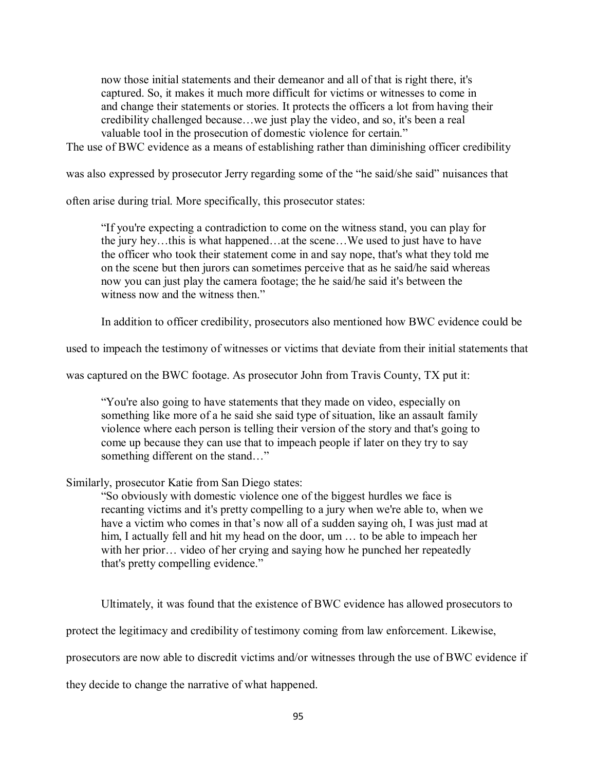> now those initial statements and their demeanor and all of that is right there, it's captured. So, it makes it much more difficult for victims or witnesses to come in and change their statements or stories. It protects the officers a lot from having their credibility challenged because…we just play the video, and so, it's been a real valuable tool in the prosecution of domestic violence for certain."

The use of BWC evidence as a means of establishing rather than diminishing officer credibility was also expressed by prosecutor Jerry regarding some of the "he said/she said" nuisances that often arise during trial. More specifically, this prosecutor states:

> "If you're expecting a contradiction to come on the witness stand, you can play for the jury hey…this is what happened…at the scene…We used to just have to have the officer who took their statement come in and say nope, that's what they told me on the scene but then jurors can sometimes perceive that as he said/he said whereas now you can just play the camera footage; the he said/he said it's between the witness now and the witness then."

In addition to officer credibility, prosecutors also mentioned how BWC evidence could be used to impeach the testimony of witnesses or victims that deviate from their initial statements that was captured on the BWC footage. As prosecutor John from Travis County, TX put it:

> "You're also going to have statements that they made on video, especially on something like more of a he said she said type of situation, like an assault family violence where each person is telling their version of the story and that's going to come up because they can use that to impeach people if later on they try to say something different on the stand…"

Similarly, prosecutor Katie from San Diego states:

> "So obviously with domestic violence one of the biggest hurdles we face is recanting victims and it's pretty compelling to a jury when we're able to, when we have a victim who comes in that's now all of a sudden saying oh, I was just mad at him, I actually fell and hit my head on the door, um … to be able to impeach her with her prior… video of her crying and saying how he punched her repeatedly that's pretty compelling evidence."

Ultimately, it was found that the existence of BWC evidence has allowed prosecutors to protect the legitimacy and credibility of testimony coming from law enforcement. Likewise, prosecutors are now able to discredit victims and/or witnesses through the use of BWC evidence if they decide to change the narrative of what happened.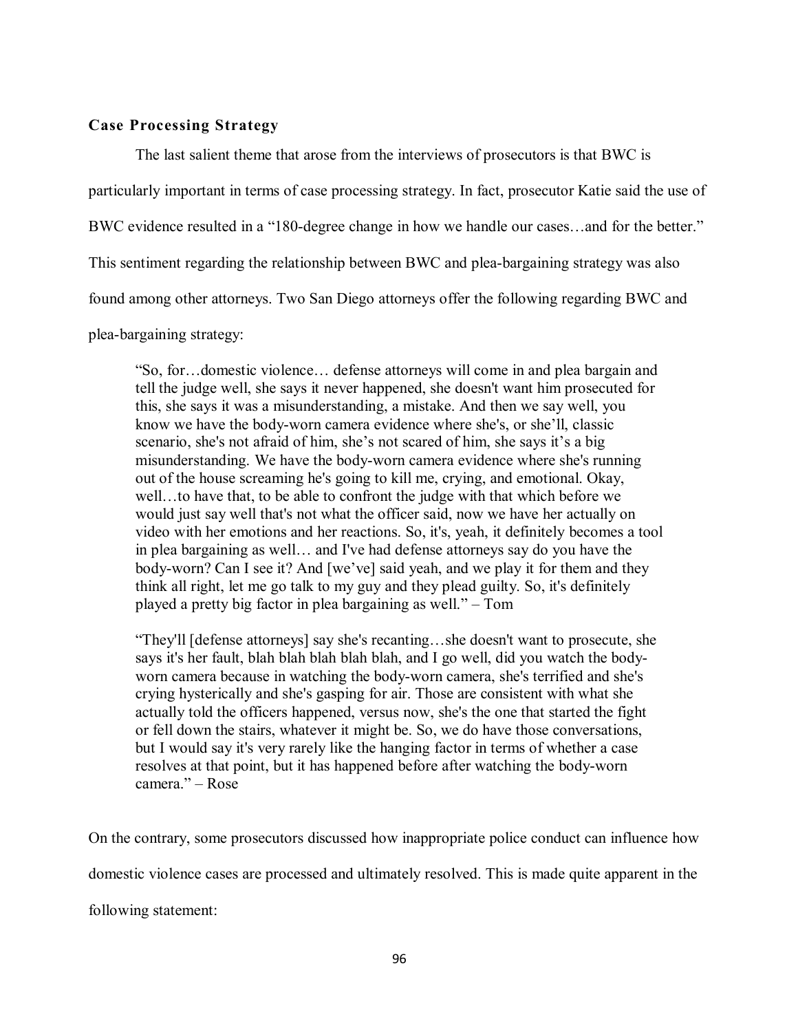### Case Processing Strategy

The last salient theme that arose from the interviews of prosecutors is that BWC is particularly important in terms of case processing strategy. In fact, prosecutor Katie said the use of BWC evidence resulted in a "180-degree change in how we handle our cases…and for the better." This sentiment regarding the relationship between BWC and plea-bargaining strategy was also found among other attorneys. Two San Diego attorneys offer the following regarding BWC and plea-bargaining strategy:

> "So, for…domestic violence… defense attorneys will come in and plea bargain and tell the judge well, she says it never happened, she doesn't want him prosecuted for this, she says it was a misunderstanding, a mistake. And then we say well, you know we have the body-worn camera evidence where she's, or she'll, classic scenario, she's not afraid of him, she's not scared of him, she says it's a big misunderstanding. We have the body-worn camera evidence where she's running out of the house screaming he's going to kill me, crying, and emotional. Okay, well…to have that, to be able to confront the judge with that which before we would just say well that's not what the officer said, now we have her actually on video with her emotions and her reactions. So, it's, yeah, it definitely becomes a tool in plea bargaining as well… and I've had defense attorneys say do you have the body-worn? Can I see it? And [we've] said yeah, and we play it for them and they think all right, let me go talk to my guy and they plead guilty. So, it's definitely played a pretty big factor in plea bargaining as well." – Tom

> "They'll [defense attorneys] say she's recanting…she doesn't want to prosecute, she says it's her fault, blah blah blah blah blah, and I go well, did you watch the body-worn camera because in watching the body-worn camera, she's terrified and she's crying hysterically and she's gasping for air. Those are consistent with what she actually told the officers happened, versus now, she's the one that started the fight or fell down the stairs, whatever it might be. So, we do have those conversations, but I would say it's very rarely like the hanging factor in terms of whether a case resolves at that point, but it has happened before after watching the body-worn camera." – Rose

On the contrary, some prosecutors discussed how inappropriate police conduct can influence how domestic violence cases are processed and ultimately resolved. This is made quite apparent in the following statement: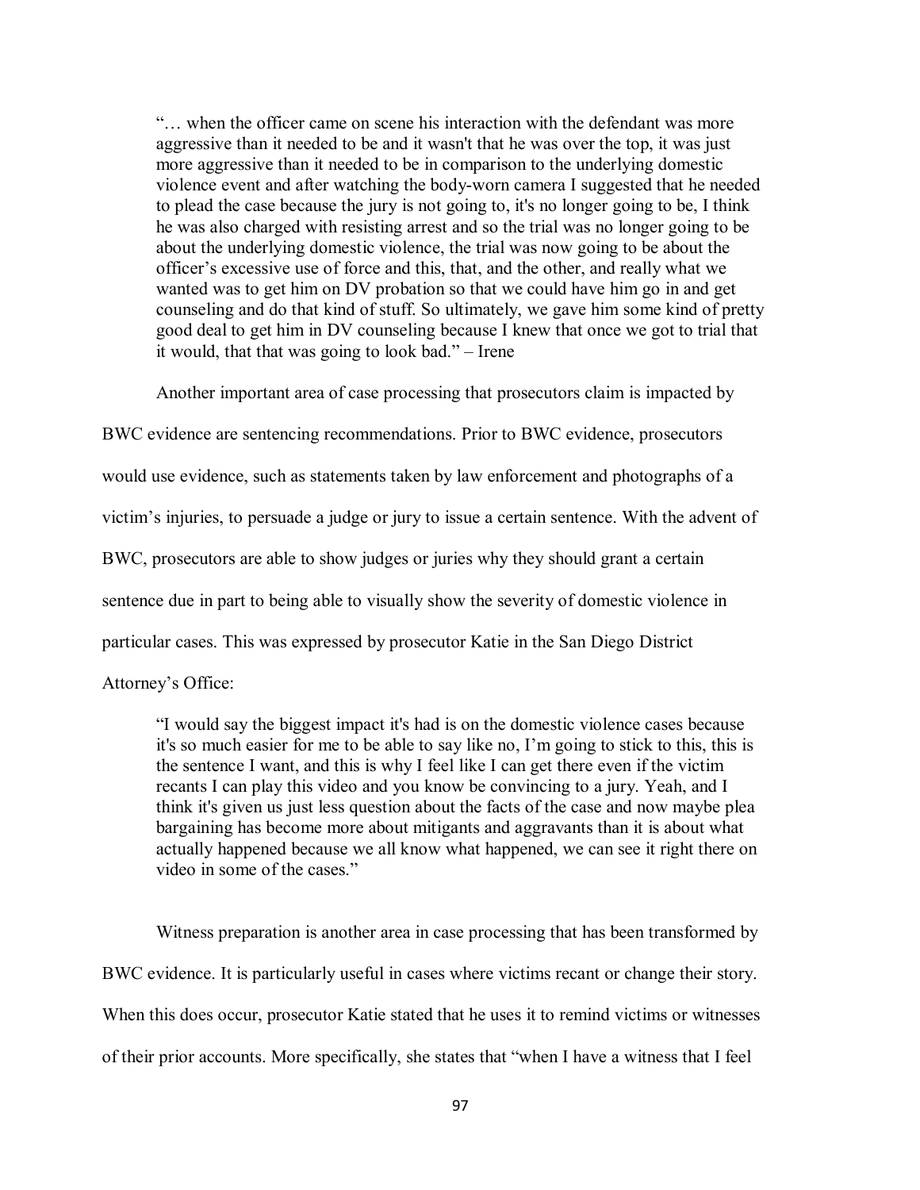> "… when the officer came on scene his interaction with the defendant was more aggressive than it needed to be and it wasn't that he was over the top, it was just more aggressive than it needed to be in comparison to the underlying domestic violence event and after watching the body-worn camera I suggested that he needed to plead the case because the jury is not going to, it's no longer going to be, I think he was also charged with resisting arrest and so the trial was no longer going to be about the underlying domestic violence, the trial was now going to be about the officer's excessive use of force and this, that, and the other, and really what we wanted was to get him on DV probation so that we could have him go in and get counseling and do that kind of stuff. So ultimately, we gave him some kind of pretty good deal to get him in DV counseling because I knew that once we got to trial that it would, that that was going to look bad." – Irene

Another important area of case processing that prosecutors claim is impacted by BWC evidence are sentencing recommendations. Prior to BWC evidence, prosecutors would use evidence, such as statements taken by law enforcement and photographs of a victim's injuries, to persuade a judge or jury to issue a certain sentence. With the advent of BWC, prosecutors are able to show judges or juries why they should grant a certain sentence due in part to being able to visually show the severity of domestic violence in particular cases. This was expressed by prosecutor Katie in the San Diego District Attorney's Office:

> "I would say the biggest impact it's had is on the domestic violence cases because it's so much easier for me to be able to say like no, I'm going to stick to this, this is the sentence I want, and this is why I feel like I can get there even if the victim recants I can play this video and you know be convincing to a jury. Yeah, and I think it's given us just less question about the facts of the case and now maybe plea bargaining has become more about mitigants and aggravants than it is about what actually happened because we all know what happened, we can see it right there on video in some of the cases."

Witness preparation is another area in case processing that has been transformed by BWC evidence. It is particularly useful in cases where victims recant or change their story. When this does occur, prosecutor Katie stated that he uses it to remind victims or witnesses of their prior accounts. More specifically, she states that "when I have a witness that I feel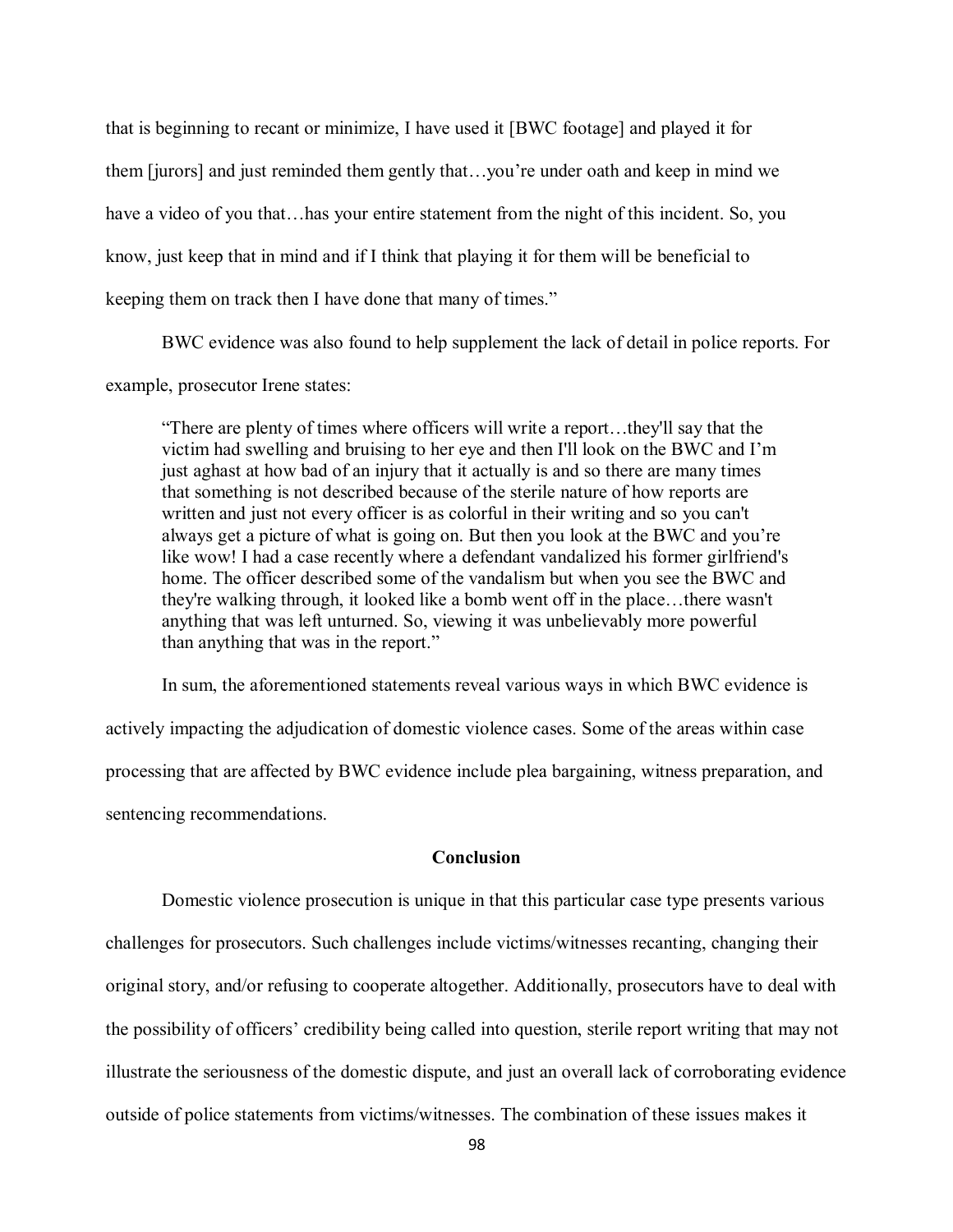that is beginning to recant or minimize, I have used it [BWC footage] and played it for them [jurors] and just reminded them gently that…you're under oath and keep in mind we have a video of you that…has your entire statement from the night of this incident. So, you know, just keep that in mind and if I think that playing it for them will be beneficial to keeping them on track then I have done that many of times."

BWC evidence was also found to help supplement the lack of detail in police reports. For example, prosecutor Irene states:

> "There are plenty of times where officers will write a report…they'll say that the victim had swelling and bruising to her eye and then I'll look on the BWC and I'm just aghast at how bad of an injury that it actually is and so there are many times that something is not described because of the sterile nature of how reports are written and just not every officer is as colorful in their writing and so you can't always get a picture of what is going on. But then you look at the BWC and you're like wow! I had a case recently where a defendant vandalized his former girlfriend's home. The officer described some of the vandalism but when you see the BWC and they're walking through, it looked like a bomb went off in the place…there wasn't anything that was left unturned. So, viewing it was unbelievably more powerful than anything that was in the report."

In sum, the aforementioned statements reveal various ways in which BWC evidence is actively impacting the adjudication of domestic violence cases. Some of the areas within case processing that are affected by BWC evidence include plea bargaining, witness preparation, and sentencing recommendations.

## Conclusion

Domestic violence prosecution is unique in that this particular case type presents various challenges for prosecutors. Such challenges include victims/witnesses recanting, changing their original story, and/or refusing to cooperate altogether. Additionally, prosecutors have to deal with the possibility of officers' credibility being called into question, sterile report writing that may not illustrate the seriousness of the domestic dispute, and just an overall lack of corroborating evidence outside of police statements from victims/witnesses. The combination of these issues makes it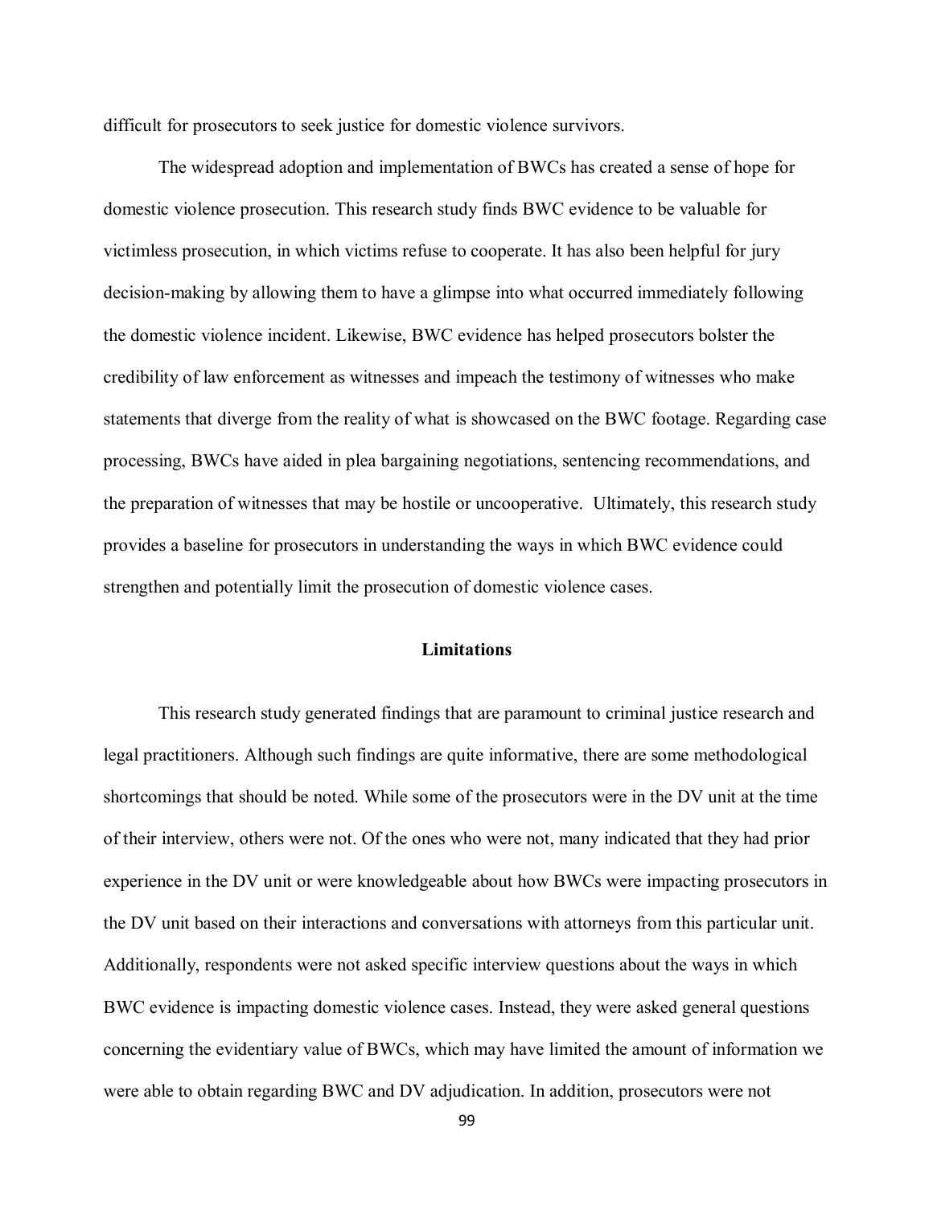difficult for prosecutors to seek justice for domestic violence survivors.

The widespread adoption and implementation of BWCs has created a sense of hope for domestic violence prosecution. This research study finds BWC evidence to be valuable for victimless prosecution, in which victims refuse to cooperate. It has also been helpful for jury decision-making by allowing them to have a glimpse into what occurred immediately following the domestic violence incident. Likewise, BWC evidence has helped prosecutors bolster the credibility of law enforcement as witnesses and impeach the testimony of witnesses who make statements that diverge from the reality of what is showcased on the BWC footage. Regarding case processing, BWCs have aided in plea bargaining negotiations, sentencing recommendations, and the preparation of witnesses that may be hostile or uncooperative. Ultimately, this research study provides a baseline for prosecutors in understanding the ways in which BWC evidence could strengthen and potentially limit the prosecution of domestic violence cases.

## Limitations

This research study generated findings that are paramount to criminal justice research and legal practitioners. Although such findings are quite informative, there are some methodological shortcomings that should be noted. While some of the prosecutors were in the DV unit at the time of their interview, others were not. Of the ones who were not, many indicated that they had prior experience in the DV unit or were knowledgeable about how BWCs were impacting prosecutors in the DV unit based on their interactions and conversations with attorneys from this particular unit. Additionally, respondents were not asked specific interview questions about the ways in which BWC evidence is impacting domestic violence cases. Instead, they were asked general questions concerning the evidentiary value of BWCs, which may have limited the amount of information we were able to obtain regarding BWC and DV adjudication. In addition, prosecutors were not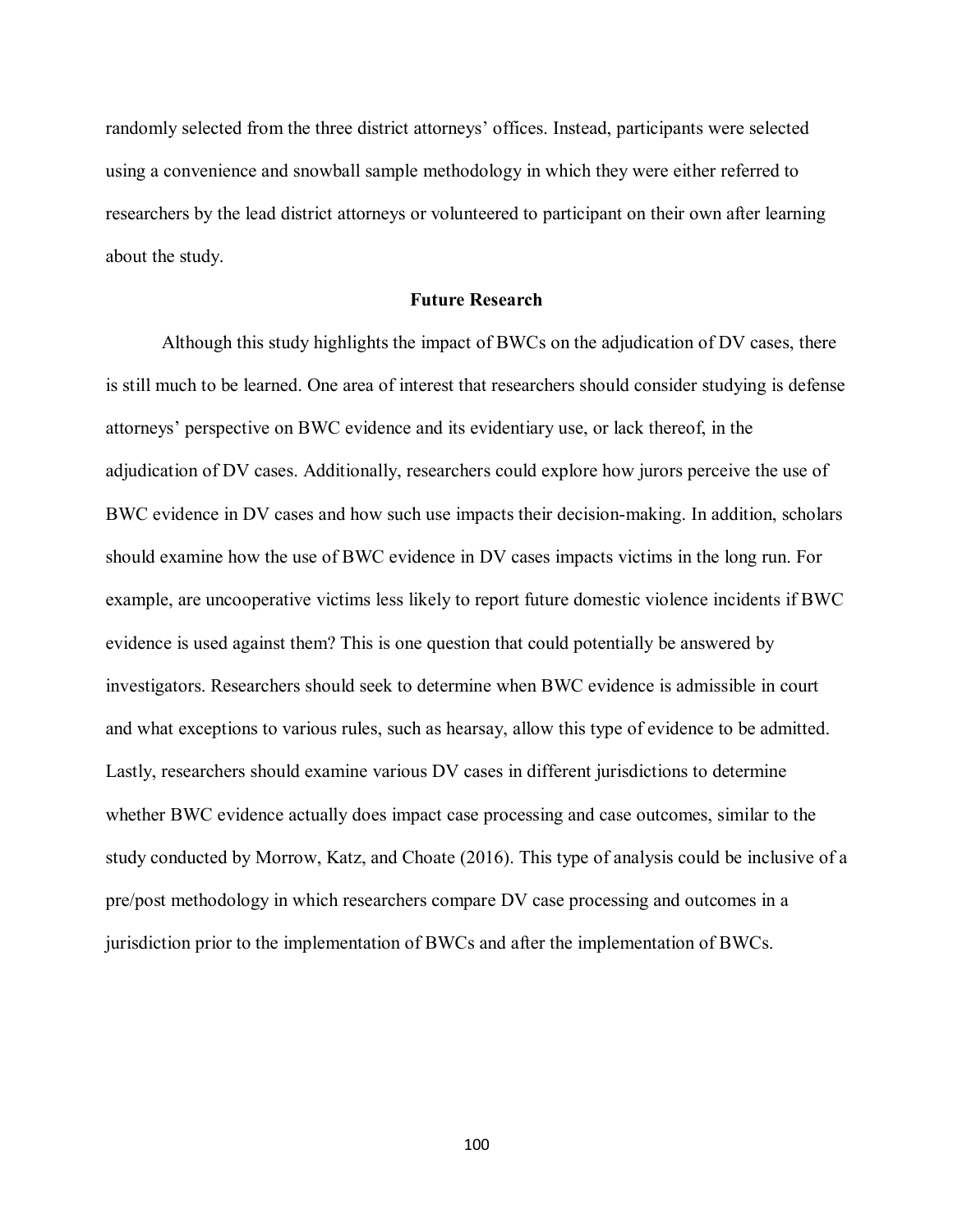randomly selected from the three district attorneys' offices. Instead, participants were selected using a convenience and snowball sample methodology in which they were either referred to researchers by the lead district attorneys or volunteered to participant on their own after learning about the study.

## Future Research

Although this study highlights the impact of BWCs on the adjudication of DV cases, there is still much to be learned. One area of interest that researchers should consider studying is defense attorneys' perspective on BWC evidence and its evidentiary use, or lack thereof, in the adjudication of DV cases. Additionally, researchers could explore how jurors perceive the use of BWC evidence in DV cases and how such use impacts their decision-making. In addition, scholars should examine how the use of BWC evidence in DV cases impacts victims in the long run. For example, are uncooperative victims less likely to report future domestic violence incidents if BWC evidence is used against them? This is one question that could potentially be answered by investigators. Researchers should seek to determine when BWC evidence is admissible in court and what exceptions to various rules, such as hearsay, allow this type of evidence to be admitted. Lastly, researchers should examine various DV cases in different jurisdictions to determine whether BWC evidence actually does impact case processing and case outcomes, similar to the study conducted by Morrow, Katz, and Choate (2016). This type of analysis could be inclusive of a pre/post methodology in which researchers compare DV case processing and outcomes in a jurisdiction prior to the implementation of BWCs and after the implementation of BWCs.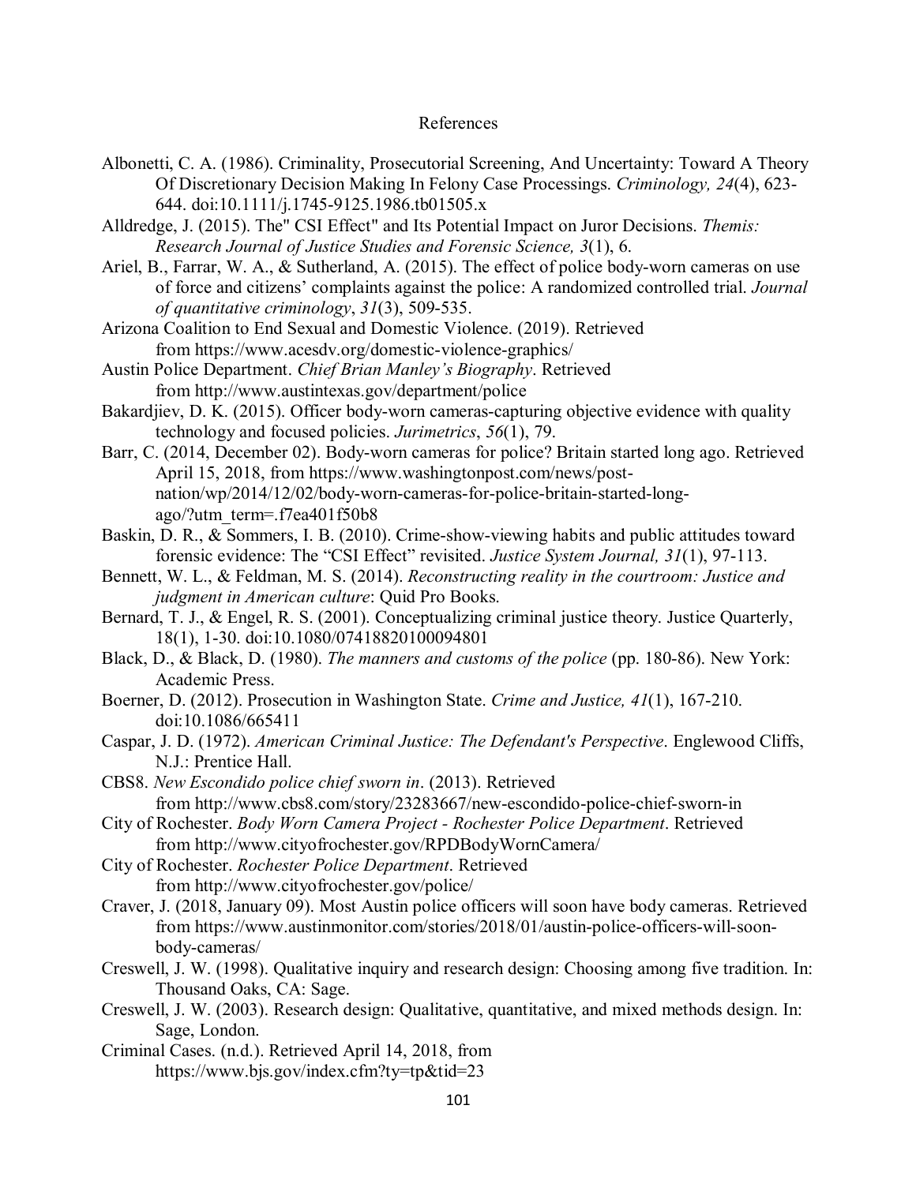# References

Albonetti, C. A. (1986). Criminality, Prosecutorial Screening, And Uncertainty: Toward A Theory Of Discretionary Decision Making In Felony Case Processings. *Criminology, 24*(4), 623-644. doi:10.1111/j.1745-9125.1986.tb01505.x

Alldredge, J. (2015). The" CSI Effect" and Its Potential Impact on Juror Decisions. *Themis: Research Journal of Justice Studies and Forensic Science, 3*(1), 6.

Ariel, B., Farrar, W. A., & Sutherland, A. (2015). The effect of police body-worn cameras on use of force and citizens' complaints against the police: A randomized controlled trial. *Journal of quantitative criminology*, *31*(3), 509-535.

Arizona Coalition to End Sexual and Domestic Violence. (2019). Retrieved from https://www.acesdv.org/domestic-violence-graphics/

Austin Police Department. *Chief Brian Manley's Biography*. Retrieved from http://www.austintexas.gov/department/police

Bakardjiev, D. K. (2015). Officer body-worn cameras-capturing objective evidence with quality technology and focused policies. *Jurimetrics*, *56*(1), 79.

Barr, C. (2014, December 02). Body-worn cameras for police? Britain started long ago. Retrieved April 15, 2018, from https://www.washingtonpost.com/news/post-nation/wp/2014/12/02/body-worn-cameras-for-police-britain-started-long-ago/?utm_term=.f7ea401f50b8

Baskin, D. R., & Sommers, I. B. (2010). Crime-show-viewing habits and public attitudes toward forensic evidence: The "CSI Effect" revisited. *Justice System Journal, 31*(1), 97-113.

Bennett, W. L., & Feldman, M. S. (2014). *Reconstructing reality in the courtroom: Justice and judgment in American culture*: Quid Pro Books.

Bernard, T. J., & Engel, R. S. (2001). Conceptualizing criminal justice theory. Justice Quarterly, 18(1), 1-30. doi:10.1080/07418820100094801

Black, D., & Black, D. (1980). *The manners and customs of the police* (pp. 180-86). New York: Academic Press.

Boerner, D. (2012). Prosecution in Washington State. *Crime and Justice, 41*(1), 167-210. doi:10.1086/665411

Caspar, J. D. (1972). *American Criminal Justice: The Defendant's Perspective*. Englewood Cliffs, N.J.: Prentice Hall.

CBS8. *New Escondido police chief sworn in*. (2013). Retrieved from http://www.cbs8.com/story/23283667/new-escondido-police-chief-sworn-in

City of Rochester. *Body Worn Camera Project - Rochester Police Department*. Retrieved from http://www.cityofrochester.gov/RPDBodyWornCamera/

City of Rochester. *Rochester Police Department*. Retrieved from http://www.cityofrochester.gov/police/

Craver, J. (2018, January 09). Most Austin police officers will soon have body cameras. Retrieved from https://www.austinmonitor.com/stories/2018/01/austin-police-officers-will-soon-body-cameras/

Creswell, J. W. (1998). Qualitative inquiry and research design: Choosing among five tradition. In: Thousand Oaks, CA: Sage.

Creswell, J. W. (2003). Research design: Qualitative, quantitative, and mixed methods design. In: Sage, London.

Criminal Cases. (n.d.). Retrieved April 14, 2018, from https://www.bjs.gov/index.cfm?ty=tp&tid=23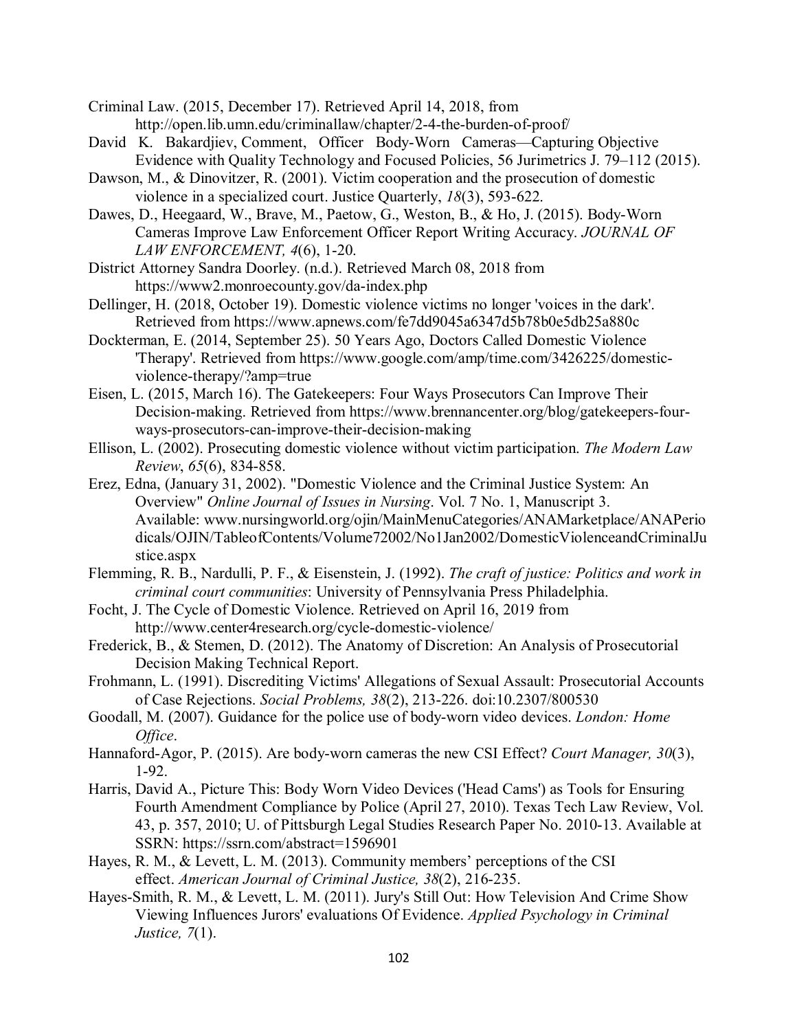Criminal Law. (2015, December 17). Retrieved April 14, 2018, from http://open.lib.umn.edu/criminallaw/chapter/2-4-the-burden-of-proof/

David K. Bakardjiev, Comment, Officer Body-Worn Cameras—Capturing Objective Evidence with Quality Technology and Focused Policies, 56 Jurimetrics J. 79–112 (2015).

Dawson, M., & Dinovitzer, R. (2001). Victim cooperation and the prosecution of domestic violence in a specialized court. Justice Quarterly, *18*(3), 593-622.

Dawes, D., Heegaard, W., Brave, M., Paetow, G., Weston, B., & Ho, J. (2015). Body-Worn Cameras Improve Law Enforcement Officer Report Writing Accuracy. *JOURNAL OF LAW ENFORCEMENT, 4*(6), 1-20.

District Attorney Sandra Doorley. (n.d.). Retrieved March 08, 2018 from https://www2.monroecounty.gov/da-index.php

Dellinger, H. (2018, October 19). Domestic violence victims no longer 'voices in the dark'. Retrieved from https://www.apnews.com/fe7dd9045a6347d5b78b0e5db25a880c

Dockterman, E. (2014, September 25). 50 Years Ago, Doctors Called Domestic Violence 'Therapy'. Retrieved from https://www.google.com/amp/time.com/3426225/domestic-violence-therapy/?amp=true

Eisen, L. (2015, March 16). The Gatekeepers: Four Ways Prosecutors Can Improve Their Decision-making. Retrieved from https://www.brennancenter.org/blog/gatekeepers-four-ways-prosecutors-can-improve-their-decision-making

Ellison, L. (2002). Prosecuting domestic violence without victim participation. *The Modern Law Review*, *65*(6), 834-858.

Erez, Edna, (January 31, 2002). "Domestic Violence and the Criminal Justice System: An Overview" *Online Journal of Issues in Nursing*. Vol. 7 No. 1, Manuscript 3. Available: www.nursingworld.org/ojin/MainMenuCategories/ANAMarketplace/ANAPeriodicals/OJIN/TableofContents/Volume72002/No1Jan2002/DomesticViolenceandCriminalJustice.aspx

Flemming, R. B., Nardulli, P. F., & Eisenstein, J. (1992). *The craft of justice: Politics and work in criminal court communities*: University of Pennsylvania Press Philadelphia.

Focht, J. The Cycle of Domestic Violence. Retrieved on April 16, 2019 from http://www.center4research.org/cycle-domestic-violence/

Frederick, B., & Stemen, D. (2012). The Anatomy of Discretion: An Analysis of Prosecutorial Decision Making Technical Report.

Frohmann, L. (1991). Discrediting Victims' Allegations of Sexual Assault: Prosecutorial Accounts of Case Rejections. *Social Problems, 38*(2), 213-226. doi:10.2307/800530

Goodall, M. (2007). Guidance for the police use of body-worn video devices. *London: Home Office*.

Hannaford-Agor, P. (2015). Are body-worn cameras the new CSI Effect? *Court Manager, 30*(3), 1-92.

Harris, David A., Picture This: Body Worn Video Devices ('Head Cams') as Tools for Ensuring Fourth Amendment Compliance by Police (April 27, 2010). Texas Tech Law Review, Vol. 43, p. 357, 2010; U. of Pittsburgh Legal Studies Research Paper No. 2010-13. Available at SSRN: https://ssrn.com/abstract=1596901

Hayes, R. M., & Levett, L. M. (2013). Community members' perceptions of the CSI effect. *American Journal of Criminal Justice, 38*(2), 216-235.

Hayes-Smith, R. M., & Levett, L. M. (2011). Jury's Still Out: How Television And Crime Show Viewing Influences Jurors' evaluations Of Evidence. *Applied Psychology in Criminal Justice, 7*(1).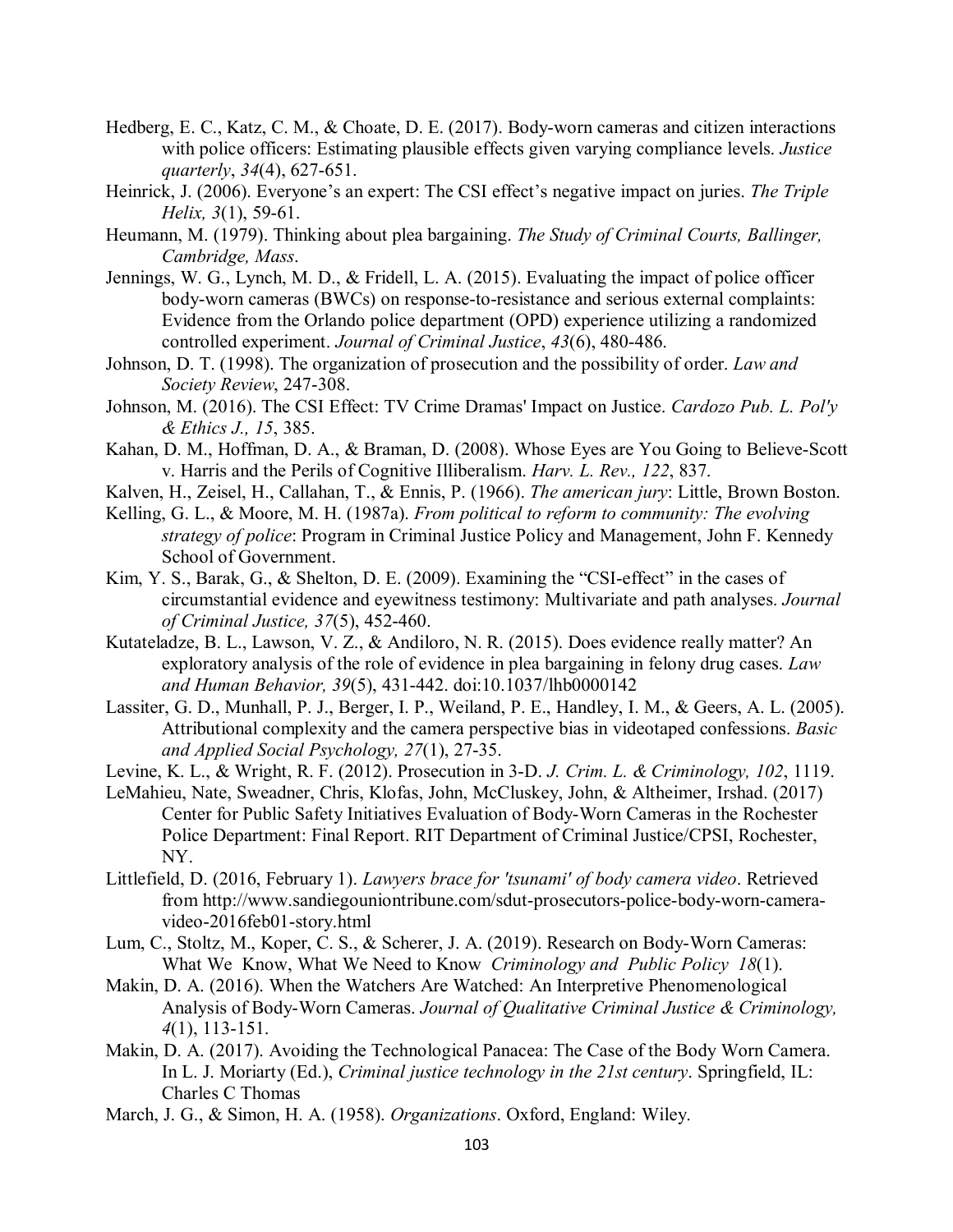Hedberg, E. C., Katz, C. M., & Choate, D. E. (2017). Body-worn cameras and citizen interactions with police officers: Estimating plausible effects given varying compliance levels. *Justice quarterly*, *34*(4), 627-651.

Heinrick, J. (2006). Everyone's an expert: The CSI effect's negative impact on juries. *The Triple Helix, 3*(1), 59-61.

Heumann, M. (1979). Thinking about plea bargaining. *The Study of Criminal Courts, Ballinger, Cambridge, Mass*.

Jennings, W. G., Lynch, M. D., & Fridell, L. A. (2015). Evaluating the impact of police officer body-worn cameras (BWCs) on response-to-resistance and serious external complaints: Evidence from the Orlando police department (OPD) experience utilizing a randomized controlled experiment. *Journal of Criminal Justice*, *43*(6), 480-486.

Johnson, D. T. (1998). The organization of prosecution and the possibility of order. *Law and Society Review*, 247-308.

Johnson, M. (2016). The CSI Effect: TV Crime Dramas' Impact on Justice. *Cardozo Pub. L. Pol'y & Ethics J., 15*, 385.

Kahan, D. M., Hoffman, D. A., & Braman, D. (2008). Whose Eyes are You Going to Believe-Scott v. Harris and the Perils of Cognitive Illiberalism. *Harv. L. Rev., 122*, 837.

Kalven, H., Zeisel, H., Callahan, T., & Ennis, P. (1966). *The american jury*: Little, Brown Boston.

Kelling, G. L., & Moore, M. H. (1987a). *From political to reform to community: The evolving strategy of police*: Program in Criminal Justice Policy and Management, John F. Kennedy School of Government.

Kim, Y. S., Barak, G., & Shelton, D. E. (2009). Examining the "CSI-effect" in the cases of circumstantial evidence and eyewitness testimony: Multivariate and path analyses. *Journal of Criminal Justice, 37*(5), 452-460.

Kutateladze, B. L., Lawson, V. Z., & Andiloro, N. R. (2015). Does evidence really matter? An exploratory analysis of the role of evidence in plea bargaining in felony drug cases. *Law and Human Behavior, 39*(5), 431-442. doi:10.1037/lhb0000142

Lassiter, G. D., Munhall, P. J., Berger, I. P., Weiland, P. E., Handley, I. M., & Geers, A. L. (2005). Attributional complexity and the camera perspective bias in videotaped confessions. *Basic and Applied Social Psychology, 27*(1), 27-35.

Levine, K. L., & Wright, R. F. (2012). Prosecution in 3-D. *J. Crim. L. & Criminology, 102*, 1119.

LeMahieu, Nate, Sweadner, Chris, Klofas, John, McCluskey, John, & Altheimer, Irshad. (2017) Center for Public Safety Initiatives Evaluation of Body-Worn Cameras in the Rochester Police Department: Final Report. RIT Department of Criminal Justice/CPSI, Rochester, NY.

Littlefield, D. (2016, February 1). *Lawyers brace for 'tsunami' of body camera video*. Retrieved from http://www.sandiegouniontribune.com/sdut-prosecutors-police-body-worn-camera-video-2016feb01-story.html

Lum, C., Stoltz, M., Koper, C. S., & Scherer, J. A. (2019). Research on Body-Worn Cameras: What We Know, What We Need to Know *Criminology and Public Policy 18*(1).

Makin, D. A. (2016). When the Watchers Are Watched: An Interpretive Phenomenological Analysis of Body-Worn Cameras. *Journal of Qualitative Criminal Justice & Criminology, 4*(1), 113-151.

Makin, D. A. (2017). Avoiding the Technological Panacea: The Case of the Body Worn Camera. In L. J. Moriarty (Ed.), *Criminal justice technology in the 21st century*. Springfield, IL: Charles C Thomas

March, J. G., & Simon, H. A. (1958). *Organizations*. Oxford, England: Wiley.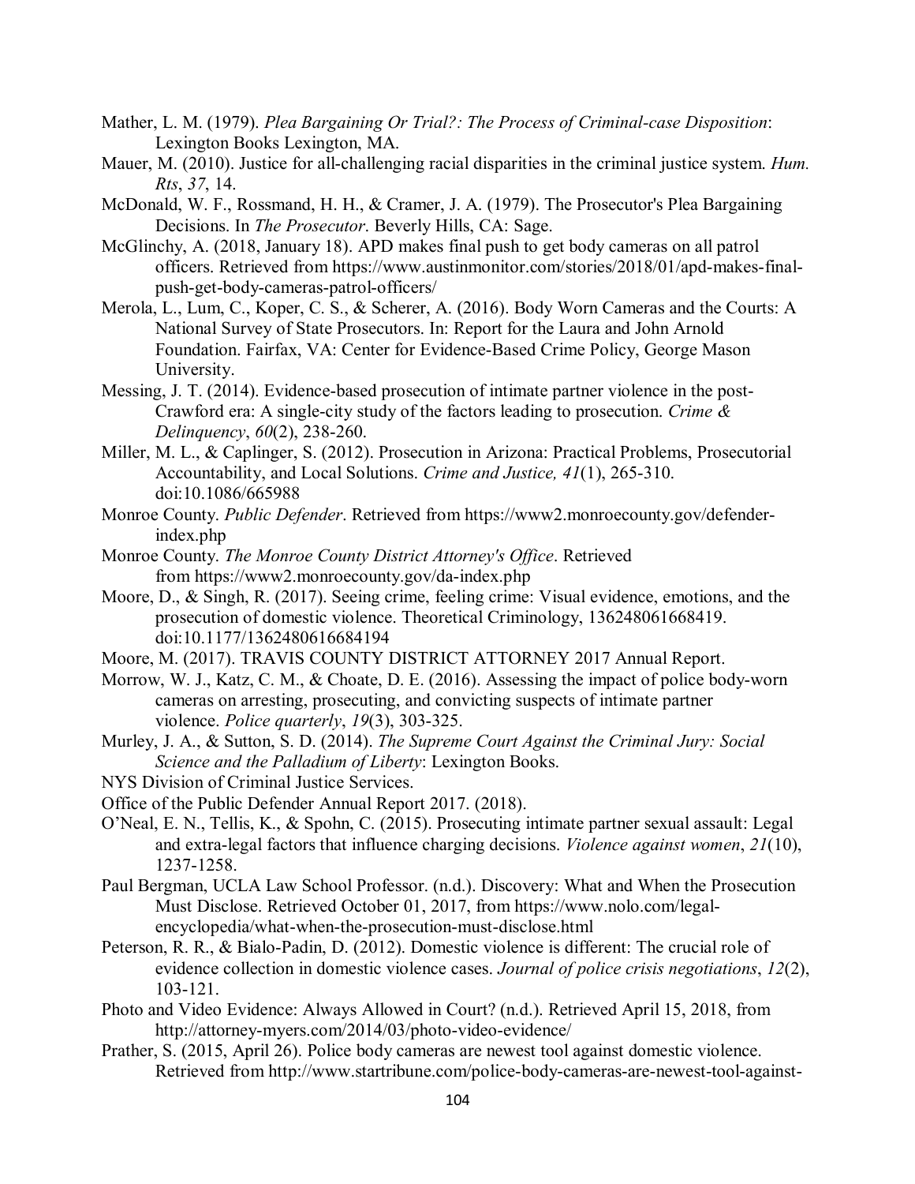Mather, L. M. (1979). *Plea Bargaining Or Trial?: The Process of Criminal-case Disposition*: Lexington Books Lexington, MA.

Mauer, M. (2010). Justice for all-challenging racial disparities in the criminal justice system. *Hum. Rts*, *37*, 14.

McDonald, W. F., Rossmand, H. H., & Cramer, J. A. (1979). The Prosecutor's Plea Bargaining Decisions. In *The Prosecutor*. Beverly Hills, CA: Sage.

McGlinchy, A. (2018, January 18). APD makes final push to get body cameras on all patrol officers. Retrieved from https://www.austinmonitor.com/stories/2018/01/apd-makes-final-push-get-body-cameras-patrol-officers/

Merola, L., Lum, C., Koper, C. S., & Scherer, A. (2016). Body Worn Cameras and the Courts: A National Survey of State Prosecutors. In: Report for the Laura and John Arnold Foundation. Fairfax, VA: Center for Evidence-Based Crime Policy, George Mason University.

Messing, J. T. (2014). Evidence-based prosecution of intimate partner violence in the post-Crawford era: A single-city study of the factors leading to prosecution. *Crime & Delinquency*, *60*(2), 238-260.

Miller, M. L., & Caplinger, S. (2012). Prosecution in Arizona: Practical Problems, Prosecutorial Accountability, and Local Solutions. *Crime and Justice, 41*(1), 265-310. doi:10.1086/665988

Monroe County. *Public Defender*. Retrieved from https://www2.monroecounty.gov/defender-index.php

Monroe County. *The Monroe County District Attorney's Office*. Retrieved from https://www2.monroecounty.gov/da-index.php

Moore, D., & Singh, R. (2017). Seeing crime, feeling crime: Visual evidence, emotions, and the prosecution of domestic violence. Theoretical Criminology, 136248061668419. doi:10.1177/1362480616684194

Moore, M. (2017). TRAVIS COUNTY DISTRICT ATTORNEY 2017 Annual Report.

Morrow, W. J., Katz, C. M., & Choate, D. E. (2016). Assessing the impact of police body-worn cameras on arresting, prosecuting, and convicting suspects of intimate partner violence. *Police quarterly*, *19*(3), 303-325.

Murley, J. A., & Sutton, S. D. (2014). *The Supreme Court Against the Criminal Jury: Social Science and the Palladium of Liberty*: Lexington Books.

NYS Division of Criminal Justice Services.

Office of the Public Defender Annual Report 2017. (2018).

O'Neal, E. N., Tellis, K., & Spohn, C. (2015). Prosecuting intimate partner sexual assault: Legal and extra-legal factors that influence charging decisions. *Violence against women*, *21*(10), 1237-1258.

Paul Bergman, UCLA Law School Professor. (n.d.). Discovery: What and When the Prosecution Must Disclose. Retrieved October 01, 2017, from https://www.nolo.com/legal-encyclopedia/what-when-the-prosecution-must-disclose.html

Peterson, R. R., & Bialo-Padin, D. (2012). Domestic violence is different: The crucial role of evidence collection in domestic violence cases. *Journal of police crisis negotiations*, *12*(2), 103-121.

Photo and Video Evidence: Always Allowed in Court? (n.d.). Retrieved April 15, 2018, from http://attorney-myers.com/2014/03/photo-video-evidence/

Prather, S. (2015, April 26). Police body cameras are newest tool against domestic violence. Retrieved from http://www.startribune.com/police-body-cameras-are-newest-tool-against-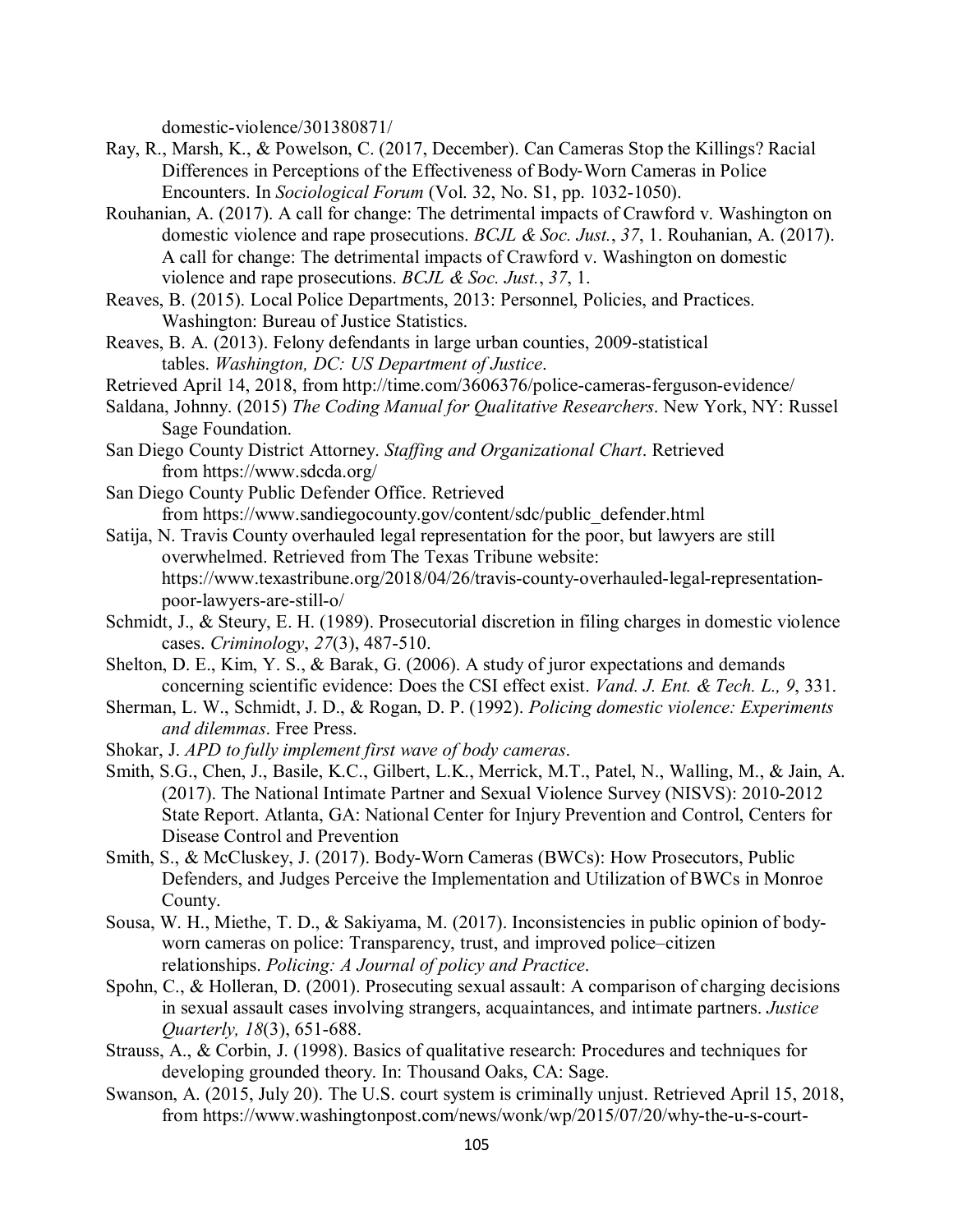domestic-violence/301380871/

Ray, R., Marsh, K., & Powelson, C. (2017, December). Can Cameras Stop the Killings? Racial Differences in Perceptions of the Effectiveness of Body-Worn Cameras in Police Encounters. In *Sociological Forum* (Vol. 32, No. S1, pp. 1032-1050).

Rouhanian, A. (2017). A call for change: The detrimental impacts of Crawford v. Washington on domestic violence and rape prosecutions. *BCJL & Soc. Just.*, *37*, 1. Rouhanian, A. (2017). A call for change: The detrimental impacts of Crawford v. Washington on domestic violence and rape prosecutions. *BCJL & Soc. Just.*, *37*, 1.

Reaves, B. (2015). Local Police Departments, 2013: Personnel, Policies, and Practices. Washington: Bureau of Justice Statistics.

Reaves, B. A. (2013). Felony defendants in large urban counties, 2009-statistical tables. *Washington, DC: US Department of Justice*.

Retrieved April 14, 2018, from http://time.com/3606376/police-cameras-ferguson-evidence/

Saldana, Johnny. (2015) *The Coding Manual for Qualitative Researchers*. New York, NY: Russel Sage Foundation.

San Diego County District Attorney. *Staffing and Organizational Chart*. Retrieved from https://www.sdcda.org/

San Diego County Public Defender Office. Retrieved from https://www.sandiegocounty.gov/content/sdc/public_defender.html

Satija, N. Travis County overhauled legal representation for the poor, but lawyers are still overwhelmed. Retrieved from The Texas Tribune website: https://www.texastribune.org/2018/04/26/travis-county-overhauled-legal-representation-poor-lawyers-are-still-o/

Schmidt, J., & Steury, E. H. (1989). Prosecutorial discretion in filing charges in domestic violence cases. *Criminology*, *27*(3), 487-510.

Shelton, D. E., Kim, Y. S., & Barak, G. (2006). A study of juror expectations and demands concerning scientific evidence: Does the CSI effect exist. *Vand. J. Ent. & Tech. L., 9*, 331.

Sherman, L. W., Schmidt, J. D., & Rogan, D. P. (1992). *Policing domestic violence: Experiments and dilemmas*. Free Press.

Shokar, J. *APD to fully implement first wave of body cameras*.

Smith, S.G., Chen, J., Basile, K.C., Gilbert, L.K., Merrick, M.T., Patel, N., Walling, M., & Jain, A. (2017). The National Intimate Partner and Sexual Violence Survey (NISVS): 2010-2012 State Report. Atlanta, GA: National Center for Injury Prevention and Control, Centers for Disease Control and Prevention

Smith, S., & McCluskey, J. (2017). Body-Worn Cameras (BWCs): How Prosecutors, Public Defenders, and Judges Perceive the Implementation and Utilization of BWCs in Monroe County.

Sousa, W. H., Miethe, T. D., & Sakiyama, M. (2017). Inconsistencies in public opinion of body-worn cameras on police: Transparency, trust, and improved police–citizen relationships. *Policing: A Journal of policy and Practice*.

Spohn, C., & Holleran, D. (2001). Prosecuting sexual assault: A comparison of charging decisions in sexual assault cases involving strangers, acquaintances, and intimate partners. *Justice Quarterly, 18*(3), 651-688.

Strauss, A., & Corbin, J. (1998). Basics of qualitative research: Procedures and techniques for developing grounded theory. In: Thousand Oaks, CA: Sage.

Swanson, A. (2015, July 20). The U.S. court system is criminally unjust. Retrieved April 15, 2018, from https://www.washingtonpost.com/news/wonk/wp/2015/07/20/why-the-u-s-court-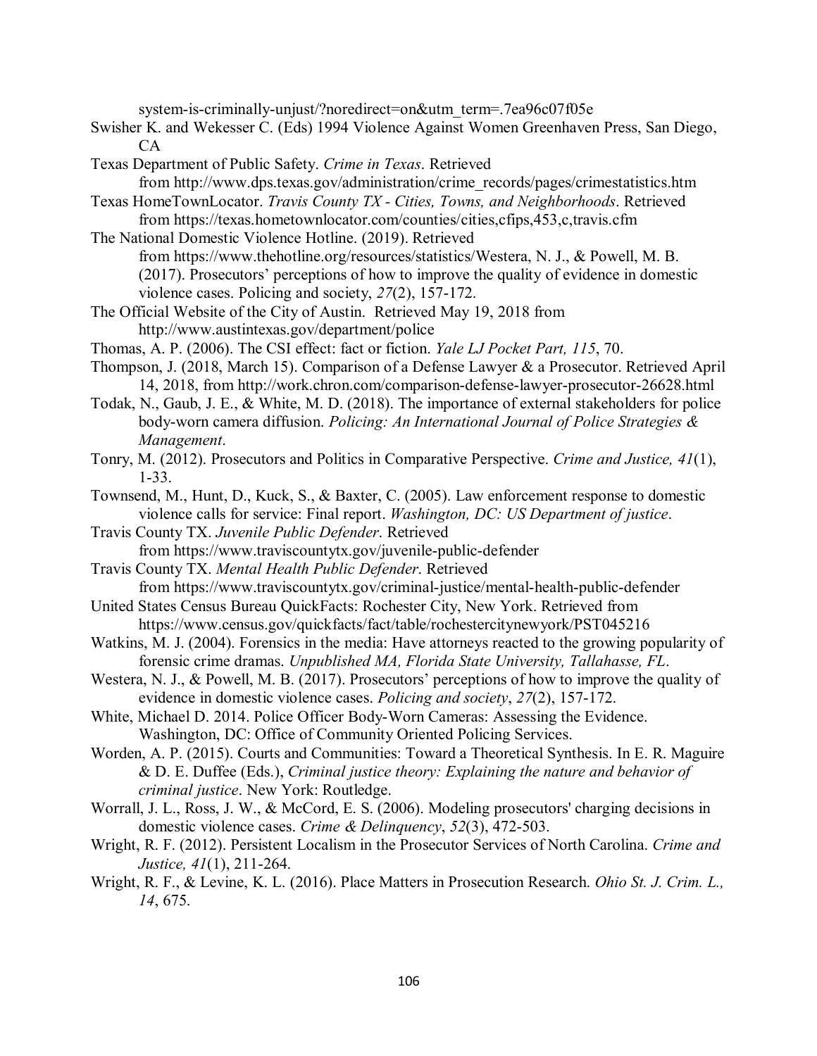system-is-criminally-unjust/?noredirect=on&utm_term=.7ea96c07f05e

Swisher K. and Wekesser C. (Eds) 1994 Violence Against Women Greenhaven Press, San Diego, CA

Texas Department of Public Safety. *Crime in Texas*. Retrieved from http://www.dps.texas.gov/administration/crime_records/pages/crimestatistics.htm

Texas HomeTownLocator. *Travis County TX - Cities, Towns, and Neighborhoods*. Retrieved from https://texas.hometownlocator.com/counties/cities,cfips,453,c,travis.cfm

The National Domestic Violence Hotline. (2019). Retrieved from https://www.thehotline.org/resources/statistics/Westera, N. J., & Powell, M. B. (2017). Prosecutors' perceptions of how to improve the quality of evidence in domestic violence cases. Policing and society, *27*(2), 157-172.

The Official Website of the City of Austin. Retrieved May 19, 2018 from http://www.austintexas.gov/department/police

Thomas, A. P. (2006). The CSI effect: fact or fiction. *Yale LJ Pocket Part, 115*, 70.

Thompson, J. (2018, March 15). Comparison of a Defense Lawyer & a Prosecutor. Retrieved April 14, 2018, from http://work.chron.com/comparison-defense-lawyer-prosecutor-26628.html

Todak, N., Gaub, J. E., & White, M. D. (2018). The importance of external stakeholders for police body-worn camera diffusion. *Policing: An International Journal of Police Strategies & Management*.

Tonry, M. (2012). Prosecutors and Politics in Comparative Perspective. *Crime and Justice, 41*(1), 1-33.

Townsend, M., Hunt, D., Kuck, S., & Baxter, C. (2005). Law enforcement response to domestic violence calls for service: Final report. *Washington, DC: US Department of justice*.

Travis County TX. *Juvenile Public Defender*. Retrieved from https://www.traviscountytx.gov/juvenile-public-defender

Travis County TX. *Mental Health Public Defender*. Retrieved from https://www.traviscountytx.gov/criminal-justice/mental-health-public-defender

United States Census Bureau QuickFacts: Rochester City, New York. Retrieved from https://www.census.gov/quickfacts/fact/table/rochestercitynewyork/PST045216

Watkins, M. J. (2004). Forensics in the media: Have attorneys reacted to the growing popularity of forensic crime dramas. *Unpublished MA, Florida State University, Tallahasse, FL*.

Westera, N. J., & Powell, M. B. (2017). Prosecutors' perceptions of how to improve the quality of evidence in domestic violence cases. *Policing and society*, *27*(2), 157-172.

White, Michael D. 2014. Police Officer Body-Worn Cameras: Assessing the Evidence. Washington, DC: Office of Community Oriented Policing Services.

Worden, A. P. (2015). Courts and Communities: Toward a Theoretical Synthesis. In E. R. Maguire & D. E. Duffee (Eds.), *Criminal justice theory: Explaining the nature and behavior of criminal justice*. New York: Routledge.

Worrall, J. L., Ross, J. W., & McCord, E. S. (2006). Modeling prosecutors' charging decisions in domestic violence cases. *Crime & Delinquency*, *52*(3), 472-503.

Wright, R. F. (2012). Persistent Localism in the Prosecutor Services of North Carolina. *Crime and Justice, 41*(1), 211-264.

Wright, R. F., & Levine, K. L. (2016). Place Matters in Prosecution Research. *Ohio St. J. Crim. L., 14*, 675.